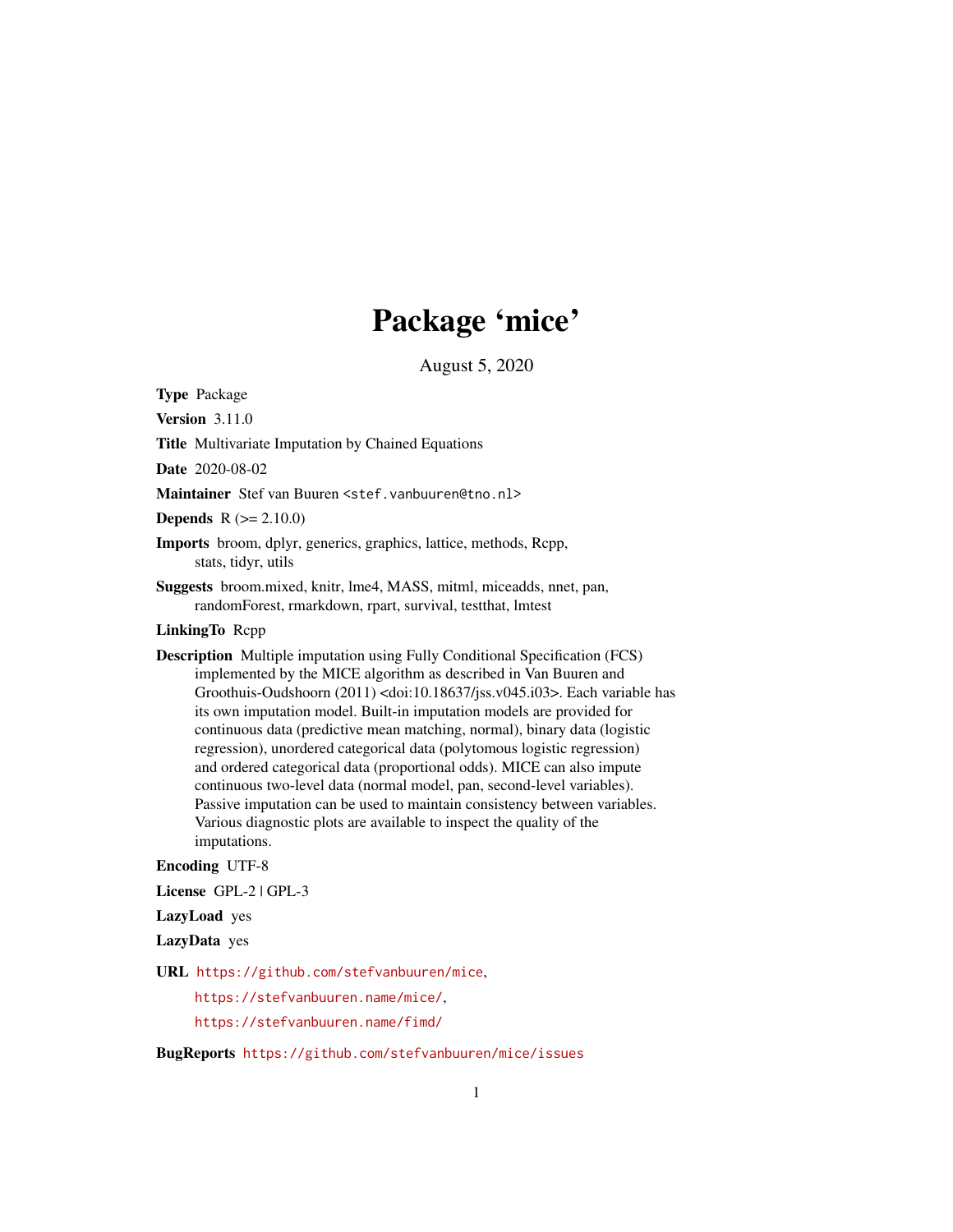# Package 'mice'

August 5, 2020

**Type** Package

**Version** 3.11.0

**Title** Multivariate Imputation by Chained Equations

**Date** 2020-08-02

**Maintainer** Stef van Buuren <stef.vanbuuren@tno.nl>

**Depends** R (>= 2.10.0)

**Imports** broom, dplyr, generics, graphics, lattice, methods, Rcpp, stats, tidyr, utils

**Suggests** broom.mixed, knitr, lme4, MASS, mitml, miceadds, nnet, pan, randomForest, rmarkdown, rpart, survival, testthat, lmtest

**LinkingTo** Rcpp

**Description** Multiple imputation using Fully Conditional Specification (FCS) implemented by the MICE algorithm as described in Van Buuren and Groothuis-Oudshoorn (2011) <doi:10.18637/jss.v045.i03>. Each variable has its own imputation model. Built-in imputation models are provided for continuous data (predictive mean matching, normal), binary data (logistic regression), unordered categorical data (polytomous logistic regression) and ordered categorical data (proportional odds). MICE can also impute continuous two-level data (normal model, pan, second-level variables). Passive imputation can be used to maintain consistency between variables. Various diagnostic plots are available to inspect the quality of the imputations.

**Encoding** UTF-8

**License** GPL-2 | GPL-3

**LazyLoad** yes

**LazyData** yes

**URL** https://github.com/stefvanbuuren/mice,
https://stefvanbuuren.name/mice/,
https://stefvanbuuren.name/fimd/

**BugReports** https://github.com/stefvanbuuren/mice/issues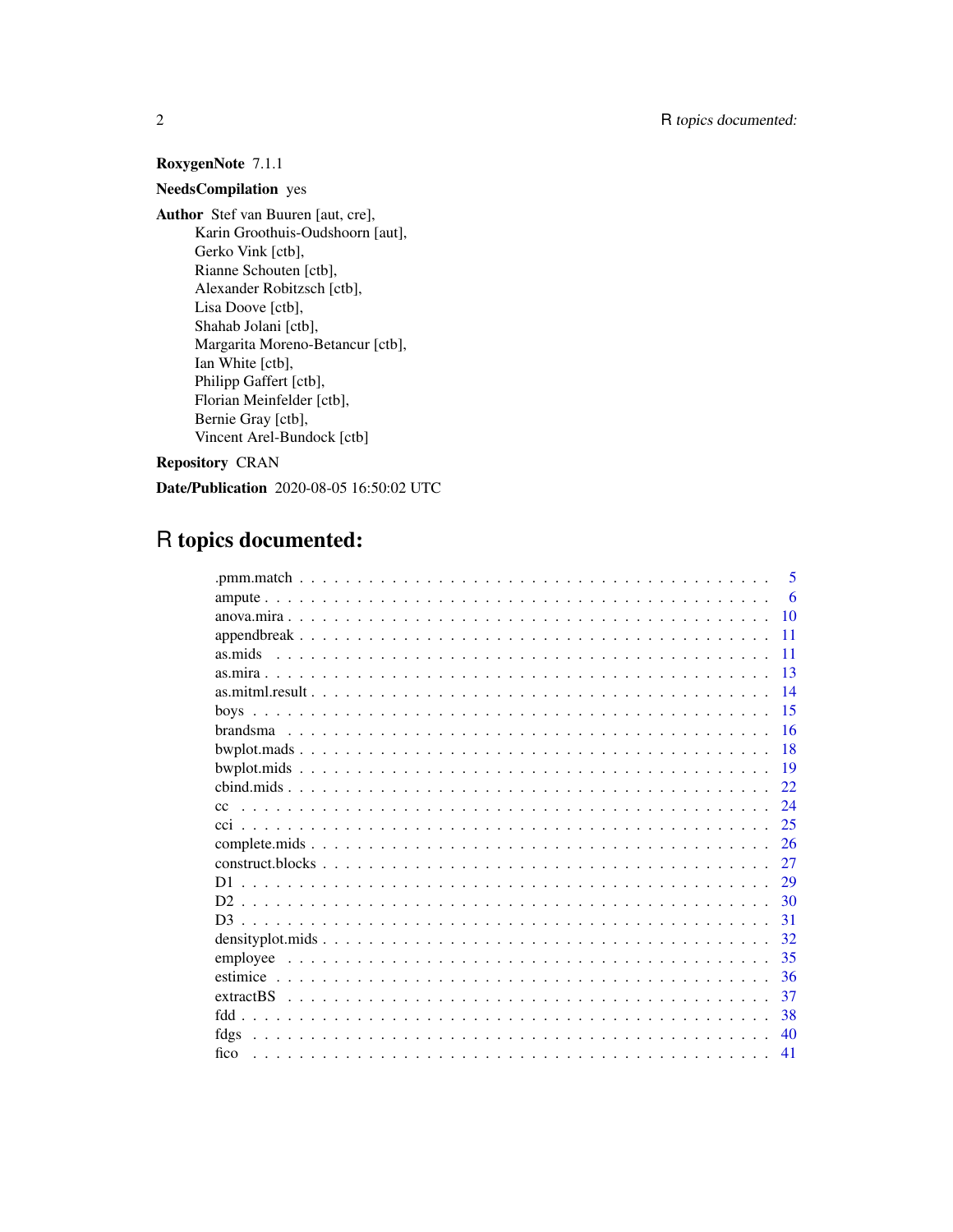**RoxygenNote** 7.1.1

**NeedsCompilation** yes

**Author** Stef van Buuren [aut, cre],
Karin Groothuis-Oudshoorn [aut],
Gerko Vink [ctb],
Rianne Schouten [ctb],
Alexander Robitzsch [ctb],
Lisa Doove [ctb],
Shahab Jolani [ctb],
Margarita Moreno-Betancur [ctb],
Ian White [ctb],
Philipp Gaffert [ctb],
Florian Meinfelder [ctb],
Bernie Gray [ctb],
Vincent Arel-Bundock [ctb]

**Repository** CRAN

**Date/Publication** 2020-08-05 16:50:02 UTC

# R topics documented:

| | |
|---|---|
| .pmm.match | 5 |
| ampute | 6 |
| anova.mira | 10 |
| appendbreak | 11 |
| as.mids | 11 |
| as.mira | 13 |
| as.mitml.result | 14 |
| boys | 15 |
| brandsma | 16 |
| bwplot.mads | 18 |
| bwplot.mids | 19 |
| cbind.mids | 22 |
| cc | 24 |
| cci | 25 |
| complete.mids | 26 |
| construct.blocks | 27 |
| D1 | 29 |
| D2 | 30 |
| D3 | 31 |
| densityplot.mids | 32 |
| employee | 35 |
| estimice | 36 |
| extractBS | 37 |
| fdd | 38 |
| fdgs | 40 |
| fico | 41 |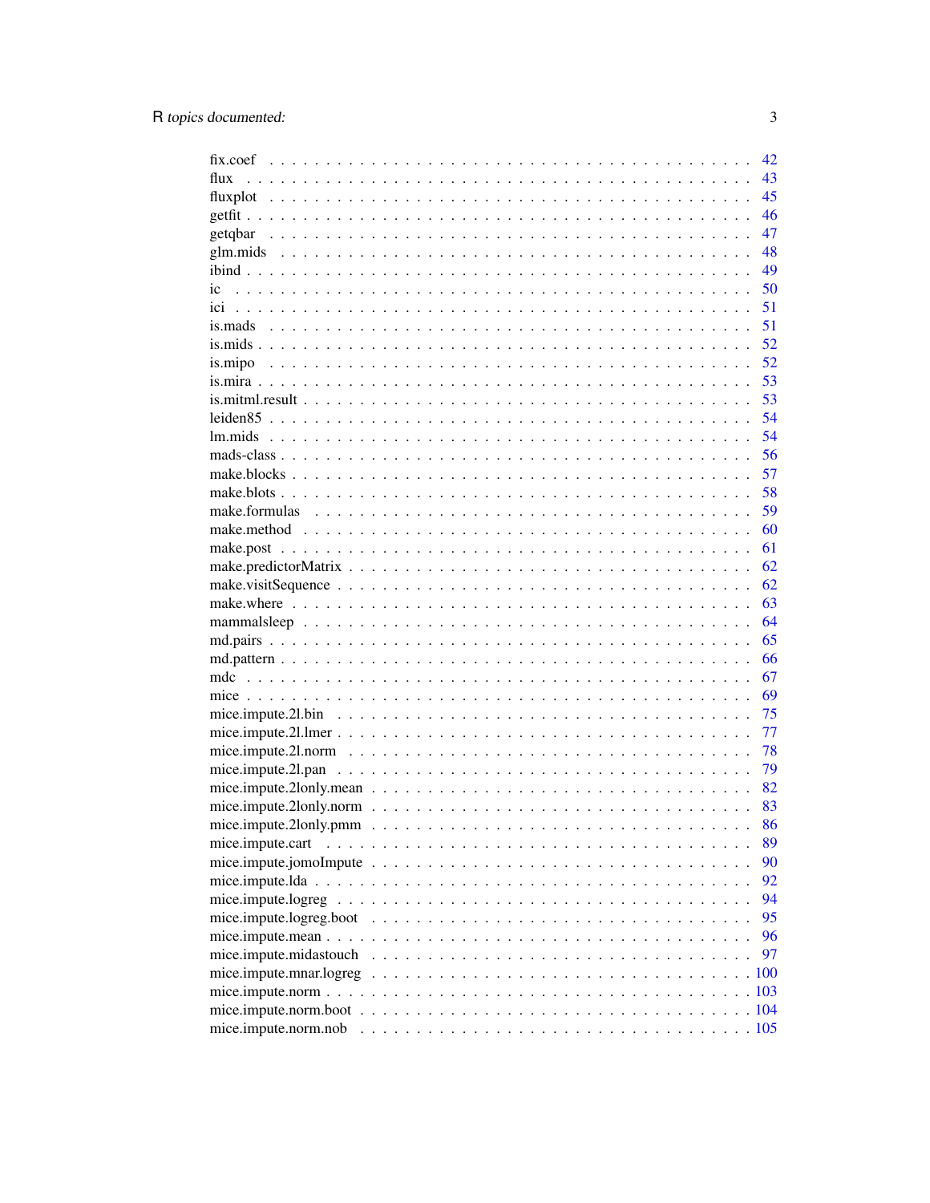fix.coef . . . . . . . . . . . . . . . . . . . . . . . . . . . . . . . . . . . . . . . . . 42
flux . . . . . . . . . . . . . . . . . . . . . . . . . . . . . . . . . . . . . . . . . . . . 43
fluxplot . . . . . . . . . . . . . . . . . . . . . . . . . . . . . . . . . . . . . . . . . 45
getfit . . . . . . . . . . . . . . . . . . . . . . . . . . . . . . . . . . . . . . . . . . 46
getqbar . . . . . . . . . . . . . . . . . . . . . . . . . . . . . . . . . . . . . . . . . 47
glm.mids . . . . . . . . . . . . . . . . . . . . . . . . . . . . . . . . . . . . . . . . 48
ibind . . . . . . . . . . . . . . . . . . . . . . . . . . . . . . . . . . . . . . . . . . 49
ic . . . . . . . . . . . . . . . . . . . . . . . . . . . . . . . . . . . . . . . . . . . . 50
ici . . . . . . . . . . . . . . . . . . . . . . . . . . . . . . . . . . . . . . . . . . . 51
is.mads . . . . . . . . . . . . . . . . . . . . . . . . . . . . . . . . . . . . . . . . . 51
is.mids . . . . . . . . . . . . . . . . . . . . . . . . . . . . . . . . . . . . . . . . . 52
is.mipo . . . . . . . . . . . . . . . . . . . . . . . . . . . . . . . . . . . . . . . . . 52
is.mira . . . . . . . . . . . . . . . . . . . . . . . . . . . . . . . . . . . . . . . . . 53
is.mitml.result . . . . . . . . . . . . . . . . . . . . . . . . . . . . . . . . . . . . 53
leiden85 . . . . . . . . . . . . . . . . . . . . . . . . . . . . . . . . . . . . . . . . 54
lm.mids . . . . . . . . . . . . . . . . . . . . . . . . . . . . . . . . . . . . . . . . . 54
mads-class . . . . . . . . . . . . . . . . . . . . . . . . . . . . . . . . . . . . . . . 56
make.blocks . . . . . . . . . . . . . . . . . . . . . . . . . . . . . . . . . . . . . . 57
make.blots . . . . . . . . . . . . . . . . . . . . . . . . . . . . . . . . . . . . . . . 58
make.formulas . . . . . . . . . . . . . . . . . . . . . . . . . . . . . . . . . . . . . 59
make.method . . . . . . . . . . . . . . . . . . . . . . . . . . . . . . . . . . . . . . 60
make.post . . . . . . . . . . . . . . . . . . . . . . . . . . . . . . . . . . . . . . . 61
make.predictorMatrix . . . . . . . . . . . . . . . . . . . . . . . . . . . . . . . . . 62
make.visitSequence . . . . . . . . . . . . . . . . . . . . . . . . . . . . . . . . . . 62
make.where . . . . . . . . . . . . . . . . . . . . . . . . . . . . . . . . . . . . . . 63
mammalsleep . . . . . . . . . . . . . . . . . . . . . . . . . . . . . . . . . . . . . . 64
md.pairs . . . . . . . . . . . . . . . . . . . . . . . . . . . . . . . . . . . . . . . . 65
md.pattern . . . . . . . . . . . . . . . . . . . . . . . . . . . . . . . . . . . . . . . 66
mdc . . . . . . . . . . . . . . . . . . . . . . . . . . . . . . . . . . . . . . . . . . . 67
mice . . . . . . . . . . . . . . . . . . . . . . . . . . . . . . . . . . . . . . . . . . . 69
mice.impute.2l.bin . . . . . . . . . . . . . . . . . . . . . . . . . . . . . . . . . . 75
mice.impute.2l.lmer . . . . . . . . . . . . . . . . . . . . . . . . . . . . . . . . . 77
mice.impute.2l.norm . . . . . . . . . . . . . . . . . . . . . . . . . . . . . . . . . 78
mice.impute.2l.pan . . . . . . . . . . . . . . . . . . . . . . . . . . . . . . . . . . 79
mice.impute.2lonly.mean . . . . . . . . . . . . . . . . . . . . . . . . . . . . . . 82
mice.impute.2lonly.norm . . . . . . . . . . . . . . . . . . . . . . . . . . . . . . 83
mice.impute.2lonly.pmm . . . . . . . . . . . . . . . . . . . . . . . . . . . . . . 86
mice.impute.cart . . . . . . . . . . . . . . . . . . . . . . . . . . . . . . . . . . . 89
mice.impute.jomoImpute . . . . . . . . . . . . . . . . . . . . . . . . . . . . . . 90
mice.impute.lda . . . . . . . . . . . . . . . . . . . . . . . . . . . . . . . . . . . . 92
mice.impute.logreg . . . . . . . . . . . . . . . . . . . . . . . . . . . . . . . . . . 94
mice.impute.logreg.boot . . . . . . . . . . . . . . . . . . . . . . . . . . . . . . . 95
mice.impute.mean . . . . . . . . . . . . . . . . . . . . . . . . . . . . . . . . . . . 96
mice.impute.midastouch . . . . . . . . . . . . . . . . . . . . . . . . . . . . . . . 97
mice.impute.mnar.logreg . . . . . . . . . . . . . . . . . . . . . . . . . . . . . . 100
mice.impute.norm . . . . . . . . . . . . . . . . . . . . . . . . . . . . . . . . . . 103
mice.impute.norm.boot . . . . . . . . . . . . . . . . . . . . . . . . . . . . . . . 104
mice.impute.norm.nob . . . . . . . . . . . . . . . . . . . . . . . . . . . . . . . . 105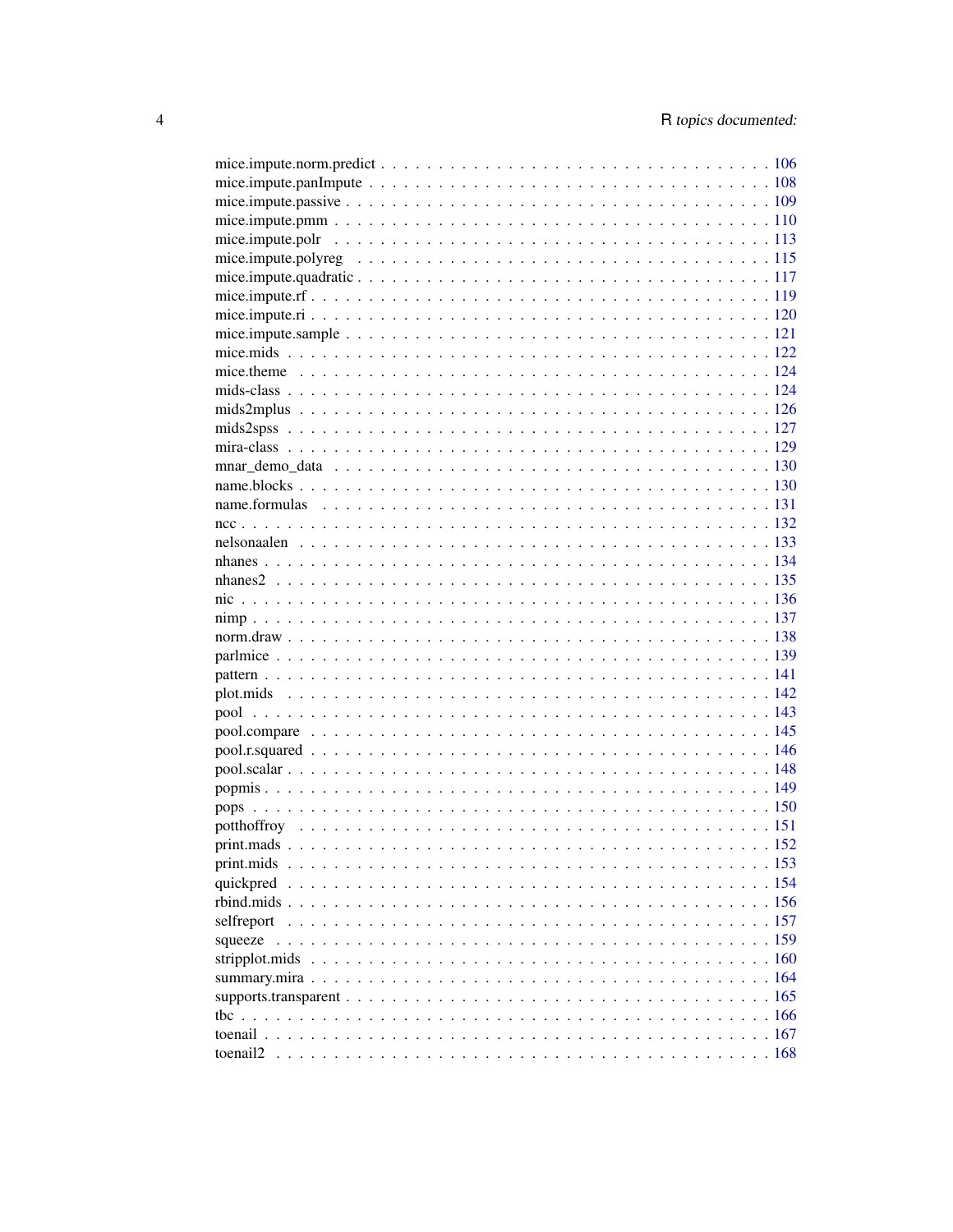mice.impute.norm.predict . . . . . . . . . . . . . . . . . . . . . . . . . . . . . . . . 106
mice.impute.panImpute . . . . . . . . . . . . . . . . . . . . . . . . . . . . . . . . 108
mice.impute.passive . . . . . . . . . . . . . . . . . . . . . . . . . . . . . . . . 109
mice.impute.pmm . . . . . . . . . . . . . . . . . . . . . . . . . . . . . . . . 110
mice.impute.polr . . . . . . . . . . . . . . . . . . . . . . . . . . . . . . . . 113
mice.impute.polyreg . . . . . . . . . . . . . . . . . . . . . . . . . . . . . . . . 115
mice.impute.quadratic . . . . . . . . . . . . . . . . . . . . . . . . . . . . . . . . 117
mice.impute.rf . . . . . . . . . . . . . . . . . . . . . . . . . . . . . . . . 119
mice.impute.ri . . . . . . . . . . . . . . . . . . . . . . . . . . . . . . . . 120
mice.impute.sample . . . . . . . . . . . . . . . . . . . . . . . . . . . . . . . . 121
mice.mids . . . . . . . . . . . . . . . . . . . . . . . . . . . . . . . . 122
mice.theme . . . . . . . . . . . . . . . . . . . . . . . . . . . . . . . . 124
mids-class . . . . . . . . . . . . . . . . . . . . . . . . . . . . . . . . 124
mids2mplus . . . . . . . . . . . . . . . . . . . . . . . . . . . . . . . . 126
mids2spss . . . . . . . . . . . . . . . . . . . . . . . . . . . . . . . . 127
mira-class . . . . . . . . . . . . . . . . . . . . . . . . . . . . . . . . 129
mnar_demo_data . . . . . . . . . . . . . . . . . . . . . . . . . . . . . . . . 130
name.blocks . . . . . . . . . . . . . . . . . . . . . . . . . . . . . . . . 130
name.formulas . . . . . . . . . . . . . . . . . . . . . . . . . . . . . . . . 131
ncc . . . . . . . . . . . . . . . . . . . . . . . . . . . . . . . . 132
nelsonaalen . . . . . . . . . . . . . . . . . . . . . . . . . . . . . . . . 133
nhanes . . . . . . . . . . . . . . . . . . . . . . . . . . . . . . . . 134
nhanes2 . . . . . . . . . . . . . . . . . . . . . . . . . . . . . . . . 135
nic . . . . . . . . . . . . . . . . . . . . . . . . . . . . . . . . 136
nimp . . . . . . . . . . . . . . . . . . . . . . . . . . . . . . . . 137
norm.draw . . . . . . . . . . . . . . . . . . . . . . . . . . . . . . . . 138
parlmice . . . . . . . . . . . . . . . . . . . . . . . . . . . . . . . . 139
pattern . . . . . . . . . . . . . . . . . . . . . . . . . . . . . . . . 141
plot.mids . . . . . . . . . . . . . . . . . . . . . . . . . . . . . . . . 142
pool . . . . . . . . . . . . . . . . . . . . . . . . . . . . . . . . 143
pool.compare . . . . . . . . . . . . . . . . . . . . . . . . . . . . . . . . 145
pool.r.squared . . . . . . . . . . . . . . . . . . . . . . . . . . . . . . . . 146
pool.scalar . . . . . . . . . . . . . . . . . . . . . . . . . . . . . . . . 148
popmis . . . . . . . . . . . . . . . . . . . . . . . . . . . . . . . . 149
pops . . . . . . . . . . . . . . . . . . . . . . . . . . . . . . . . 150
potthoffroy . . . . . . . . . . . . . . . . . . . . . . . . . . . . . . . . 151
print.mads . . . . . . . . . . . . . . . . . . . . . . . . . . . . . . . . 152
print.mids . . . . . . . . . . . . . . . . . . . . . . . . . . . . . . . . 153
quickpred . . . . . . . . . . . . . . . . . . . . . . . . . . . . . . . . 154
rbind.mids . . . . . . . . . . . . . . . . . . . . . . . . . . . . . . . . 156
selfreport . . . . . . . . . . . . . . . . . . . . . . . . . . . . . . . . 157
squeeze . . . . . . . . . . . . . . . . . . . . . . . . . . . . . . . . 159
stripplot.mids . . . . . . . . . . . . . . . . . . . . . . . . . . . . . . . . 160
summary.mira . . . . . . . . . . . . . . . . . . . . . . . . . . . . . . . . 164
supports.transparent . . . . . . . . . . . . . . . . . . . . . . . . . . . . . . . . 165
tbc . . . . . . . . . . . . . . . . . . . . . . . . . . . . . . . . 166
toenail . . . . . . . . . . . . . . . . . . . . . . . . . . . . . . . . 167
toenail2 . . . . . . . . . . . . . . . . . . . . . . . . . . . . . . . . 168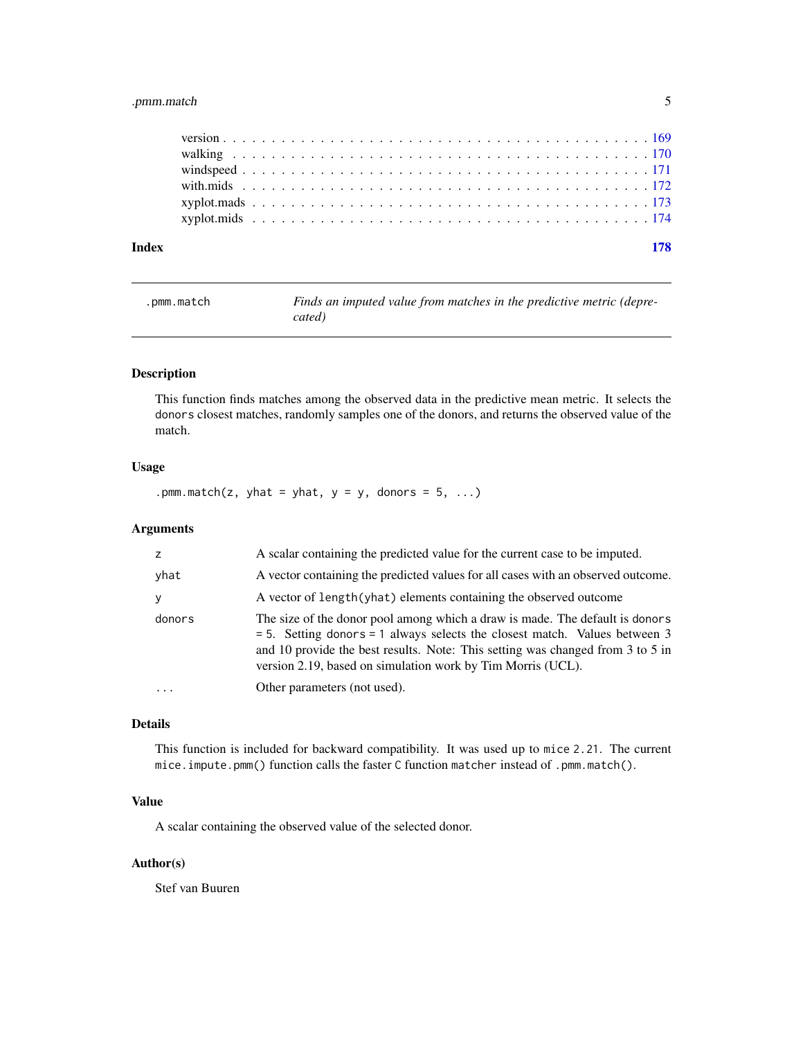version . . . . . . . . . . . . . . . . . . . . . . . . . . . . . . . . . . . . . . . . 169
walking . . . . . . . . . . . . . . . . . . . . . . . . . . . . . . . . . . . . . . . . 170
windspeed . . . . . . . . . . . . . . . . . . . . . . . . . . . . . . . . . . . . . . . 171
with.mids . . . . . . . . . . . . . . . . . . . . . . . . . . . . . . . . . . . . . . . 172
xyplot.mads . . . . . . . . . . . . . . . . . . . . . . . . . . . . . . . . . . . . . 173
xyplot.mids . . . . . . . . . . . . . . . . . . . . . . . . . . . . . . . . . . . . . 174

**Index** **178**

---

`.pmm.match` *Finds an imputed value from matches in the predictive metric (deprecated)*

---

## Description

This function finds matches among the observed data in the predictive mean metric. It selects the `donors` closest matches, randomly samples one of the donors, and returns the observed value of the match.

## Usage

```
.pmm.match(z, yhat = yhat, y = y, donors = 5, ...)
```

## Arguments

| | |
|---|---|
| `z` | A scalar containing the predicted value for the current case to be imputed. |
| `yhat` | A vector containing the predicted values for all cases with an observed outcome. |
| `y` | A vector of `length(yhat)` elements containing the observed outcome |
| `donors` | The size of the donor pool among which a draw is made. The default is `donors = 5`. Setting `donors = 1` always selects the closest match. Values between 3 and 10 provide the best results. Note: This setting was changed from 3 to 5 in version 2.19, based on simulation work by Tim Morris (UCL). |
| `...` | Other parameters (not used). |

## Details

This function is included for backward compatibility. It was used up to `mice 2.21`. The current `mice.impute.pmm()` function calls the faster `C` function `matcher` instead of `.pmm.match()`.

## Value

A scalar containing the observed value of the selected donor.

## Author(s)

Stef van Buuren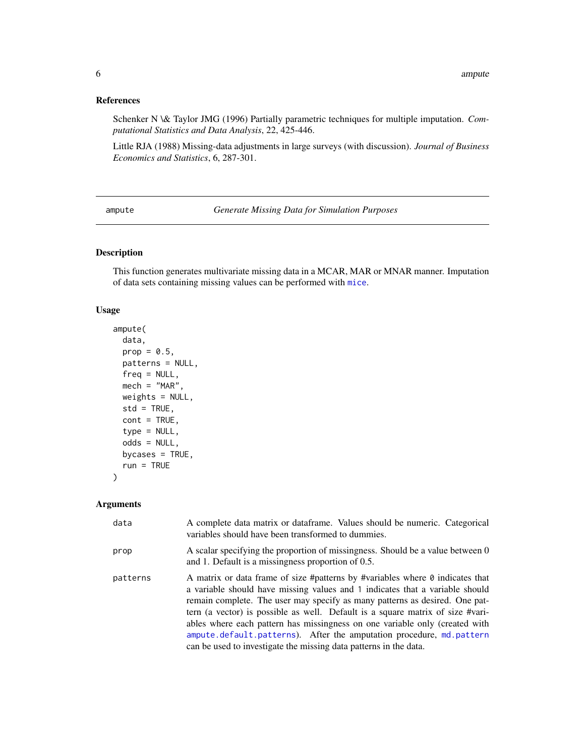## References

Schenker N \& Taylor JMG (1996) Partially parametric techniques for multiple imputation. *Computational Statistics and Data Analysis*, 22, 425-446.

Little RJA (1988) Missing-data adjustments in large surveys (with discussion). *Journal of Business Economics and Statistics*, 6, 287-301.

---

# ampute — *Generate Missing Data for Simulation Purposes*

---

## Description

This function generates multivariate missing data in a MCAR, MAR or MNAR manner. Imputation of data sets containing missing values can be performed with `mice`.

## Usage

```
ampute(
  data,
  prop = 0.5,
  patterns = NULL,
  freq = NULL,
  mech = "MAR",
  weights = NULL,
  std = TRUE,
  cont = TRUE,
  type = NULL,
  odds = NULL,
  bycases = TRUE,
  run = TRUE
)
```

## Arguments

| | |
|---|---|
| `data` | A complete data matrix or dataframe. Values should be numeric. Categorical variables should have been transformed to dummies. |
| `prop` | A scalar specifying the proportion of missingness. Should be a value between 0 and 1. Default is a missingness proportion of 0.5. |
| `patterns` | A matrix or data frame of size #patterns by #variables where `0` indicates that a variable should have missing values and `1` indicates that a variable should remain complete. The user may specify as many patterns as desired. One pattern (a vector) is possible as well. Default is a square matrix of size #variables where each pattern has missingness on one variable only (created with `ampute.default.patterns`). After the amputation procedure, `md.pattern` can be used to investigate the missing data patterns in the data. |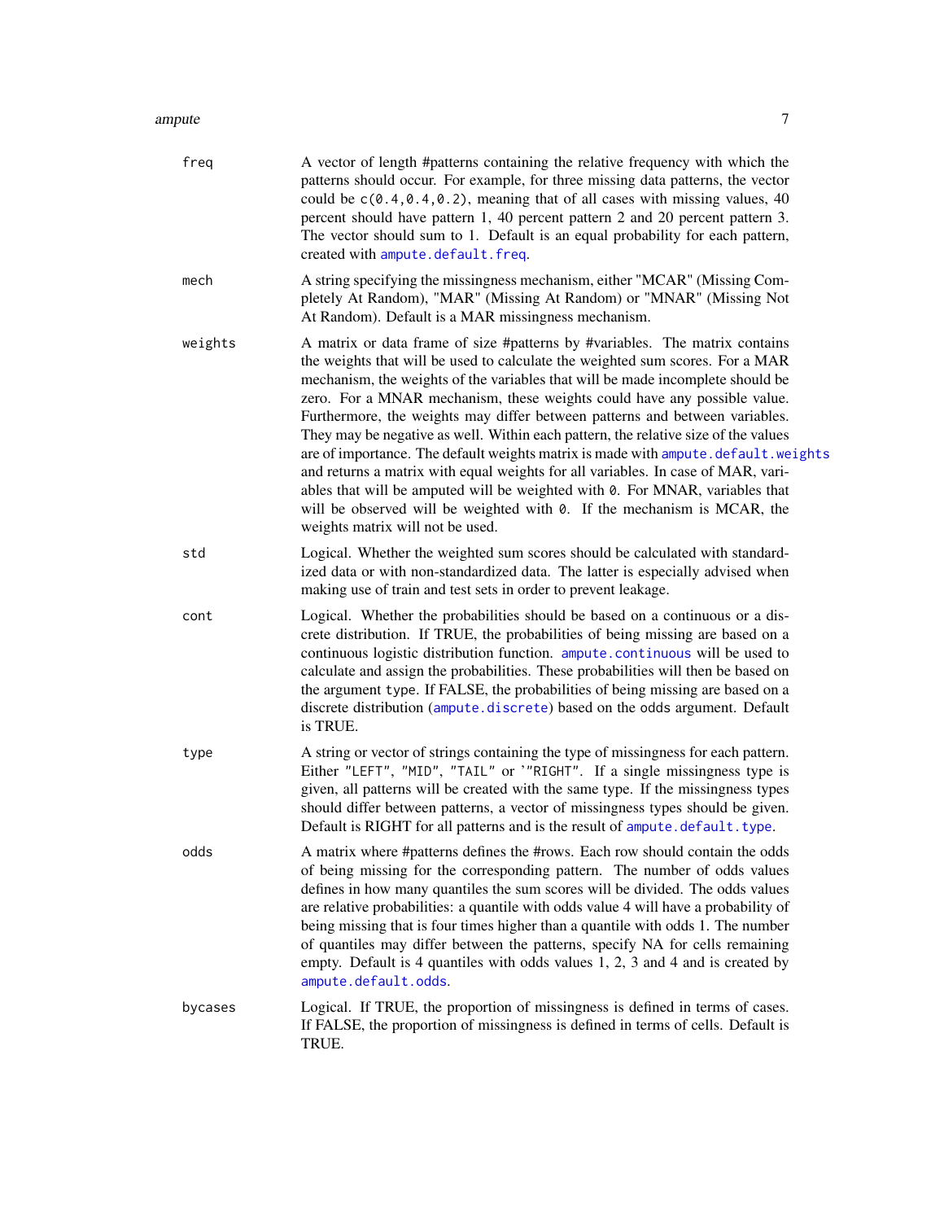`freq` A vector of length #patterns containing the relative frequency with which the patterns should occur. For example, for three missing data patterns, the vector could be `c(0.4,0.4,0.2)`, meaning that of all cases with missing values, 40 percent should have pattern 1, 40 percent pattern 2 and 20 percent pattern 3. The vector should sum to 1. Default is an equal probability for each pattern, created with `ampute.default.freq`.

`mech` A string specifying the missingness mechanism, either "MCAR" (Missing Completely At Random), "MAR" (Missing At Random) or "MNAR" (Missing Not At Random). Default is a MAR missingness mechanism.

`weights` A matrix or data frame of size #patterns by #variables. The matrix contains the weights that will be used to calculate the weighted sum scores. For a MAR mechanism, the weights of the variables that will be made incomplete should be zero. For a MNAR mechanism, these weights could have any possible value. Furthermore, the weights may differ between patterns and between variables. They may be negative as well. Within each pattern, the relative size of the values are of importance. The default weights matrix is made with `ampute.default.weights` and returns a matrix with equal weights for all variables. In case of MAR, variables that will be amputed will be weighted with `0`. For MNAR, variables that will be observed will be weighted with `0`. If the mechanism is MCAR, the weights matrix will not be used.

`std` Logical. Whether the weighted sum scores should be calculated with standardized data or with non-standardized data. The latter is especially advised when making use of train and test sets in order to prevent leakage.

`cont` Logical. Whether the probabilities should be based on a continuous or a discrete distribution. If TRUE, the probabilities of being missing are based on a continuous logistic distribution function. `ampute.continuous` will be used to calculate and assign the probabilities. These probabilities will then be based on the argument `type`. If FALSE, the probabilities of being missing are based on a discrete distribution (`ampute.discrete`) based on the `odds` argument. Default is TRUE.

`type` A string or vector of strings containing the type of missingness for each pattern. Either `"LEFT"`, `"MID"`, `"TAIL"` or `'"RIGHT"`. If a single missingness type is given, all patterns will be created with the same type. If the missingness types should differ between patterns, a vector of missingness types should be given. Default is RIGHT for all patterns and is the result of `ampute.default.type`.

`odds` A matrix where #patterns defines the #rows. Each row should contain the odds of being missing for the corresponding pattern. The number of odds values defines in how many quantiles the sum scores will be divided. The odds values are relative probabilities: a quantile with odds value 4 will have a probability of being missing that is four times higher than a quantile with odds 1. The number of quantiles may differ between the patterns, specify NA for cells remaining empty. Default is 4 quantiles with odds values 1, 2, 3 and 4 and is created by `ampute.default.odds`.

`bycases` Logical. If TRUE, the proportion of missingness is defined in terms of cases. If FALSE, the proportion of missingness is defined in terms of cells. Default is TRUE.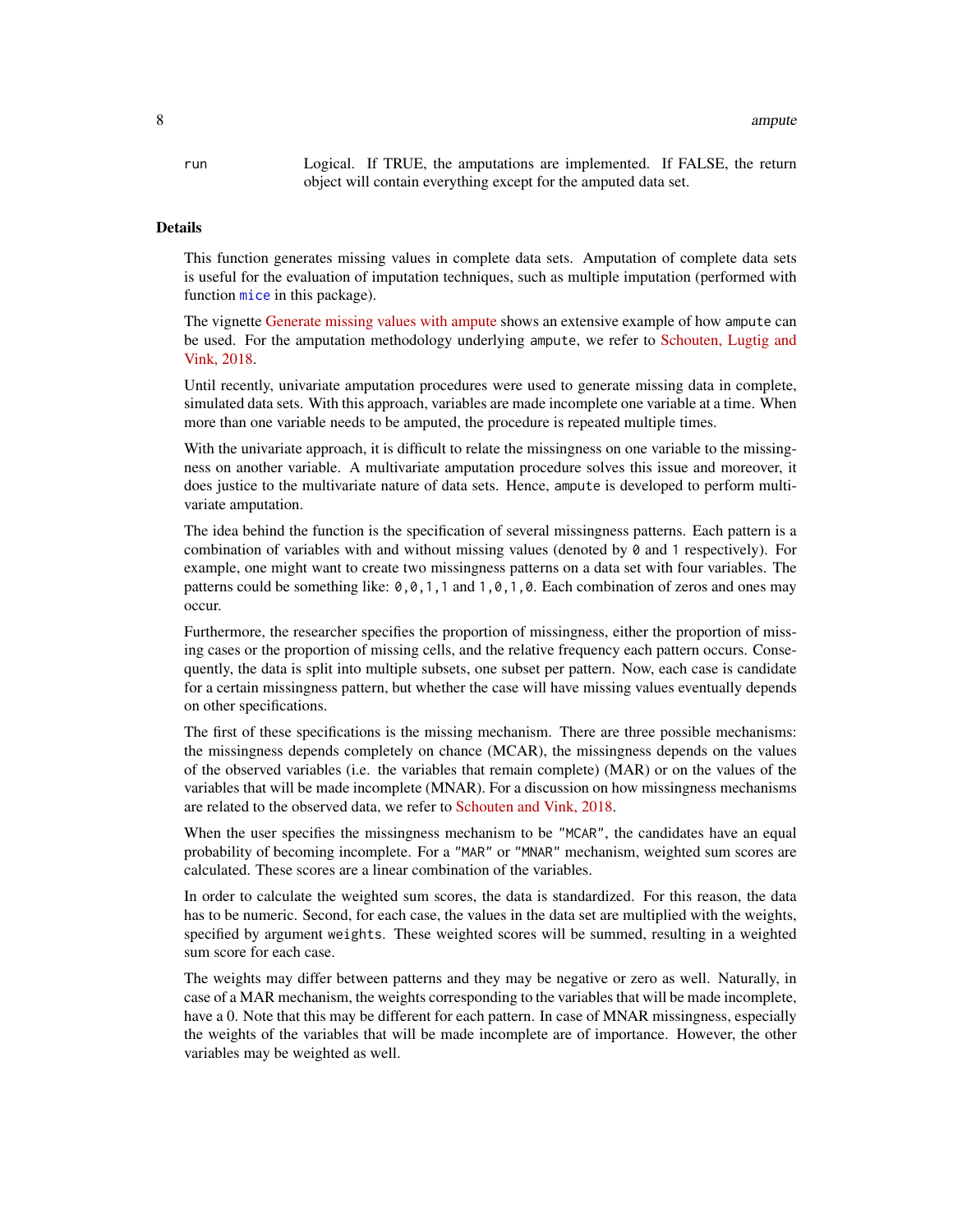run	Logical. If TRUE, the amputations are implemented. If FALSE, the return object will contain everything except for the amputed data set.

## Details

This function generates missing values in complete data sets. Amputation of complete data sets is useful for the evaluation of imputation techniques, such as multiple imputation (performed with function `mice` in this package).

The vignette Generate missing values with ampute shows an extensive example of how `ampute` can be used. For the amputation methodology underlying `ampute`, we refer to Schouten, Lugtig and Vink, 2018.

Until recently, univariate amputation procedures were used to generate missing data in complete, simulated data sets. With this approach, variables are made incomplete one variable at a time. When more than one variable needs to be amputed, the procedure is repeated multiple times.

With the univariate approach, it is difficult to relate the missingness on one variable to the missingness on another variable. A multivariate amputation procedure solves this issue and moreover, it does justice to the multivariate nature of data sets. Hence, `ampute` is developed to perform multivariate amputation.

The idea behind the function is the specification of several missingness patterns. Each pattern is a combination of variables with and without missing values (denoted by `0` and `1` respectively). For example, one might want to create two missingness patterns on a data set with four variables. The patterns could be something like: `0,0,1,1` and `1,0,1,0`. Each combination of zeros and ones may occur.

Furthermore, the researcher specifies the proportion of missingness, either the proportion of missing cases or the proportion of missing cells, and the relative frequency each pattern occurs. Consequently, the data is split into multiple subsets, one subset per pattern. Now, each case is candidate for a certain missingness pattern, but whether the case will have missing values eventually depends on other specifications.

The first of these specifications is the missing mechanism. There are three possible mechanisms: the missingness depends completely on chance (MCAR), the missingness depends on the values of the observed variables (i.e. the variables that remain complete) (MAR) or on the values of the variables that will be made incomplete (MNAR). For a discussion on how missingness mechanisms are related to the observed data, we refer to Schouten and Vink, 2018.

When the user specifies the missingness mechanism to be `"MCAR"`, the candidates have an equal probability of becoming incomplete. For a `"MAR"` or `"MNAR"` mechanism, weighted sum scores are calculated. These scores are a linear combination of the variables.

In order to calculate the weighted sum scores, the data is standardized. For this reason, the data has to be numeric. Second, for each case, the values in the data set are multiplied with the weights, specified by argument `weights`. These weighted scores will be summed, resulting in a weighted sum score for each case.

The weights may differ between patterns and they may be negative or zero as well. Naturally, in case of a MAR mechanism, the weights corresponding to the variables that will be made incomplete, have a 0. Note that this may be different for each pattern. In case of MNAR missingness, especially the weights of the variables that will be made incomplete are of importance. However, the other variables may be weighted as well.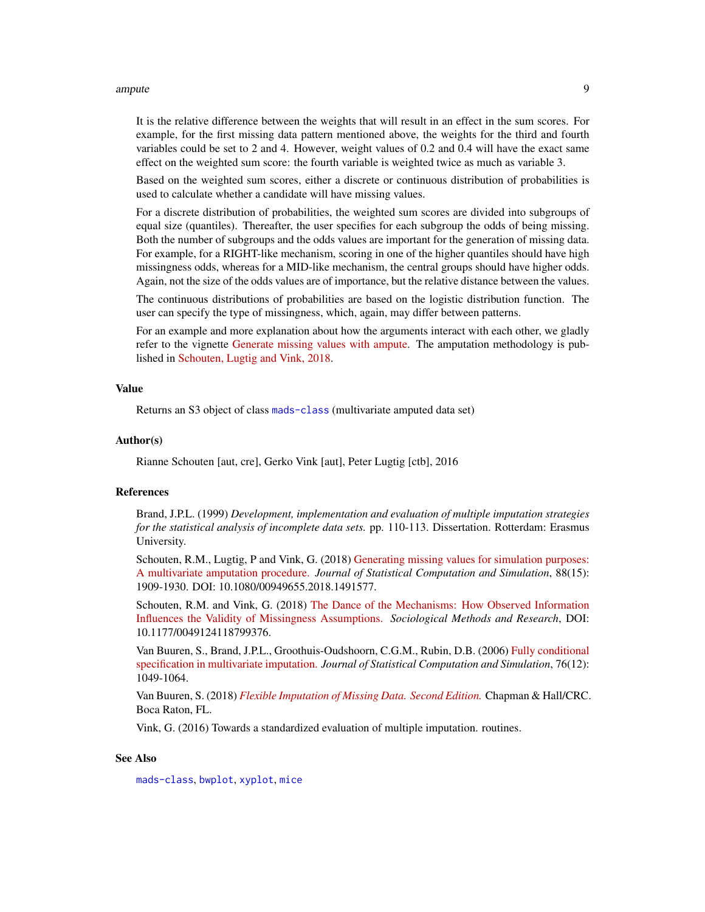It is the relative difference between the weights that will result in an effect in the sum scores. For example, for the first missing data pattern mentioned above, the weights for the third and fourth variables could be set to 2 and 4. However, weight values of 0.2 and 0.4 will have the exact same effect on the weighted sum score: the fourth variable is weighted twice as much as variable 3.

Based on the weighted sum scores, either a discrete or continuous distribution of probabilities is used to calculate whether a candidate will have missing values.

For a discrete distribution of probabilities, the weighted sum scores are divided into subgroups of equal size (quantiles). Thereafter, the user specifies for each subgroup the odds of being missing. Both the number of subgroups and the odds values are important for the generation of missing data. For example, for a RIGHT-like mechanism, scoring in one of the higher quantiles should have high missingness odds, whereas for a MID-like mechanism, the central groups should have higher odds. Again, not the size of the odds values are of importance, but the relative distance between the values.

The continuous distributions of probabilities are based on the logistic distribution function. The user can specify the type of missingness, which, again, may differ between patterns.

For an example and more explanation about how the arguments interact with each other, we gladly refer to the vignette Generate missing values with ampute. The amputation methodology is published in Schouten, Lugtig and Vink, 2018.

## Value

Returns an S3 object of class `mads-class` (multivariate amputed data set)

## Author(s)

Rianne Schouten [aut, cre], Gerko Vink [aut], Peter Lugtig [ctb], 2016

## References

Brand, J.P.L. (1999) *Development, implementation and evaluation of multiple imputation strategies for the statistical analysis of incomplete data sets.* pp. 110-113. Dissertation. Rotterdam: Erasmus University.

Schouten, R.M., Lugtig, P and Vink, G. (2018) Generating missing values for simulation purposes: A multivariate amputation procedure. *Journal of Statistical Computation and Simulation*, 88(15): 1909-1930. DOI: 10.1080/00949655.2018.1491577.

Schouten, R.M. and Vink, G. (2018) The Dance of the Mechanisms: How Observed Information Influences the Validity of Missingness Assumptions. *Sociological Methods and Research*, DOI: 10.1177/0049124118799376.

Van Buuren, S., Brand, J.P.L., Groothuis-Oudshoorn, C.G.M., Rubin, D.B. (2006) Fully conditional specification in multivariate imputation. *Journal of Statistical Computation and Simulation*, 76(12): 1049-1064.

Van Buuren, S. (2018) *Flexible Imputation of Missing Data. Second Edition.* Chapman & Hall/CRC. Boca Raton, FL.

Vink, G. (2016) Towards a standardized evaluation of multiple imputation. routines.

## See Also

`mads-class`, `bwplot`, `xyplot`, `mice`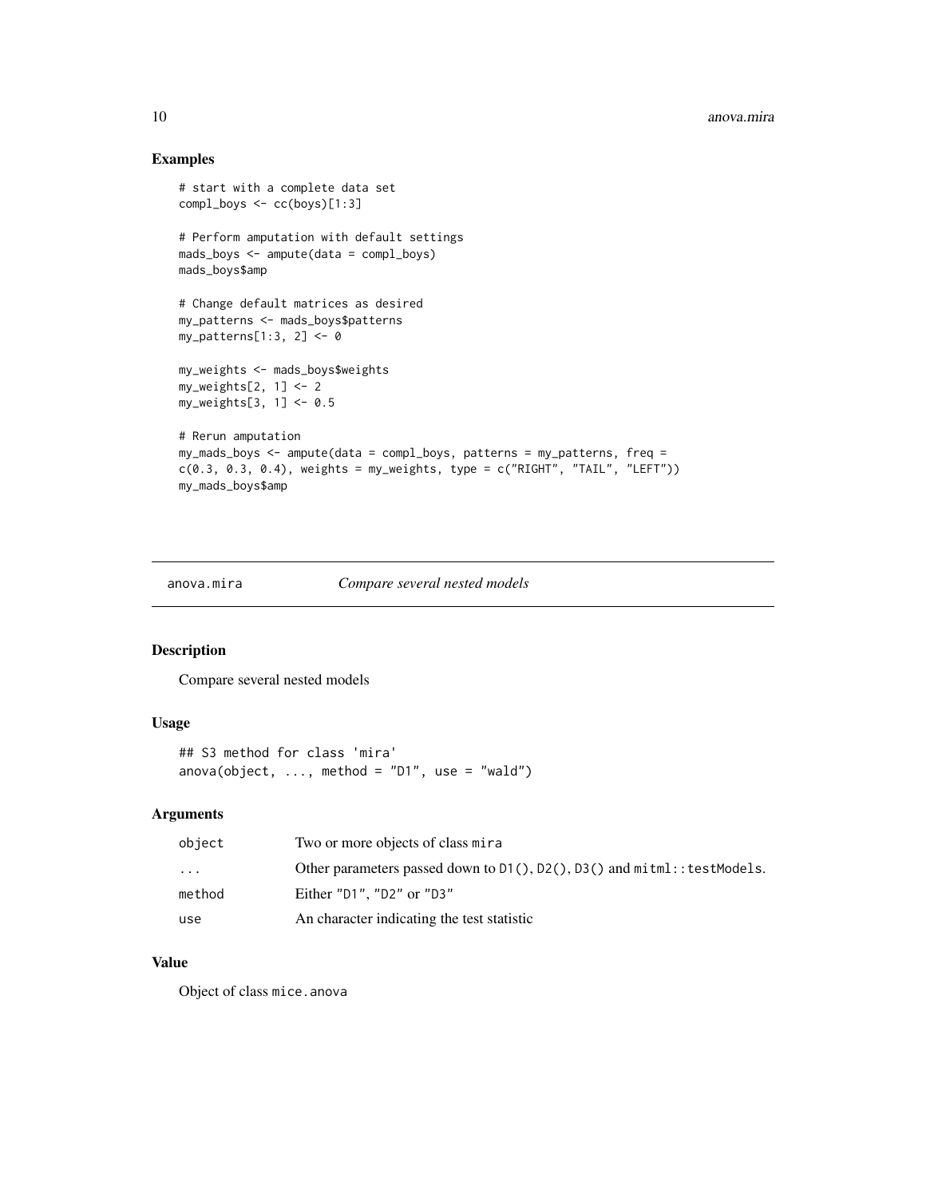## Examples

```
# start with a complete data set
compl_boys <- cc(boys)[1:3]

# Perform amputation with default settings
mads_boys <- ampute(data = compl_boys)
mads_boys$amp

# Change default matrices as desired
my_patterns <- mads_boys$patterns
my_patterns[1:3, 2] <- 0

my_weights <- mads_boys$weights
my_weights[2, 1] <- 2
my_weights[3, 1] <- 0.5

# Rerun amputation
my_mads_boys <- ampute(data = compl_boys, patterns = my_patterns, freq =
c(0.3, 0.3, 0.4), weights = my_weights, type = c("RIGHT", "TAIL", "LEFT"))
my_mads_boys$amp
```

---

# anova.mira *Compare several nested models*

---

## Description

Compare several nested models

## Usage

```
## S3 method for class 'mira'
anova(object, ..., method = "D1", use = "wald")
```

## Arguments

| | |
|---|---|
| object | Two or more objects of class mira |
| ... | Other parameters passed down to D1(), D2(), D3() and mitml::testModels. |
| method | Either "D1", "D2" or "D3" |
| use | An character indicating the test statistic |

## Value

Object of class mice.anova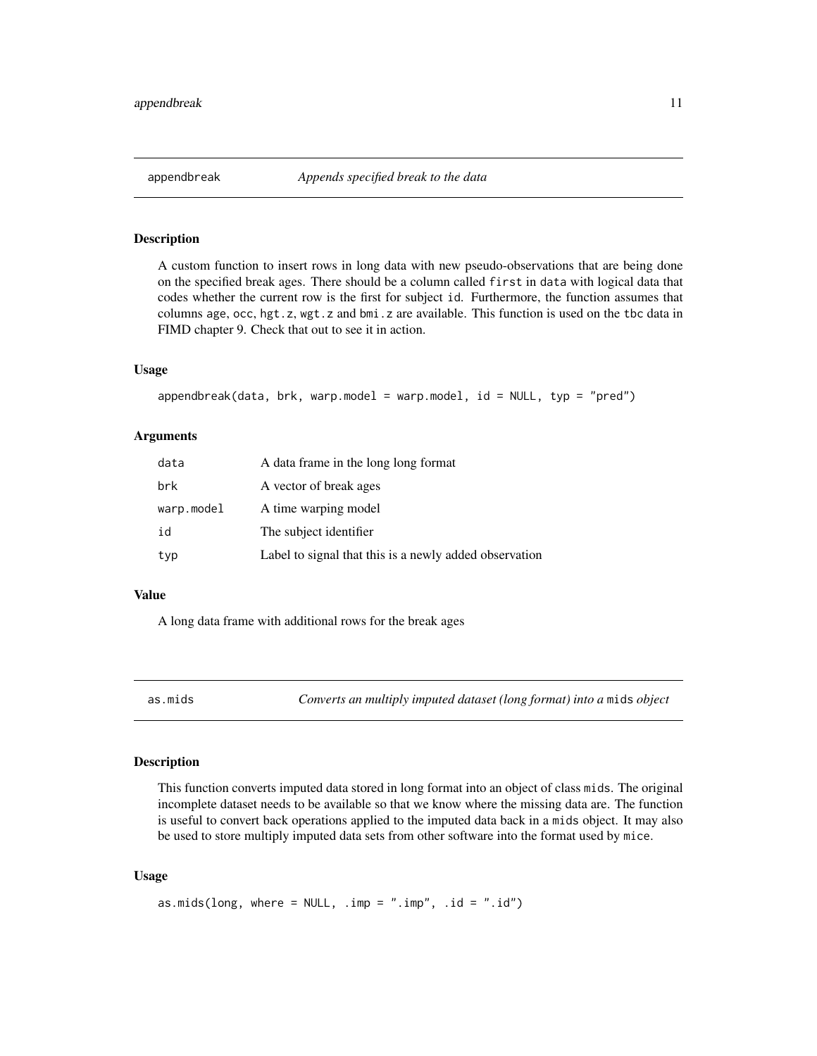## appendbreak *Appends specified break to the data*

### Description

A custom function to insert rows in long data with new pseudo-observations that are being done on the specified break ages. There should be a column called `first` in `data` with logical data that codes whether the current row is the first for subject `id`. Furthermore, the function assumes that columns `age`, `occ`, `hgt.z`, `wgt.z` and `bmi.z` are available. This function is used on the `tbc` data in FIMD chapter 9. Check that out to see it in action.

### Usage

```
appendbreak(data, brk, warp.model = warp.model, id = NULL, typ = "pred")
```

### Arguments

| | |
|---|---|
| `data` | A data frame in the long long format |
| `brk` | A vector of break ages |
| `warp.model` | A time warping model |
| `id` | The subject identifier |
| `typ` | Label to signal that this is a newly added observation |

### Value

A long data frame with additional rows for the break ages

## as.mids *Converts an multiply imputed dataset (long format) into a `mids` object*

### Description

This function converts imputed data stored in long format into an object of class `mids`. The original incomplete dataset needs to be available so that we know where the missing data are. The function is useful to convert back operations applied to the imputed data back in a `mids` object. It may also be used to store multiply imputed data sets from other software into the format used by `mice`.

### Usage

```
as.mids(long, where = NULL, .imp = ".imp", .id = ".id")
```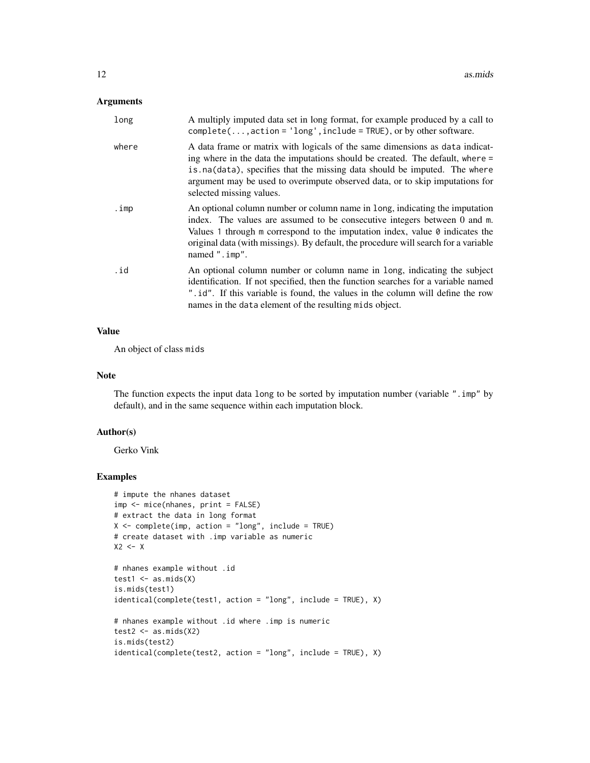### Arguments

| | |
|---|---|
| `long` | A multiply imputed data set in long format, for example produced by a call to `complete(...,action = 'long',include = TRUE)`, or by other software. |
| `where` | A data frame or matrix with logicals of the same dimensions as `data` indicating where in the data the imputations should be created. The default, `where = is.na(data)`, specifies that the missing data should be imputed. The `where` argument may be used to overimpute observed data, or to skip imputations for selected missing values. |
| `.imp` | An optional column number or column name in `long`, indicating the imputation index. The values are assumed to be consecutive integers between 0 and `m`. Values `1` through `m` correspond to the imputation index, value `0` indicates the original data (with missings). By default, the procedure will search for a variable named `".imp"`. |
| `.id` | An optional column number or column name in `long`, indicating the subject identification. If not specified, then the function searches for a variable named `".id"`. If this variable is found, the values in the column will define the row names in the `data` element of the resulting `mids` object. |

### Value

An object of class `mids`

### Note

The function expects the input data `long` to be sorted by imputation number (variable `".imp"` by default), and in the same sequence within each imputation block.

### Author(s)

Gerko Vink

### Examples

```
# impute the nhanes dataset
imp <- mice(nhanes, print = FALSE)
# extract the data in long format
X <- complete(imp, action = "long", include = TRUE)
# create dataset with .imp variable as numeric
X2 <- X

# nhanes example without .id
test1 <- as.mids(X)
is.mids(test1)
identical(complete(test1, action = "long", include = TRUE), X)

# nhanes example without .id where .imp is numeric
test2 <- as.mids(X2)
is.mids(test2)
identical(complete(test2, action = "long", include = TRUE), X)
```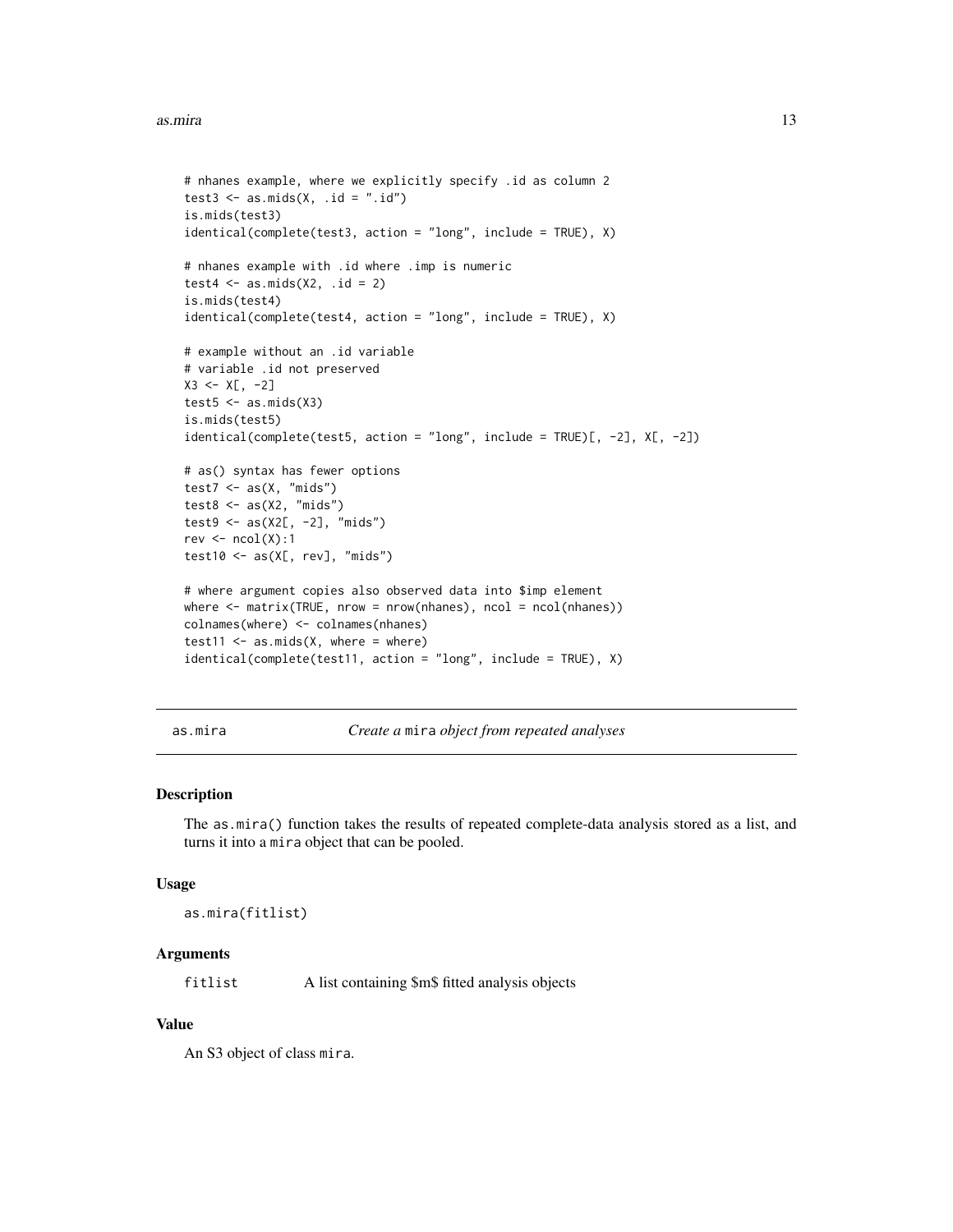```
# nhanes example, where we explicitly specify .id as column 2
test3 <- as.mids(X, .id = ".id")
is.mids(test3)
identical(complete(test3, action = "long", include = TRUE), X)

# nhanes example with .id where .imp is numeric
test4 <- as.mids(X2, .id = 2)
is.mids(test4)
identical(complete(test4, action = "long", include = TRUE), X)

# example without an .id variable
# variable .id not preserved
X3 <- X[, -2]
test5 <- as.mids(X3)
is.mids(test5)
identical(complete(test5, action = "long", include = TRUE)[, -2], X[, -2])

# as() syntax has fewer options
test7 <- as(X, "mids")
test8 <- as(X2, "mids")
test9 <- as(X2[, -2], "mids")
rev <- ncol(X):1
test10 <- as(X[, rev], "mids")

# where argument copies also observed data into $imp element
where <- matrix(TRUE, nrow = nrow(nhanes), ncol = ncol(nhanes))
colnames(where) <- colnames(nhanes)
test11 <- as.mids(X, where = where)
identical(complete(test11, action = "long", include = TRUE), X)
```

---

as.mira — *Create a* mira *object from repeated analyses*

### Description

The as.mira() function takes the results of repeated complete-data analysis stored as a list, and turns it into a mira object that can be pooled.

### Usage

```
as.mira(fitlist)
```

### Arguments

| | |
|---|---|
| fitlist | A list containing $m$ fitted analysis objects |

### Value

An S3 object of class mira.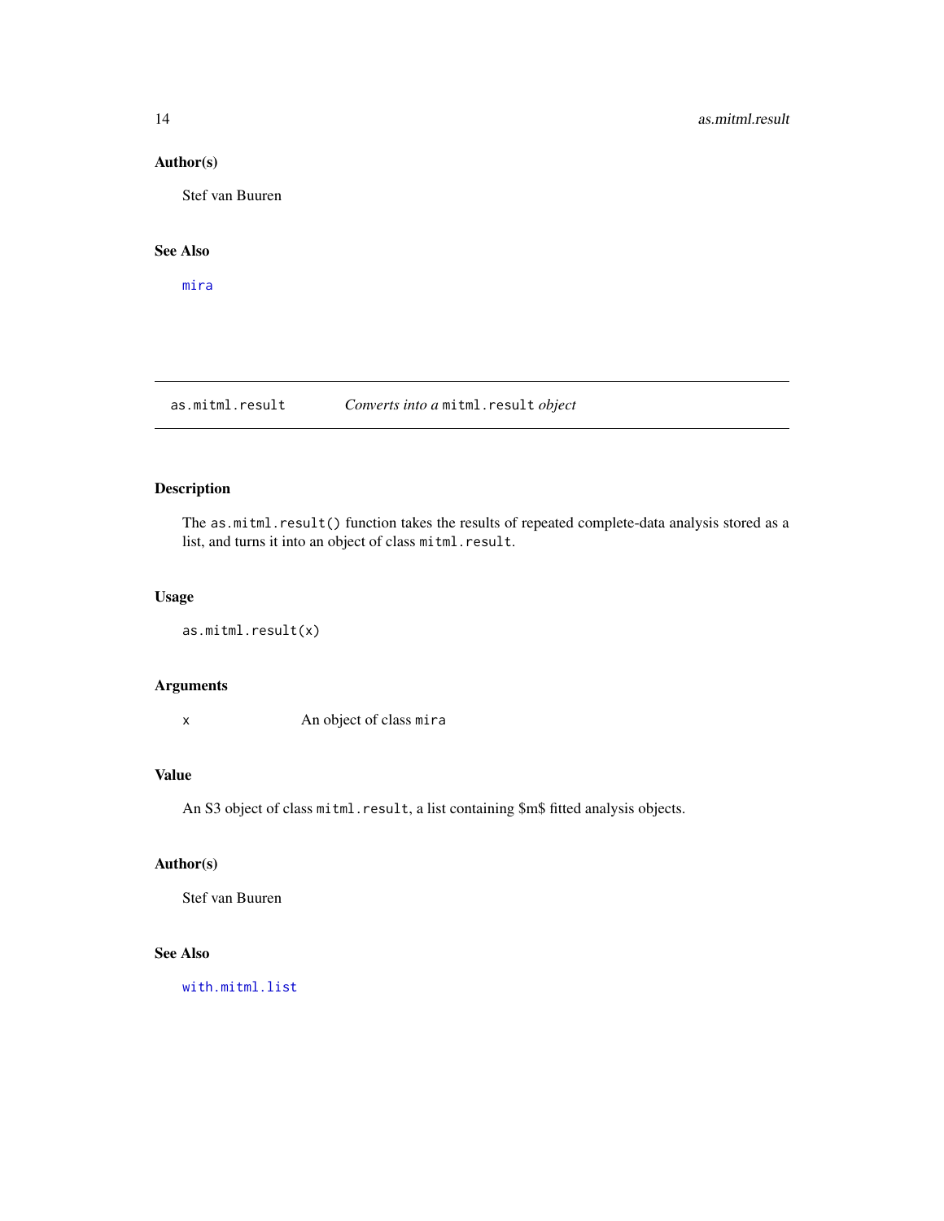### Author(s)

Stef van Buuren

### See Also

`mira`

---

## `as.mitml.result` *Converts into a* `mitml.result` *object*

---

### Description

The `as.mitml.result()` function takes the results of repeated complete-data analysis stored as a list, and turns it into an object of class `mitml.result`.

### Usage

```
as.mitml.result(x)
```

### Arguments

| | |
|---|---|
| `x` | An object of class `mira` |

### Value

An S3 object of class `mitml.result`, a list containing $m$ fitted analysis objects.

### Author(s)

Stef van Buuren

### See Also

`with.mitml.list`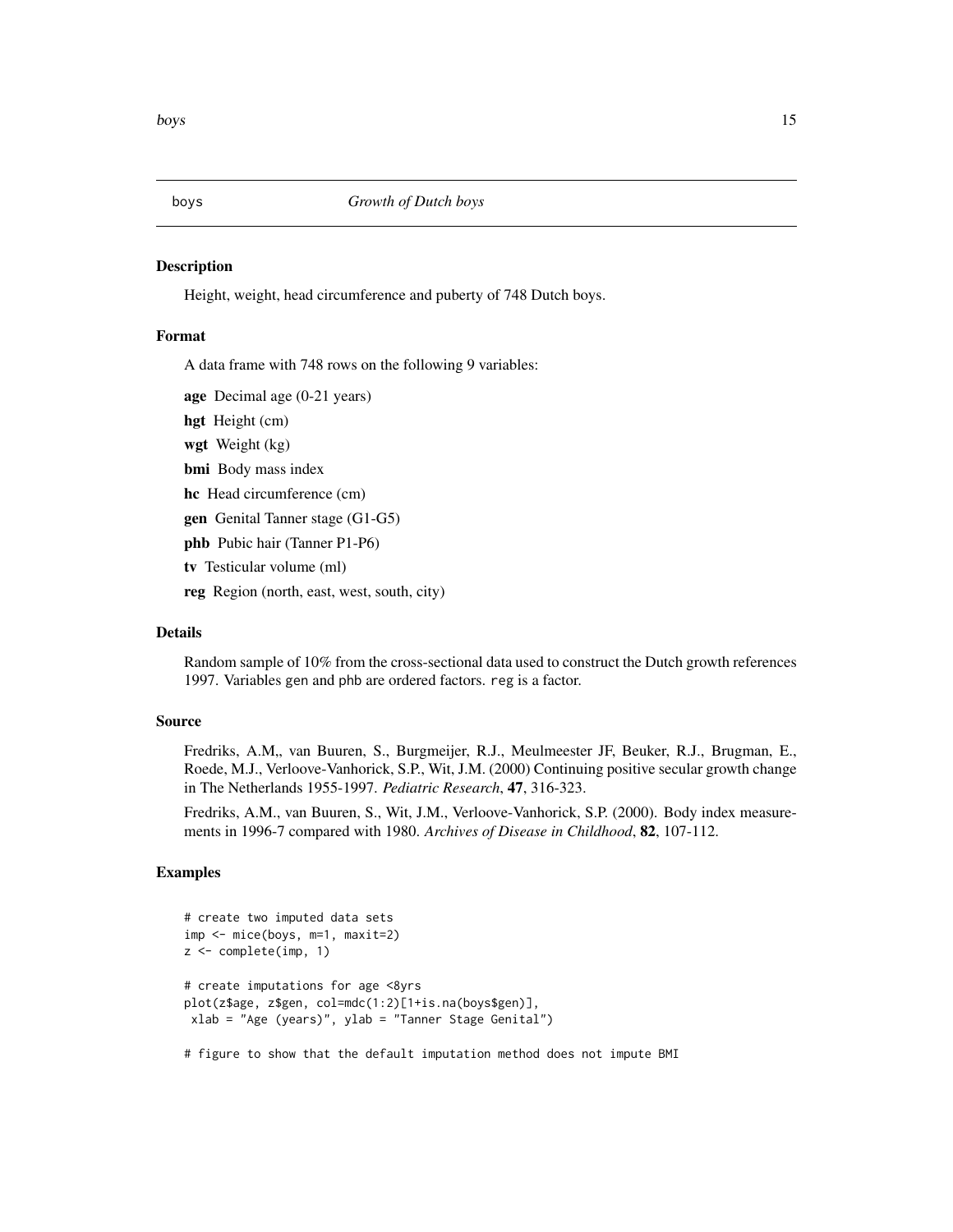boys *Growth of Dutch boys*

## Description

Height, weight, head circumference and puberty of 748 Dutch boys.

## Format

A data frame with 748 rows on the following 9 variables:

**age** Decimal age (0-21 years)

**hgt** Height (cm)

**wgt** Weight (kg)

**bmi** Body mass index

**hc** Head circumference (cm)

**gen** Genital Tanner stage (G1-G5)

**phb** Pubic hair (Tanner P1-P6)

**tv** Testicular volume (ml)

**reg** Region (north, east, west, south, city)

## Details

Random sample of 10% from the cross-sectional data used to construct the Dutch growth references 1997. Variables gen and phb are ordered factors. reg is a factor.

## Source

Fredriks, A.M,, van Buuren, S., Burgmeijer, R.J., Meulmeester JF, Beuker, R.J., Brugman, E., Roede, M.J., Verloove-Vanhorick, S.P., Wit, J.M. (2000) Continuing positive secular growth change in The Netherlands 1955-1997. *Pediatric Research*, **47**, 316-323.

Fredriks, A.M., van Buuren, S., Wit, J.M., Verloove-Vanhorick, S.P. (2000). Body index measurements in 1996-7 compared with 1980. *Archives of Disease in Childhood*, **82**, 107-112.

## Examples

```
# create two imputed data sets
imp <- mice(boys, m=1, maxit=2)
z <- complete(imp, 1)

# create imputations for age <8yrs
plot(z$age, z$gen, col=mdc(1:2)[1+is.na(boys$gen)],
 xlab = "Age (years)", ylab = "Tanner Stage Genital")

# figure to show that the default imputation method does not impute BMI
```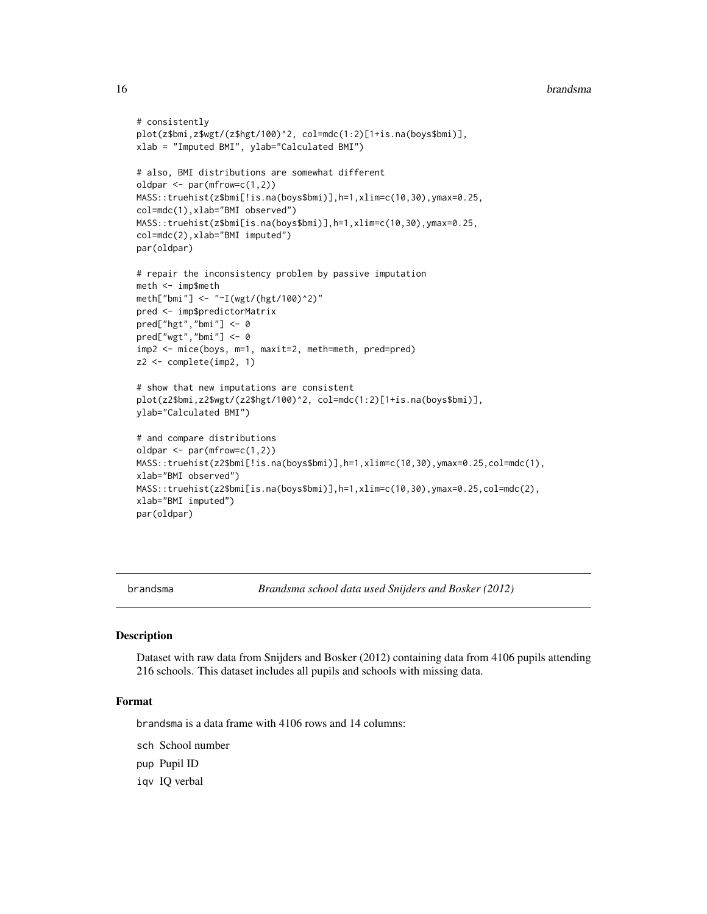```
# consistently
plot(z$bmi,z$wgt/(z$hgt/100)^2, col=mdc(1:2)[1+is.na(boys$bmi)],
xlab = "Imputed BMI", ylab="Calculated BMI")

# also, BMI distributions are somewhat different
oldpar <- par(mfrow=c(1,2))
MASS::truehist(z$bmi[!is.na(boys$bmi)],h=1,xlim=c(10,30),ymax=0.25,
col=mdc(1),xlab="BMI observed")
MASS::truehist(z$bmi[is.na(boys$bmi)],h=1,xlim=c(10,30),ymax=0.25,
col=mdc(2),xlab="BMI imputed")
par(oldpar)

# repair the inconsistency problem by passive imputation
meth <- imp$meth
meth["bmi"] <- "~I(wgt/(hgt/100)^2)"
pred <- imp$predictorMatrix
pred["hgt","bmi"] <- 0
pred["wgt","bmi"] <- 0
imp2 <- mice(boys, m=1, maxit=2, meth=meth, pred=pred)
z2 <- complete(imp2, 1)

# show that new imputations are consistent
plot(z2$bmi,z2$wgt/(z2$hgt/100)^2, col=mdc(1:2)[1+is.na(boys$bmi)],
ylab="Calculated BMI")

# and compare distributions
oldpar <- par(mfrow=c(1,2))
MASS::truehist(z2$bmi[!is.na(boys$bmi)],h=1,xlim=c(10,30),ymax=0.25,col=mdc(1),
xlab="BMI observed")
MASS::truehist(z2$bmi[is.na(boys$bmi)],h=1,xlim=c(10,30),ymax=0.25,col=mdc(2),
xlab="BMI imputed")
par(oldpar)
```

---

## brandsma *Brandsma school data used Snijders and Bosker (2012)*

### Description

Dataset with raw data from Snijders and Bosker (2012) containing data from 4106 pupils attending 216 schools. This dataset includes all pupils and schools with missing data.

### Format

brandsma is a data frame with 4106 rows and 14 columns:

sch School number

pup Pupil ID

iqv IQ verbal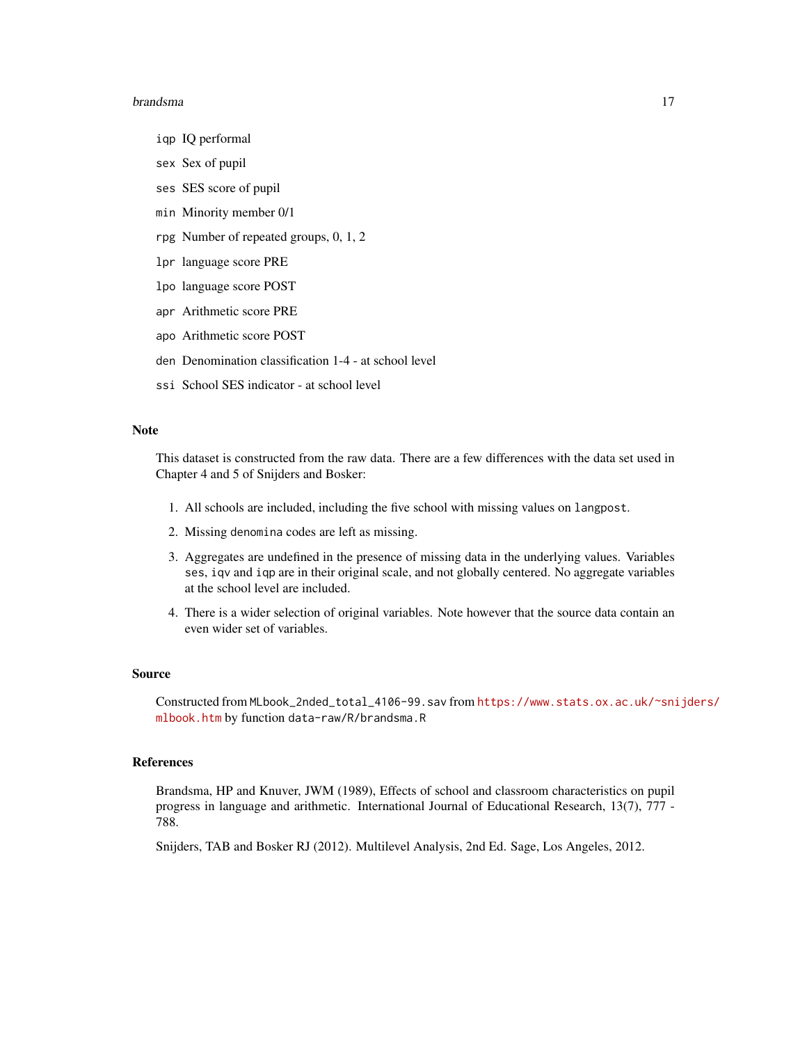iqp IQ performal

sex Sex of pupil

ses SES score of pupil

min Minority member 0/1

rpg Number of repeated groups, 0, 1, 2

lpr language score PRE

lpo language score POST

apr Arithmetic score PRE

apo Arithmetic score POST

den Denomination classification 1-4 - at school level

ssi School SES indicator - at school level

## Note

This dataset is constructed from the raw data. There are a few differences with the data set used in Chapter 4 and 5 of Snijders and Bosker:

1. All schools are included, including the five school with missing values on `langpost`.
2. Missing `denomina` codes are left as missing.
3. Aggregates are undefined in the presence of missing data in the underlying values. Variables `ses`, `iqv` and `iqp` are in their original scale, and not globally centered. No aggregate variables at the school level are included.
4. There is a wider selection of original variables. Note however that the source data contain an even wider set of variables.

## Source

Constructed from `MLbook_2nded_total_4106-99.sav` from https://www.stats.ox.ac.uk/~snijders/mlbook.htm by function `data-raw/R/brandsma.R`

## References

Brandsma, HP and Knuver, JWM (1989), Effects of school and classroom characteristics on pupil progress in language and arithmetic. International Journal of Educational Research, 13(7), 777 - 788.

Snijders, TAB and Bosker RJ (2012). Multilevel Analysis, 2nd Ed. Sage, Los Angeles, 2012.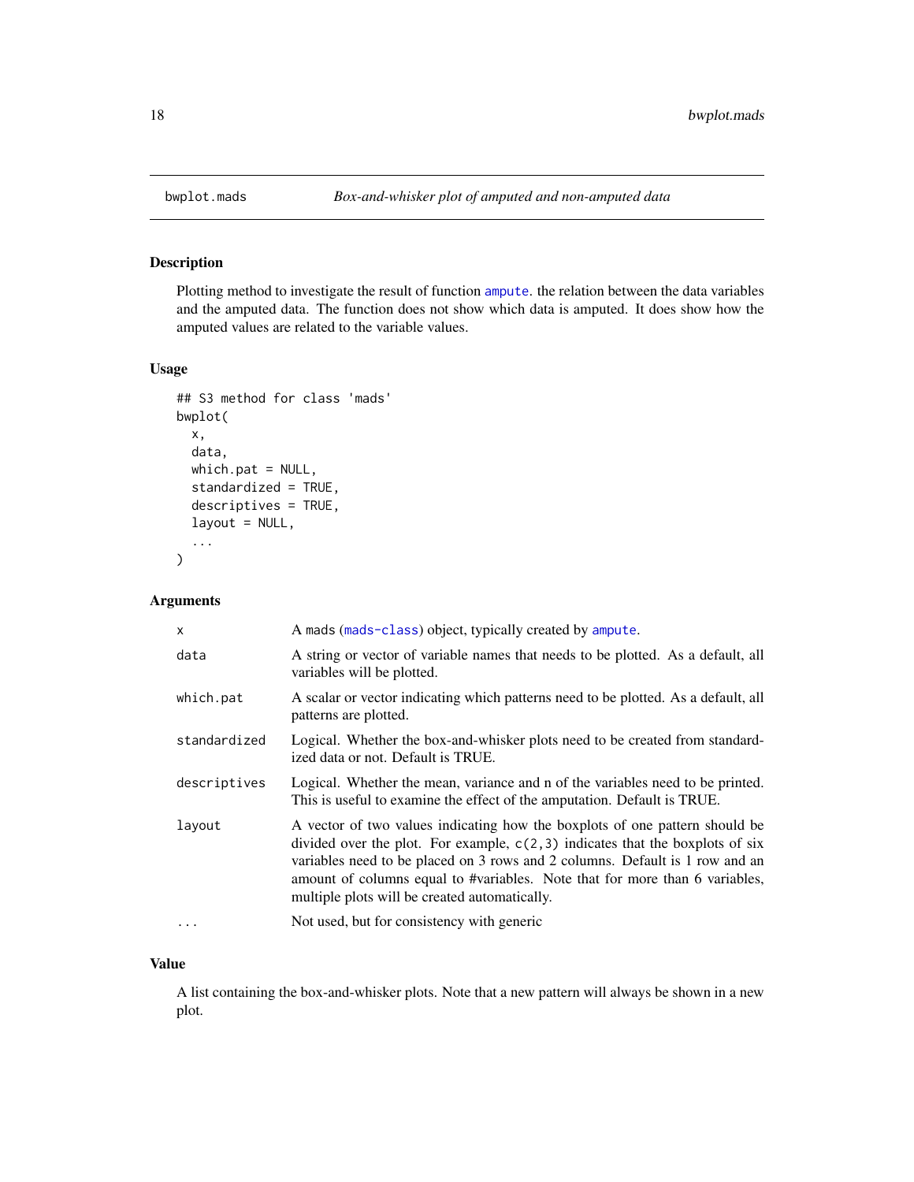## bwplot.mads — *Box-and-whisker plot of amputed and non-amputed data*

### Description

Plotting method to investigate the result of function ampute. the relation between the data variables and the amputed data. The function does not show which data is amputed. It does show how the amputed values are related to the variable values.

### Usage

```
## S3 method for class 'mads'
bwplot(
  x,
  data,
  which.pat = NULL,
  standardized = TRUE,
  descriptives = TRUE,
  layout = NULL,
  ...
)
```

### Arguments

| | |
|---|---|
| x | A mads (mads-class) object, typically created by ampute. |
| data | A string or vector of variable names that needs to be plotted. As a default, all variables will be plotted. |
| which.pat | A scalar or vector indicating which patterns need to be plotted. As a default, all patterns are plotted. |
| standardized | Logical. Whether the box-and-whisker plots need to be created from standardized data or not. Default is TRUE. |
| descriptives | Logical. Whether the mean, variance and n of the variables need to be printed. This is useful to examine the effect of the amputation. Default is TRUE. |
| layout | A vector of two values indicating how the boxplots of one pattern should be divided over the plot. For example, `c(2,3)` indicates that the boxplots of six variables need to be placed on 3 rows and 2 columns. Default is 1 row and an amount of columns equal to #variables. Note that for more than 6 variables, multiple plots will be created automatically. |
| ... | Not used, but for consistency with generic |

### Value

A list containing the box-and-whisker plots. Note that a new pattern will always be shown in a new plot.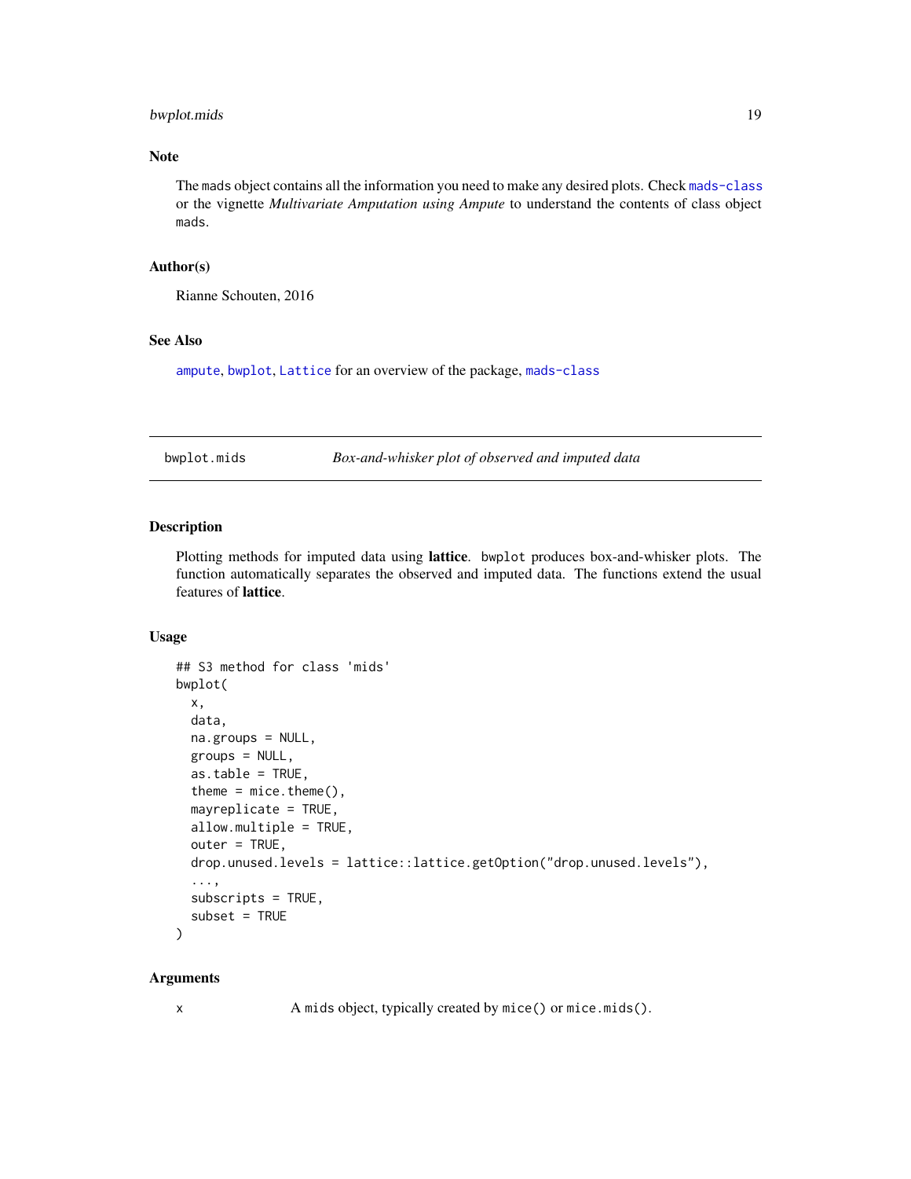### Note

The mads object contains all the information you need to make any desired plots. Check mads-class or the vignette *Multivariate Amputation using Ampute* to understand the contents of class object mads.

### Author(s)

Rianne Schouten, 2016

### See Also

ampute, bwplot, Lattice for an overview of the package, mads-class

---

## bwplot.mids — *Box-and-whisker plot of observed and imputed data*

### Description

Plotting methods for imputed data using **lattice**. bwplot produces box-and-whisker plots. The function automatically separates the observed and imputed data. The functions extend the usual features of **lattice**.

### Usage

```
## S3 method for class 'mids'
bwplot(
  x,
  data,
  na.groups = NULL,
  groups = NULL,
  as.table = TRUE,
  theme = mice.theme(),
  mayreplicate = TRUE,
  allow.multiple = TRUE,
  outer = TRUE,
  drop.unused.levels = lattice::lattice.getOption("drop.unused.levels"),
  ...,
  subscripts = TRUE,
  subset = TRUE
)
```

### Arguments

x &nbsp;&nbsp;&nbsp;&nbsp; A mids object, typically created by mice() or mice.mids().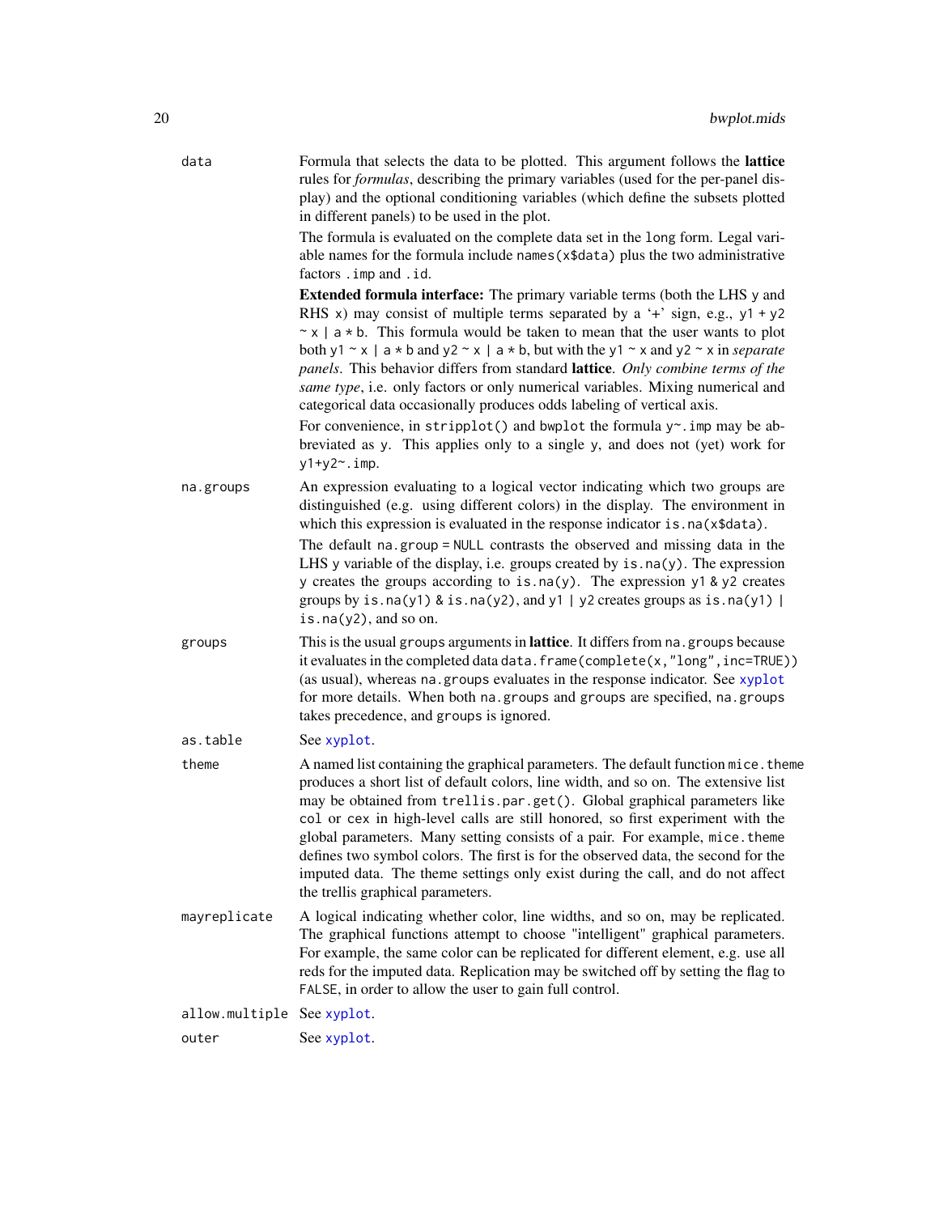`data`
: Formula that selects the data to be plotted. This argument follows the **lattice** rules for *formulas*, describing the primary variables (used for the per-panel display) and the optional conditioning variables (which define the subsets plotted in different panels) to be used in the plot.

  The formula is evaluated on the complete data set in the `long` form. Legal variable names for the formula include `names(x$data)` plus the two administrative factors `.imp` and `.id`.

  **Extended formula interface:** The primary variable terms (both the LHS `y` and RHS `x`) may consist of multiple terms separated by a '+' sign, e.g., `y1 + y2 ~ x | a * b`. This formula would be taken to mean that the user wants to plot both `y1 ~ x | a * b` and `y2 ~ x | a * b`, but with the `y1 ~ x` and `y2 ~ x` in *separate panels*. This behavior differs from standard **lattice**. *Only combine terms of the same type*, i.e. only factors or only numerical variables. Mixing numerical and categorical data occasionally produces odds labeling of vertical axis.

  For convenience, in `stripplot()` and `bwplot` the formula `y~.imp` may be abbreviated as `y`. This applies only to a single `y`, and does not (yet) work for `y1+y2~.imp`.

`na.groups`
: An expression evaluating to a logical vector indicating which two groups are distinguished (e.g. using different colors) in the display. The environment in which this expression is evaluated in the response indicator `is.na(x$data)`.

  The default `na.group = NULL` contrasts the observed and missing data in the LHS `y` variable of the display, i.e. groups created by `is.na(y)`. The expression `y` creates the groups according to `is.na(y)`. The expression `y1 & y2` creates groups by `is.na(y1) & is.na(y2)`, and `y1 | y2` creates groups as `is.na(y1) | is.na(y2)`, and so on.

`groups`
: This is the usual `groups` arguments in **lattice**. It differs from `na.groups` because it evaluates in the completed data `data.frame(complete(x,"long",inc=TRUE))` (as usual), whereas `na.groups` evaluates in the response indicator. See `xyplot` for more details. When both `na.groups` and `groups` are specified, `na.groups` takes precedence, and `groups` is ignored.

`as.table`
: See `xyplot`.

`theme`
: A named list containing the graphical parameters. The default function `mice.theme` produces a short list of default colors, line width, and so on. The extensive list may be obtained from `trellis.par.get()`. Global graphical parameters like `col` or `cex` in high-level calls are still honored, so first experiment with the global parameters. Many setting consists of a pair. For example, `mice.theme` defines two symbol colors. The first is for the observed data, the second for the imputed data. The theme settings only exist during the call, and do not affect the trellis graphical parameters.

`mayreplicate`
: A logical indicating whether color, line widths, and so on, may be replicated. The graphical functions attempt to choose "intelligent" graphical parameters. For example, the same color can be replicated for different element, e.g. use all reds for the imputed data. Replication may be switched off by setting the flag to `FALSE`, in order to allow the user to gain full control.

`allow.multiple`
: See `xyplot`.

`outer`
: See `xyplot`.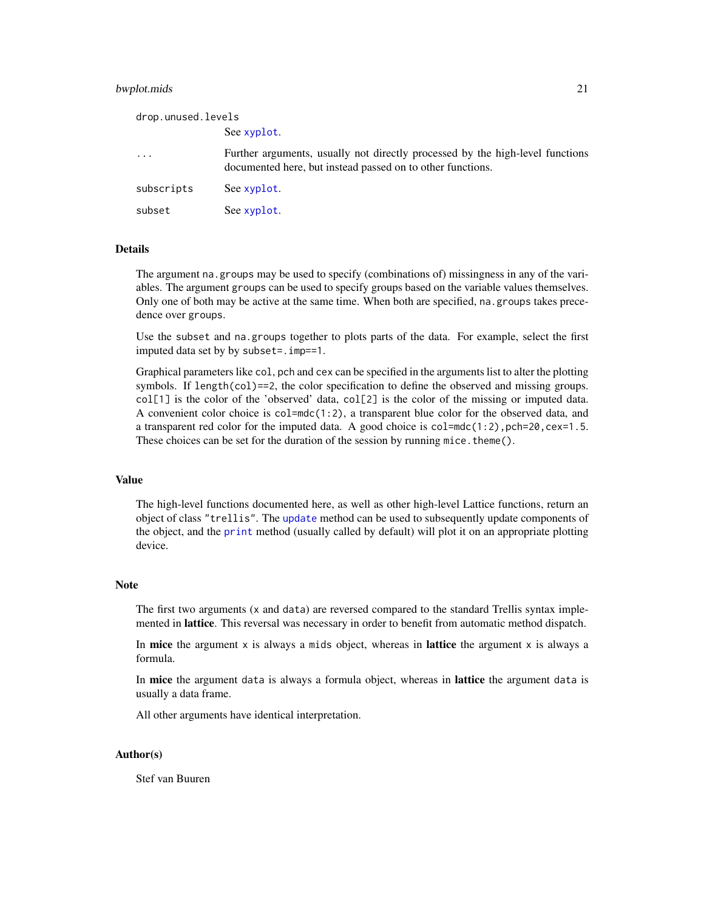drop.unused.levels
: See `xyplot`.

`...`
: Further arguments, usually not directly processed by the high-level functions documented here, but instead passed on to other functions.

`subscripts`
: See `xyplot`.

`subset`
: See `xyplot`.

### Details

The argument `na.groups` may be used to specify (combinations of) missingness in any of the variables. The argument `groups` can be used to specify groups based on the variable values themselves. Only one of both may be active at the same time. When both are specified, `na.groups` takes precedence over `groups`.

Use the `subset` and `na.groups` together to plots parts of the data. For example, select the first imputed data set by by `subset=.imp==1`.

Graphical parameters like `col`, `pch` and `cex` can be specified in the arguments list to alter the plotting symbols. If `length(col)==2`, the color specification to define the observed and missing groups. `col[1]` is the color of the 'observed' data, `col[2]` is the color of the missing or imputed data. A convenient color choice is `col=mdc(1:2)`, a transparent blue color for the observed data, and a transparent red color for the imputed data. A good choice is `col=mdc(1:2),pch=20,cex=1.5`. These choices can be set for the duration of the session by running `mice.theme()`.

### Value

The high-level functions documented here, as well as other high-level Lattice functions, return an object of class `"trellis"`. The `update` method can be used to subsequently update components of the object, and the `print` method (usually called by default) will plot it on an appropriate plotting device.

### Note

The first two arguments (`x` and `data`) are reversed compared to the standard Trellis syntax implemented in **lattice**. This reversal was necessary in order to benefit from automatic method dispatch.

In **mice** the argument `x` is always a `mids` object, whereas in **lattice** the argument `x` is always a formula.

In **mice** the argument `data` is always a formula object, whereas in **lattice** the argument `data` is usually a data frame.

All other arguments have identical interpretation.

### Author(s)

Stef van Buuren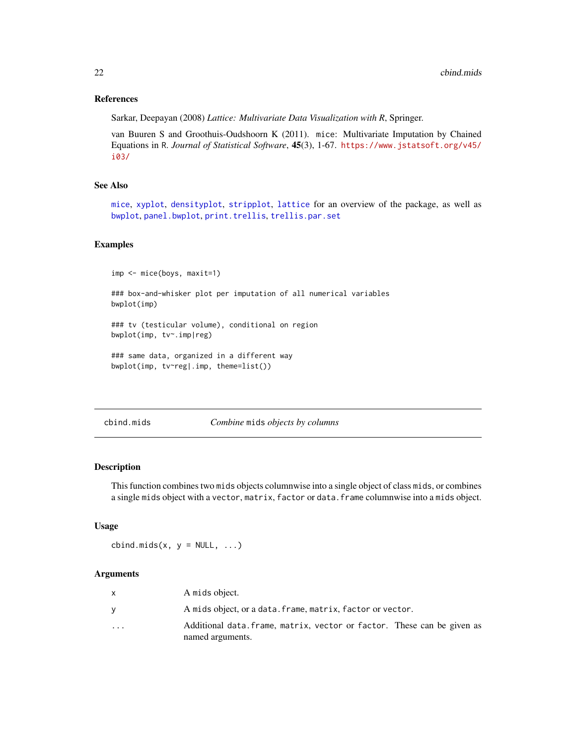### References

Sarkar, Deepayan (2008) *Lattice: Multivariate Data Visualization with R*, Springer.

van Buuren S and Groothuis-Oudshoorn K (2011). mice: Multivariate Imputation by Chained Equations in R. *Journal of Statistical Software*, **45**(3), 1-67. https://www.jstatsoft.org/v45/i03/

### See Also

mice, xyplot, densityplot, stripplot, lattice for an overview of the package, as well as bwplot, panel.bwplot, print.trellis, trellis.par.set

### Examples

```
imp <- mice(boys, maxit=1)

### box-and-whisker plot per imputation of all numerical variables
bwplot(imp)

### tv (testicular volume), conditional on region
bwplot(imp, tv~.imp|reg)

### same data, organized in a different way
bwplot(imp, tv~reg|.imp, theme=list())
```

---

## cbind.mids — *Combine* mids *objects by columns*

### Description

This function combines two mids objects columnwise into a single object of class mids, or combines a single mids object with a vector, matrix, factor or data.frame columnwise into a mids object.

### Usage

```
cbind.mids(x, y = NULL, ...)
```

### Arguments

| | |
|---|---|
| x | A mids object. |
| y | A mids object, or a data.frame, matrix, factor or vector. |
| ... | Additional data.frame, matrix, vector or factor. These can be given as named arguments. |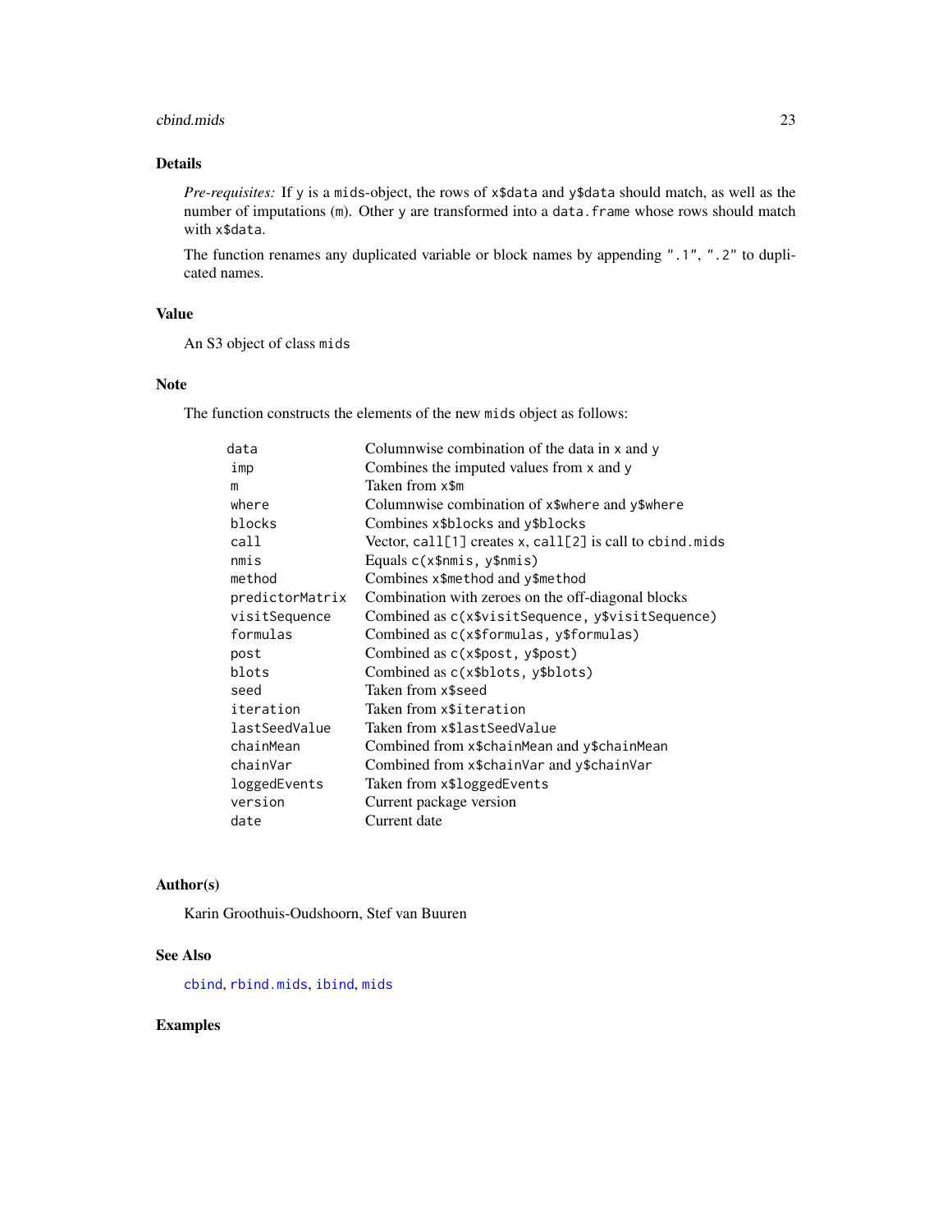## Details

*Pre-requisites:* If `y` is a `mids`-object, the rows of `x$data` and `y$data` should match, as well as the number of imputations (`m`). Other `y` are transformed into a `data.frame` whose rows should match with `x$data`.

The function renames any duplicated variable or block names by appending `".1"`, `".2"` to duplicated names.

## Value

An S3 object of class `mids`

## Note

The function constructs the elements of the new `mids` object as follows:

| | |
|---|---|
| `data` | Columnwise combination of the data in `x` and `y` |
| `imp` | Combines the imputed values from `x` and `y` |
| `m` | Taken from `x$m` |
| `where` | Columnwise combination of `x$where` and `y$where` |
| `blocks` | Combines `x$blocks` and `y$blocks` |
| `call` | Vector, `call[1]` creates `x`, `call[2]` is call to `cbind.mids` |
| `nmis` | Equals `c(x$nmis, y$nmis)` |
| `method` | Combines `x$method` and `y$method` |
| `predictorMatrix` | Combination with zeroes on the off-diagonal blocks |
| `visitSequence` | Combined as `c(x$visitSequence, y$visitSequence)` |
| `formulas` | Combined as `c(x$formulas, y$formulas)` |
| `post` | Combined as `c(x$post, y$post)` |
| `blots` | Combined as `c(x$blots, y$blots)` |
| `seed` | Taken from `x$seed` |
| `iteration` | Taken from `x$iteration` |
| `lastSeedValue` | Taken from `x$lastSeedValue` |
| `chainMean` | Combined from `x$chainMean` and `y$chainMean` |
| `chainVar` | Combined from `x$chainVar` and `y$chainVar` |
| `loggedEvents` | Taken from `x$loggedEvents` |
| `version` | Current package version |
| `date` | Current date |

## Author(s)

Karin Groothuis-Oudshoorn, Stef van Buuren

## See Also

`cbind`, `rbind.mids`, `ibind`, `mids`

## Examples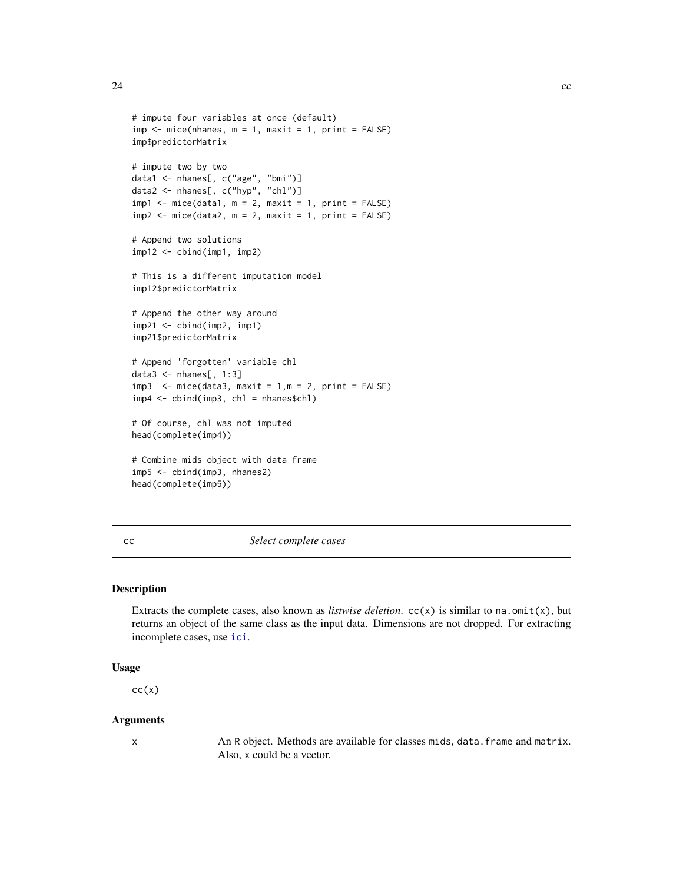```
# impute four variables at once (default)
imp <- mice(nhanes, m = 1, maxit = 1, print = FALSE)
imp$predictorMatrix

# impute two by two
data1 <- nhanes[, c("age", "bmi")]
data2 <- nhanes[, c("hyp", "chl")]
imp1 <- mice(data1, m = 2, maxit = 1, print = FALSE)
imp2 <- mice(data2, m = 2, maxit = 1, print = FALSE)

# Append two solutions
imp12 <- cbind(imp1, imp2)

# This is a different imputation model
imp12$predictorMatrix

# Append the other way around
imp21 <- cbind(imp2, imp1)
imp21$predictorMatrix

# Append 'forgotten' variable chl
data3 <- nhanes[, 1:3]
imp3  <- mice(data3, maxit = 1,m = 2, print = FALSE)
imp4 <- cbind(imp3, chl = nhanes$chl)

# Of course, chl was not imputed
head(complete(imp4))

# Combine mids object with data frame
imp5 <- cbind(imp3, nhanes2)
head(complete(imp5))
```

---

## cc — *Select complete cases*

### Description

Extracts the complete cases, also known as *listwise deletion*. `cc(x)` is similar to `na.omit(x)`, but returns an object of the same class as the input data. Dimensions are not dropped. For extracting incomplete cases, use `ici`.

### Usage

```
cc(x)
```

### Arguments

| | |
|---|---|
| x | An R object. Methods are available for classes `mids`, `data.frame` and `matrix`. Also, `x` could be a vector. |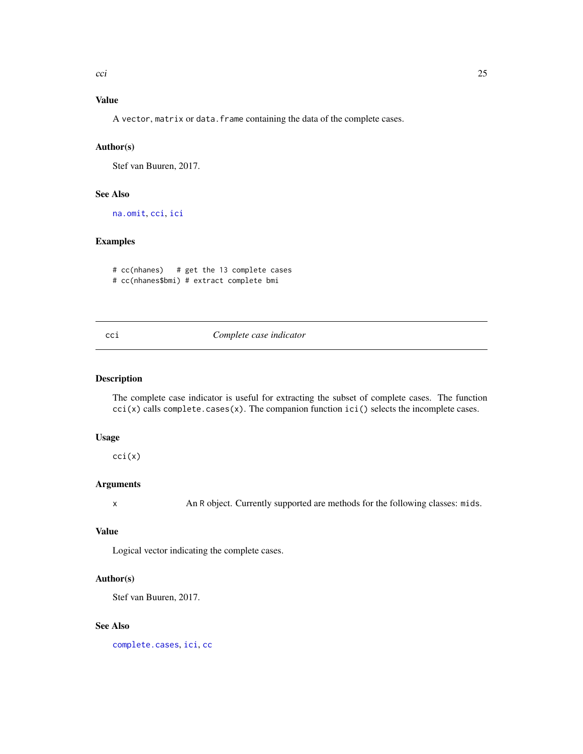### Value

A `vector`, `matrix` or `data.frame` containing the data of the complete cases.

### Author(s)

Stef van Buuren, 2017.

### See Also

`na.omit`, `cci`, `ici`

### Examples

```
# cc(nhanes)   # get the 13 complete cases
# cc(nhanes$bmi) # extract complete bmi
```

---

## cci — *Complete case indicator*

---

### Description

The complete case indicator is useful for extracting the subset of complete cases. The function `cci(x)` calls `complete.cases(x)`. The companion function `ici()` selects the incomplete cases.

### Usage

```
cci(x)
```

### Arguments

| | |
|---|---|
| x | An R object. Currently supported are methods for the following classes: `mids`. |

### Value

Logical vector indicating the complete cases.

### Author(s)

Stef van Buuren, 2017.

### See Also

`complete.cases`, `ici`, `cc`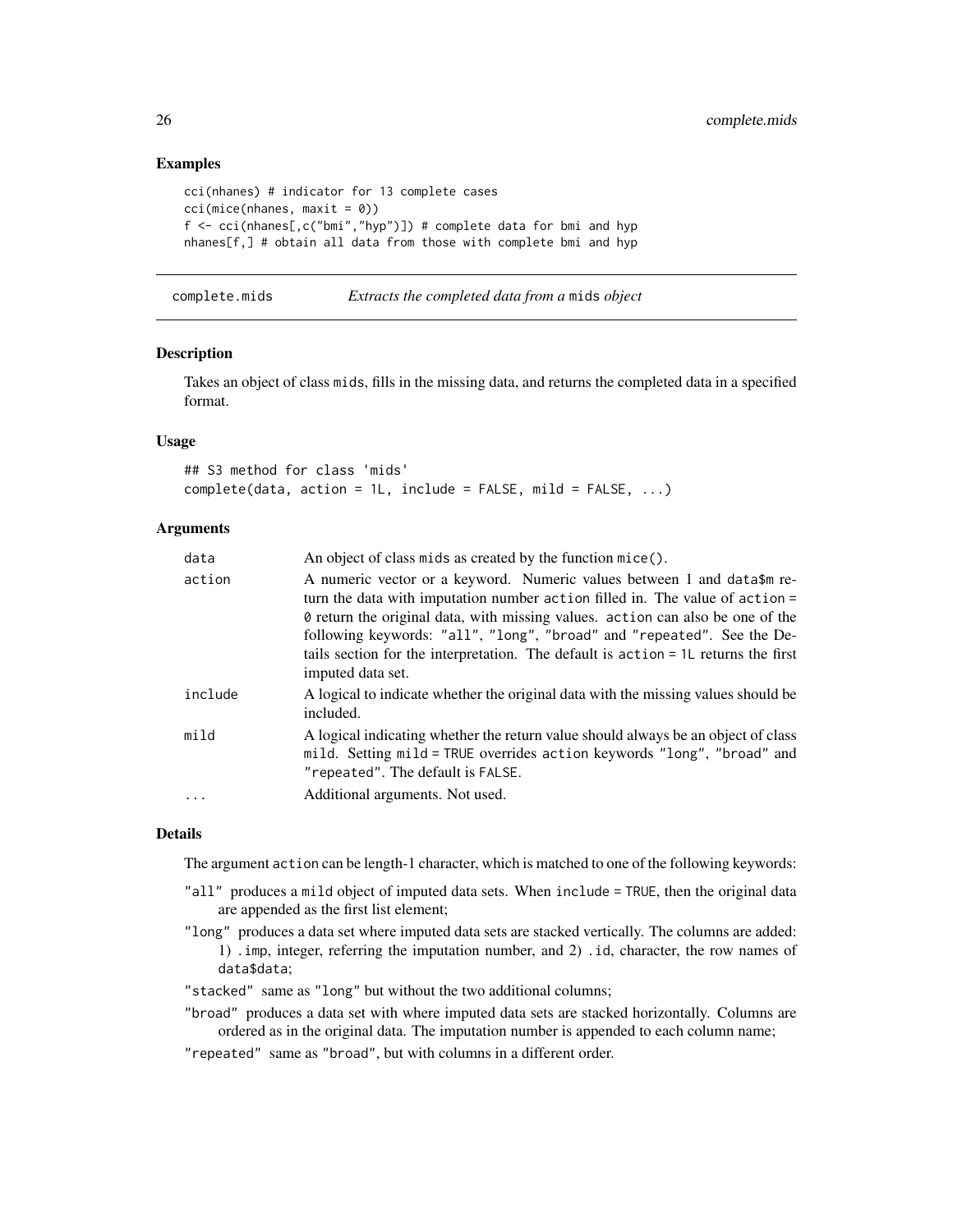### Examples

```
cci(nhanes) # indicator for 13 complete cases
cci(mice(nhanes, maxit = 0))
f <- cci(nhanes[,c("bmi","hyp")]) # complete data for bmi and hyp
nhanes[f,] # obtain all data from those with complete bmi and hyp
```

---

## complete.mids — *Extracts the completed data from a* `mids` *object*

### Description

Takes an object of class `mids`, fills in the missing data, and returns the completed data in a specified format.

### Usage

```
## S3 method for class 'mids'
complete(data, action = 1L, include = FALSE, mild = FALSE, ...)
```

### Arguments

| | |
|---|---|
| `data` | An object of class `mids` as created by the function `mice()`. |
| `action` | A numeric vector or a keyword. Numeric values between 1 and `data$m` return the data with imputation number `action` filled in. The value of `action = 0` return the original data, with missing values. `action` can also be one of the following keywords: `"all"`, `"long"`, `"broad"` and `"repeated"`. See the Details section for the interpretation. The default is `action = 1L` returns the first imputed data set. |
| `include` | A logical to indicate whether the original data with the missing values should be included. |
| `mild` | A logical indicating whether the return value should always be an object of class `mild`. Setting `mild = TRUE` overrides `action` keywords `"long"`, `"broad"` and `"repeated"`. The default is `FALSE`. |
| `...` | Additional arguments. Not used. |

### Details

The argument `action` can be length-1 character, which is matched to one of the following keywords:

- `"all"` produces a `mild` object of imputed data sets. When `include = TRUE`, then the original data are appended as the first list element;
- `"long"` produces a data set where imputed data sets are stacked vertically. The columns are added: 1) `.imp`, integer, referring the imputation number, and 2) `.id`, character, the row names of `data$data`;
- `"stacked"` same as `"long"` but without the two additional columns;
- `"broad"` produces a data set with where imputed data sets are stacked horizontally. Columns are ordered as in the original data. The imputation number is appended to each column name;
- `"repeated"` same as `"broad"`, but with columns in a different order.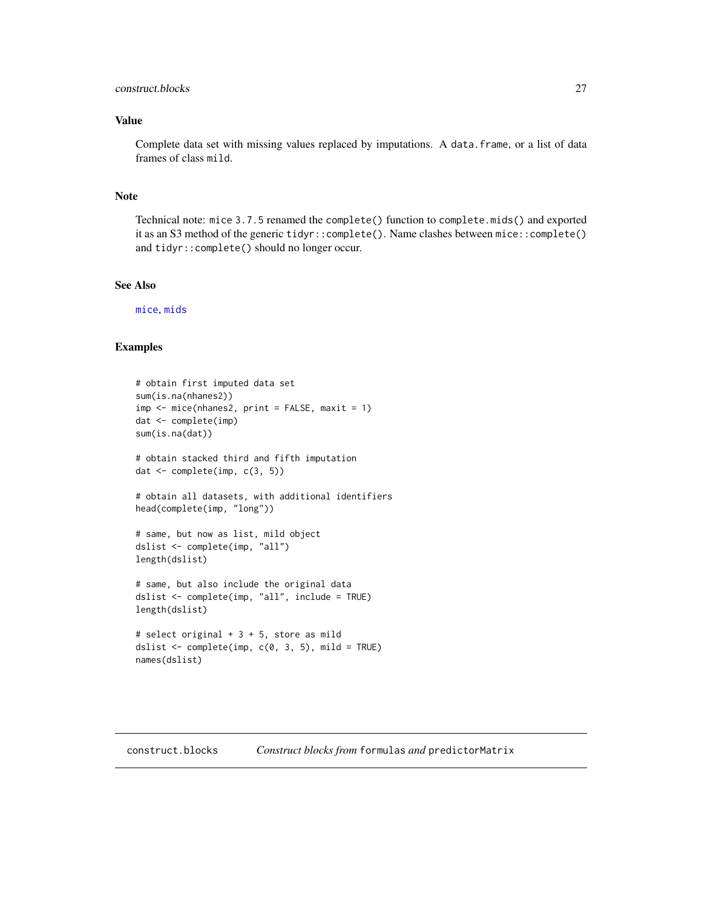## Value

Complete data set with missing values replaced by imputations. A `data.frame`, or a list of data frames of class `mild`.

## Note

Technical note: `mice` `3.7.5` renamed the `complete()` function to `complete.mids()` and exported it as an S3 method of the generic `tidyr::complete()`. Name clashes between `mice::complete()` and `tidyr::complete()` should no longer occur.

## See Also

`mice`, `mids`

## Examples

```
# obtain first imputed data set
sum(is.na(nhanes2))
imp <- mice(nhanes2, print = FALSE, maxit = 1)
dat <- complete(imp)
sum(is.na(dat))

# obtain stacked third and fifth imputation
dat <- complete(imp, c(3, 5))

# obtain all datasets, with additional identifiers
head(complete(imp, "long"))

# same, but now as list, mild object
dslist <- complete(imp, "all")
length(dslist)

# same, but also include the original data
dslist <- complete(imp, "all", include = TRUE)
length(dslist)

# select original + 3 + 5, store as mild
dslist <- complete(imp, c(0, 3, 5), mild = TRUE)
names(dslist)
```

---

# construct.blocks *Construct blocks from* `formulas` *and* `predictorMatrix`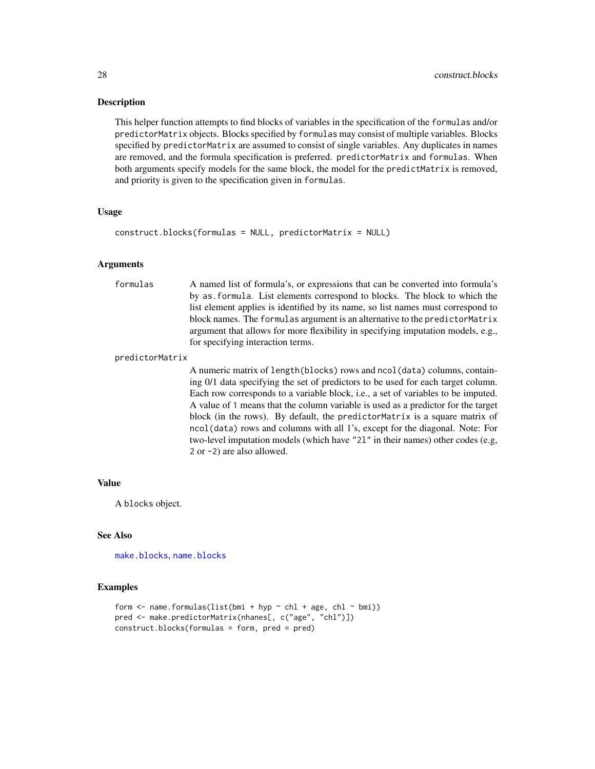## Description

This helper function attempts to find blocks of variables in the specification of the `formulas` and/or `predictorMatrix` objects. Blocks specified by `formulas` may consist of multiple variables. Blocks specified by `predictorMatrix` are assumed to consist of single variables. Any duplicates in names are removed, and the formula specification is preferred. `predictorMatrix` and `formulas`. When both arguments specify models for the same block, the model for the `predictMatrix` is removed, and priority is given to the specification given in `formulas`.

## Usage

```
construct.blocks(formulas = NULL, predictorMatrix = NULL)
```

## Arguments

`formulas` A named list of formula's, or expressions that can be converted into formula's by `as.formula`. List elements correspond to blocks. The block to which the list element applies is identified by its name, so list names must correspond to block names. The `formulas` argument is an alternative to the `predictorMatrix` argument that allows for more flexibility in specifying imputation models, e.g., for specifying interaction terms.

`predictorMatrix` A numeric matrix of `length(blocks)` rows and `ncol(data)` columns, containing 0/1 data specifying the set of predictors to be used for each target column. Each row corresponds to a variable block, i.e., a set of variables to be imputed. A value of `1` means that the column variable is used as a predictor for the target block (in the rows). By default, the `predictorMatrix` is a square matrix of `ncol(data)` rows and columns with all 1's, except for the diagonal. Note: For two-level imputation models (which have `"2l"` in their names) other codes (e.g, `2` or `-2`) are also allowed.

## Value

A `blocks` object.

## See Also

`make.blocks`, `name.blocks`

## Examples

```
form <- name.formulas(list(bmi + hyp ~ chl + age, chl ~ bmi))
pred <- make.predictorMatrix(nhanes[, c("age", "chl")])
construct.blocks(formulas = form, pred = pred)
```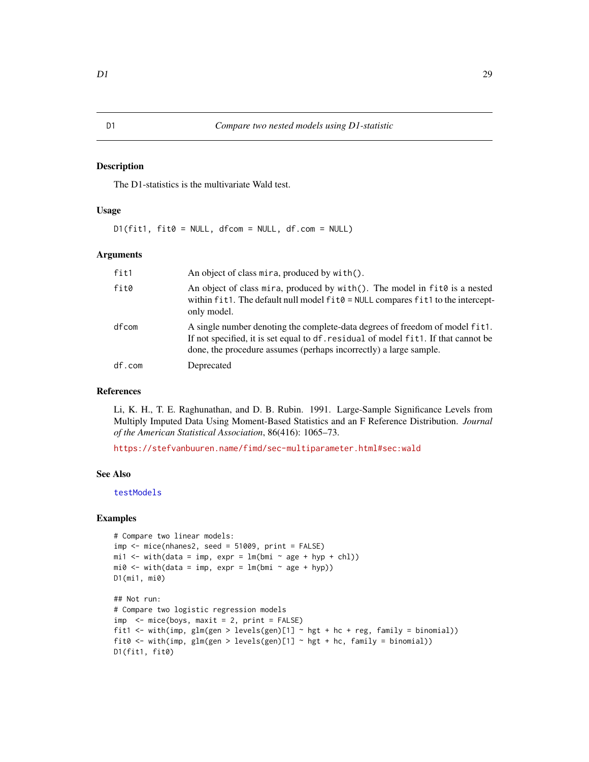# D1 — *Compare two nested models using D1-statistic*

## Description

The D1-statistics is the multivariate Wald test.

## Usage

```
D1(fit1, fit0 = NULL, dfcom = NULL, df.com = NULL)
```

## Arguments

| | |
|---|---|
| `fit1` | An object of class `mira`, produced by `with()`. |
| `fit0` | An object of class `mira`, produced by `with()`. The model in `fit0` is a nested within `fit1`. The default null model `fit0 = NULL` compares `fit1` to the intercept-only model. |
| `dfcom` | A single number denoting the complete-data degrees of freedom of model `fit1`. If not specified, it is set equal to `df.residual` of model `fit1`. If that cannot be done, the procedure assumes (perhaps incorrectly) a large sample. |
| `df.com` | Deprecated |

## References

Li, K. H., T. E. Raghunathan, and D. B. Rubin. 1991. Large-Sample Significance Levels from Multiply Imputed Data Using Moment-Based Statistics and an F Reference Distribution. *Journal of the American Statistical Association*, 86(416): 1065–73.

https://stefvanbuuren.name/fimd/sec-multiparameter.html#sec:wald

## See Also

`testModels`

## Examples

```
# Compare two linear models:
imp <- mice(nhanes2, seed = 51009, print = FALSE)
mi1 <- with(data = imp, expr = lm(bmi ~ age + hyp + chl))
mi0 <- with(data = imp, expr = lm(bmi ~ age + hyp))
D1(mi1, mi0)

## Not run:
# Compare two logistic regression models
imp  <- mice(boys, maxit = 2, print = FALSE)
fit1 <- with(imp, glm(gen > levels(gen)[1] ~ hgt + hc + reg, family = binomial))
fit0 <- with(imp, glm(gen > levels(gen)[1] ~ hgt + hc, family = binomial))
D1(fit1, fit0)
```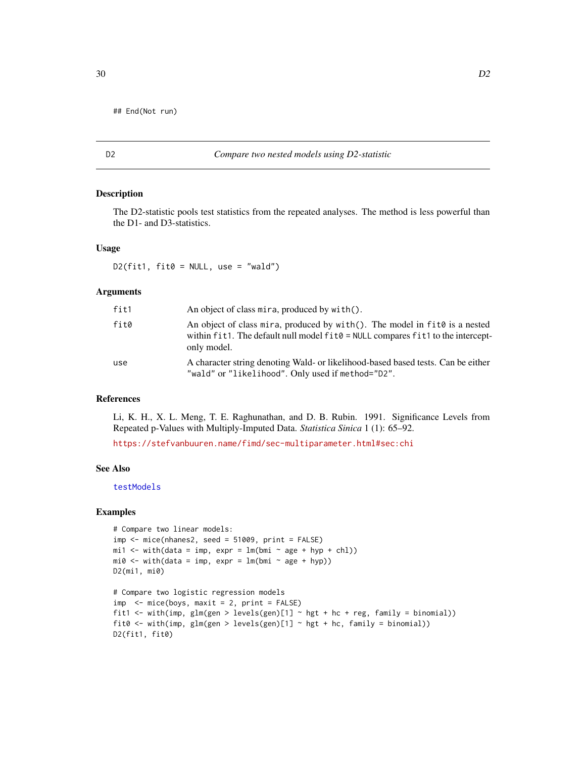```
## End(Not run)
```

## D2 — *Compare two nested models using D2-statistic*

### Description

The D2-statistic pools test statistics from the repeated analyses. The method is less powerful than the D1- and D3-statistics.

### Usage

```
D2(fit1, fit0 = NULL, use = "wald")
```

### Arguments

| | |
|---|---|
| `fit1` | An object of class `mira`, produced by `with()`. |
| `fit0` | An object of class `mira`, produced by `with()`. The model in `fit0` is a nested within `fit1`. The default null model `fit0 = NULL` compares `fit1` to the intercept-only model. |
| `use` | A character string denoting Wald- or likelihood-based based tests. Can be either `"wald"` or `"likelihood"`. Only used if `method="D2"`. |

### References

Li, K. H., X. L. Meng, T. E. Raghunathan, and D. B. Rubin. 1991. Significance Levels from Repeated p-Values with Multiply-Imputed Data. *Statistica Sinica* 1 (1): 65–92.

https://stefvanbuuren.name/fimd/sec-multiparameter.html#sec:chi

### See Also

testModels

### Examples

```
# Compare two linear models:
imp <- mice(nhanes2, seed = 51009, print = FALSE)
mi1 <- with(data = imp, expr = lm(bmi ~ age + hyp + chl))
mi0 <- with(data = imp, expr = lm(bmi ~ age + hyp))
D2(mi1, mi0)

# Compare two logistic regression models
imp  <- mice(boys, maxit = 2, print = FALSE)
fit1 <- with(imp, glm(gen > levels(gen)[1] ~ hgt + hc + reg, family = binomial))
fit0 <- with(imp, glm(gen > levels(gen)[1] ~ hgt + hc, family = binomial))
D2(fit1, fit0)
```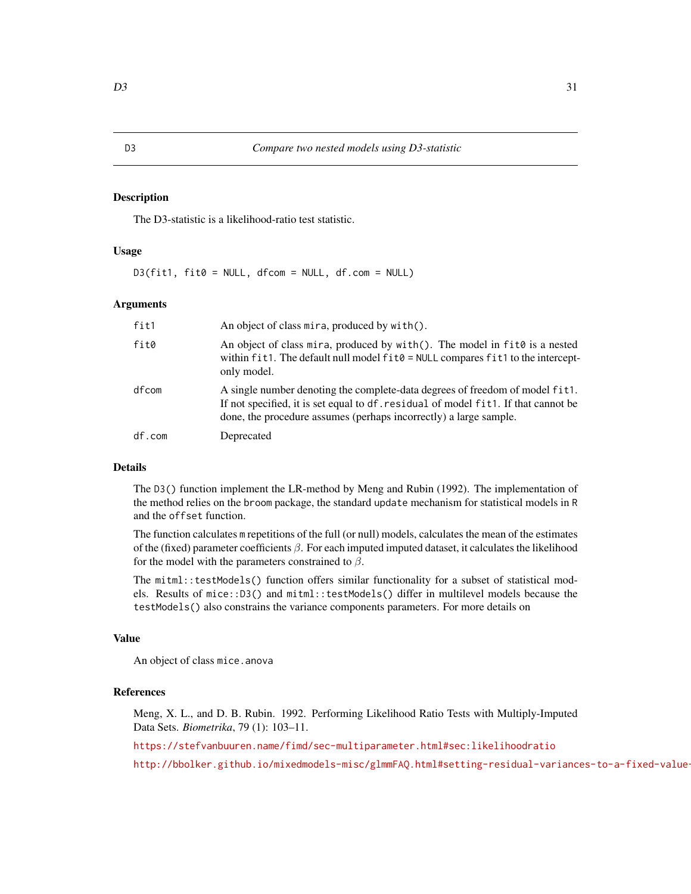## D3 — *Compare two nested models using D3-statistic*

### Description

The D3-statistic is a likelihood-ratio test statistic.

### Usage

```
D3(fit1, fit0 = NULL, dfcom = NULL, df.com = NULL)
```

### Arguments

| | |
|---|---|
| `fit1` | An object of class `mira`, produced by `with()`. |
| `fit0` | An object of class `mira`, produced by `with()`. The model in `fit0` is a nested within `fit1`. The default null model `fit0 = NULL` compares `fit1` to the intercept-only model. |
| `dfcom` | A single number denoting the complete-data degrees of freedom of model `fit1`. If not specified, it is set equal to `df.residual` of model `fit1`. If that cannot be done, the procedure assumes (perhaps incorrectly) a large sample. |
| `df.com` | Deprecated |

### Details

The `D3()` function implement the LR-method by Meng and Rubin (1992). The implementation of the method relies on the `broom` package, the standard `update` mechanism for statistical models in R and the `offset` function.

The function calculates m repetitions of the full (or null) models, calculates the mean of the estimates of the (fixed) parameter coefficients $\beta$. For each imputed imputed dataset, it calculates the likelihood for the model with the parameters constrained to $\beta$.

The `mitml::testModels()` function offers similar functionality for a subset of statistical models. Results of `mice::D3()` and `mitml::testModels()` differ in multilevel models because the `testModels()` also constrains the variance components parameters. For more details on

### Value

An object of class `mice.anova`

### References

Meng, X. L., and D. B. Rubin. 1992. Performing Likelihood Ratio Tests with Multiply-Imputed Data Sets. *Biometrika*, 79 (1): 103–11.

https://stefvanbuuren.name/fimd/sec-multiparameter.html#sec:likelihoodratio

http://bbolker.github.io/mixedmodels-misc/glmmFAQ.html#setting-residual-variances-to-a-fixed-value-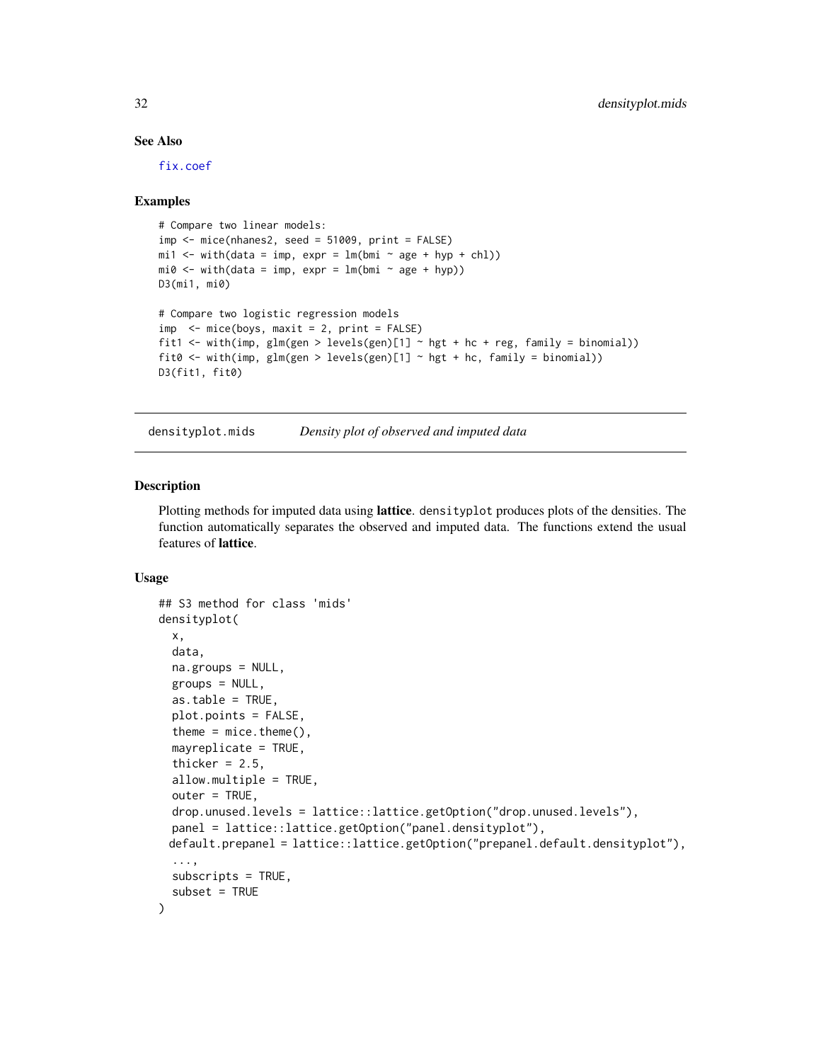### See Also

fix.coef

### Examples

```
# Compare two linear models:
imp <- mice(nhanes2, seed = 51009, print = FALSE)
mi1 <- with(data = imp, expr = lm(bmi ~ age + hyp + chl))
mi0 <- with(data = imp, expr = lm(bmi ~ age + hyp))
D3(mi1, mi0)

# Compare two logistic regression models
imp  <- mice(boys, maxit = 2, print = FALSE)
fit1 <- with(imp, glm(gen > levels(gen)[1] ~ hgt + hc + reg, family = binomial))
fit0 <- with(imp, glm(gen > levels(gen)[1] ~ hgt + hc, family = binomial))
D3(fit1, fit0)
```

---

## densityplot.mids — *Density plot of observed and imputed data*

### Description

Plotting methods for imputed data using **lattice**. `densityplot` produces plots of the densities. The function automatically separates the observed and imputed data. The functions extend the usual features of **lattice**.

### Usage

```
## S3 method for class 'mids'
densityplot(
  x,
  data,
  na.groups = NULL,
  groups = NULL,
  as.table = TRUE,
  plot.points = FALSE,
  theme = mice.theme(),
  mayreplicate = TRUE,
  thicker = 2.5,
  allow.multiple = TRUE,
  outer = TRUE,
  drop.unused.levels = lattice::lattice.getOption("drop.unused.levels"),
  panel = lattice::lattice.getOption("panel.densityplot"),
 default.prepanel = lattice::lattice.getOption("prepanel.default.densityplot"),
  ...,
  subscripts = TRUE,
  subset = TRUE
)
```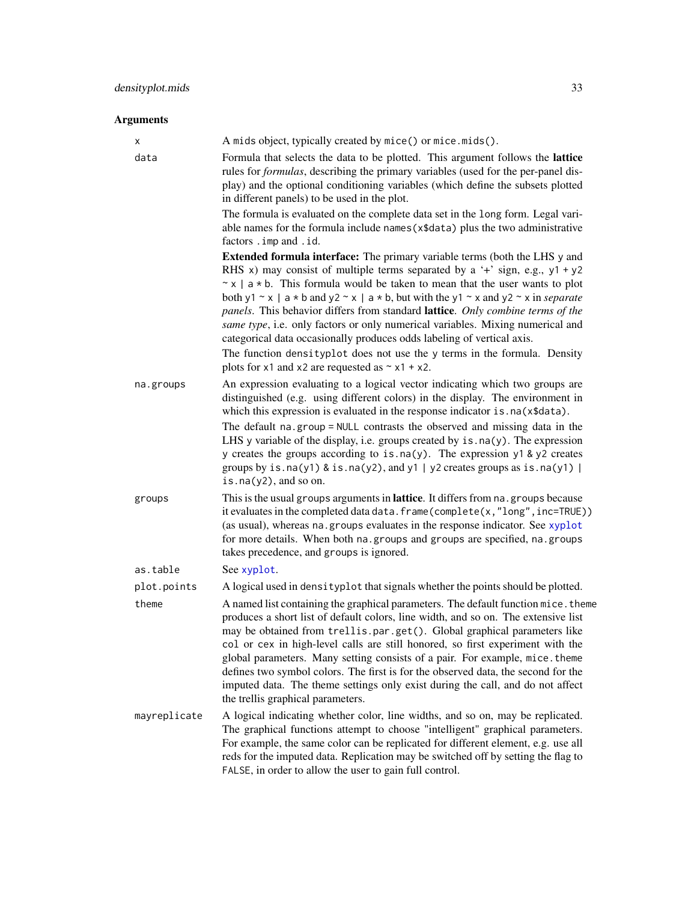### Arguments

| | |
|---|---|
| `x` | A `mids` object, typically created by `mice()` or `mice.mids()`. |
| `data` | Formula that selects the data to be plotted. This argument follows the **lattice** rules for *formulas*, describing the primary variables (used for the per-panel display) and the optional conditioning variables (which define the subsets plotted in different panels) to be used in the plot.<br><br>The formula is evaluated on the complete data set in the `long` form. Legal variable names for the formula include `names(x$data)` plus the two administrative factors `.imp` and `.id`.<br><br>**Extended formula interface:** The primary variable terms (both the LHS `y` and RHS `x`) may consist of multiple terms separated by a '+' sign, e.g., `y1 + y2 ~ x | a * b`. This formula would be taken to mean that the user wants to plot both `y1 ~ x | a * b` and `y2 ~ x | a * b`, but with the `y1 ~ x` and `y2 ~ x` in *separate panels*. This behavior differs from standard **lattice**. *Only combine terms of the same type*, i.e. only factors or only numerical variables. Mixing numerical and categorical data occasionally produces odds labeling of vertical axis.<br><br>The function `densityplot` does not use the `y` terms in the formula. Density plots for `x1` and `x2` are requested as `~ x1 + x2`. |
| `na.groups` | An expression evaluating to a logical vector indicating which two groups are distinguished (e.g. using different colors) in the display. The environment in which this expression is evaluated in the response indicator `is.na(x$data)`.<br><br>The default `na.group = NULL` contrasts the observed and missing data in the LHS `y` variable of the display, i.e. groups created by `is.na(y)`. The expression `y` creates the groups according to `is.na(y)`. The expression `y1 & y2` creates groups by `is.na(y1) & is.na(y2)`, and `y1 \| y2` creates groups as `is.na(y1) \| is.na(y2)`, and so on. |
| `groups` | This is the usual `groups` arguments in **lattice**. It differs from `na.groups` because it evaluates in the completed data `data.frame(complete(x,"long",inc=TRUE))` (as usual), whereas `na.groups` evaluates in the response indicator. See `xyplot` for more details. When both `na.groups` and `groups` are specified, `na.groups` takes precedence, and `groups` is ignored. |
| `as.table` | See `xyplot`. |
| `plot.points` | A logical used in `densityplot` that signals whether the points should be plotted. |
| `theme` | A named list containing the graphical parameters. The default function `mice.theme` produces a short list of default colors, line width, and so on. The extensive list may be obtained from `trellis.par.get()`. Global graphical parameters like `col` or `cex` in high-level calls are still honored, so first experiment with the global parameters. Many setting consists of a pair. For example, `mice.theme` defines two symbol colors. The first is for the observed data, the second for the imputed data. The theme settings only exist during the call, and do not affect the trellis graphical parameters. |
| `mayreplicate` | A logical indicating whether color, line widths, and so on, may be replicated. The graphical functions attempt to choose "intelligent" graphical parameters. For example, the same color can be replicated for different element, e.g. use all reds for the imputed data. Replication may be switched off by setting the flag to `FALSE`, in order to allow the user to gain full control. |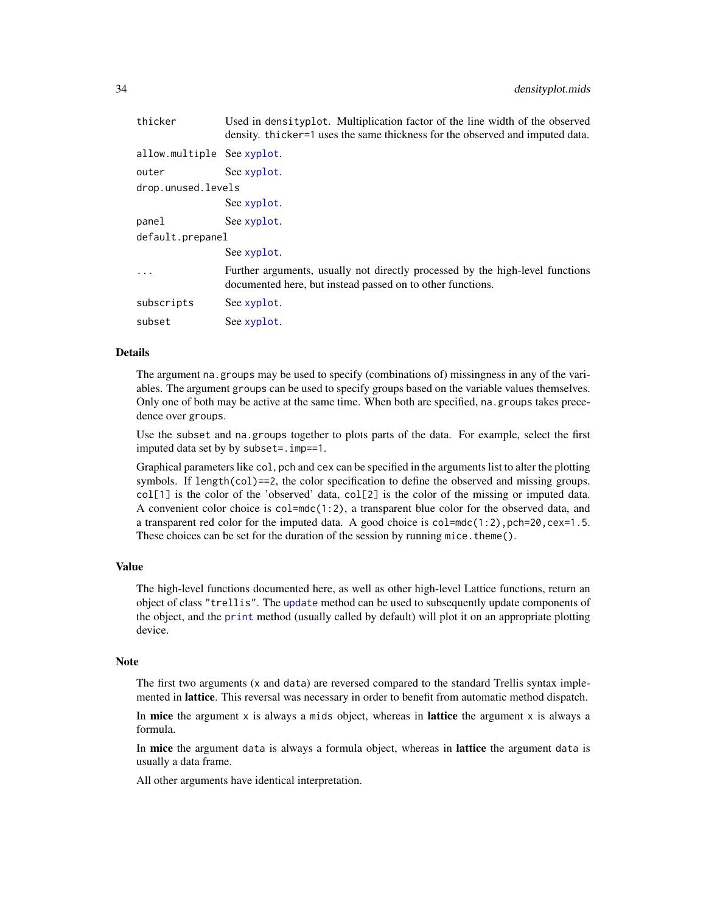| | |
|---|---|
| thicker | Used in densityplot. Multiplication factor of the line width of the observed density. thicker=1 uses the same thickness for the observed and imputed data. |
| allow.multiple | See xyplot. |
| outer | See xyplot. |
| drop.unused.levels | See xyplot. |
| panel | See xyplot. |
| default.prepanel | See xyplot. |
| ... | Further arguments, usually not directly processed by the high-level functions documented here, but instead passed on to other functions. |
| subscripts | See xyplot. |
| subset | See xyplot. |

### Details

The argument `na.groups` may be used to specify (combinations of) missingness in any of the variables. The argument `groups` can be used to specify groups based on the variable values themselves. Only one of both may be active at the same time. When both are specified, `na.groups` takes precedence over `groups`.

Use the `subset` and `na.groups` together to plots parts of the data. For example, select the first imputed data set by by `subset=.imp==1`.

Graphical parameters like `col`, `pch` and `cex` can be specified in the arguments list to alter the plotting symbols. If `length(col)==2`, the color specification to define the observed and missing groups. `col[1]` is the color of the 'observed' data, `col[2]` is the color of the missing or imputed data. A convenient color choice is `col=mdc(1:2)`, a transparent blue color for the observed data, and a transparent red color for the imputed data. A good choice is `col=mdc(1:2),pch=20,cex=1.5`. These choices can be set for the duration of the session by running `mice.theme()`.

### Value

The high-level functions documented here, as well as other high-level Lattice functions, return an object of class `"trellis"`. The `update` method can be used to subsequently update components of the object, and the `print` method (usually called by default) will plot it on an appropriate plotting device.

### Note

The first two arguments (`x` and `data`) are reversed compared to the standard Trellis syntax implemented in **lattice**. This reversal was necessary in order to benefit from automatic method dispatch.

In **mice** the argument `x` is always a `mids` object, whereas in **lattice** the argument `x` is always a formula.

In **mice** the argument `data` is always a formula object, whereas in **lattice** the argument `data` is usually a data frame.

All other arguments have identical interpretation.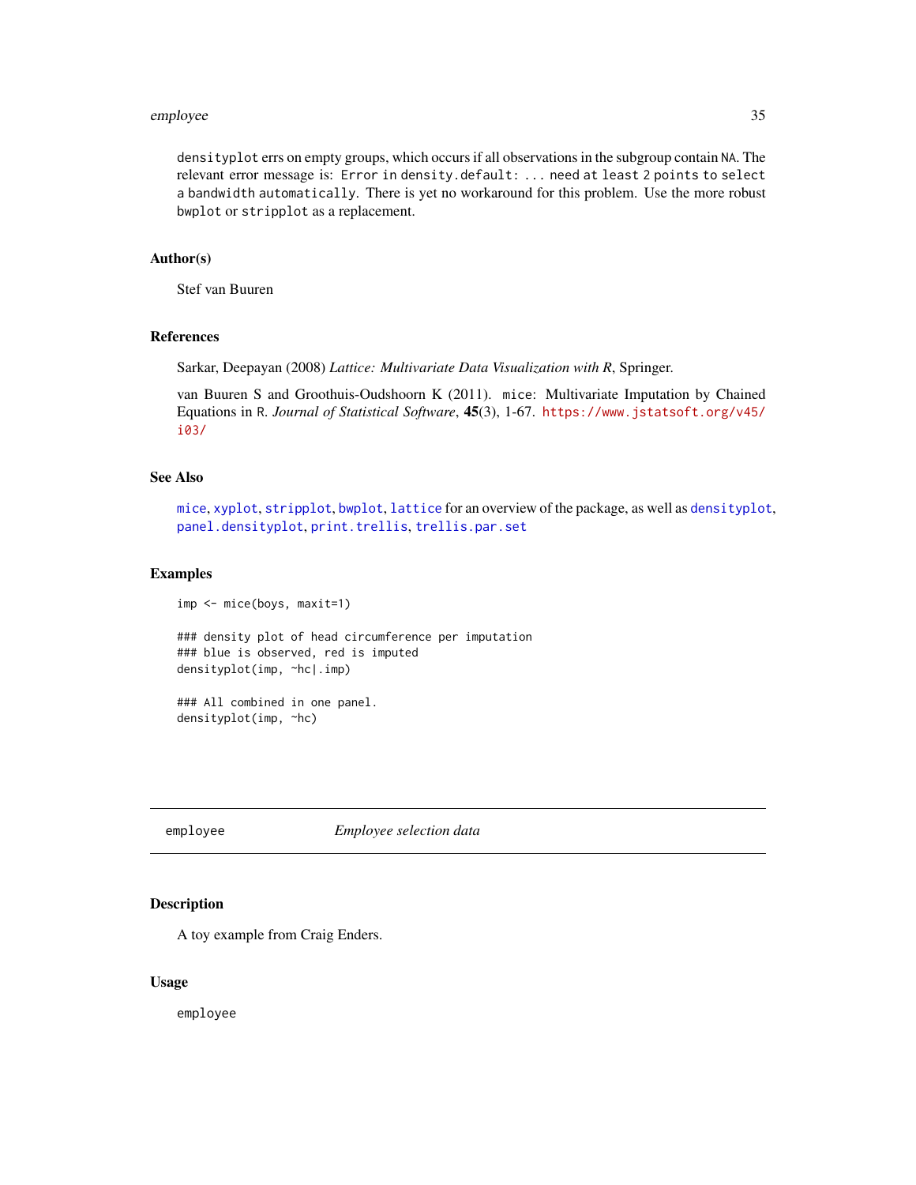densityplot errs on empty groups, which occurs if all observations in the subgroup contain NA. The relevant error message is: Error in density.default: ... need at least 2 points to select a bandwidth automatically. There is yet no workaround for this problem. Use the more robust bwplot or stripplot as a replacement.

### Author(s)

Stef van Buuren

### References

Sarkar, Deepayan (2008) *Lattice: Multivariate Data Visualization with R*, Springer.

van Buuren S and Groothuis-Oudshoorn K (2011). mice: Multivariate Imputation by Chained Equations in R. *Journal of Statistical Software*, **45**(3), 1-67. https://www.jstatsoft.org/v45/i03/

### See Also

mice, xyplot, stripplot, bwplot, lattice for an overview of the package, as well as densityplot, panel.densityplot, print.trellis, trellis.par.set

### Examples

```
imp <- mice(boys, maxit=1)

### density plot of head circumference per imputation
### blue is observed, red is imputed
densityplot(imp, ~hc|.imp)

### All combined in one panel.
densityplot(imp, ~hc)
```

---

## employee    *Employee selection data*

### Description

A toy example from Craig Enders.

### Usage

```
employee
```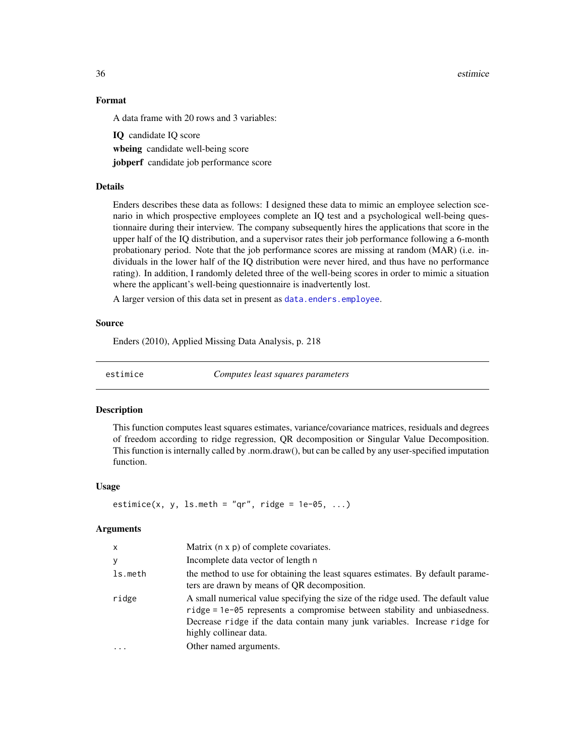### Format

A data frame with 20 rows and 3 variables:

**IQ** candidate IQ score

**wbeing** candidate well-being score

**jobperf** candidate job performance score

### Details

Enders describes these data as follows: I designed these data to mimic an employee selection scenario in which prospective employees complete an IQ test and a psychological well-being questionnaire during their interview. The company subsequently hires the applications that score in the upper half of the IQ distribution, and a supervisor rates their job performance following a 6-month probationary period. Note that the job performance scores are missing at random (MAR) (i.e. individuals in the lower half of the IQ distribution were never hired, and thus have no performance rating). In addition, I randomly deleted three of the well-being scores in order to mimic a situation where the applicant's well-being questionnaire is inadvertently lost.

A larger version of this data set in present as `data.enders.employee`.

### Source

Enders (2010), Applied Missing Data Analysis, p. 218

---

## estimice — *Computes least squares parameters*

### Description

This function computes least squares estimates, variance/covariance matrices, residuals and degrees of freedom according to ridge regression, QR decomposition or Singular Value Decomposition. This function is internally called by .norm.draw(), but can be called by any user-specified imputation function.

### Usage

```
estimice(x, y, ls.meth = "qr", ridge = 1e-05, ...)
```

### Arguments

| | |
|---|---|
| `x` | Matrix (`n x p`) of complete covariates. |
| `y` | Incomplete data vector of length `n` |
| `ls.meth` | the method to use for obtaining the least squares estimates. By default parameters are drawn by means of QR decomposition. |
| `ridge` | A small numerical value specifying the size of the ridge used. The default value `ridge = 1e-05` represents a compromise between stability and unbiasedness. Decrease `ridge` if the data contain many junk variables. Increase `ridge` for highly collinear data. |
| `...` | Other named arguments. |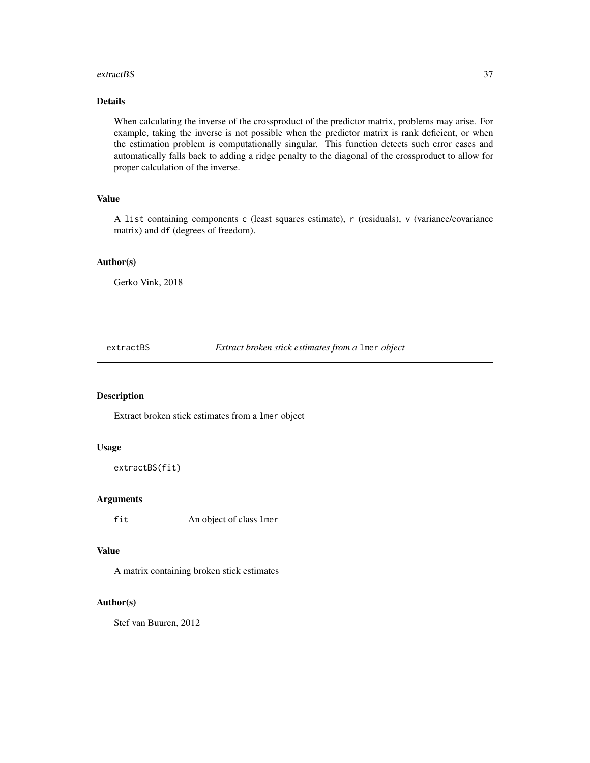### Details

When calculating the inverse of the crossproduct of the predictor matrix, problems may arise. For example, taking the inverse is not possible when the predictor matrix is rank deficient, or when the estimation problem is computationally singular. This function detects such error cases and automatically falls back to adding a ridge penalty to the diagonal of the crossproduct to allow for proper calculation of the inverse.

### Value

A `list` containing components `c` (least squares estimate), `r` (residuals), `v` (variance/covariance matrix) and `df` (degrees of freedom).

### Author(s)

Gerko Vink, 2018

---

## `extractBS` — *Extract broken stick estimates from a* `lmer` *object*

---

### Description

Extract broken stick estimates from a `lmer` object

### Usage

```
extractBS(fit)
```

### Arguments

| | |
|---|---|
| `fit` | An object of class `lmer` |

### Value

A matrix containing broken stick estimates

### Author(s)

Stef van Buuren, 2012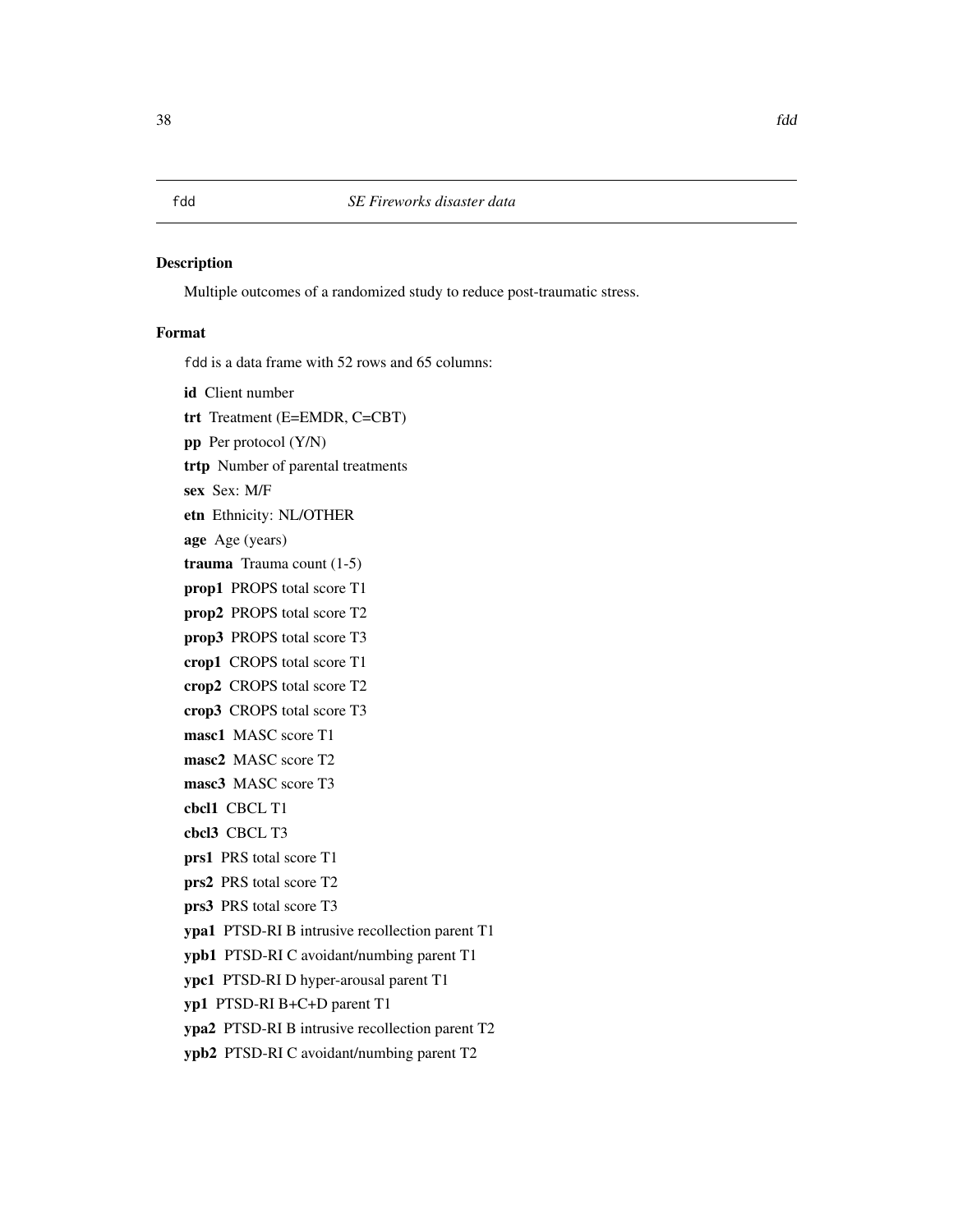`fdd` *SE Fireworks disaster data*

## Description

Multiple outcomes of a randomized study to reduce post-traumatic stress.

## Format

`fdd` is a data frame with 52 rows and 65 columns:

**id** Client number

**trt** Treatment (E=EMDR, C=CBT)

**pp** Per protocol (Y/N)

**trtp** Number of parental treatments

**sex** Sex: M/F

**etn** Ethnicity: NL/OTHER

**age** Age (years)

**trauma** Trauma count (1-5)

**prop1** PROPS total score T1

**prop2** PROPS total score T2

**prop3** PROPS total score T3

**crop1** CROPS total score T1

**crop2** CROPS total score T2

**crop3** CROPS total score T3

**masc1** MASC score T1

**masc2** MASC score T2

**masc3** MASC score T3

**cbcl1** CBCL T1

**cbcl3** CBCL T3

**prs1** PRS total score T1

**prs2** PRS total score T2

**prs3** PRS total score T3

**ypa1** PTSD-RI B intrusive recollection parent T1

**ypb1** PTSD-RI C avoidant/numbing parent T1

**ypc1** PTSD-RI D hyper-arousal parent T1

**yp1** PTSD-RI B+C+D parent T1

**ypa2** PTSD-RI B intrusive recollection parent T2

**ypb2** PTSD-RI C avoidant/numbing parent T2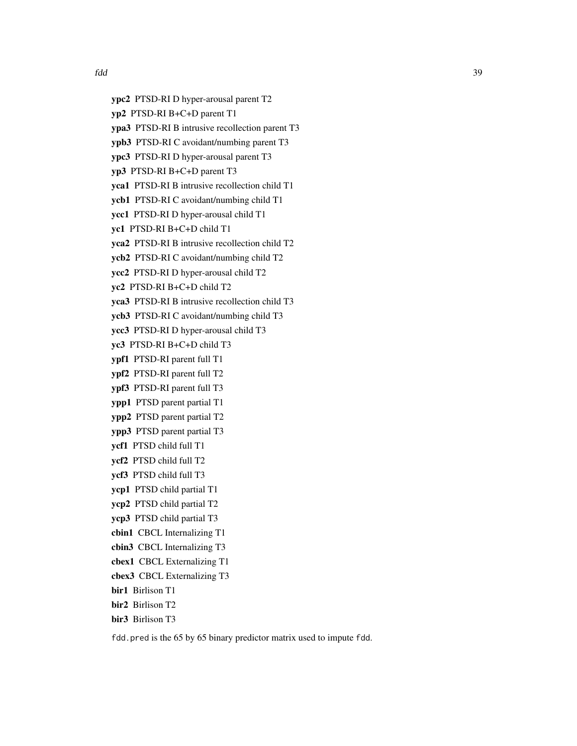**ypc2** PTSD-RI D hyper-arousal parent T2

**yp2** PTSD-RI B+C+D parent T1

**ypa3** PTSD-RI B intrusive recollection parent T3

**ypb3** PTSD-RI C avoidant/numbing parent T3

**ypc3** PTSD-RI D hyper-arousal parent T3

**yp3** PTSD-RI B+C+D parent T3

**yca1** PTSD-RI B intrusive recollection child T1

**ycb1** PTSD-RI C avoidant/numbing child T1

**ycc1** PTSD-RI D hyper-arousal child T1

**yc1** PTSD-RI B+C+D child T1

**yca2** PTSD-RI B intrusive recollection child T2

**ycb2** PTSD-RI C avoidant/numbing child T2

**ycc2** PTSD-RI D hyper-arousal child T2

**yc2** PTSD-RI B+C+D child T2

**yca3** PTSD-RI B intrusive recollection child T3

**ycb3** PTSD-RI C avoidant/numbing child T3

**ycc3** PTSD-RI D hyper-arousal child T3

**yc3** PTSD-RI B+C+D child T3

**ypf1** PTSD-RI parent full T1

**ypf2** PTSD-RI parent full T2

**ypf3** PTSD-RI parent full T3

**ypp1** PTSD parent partial T1

**ypp2** PTSD parent partial T2

**ypp3** PTSD parent partial T3

**ycf1** PTSD child full T1

**ycf2** PTSD child full T2

**ycf3** PTSD child full T3

**ycp1** PTSD child partial T1

**ycp2** PTSD child partial T2

**ycp3** PTSD child partial T3

**cbin1** CBCL Internalizing T1

**cbin3** CBCL Internalizing T3

**cbex1** CBCL Externalizing T1

**cbex3** CBCL Externalizing T3

**bir1** Birlison T1

**bir2** Birlison T2

**bir3** Birlison T3

`fdd.pred` is the 65 by 65 binary predictor matrix used to impute `fdd`.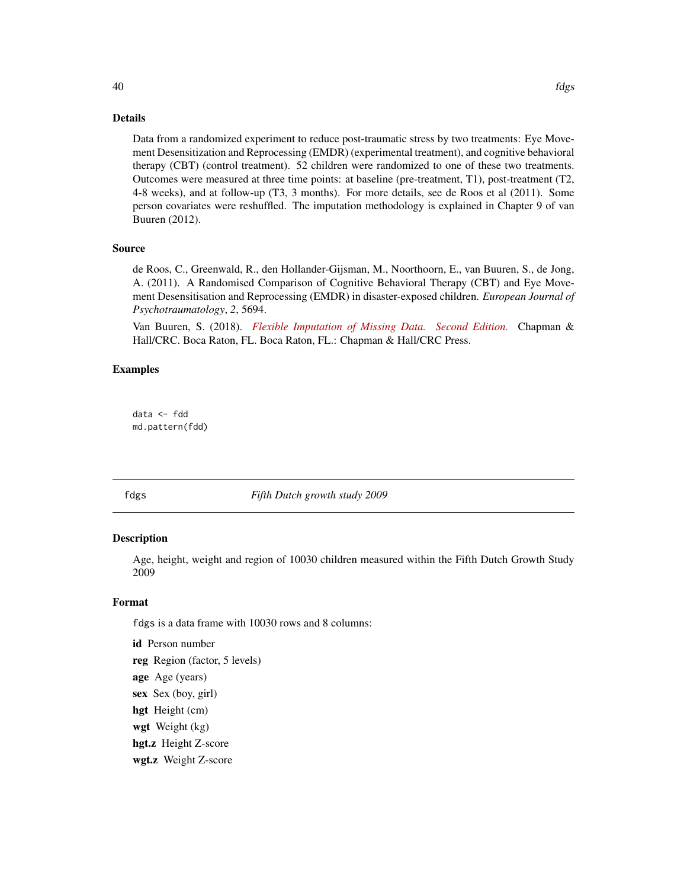## Details

Data from a randomized experiment to reduce post-traumatic stress by two treatments: Eye Movement Desensitization and Reprocessing (EMDR) (experimental treatment), and cognitive behavioral therapy (CBT) (control treatment). 52 children were randomized to one of these two treatments. Outcomes were measured at three time points: at baseline (pre-treatment, T1), post-treatment (T2, 4-8 weeks), and at follow-up (T3, 3 months). For more details, see de Roos et al (2011). Some person covariates were reshuffled. The imputation methodology is explained in Chapter 9 of van Buuren (2012).

## Source

de Roos, C., Greenwald, R., den Hollander-Gijsman, M., Noorthoorn, E., van Buuren, S., de Jong, A. (2011). A Randomised Comparison of Cognitive Behavioral Therapy (CBT) and Eye Movement Desensitisation and Reprocessing (EMDR) in disaster-exposed children. *European Journal of Psychotraumatology*, *2*, 5694.

Van Buuren, S. (2018). *Flexible Imputation of Missing Data. Second Edition.* Chapman & Hall/CRC. Boca Raton, FL. Boca Raton, FL.: Chapman & Hall/CRC Press.

## Examples

```
data <- fdd
md.pattern(fdd)
```

---

# fdgs — *Fifth Dutch growth study 2009*

## Description

Age, height, weight and region of 10030 children measured within the Fifth Dutch Growth Study 2009

## Format

`fdgs` is a data frame with 10030 rows and 8 columns:

**id** Person number

**reg** Region (factor, 5 levels)

**age** Age (years)

**sex** Sex (boy, girl)

**hgt** Height (cm)

**wgt** Weight (kg)

**hgt.z** Height Z-score

**wgt.z** Weight Z-score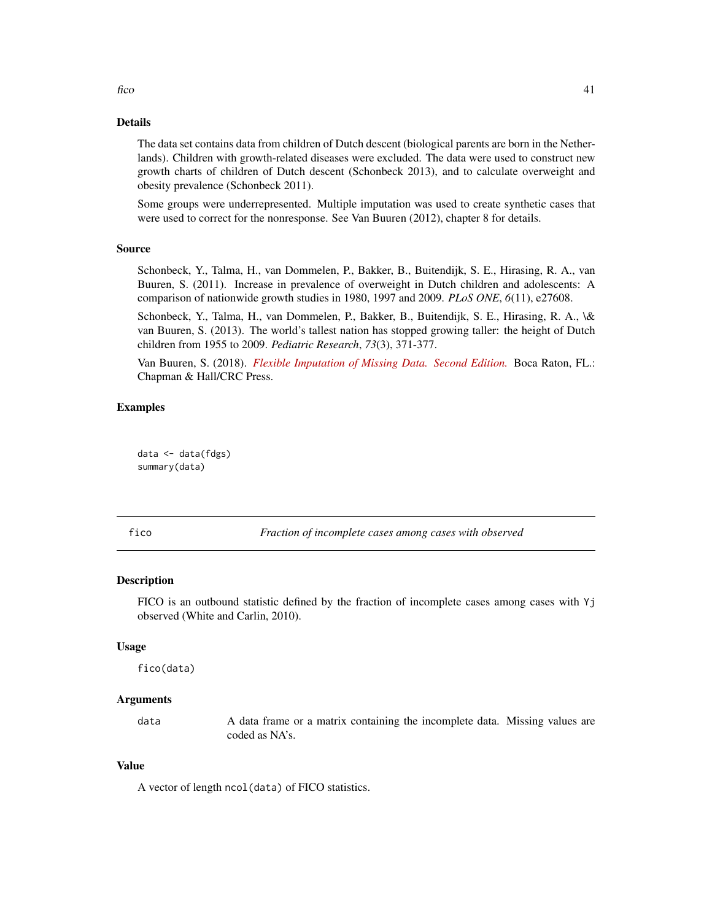### Details

The data set contains data from children of Dutch descent (biological parents are born in the Netherlands). Children with growth-related diseases were excluded. The data were used to construct new growth charts of children of Dutch descent (Schonbeck 2013), and to calculate overweight and obesity prevalence (Schonbeck 2011).

Some groups were underrepresented. Multiple imputation was used to create synthetic cases that were used to correct for the nonresponse. See Van Buuren (2012), chapter 8 for details.

### Source

Schonbeck, Y., Talma, H., van Dommelen, P., Bakker, B., Buitendijk, S. E., Hirasing, R. A., van Buuren, S. (2011). Increase in prevalence of overweight in Dutch children and adolescents: A comparison of nationwide growth studies in 1980, 1997 and 2009. *PLoS ONE*, *6*(11), e27608.

Schonbeck, Y., Talma, H., van Dommelen, P., Bakker, B., Buitendijk, S. E., Hirasing, R. A., \& van Buuren, S. (2013). The world's tallest nation has stopped growing taller: the height of Dutch children from 1955 to 2009. *Pediatric Research*, *73*(3), 371-377.

Van Buuren, S. (2018). *Flexible Imputation of Missing Data. Second Edition.* Boca Raton, FL.: Chapman & Hall/CRC Press.

### Examples

```
data <- data(fdgs)
summary(data)
```

---

## fico — *Fraction of incomplete cases among cases with observed*

### Description

FICO is an outbound statistic defined by the fraction of incomplete cases among cases with `Yj` observed (White and Carlin, 2010).

### Usage

```
fico(data)
```

### Arguments

| | |
|---|---|
| `data` | A data frame or a matrix containing the incomplete data. Missing values are coded as NA's. |

### Value

A vector of length `ncol(data)` of FICO statistics.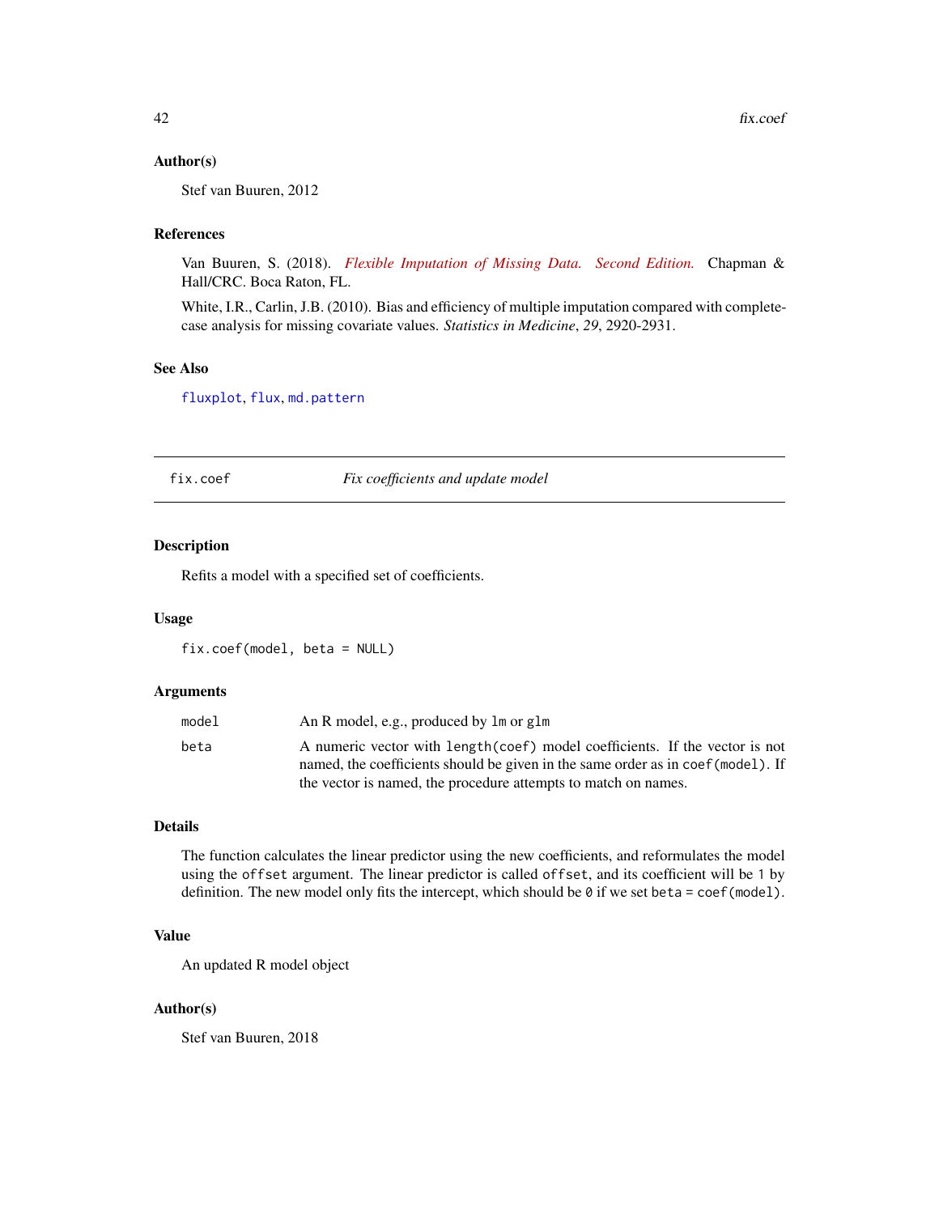### Author(s)

Stef van Buuren, 2012

### References

Van Buuren, S. (2018). *Flexible Imputation of Missing Data. Second Edition.* Chapman & Hall/CRC. Boca Raton, FL.

White, I.R., Carlin, J.B. (2010). Bias and efficiency of multiple imputation compared with complete-case analysis for missing covariate values. *Statistics in Medicine*, *29*, 2920-2931.

### See Also

`fluxplot`, `flux`, `md.pattern`

---

## fix.coef — *Fix coefficients and update model*

### Description

Refits a model with a specified set of coefficients.

### Usage

```
fix.coef(model, beta = NULL)
```

### Arguments

| | |
|---|---|
| `model` | An R model, e.g., produced by `lm` or `glm` |
| `beta` | A numeric vector with `length(coef)` model coefficients. If the vector is not named, the coefficients should be given in the same order as in `coef(model)`. If the vector is named, the procedure attempts to match on names. |

### Details

The function calculates the linear predictor using the new coefficients, and reformulates the model using the `offset` argument. The linear predictor is called `offset`, and its coefficient will be `1` by definition. The new model only fits the intercept, which should be `0` if we set `beta = coef(model)`.

### Value

An updated R model object

### Author(s)

Stef van Buuren, 2018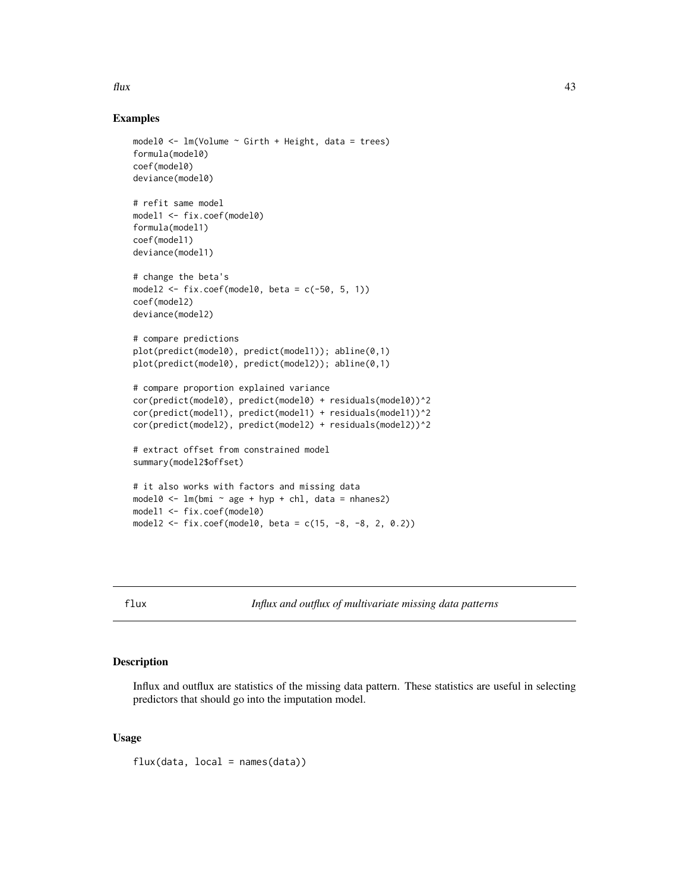## Examples

```
model0 <- lm(Volume ~ Girth + Height, data = trees)
formula(model0)
coef(model0)
deviance(model0)

# refit same model
model1 <- fix.coef(model0)
formula(model1)
coef(model1)
deviance(model1)

# change the beta's
model2 <- fix.coef(model0, beta = c(-50, 5, 1))
coef(model2)
deviance(model2)

# compare predictions
plot(predict(model0), predict(model1)); abline(0,1)
plot(predict(model0), predict(model2)); abline(0,1)

# compare proportion explained variance
cor(predict(model0), predict(model0) + residuals(model0))^2
cor(predict(model1), predict(model1) + residuals(model1))^2
cor(predict(model2), predict(model2) + residuals(model2))^2

# extract offset from constrained model
summary(model2$offset)

# it also works with factors and missing data
model0 <- lm(bmi ~ age + hyp + chl, data = nhanes2)
model1 <- fix.coef(model0)
model2 <- fix.coef(model0, beta = c(15, -8, -8, 2, 0.2))
```

---

# flux — *Influx and outflux of multivariate missing data patterns*

## Description

Influx and outflux are statistics of the missing data pattern. These statistics are useful in selecting predictors that should go into the imputation model.

## Usage

```
flux(data, local = names(data))
```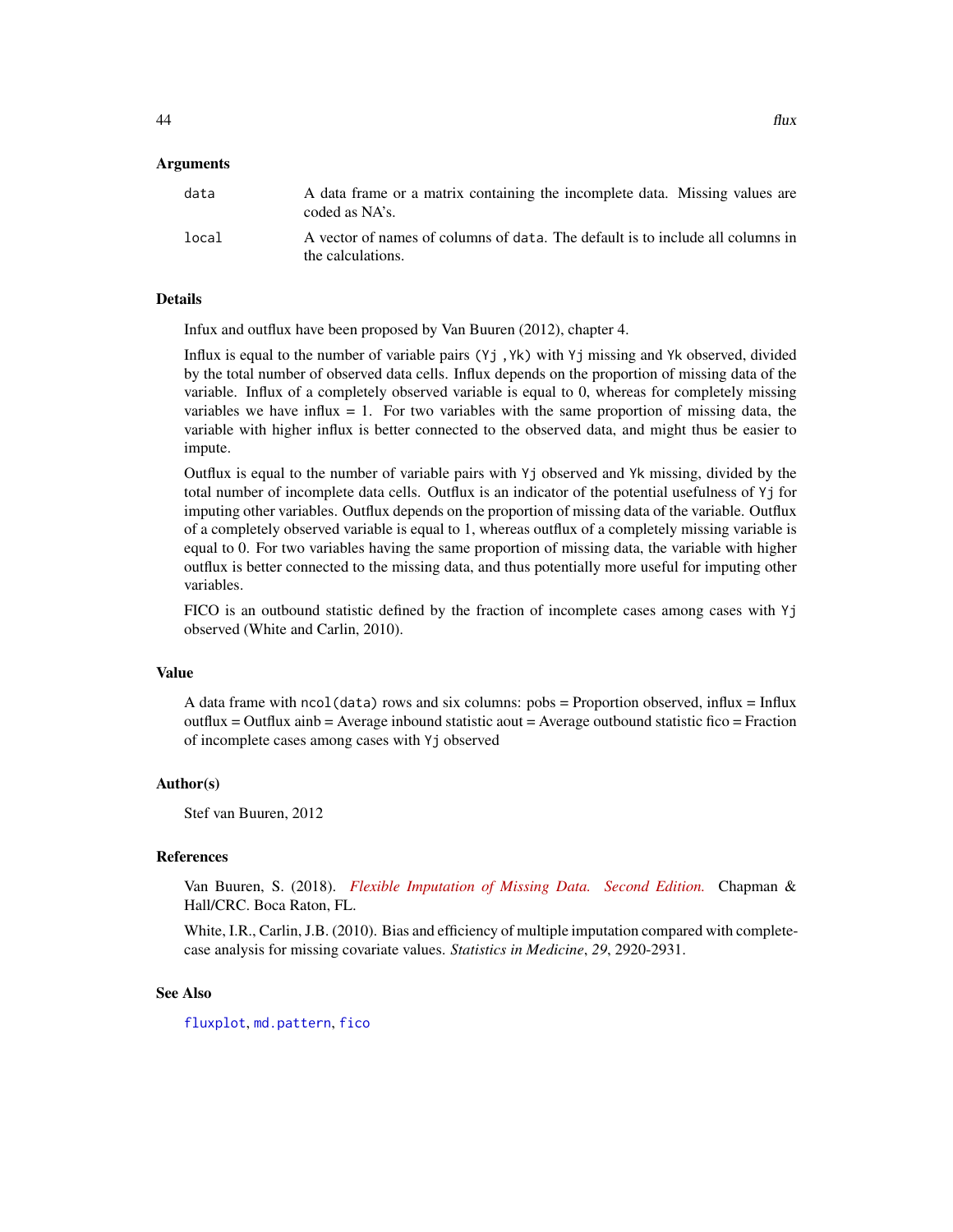## Arguments

| | |
|---|---|
| `data` | A data frame or a matrix containing the incomplete data. Missing values are coded as NA's. |
| `local` | A vector of names of columns of `data`. The default is to include all columns in the calculations. |

## Details

Infux and outflux have been proposed by Van Buuren (2012), chapter 4.

Influx is equal to the number of variable pairs `(Yj , Yk)` with `Yj` missing and `Yk` observed, divided by the total number of observed data cells. Influx depends on the proportion of missing data of the variable. Influx of a completely observed variable is equal to 0, whereas for completely missing variables we have influx = 1. For two variables with the same proportion of missing data, the variable with higher influx is better connected to the observed data, and might thus be easier to impute.

Outflux is equal to the number of variable pairs with `Yj` observed and `Yk` missing, divided by the total number of incomplete data cells. Outflux is an indicator of the potential usefulness of `Yj` for imputing other variables. Outflux depends on the proportion of missing data of the variable. Outflux of a completely observed variable is equal to 1, whereas outflux of a completely missing variable is equal to 0. For two variables having the same proportion of missing data, the variable with higher outflux is better connected to the missing data, and thus potentially more useful for imputing other variables.

FICO is an outbound statistic defined by the fraction of incomplete cases among cases with `Yj` observed (White and Carlin, 2010).

## Value

A data frame with `ncol(data)` rows and six columns: pobs = Proportion observed, influx = Influx outflux = Outflux ainb = Average inbound statistic aout = Average outbound statistic fico = Fraction of incomplete cases among cases with `Yj` observed

## Author(s)

Stef van Buuren, 2012

## References

Van Buuren, S. (2018). *Flexible Imputation of Missing Data. Second Edition.* Chapman & Hall/CRC. Boca Raton, FL.

White, I.R., Carlin, J.B. (2010). Bias and efficiency of multiple imputation compared with complete-case analysis for missing covariate values. *Statistics in Medicine*, *29*, 2920-2931.

## See Also

`fluxplot`, `md.pattern`, `fico`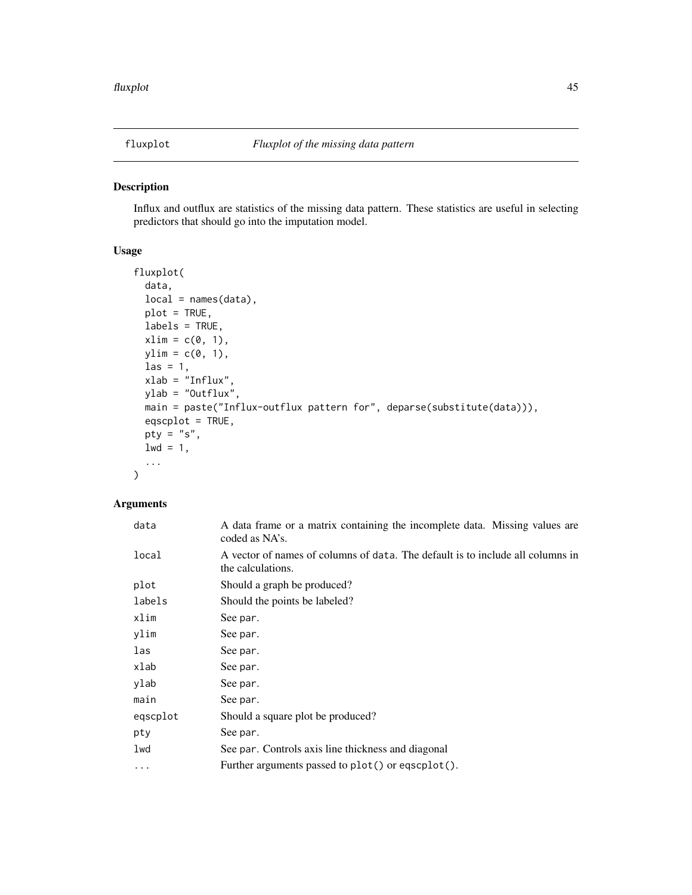# fluxplot — *Fluxplot of the missing data pattern*

## Description

Influx and outflux are statistics of the missing data pattern. These statistics are useful in selecting predictors that should go into the imputation model.

## Usage

```
fluxplot(
  data,
  local = names(data),
  plot = TRUE,
  labels = TRUE,
  xlim = c(0, 1),
  ylim = c(0, 1),
  las = 1,
  xlab = "Influx",
  ylab = "Outflux",
  main = paste("Influx-outflux pattern for", deparse(substitute(data))),
  eqscplot = TRUE,
  pty = "s",
  lwd = 1,
  ...
)
```

## Arguments

| Argument | Description |
|---|---|
| `data` | A data frame or a matrix containing the incomplete data. Missing values are coded as NA's. |
| `local` | A vector of names of columns of `data`. The default is to include all columns in the calculations. |
| `plot` | Should a graph be produced? |
| `labels` | Should the points be labeled? |
| `xlim` | See `par`. |
| `ylim` | See `par`. |
| `las` | See `par`. |
| `xlab` | See `par`. |
| `ylab` | See `par`. |
| `main` | See `par`. |
| `eqscplot` | Should a square plot be produced? |
| `pty` | See `par`. |
| `lwd` | See `par`. Controls axis line thickness and diagonal |
| `...` | Further arguments passed to `plot()` or `eqscplot()`. |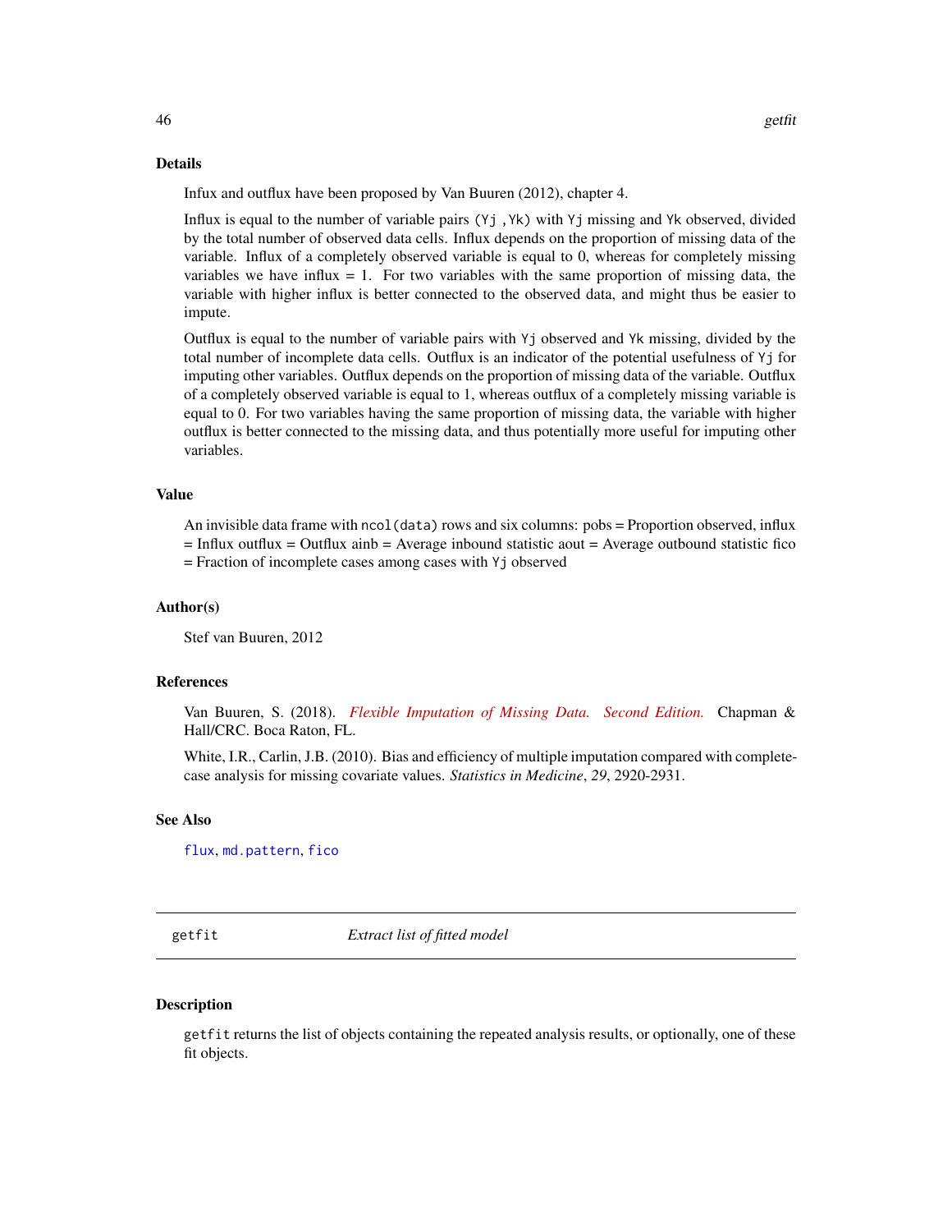## Details

Infux and outflux have been proposed by Van Buuren (2012), chapter 4.

Influx is equal to the number of variable pairs `(Yj , Yk)` with `Yj` missing and `Yk` observed, divided by the total number of observed data cells. Influx depends on the proportion of missing data of the variable. Influx of a completely observed variable is equal to 0, whereas for completely missing variables we have influx = 1. For two variables with the same proportion of missing data, the variable with higher influx is better connected to the observed data, and might thus be easier to impute.

Outflux is equal to the number of variable pairs with `Yj` observed and `Yk` missing, divided by the total number of incomplete data cells. Outflux is an indicator of the potential usefulness of `Yj` for imputing other variables. Outflux depends on the proportion of missing data of the variable. Outflux of a completely observed variable is equal to 1, whereas outflux of a completely missing variable is equal to 0. For two variables having the same proportion of missing data, the variable with higher outflux is better connected to the missing data, and thus potentially more useful for imputing other variables.

## Value

An invisible data frame with `ncol(data)` rows and six columns: pobs = Proportion observed, influx = Influx outflux = Outflux ainb = Average inbound statistic aout = Average outbound statistic fico = Fraction of incomplete cases among cases with `Yj` observed

## Author(s)

Stef van Buuren, 2012

## References

Van Buuren, S. (2018). *Flexible Imputation of Missing Data. Second Edition.* Chapman & Hall/CRC. Boca Raton, FL.

White, I.R., Carlin, J.B. (2010). Bias and efficiency of multiple imputation compared with complete-case analysis for missing covariate values. *Statistics in Medicine*, *29*, 2920-2931.

## See Also

`flux`, `md.pattern`, `fico`

---

# getfit — *Extract list of fitted model*

## Description

`getfit` returns the list of objects containing the repeated analysis results, or optionally, one of these fit objects.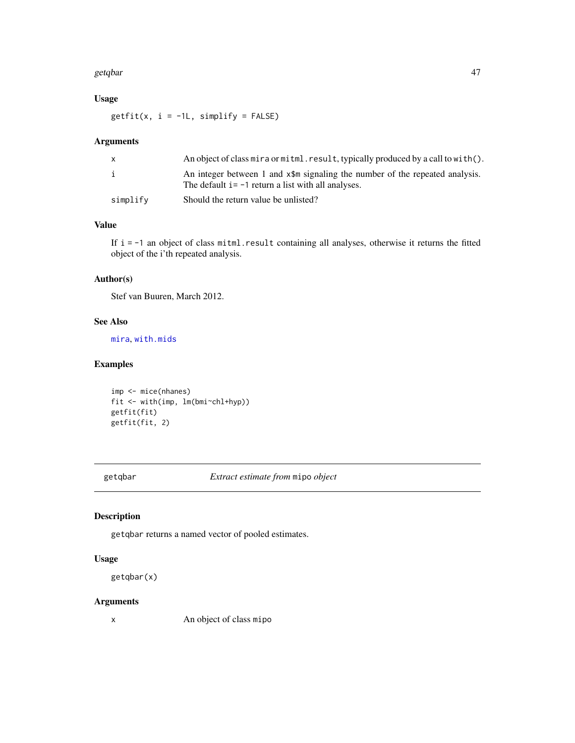### Usage

```
getfit(x, i = -1L, simplify = FALSE)
```

### Arguments

| | |
|---|---|
| x | An object of class `mira` or `mitml.result`, typically produced by a call to `with()`. |
| i | An integer between 1 and `x$m` signaling the number of the repeated analysis. The default `i= -1` return a list with all analyses. |
| simplify | Should the return value be unlisted? |

### Value

If `i = -1` an object of class `mitml.result` containing all analyses, otherwise it returns the fitted object of the i'th repeated analysis.

### Author(s)

Stef van Buuren, March 2012.

### See Also

`mira`, `with.mids`

### Examples

```
imp <- mice(nhanes)
fit <- with(imp, lm(bmi~chl+hyp))
getfit(fit)
getfit(fit, 2)
```

---

## getqbar — *Extract estimate from* `mipo` *object*

### Description

`getqbar` returns a named vector of pooled estimates.

### Usage

```
getqbar(x)
```

### Arguments

| | |
|---|---|
| x | An object of class `mipo` |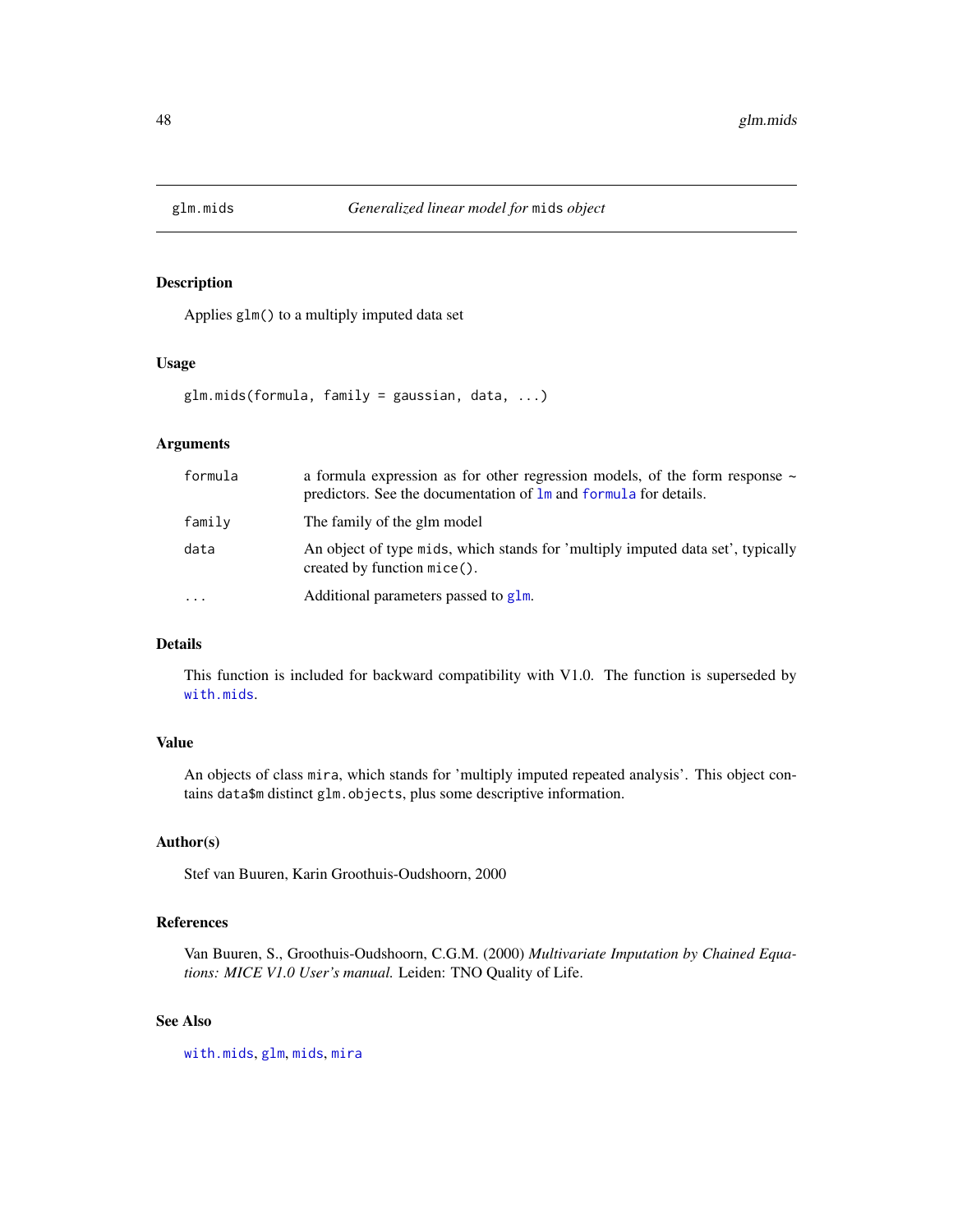# glm.mids — *Generalized linear model for* `mids` *object*

## Description

Applies `glm()` to a multiply imputed data set

## Usage

```
glm.mids(formula, family = gaussian, data, ...)
```

## Arguments

| | |
|---|---|
| `formula` | a formula expression as for other regression models, of the form response ~ predictors. See the documentation of `lm` and `formula` for details. |
| `family` | The family of the glm model |
| `data` | An object of type `mids`, which stands for 'multiply imputed data set', typically created by function `mice()`. |
| `...` | Additional parameters passed to `glm`. |

## Details

This function is included for backward compatibility with V1.0. The function is superseded by `with.mids`.

## Value

An objects of class `mira`, which stands for 'multiply imputed repeated analysis'. This object contains `data$m` distinct `glm.objects`, plus some descriptive information.

## Author(s)

Stef van Buuren, Karin Groothuis-Oudshoorn, 2000

## References

Van Buuren, S., Groothuis-Oudshoorn, C.G.M. (2000) *Multivariate Imputation by Chained Equations: MICE V1.0 User's manual.* Leiden: TNO Quality of Life.

## See Also

`with.mids`, `glm`, `mids`, `mira`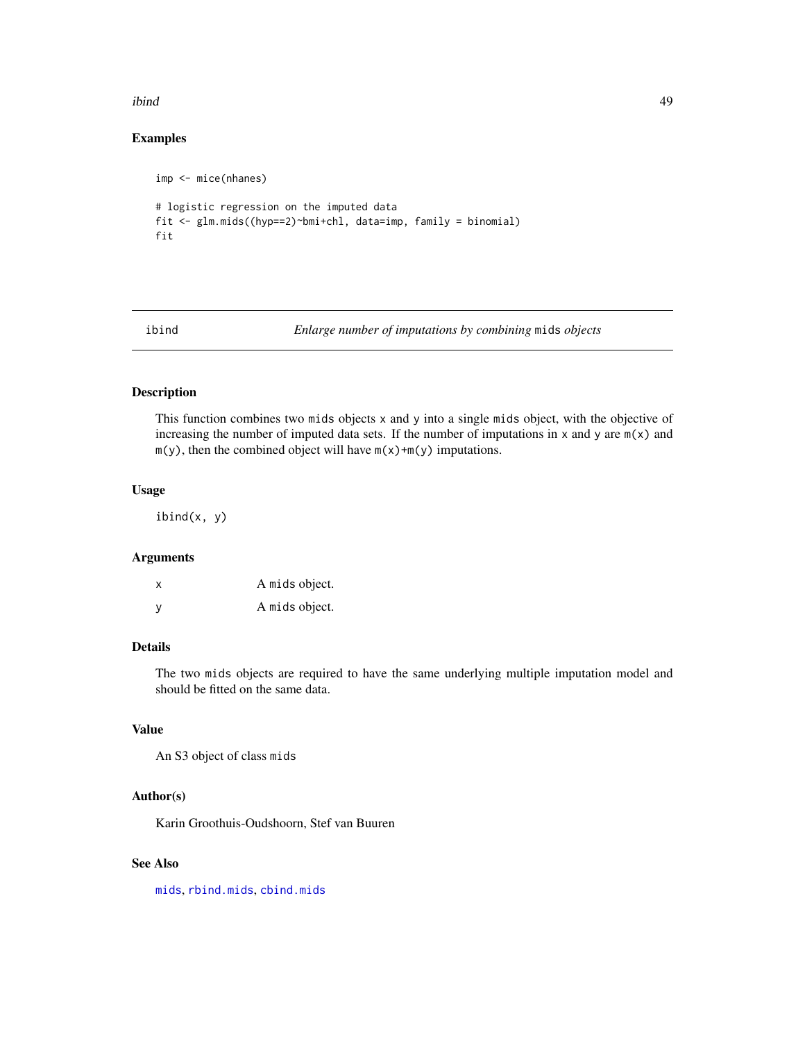### Examples

```
imp <- mice(nhanes)

# logistic regression on the imputed data
fit <- glm.mids((hyp==2)~bmi+chl, data=imp, family = binomial)
fit
```

---

## ibind — *Enlarge number of imputations by combining* `mids` *objects*

---

### Description

This function combines two `mids` objects `x` and `y` into a single `mids` object, with the objective of increasing the number of imputed data sets. If the number of imputations in `x` and `y` are `m(x)` and `m(y)`, then the combined object will have `m(x)+m(y)` imputations.

### Usage

```
ibind(x, y)
```

### Arguments

| | |
|---|---|
| x | A `mids` object. |
| y | A `mids` object. |

### Details

The two `mids` objects are required to have the same underlying multiple imputation model and should be fitted on the same data.

### Value

An S3 object of class `mids`

### Author(s)

Karin Groothuis-Oudshoorn, Stef van Buuren

### See Also

`mids`, `rbind.mids`, `cbind.mids`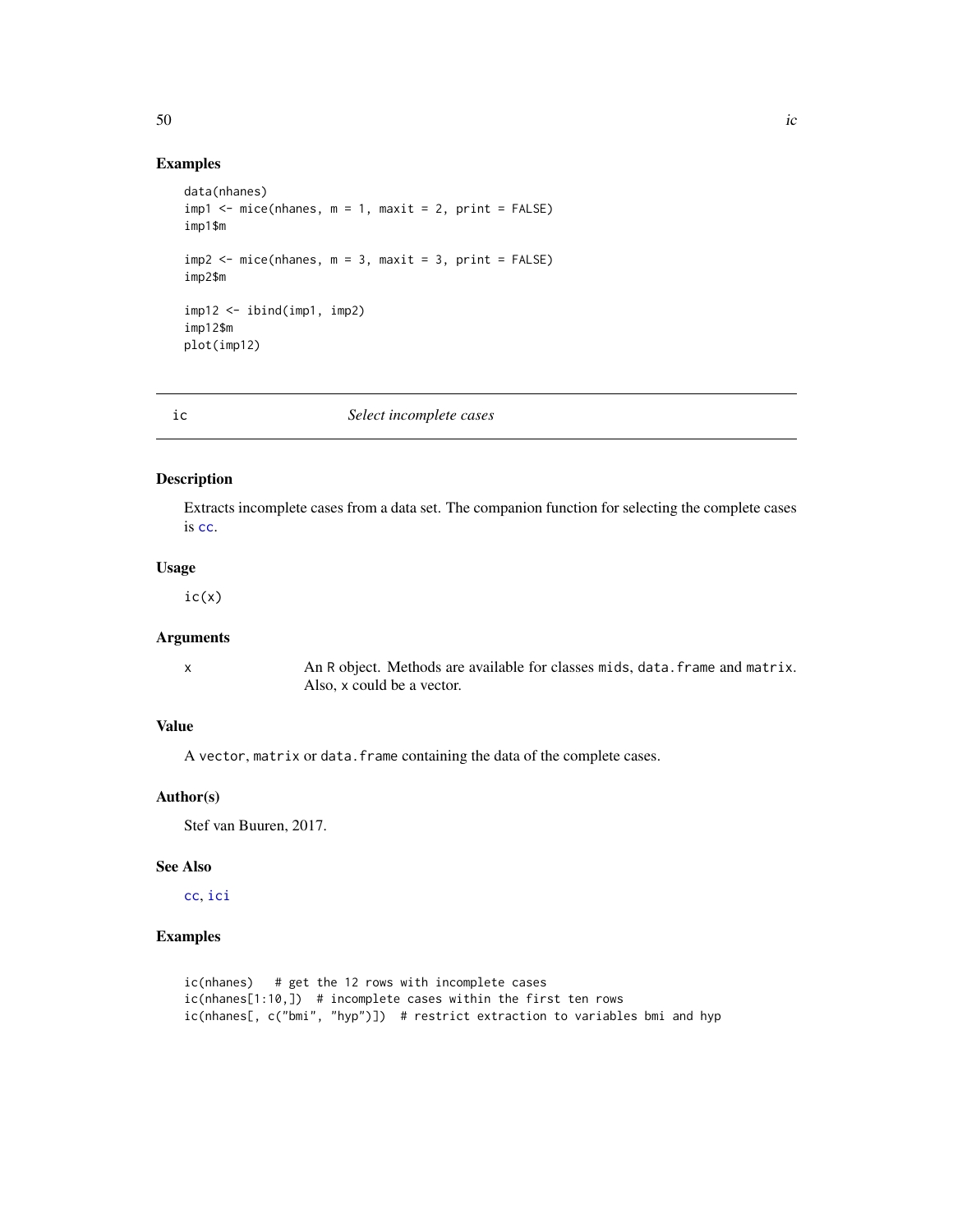## Examples

```
data(nhanes)
imp1 <- mice(nhanes, m = 1, maxit = 2, print = FALSE)
imp1$m

imp2 <- mice(nhanes, m = 3, maxit = 3, print = FALSE)
imp2$m

imp12 <- ibind(imp1, imp2)
imp12$m
plot(imp12)
```

---

# ic *Select incomplete cases*

## Description

Extracts incomplete cases from a data set. The companion function for selecting the complete cases is `cc`.

## Usage

```
ic(x)
```

## Arguments

| | |
|---|---|
| x | An R object. Methods are available for classes `mids`, `data.frame` and `matrix`. Also, x could be a vector. |

## Value

A `vector`, `matrix` or `data.frame` containing the data of the complete cases.

## Author(s)

Stef van Buuren, 2017.

## See Also

`cc`, `ici`

## Examples

```
ic(nhanes)   # get the 12 rows with incomplete cases
ic(nhanes[1:10,])  # incomplete cases within the first ten rows
ic(nhanes[, c("bmi", "hyp")])  # restrict extraction to variables bmi and hyp
```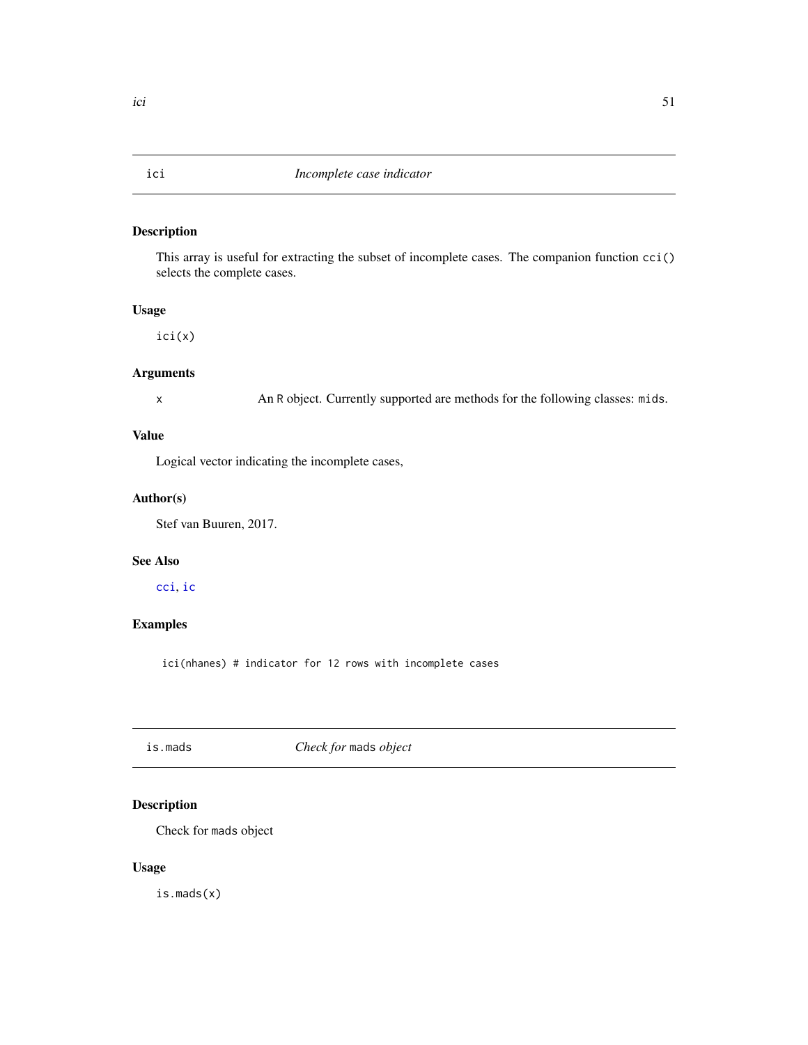## ici — *Incomplete case indicator*

### Description

This array is useful for extracting the subset of incomplete cases. The companion function `cci()` selects the complete cases.

### Usage

```
ici(x)
```

### Arguments

| | |
|---|---|
| `x` | An R object. Currently supported are methods for the following classes: `mids`. |

### Value

Logical vector indicating the incomplete cases,

### Author(s)

Stef van Buuren, 2017.

### See Also

`cci`, `ic`

### Examples

```
ici(nhanes) # indicator for 12 rows with incomplete cases
```

## is.mads — *Check for `mads` object*

### Description

Check for `mads` object

### Usage

```
is.mads(x)
```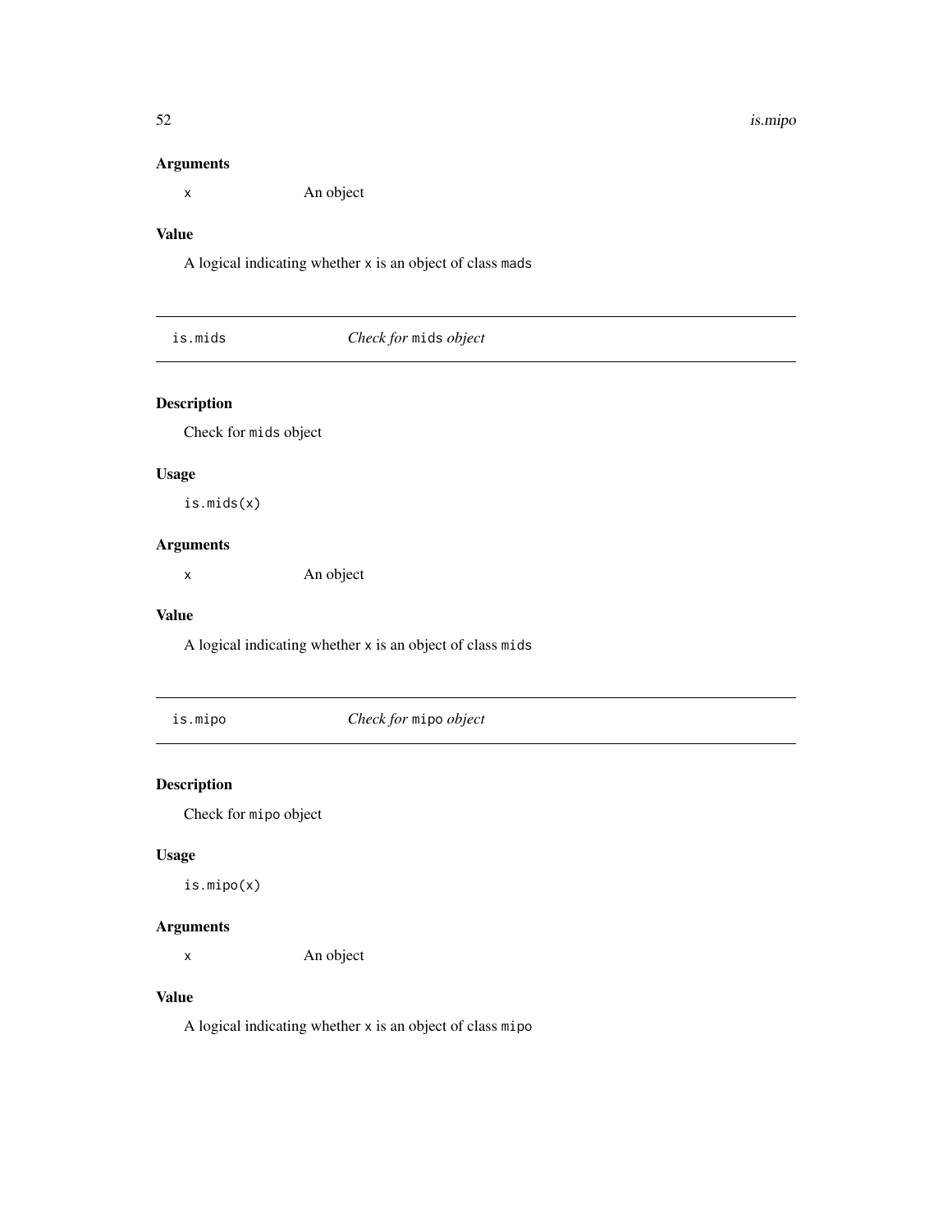### Arguments

`x` An object

### Value

A logical indicating whether `x` is an object of class `mads`

---

## is.mids *Check for* `mids` *object*

---

### Description

Check for `mids` object

### Usage

```
is.mids(x)
```

### Arguments

`x` An object

### Value

A logical indicating whether `x` is an object of class `mids`

---

## is.mipo *Check for* `mipo` *object*

---

### Description

Check for `mipo` object

### Usage

```
is.mipo(x)
```

### Arguments

`x` An object

### Value

A logical indicating whether `x` is an object of class `mipo`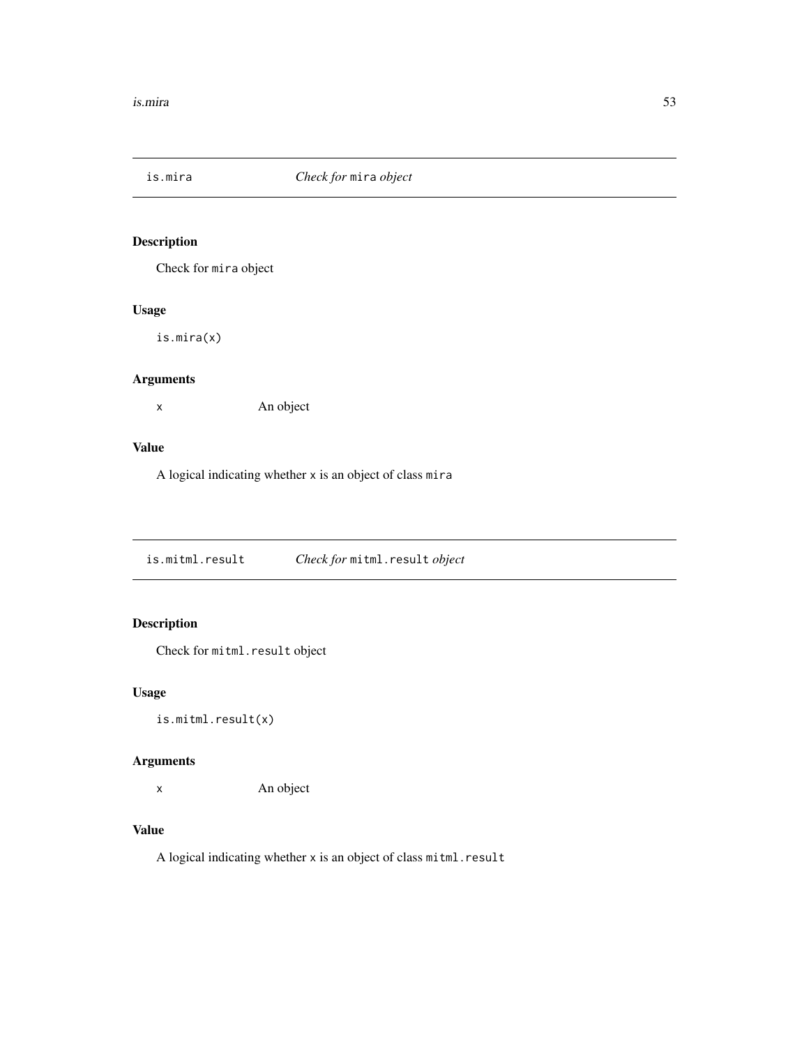## is.mira — *Check for* `mira` *object*

### Description

Check for `mira` object

### Usage

```
is.mira(x)
```

### Arguments

| | |
|---|---|
| x | An object |

### Value

A logical indicating whether `x` is an object of class `mira`

## is.mitml.result — *Check for* `mitml.result` *object*

### Description

Check for `mitml.result` object

### Usage

```
is.mitml.result(x)
```

### Arguments

| | |
|---|---|
| x | An object |

### Value

A logical indicating whether `x` is an object of class `mitml.result`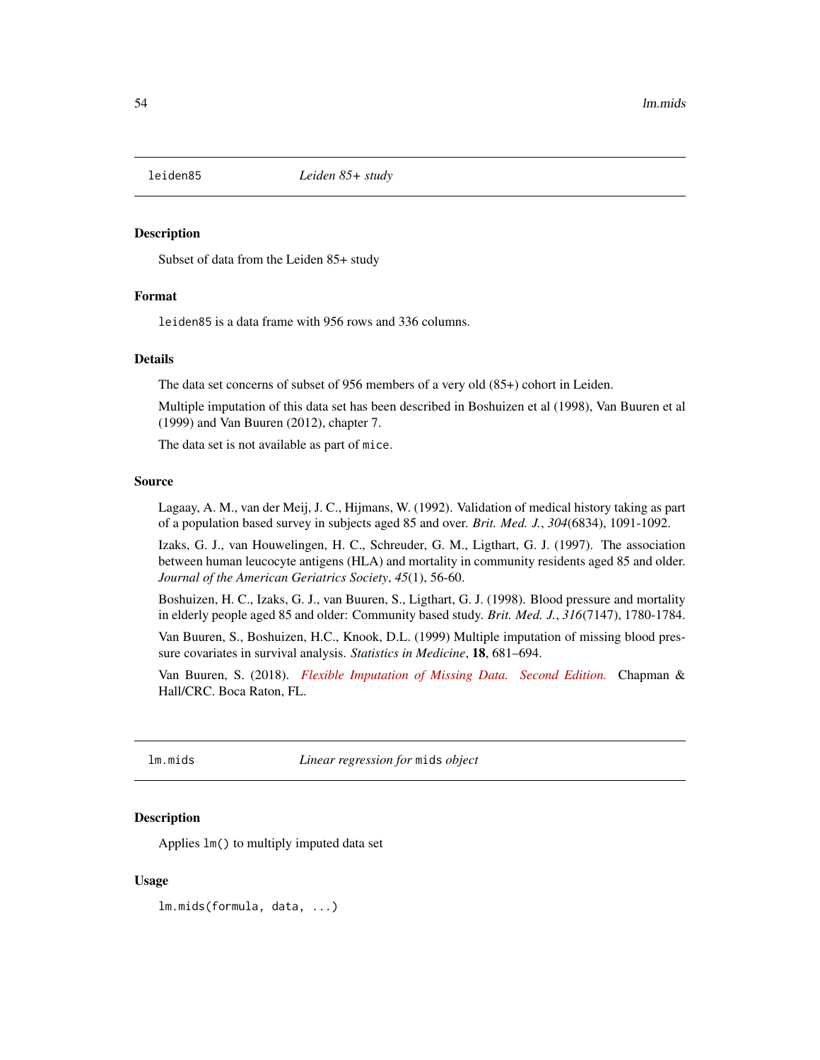## leiden85 *Leiden 85+ study*

### Description

Subset of data from the Leiden 85+ study

### Format

`leiden85` is a data frame with 956 rows and 336 columns.

### Details

The data set concerns of subset of 956 members of a very old (85+) cohort in Leiden.

Multiple imputation of this data set has been described in Boshuizen et al (1998), Van Buuren et al (1999) and Van Buuren (2012), chapter 7.

The data set is not available as part of `mice`.

### Source

Lagaay, A. M., van der Meij, J. C., Hijmans, W. (1992). Validation of medical history taking as part of a population based survey in subjects aged 85 and over. *Brit. Med. J.*, *304*(6834), 1091-1092.

Izaks, G. J., van Houwelingen, H. C., Schreuder, G. M., Ligthart, G. J. (1997). The association between human leucocyte antigens (HLA) and mortality in community residents aged 85 and older. *Journal of the American Geriatrics Society*, *45*(1), 56-60.

Boshuizen, H. C., Izaks, G. J., van Buuren, S., Ligthart, G. J. (1998). Blood pressure and mortality in elderly people aged 85 and older: Community based study. *Brit. Med. J.*, *316*(7147), 1780-1784.

Van Buuren, S., Boshuizen, H.C., Knook, D.L. (1999) Multiple imputation of missing blood pressure covariates in survival analysis. *Statistics in Medicine*, **18**, 681–694.

Van Buuren, S. (2018). *Flexible Imputation of Missing Data. Second Edition.* Chapman & Hall/CRC. Boca Raton, FL.

## lm.mids *Linear regression for* `mids` *object*

### Description

Applies `lm()` to multiply imputed data set

### Usage

```
lm.mids(formula, data, ...)
```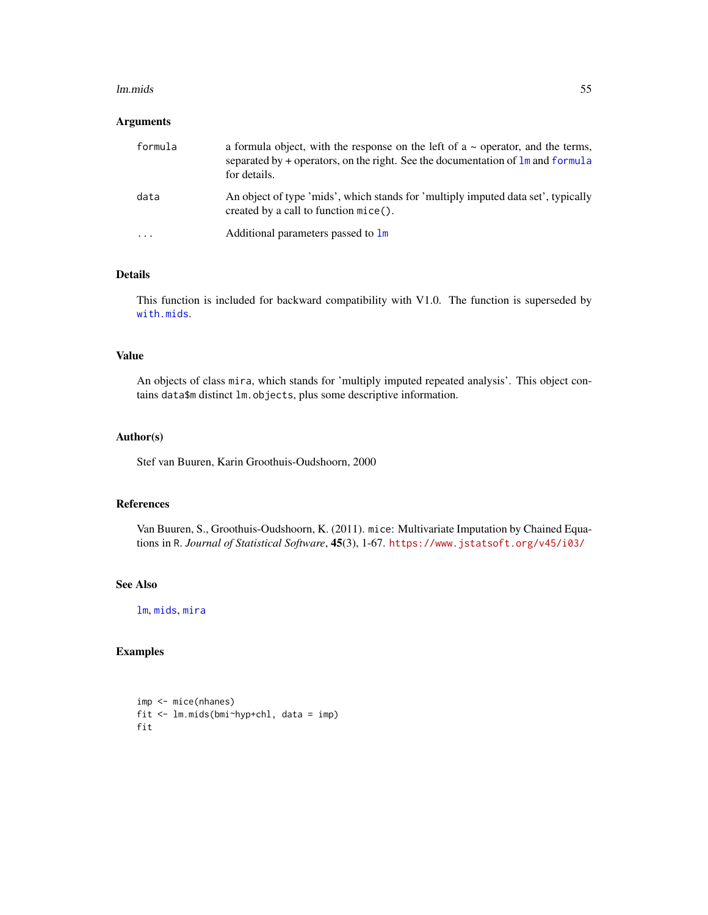## Arguments

| | |
|---|---|
| `formula` | a formula object, with the response on the left of a ~ operator, and the terms, separated by + operators, on the right. See the documentation of `lm` and `formula` for details. |
| `data` | An object of type 'mids', which stands for 'multiply imputed data set', typically created by a call to function `mice()`. |
| `...` | Additional parameters passed to `lm` |

## Details

This function is included for backward compatibility with V1.0. The function is superseded by `with.mids`.

## Value

An objects of class `mira`, which stands for 'multiply imputed repeated analysis'. This object contains `data$m` distinct `lm.objects`, plus some descriptive information.

## Author(s)

Stef van Buuren, Karin Groothuis-Oudshoorn, 2000

## References

Van Buuren, S., Groothuis-Oudshoorn, K. (2011). `mice`: Multivariate Imputation by Chained Equations in `R`. *Journal of Statistical Software*, **45**(3), 1-67. https://www.jstatsoft.org/v45/i03/

## See Also

`lm`, `mids`, `mira`

## Examples

```
imp <- mice(nhanes)
fit <- lm.mids(bmi~hyp+chl, data = imp)
fit
```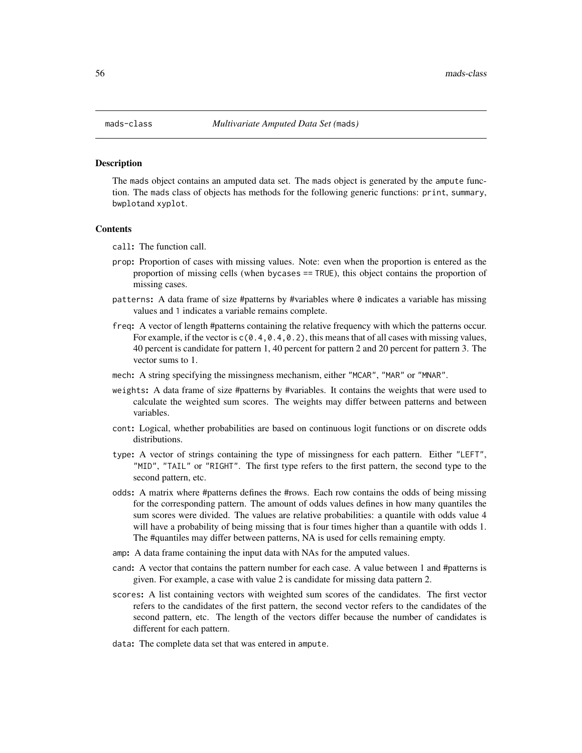mads-class    *Multivariate Amputed Data Set (*mads*)*

## Description

The mads object contains an amputed data set. The mads object is generated by the ampute function. The mads class of objects has methods for the following generic functions: print, summary, bwplotand xyplot.

## Contents

call: The function call.

prop: Proportion of cases with missing values. Note: even when the proportion is entered as the proportion of missing cells (when bycases == TRUE), this object contains the proportion of missing cases.

patterns: A data frame of size #patterns by #variables where 0 indicates a variable has missing values and 1 indicates a variable remains complete.

freq: A vector of length #patterns containing the relative frequency with which the patterns occur. For example, if the vector is c(0.4,0.4,0.2), this means that of all cases with missing values, 40 percent is candidate for pattern 1, 40 percent for pattern 2 and 20 percent for pattern 3. The vector sums to 1.

mech: A string specifying the missingness mechanism, either "MCAR", "MAR" or "MNAR".

weights: A data frame of size #patterns by #variables. It contains the weights that were used to calculate the weighted sum scores. The weights may differ between patterns and between variables.

cont: Logical, whether probabilities are based on continuous logit functions or on discrete odds distributions.

type: A vector of strings containing the type of missingness for each pattern. Either "LEFT", "MID", "TAIL" or "RIGHT". The first type refers to the first pattern, the second type to the second pattern, etc.

odds: A matrix where #patterns defines the #rows. Each row contains the odds of being missing for the corresponding pattern. The amount of odds values defines in how many quantiles the sum scores were divided. The values are relative probabilities: a quantile with odds value 4 will have a probability of being missing that is four times higher than a quantile with odds 1. The #quantiles may differ between patterns, NA is used for cells remaining empty.

amp: A data frame containing the input data with NAs for the amputed values.

cand: A vector that contains the pattern number for each case. A value between 1 and #patterns is given. For example, a case with value 2 is candidate for missing data pattern 2.

scores: A list containing vectors with weighted sum scores of the candidates. The first vector refers to the candidates of the first pattern, the second vector refers to the candidates of the second pattern, etc. The length of the vectors differ because the number of candidates is different for each pattern.

data: The complete data set that was entered in ampute.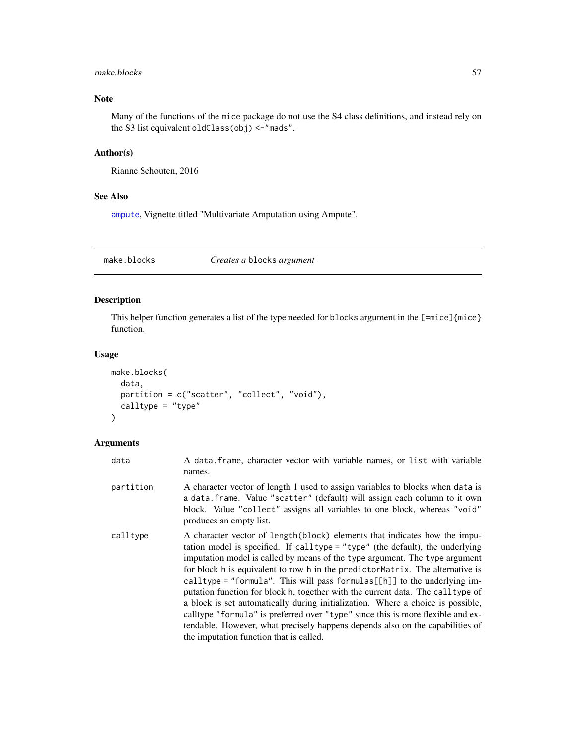### Note

Many of the functions of the mice package do not use the S4 class definitions, and instead rely on the S3 list equivalent `oldClass(obj) <-"mads"`.

### Author(s)

Rianne Schouten, 2016

### See Also

ampute, Vignette titled "Multivariate Amputation using Ampute".

---

## make.blocks *Creates a* blocks *argument*

### Description

This helper function generates a list of the type needed for blocks argument in the [=mice]{mice} function.

### Usage

```
make.blocks(
  data,
  partition = c("scatter", "collect", "void"),
  calltype = "type"
)
```

### Arguments

| | |
|---|---|
| data | A data.frame, character vector with variable names, or list with variable names. |
| partition | A character vector of length 1 used to assign variables to blocks when data is a data.frame. Value "scatter" (default) will assign each column to it own block. Value "collect" assigns all variables to one block, whereas "void" produces an empty list. |
| calltype | A character vector of length(block) elements that indicates how the imputation model is specified. If calltype = "type" (the default), the underlying imputation model is called by means of the type argument. The type argument for block h is equivalent to row h in the predictorMatrix. The alternative is calltype = "formula". This will pass formulas[[h]] to the underlying imputation function for block h, together with the current data. The calltype of a block is set automatically during initialization. Where a choice is possible, calltype "formula" is preferred over "type" since this is more flexible and extendable. However, what precisely happens depends also on the capabilities of the imputation function that is called. |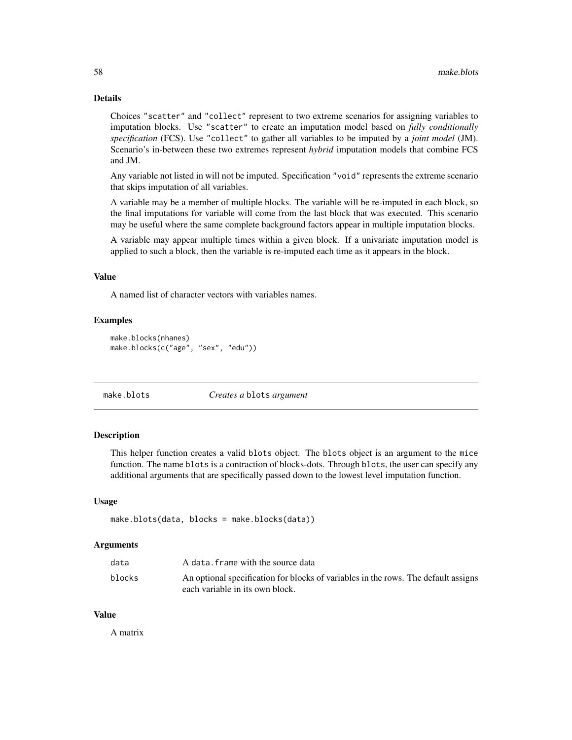### Details

Choices "scatter" and "collect" represent to two extreme scenarios for assigning variables to imputation blocks. Use "scatter" to create an imputation model based on *fully conditionally specification* (FCS). Use "collect" to gather all variables to be imputed by a *joint model* (JM). Scenario's in-between these two extremes represent *hybrid* imputation models that combine FCS and JM.

Any variable not listed in will not be imputed. Specification "void" represents the extreme scenario that skips imputation of all variables.

A variable may be a member of multiple blocks. The variable will be re-imputed in each block, so the final imputations for variable will come from the last block that was executed. This scenario may be useful where the same complete background factors appear in multiple imputation blocks.

A variable may appear multiple times within a given block. If a univariate imputation model is applied to such a block, then the variable is re-imputed each time as it appears in the block.

### Value

A named list of character vectors with variables names.

### Examples

```
make.blocks(nhanes)
make.blocks(c("age", "sex", "edu"))
```

---

## make.blots    *Creates a* blots *argument*

### Description

This helper function creates a valid blots object. The blots object is an argument to the mice function. The name blots is a contraction of blocks-dots. Through blots, the user can specify any additional arguments that are specifically passed down to the lowest level imputation function.

### Usage

```
make.blots(data, blocks = make.blocks(data))
```

### Arguments

| | |
|---|---|
| data | A data.frame with the source data |
| blocks | An optional specification for blocks of variables in the rows. The default assigns each variable in its own block. |

### Value

A matrix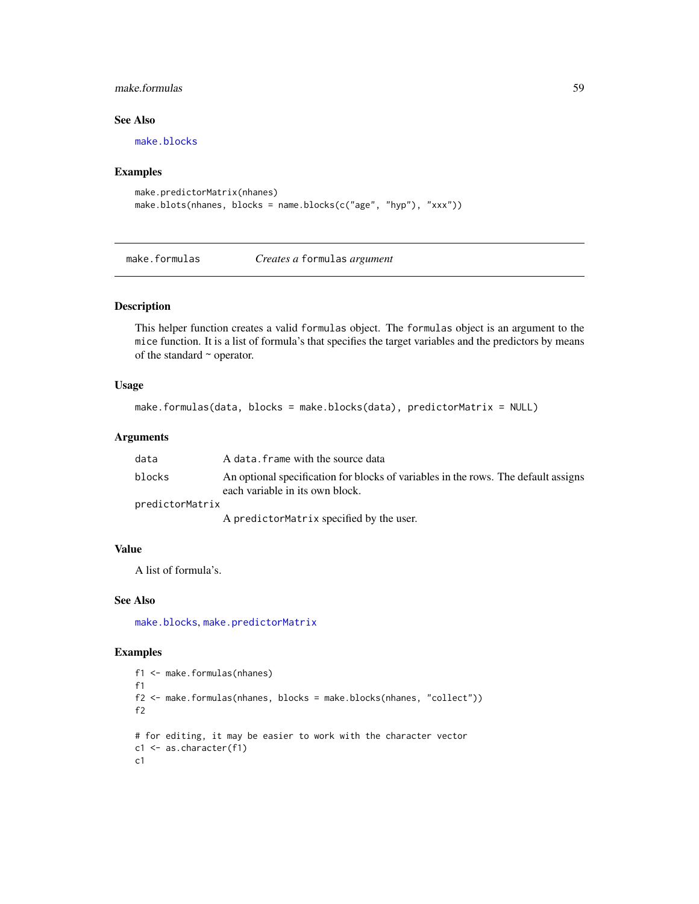## See Also

make.blocks

## Examples

```
make.predictorMatrix(nhanes)
make.blots(nhanes, blocks = name.blocks(c("age", "hyp"), "xxx"))
```

---

# make.formulas    *Creates a* formulas *argument*

---

## Description

This helper function creates a valid formulas object. The formulas object is an argument to the mice function. It is a list of formula's that specifies the target variables and the predictors by means of the standard ~ operator.

## Usage

```
make.formulas(data, blocks = make.blocks(data), predictorMatrix = NULL)
```

## Arguments

| | |
|---|---|
| data | A data.frame with the source data |
| blocks | An optional specification for blocks of variables in the rows. The default assigns each variable in its own block. |
| predictorMatrix | A predictorMatrix specified by the user. |

## Value

A list of formula's.

## See Also

make.blocks, make.predictorMatrix

## Examples

```
f1 <- make.formulas(nhanes)
f1
f2 <- make.formulas(nhanes, blocks = make.blocks(nhanes, "collect"))
f2

# for editing, it may be easier to work with the character vector
c1 <- as.character(f1)
c1
```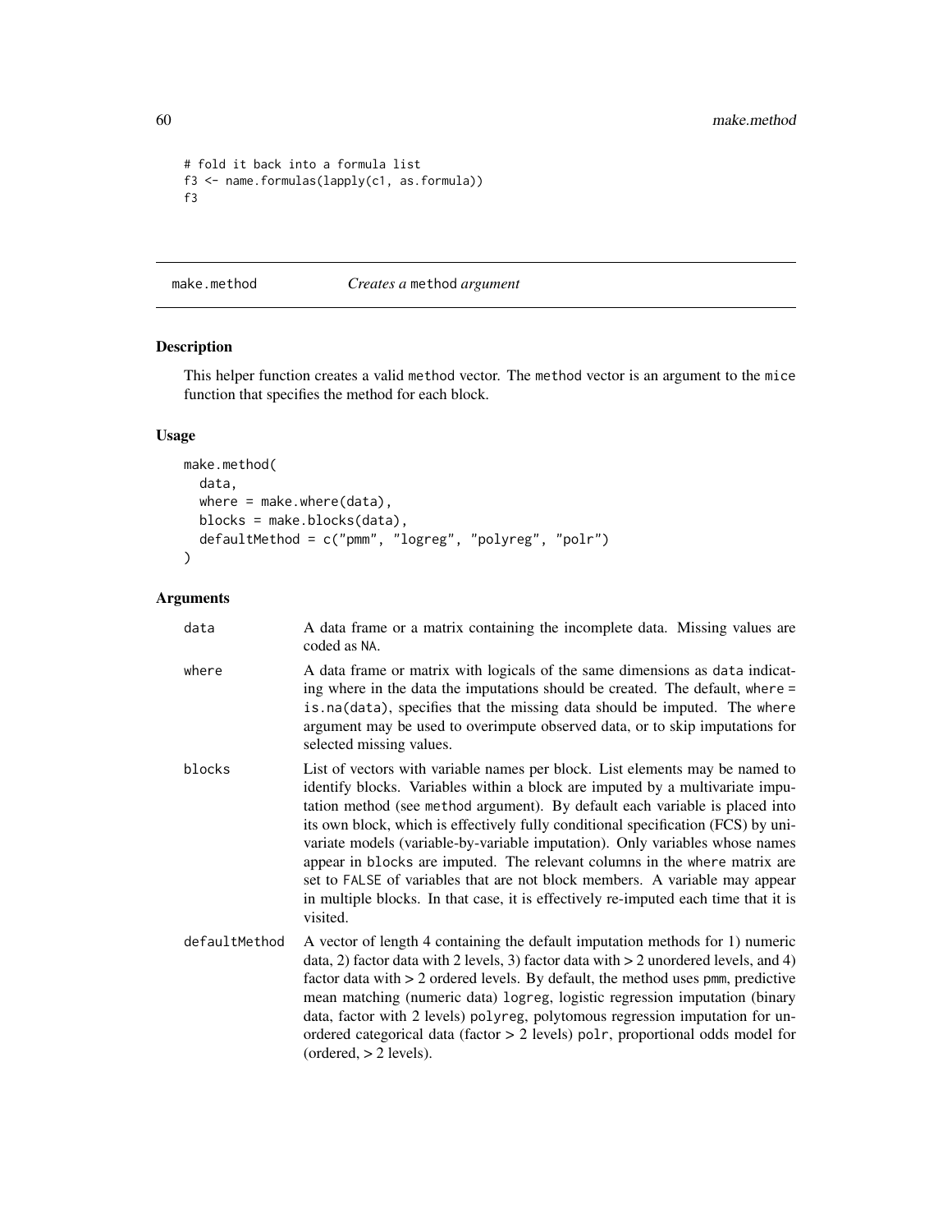```
# fold it back into a formula list
f3 <- name.formulas(lapply(c1, as.formula))
f3
```

## make.method *Creates a* method *argument*

### Description

This helper function creates a valid method vector. The method vector is an argument to the mice function that specifies the method for each block.

### Usage

```
make.method(
  data,
  where = make.where(data),
  blocks = make.blocks(data),
  defaultMethod = c("pmm", "logreg", "polyreg", "polr")
)
```

### Arguments

| | |
|---|---|
| data | A data frame or a matrix containing the incomplete data. Missing values are coded as NA. |
| where | A data frame or matrix with logicals of the same dimensions as data indicating where in the data the imputations should be created. The default, where = is.na(data), specifies that the missing data should be imputed. The where argument may be used to overimpute observed data, or to skip imputations for selected missing values. |
| blocks | List of vectors with variable names per block. List elements may be named to identify blocks. Variables within a block are imputed by a multivariate imputation method (see method argument). By default each variable is placed into its own block, which is effectively fully conditional specification (FCS) by univariate models (variable-by-variable imputation). Only variables whose names appear in blocks are imputed. The relevant columns in the where matrix are set to FALSE of variables that are not block members. A variable may appear in multiple blocks. In that case, it is effectively re-imputed each time that it is visited. |
| defaultMethod | A vector of length 4 containing the default imputation methods for 1) numeric data, 2) factor data with 2 levels, 3) factor data with > 2 unordered levels, and 4) factor data with > 2 ordered levels. By default, the method uses pmm, predictive mean matching (numeric data) logreg, logistic regression imputation (binary data, factor with 2 levels) polyreg, polytomous regression imputation for unordered categorical data (factor > 2 levels) polr, proportional odds model for (ordered, > 2 levels). |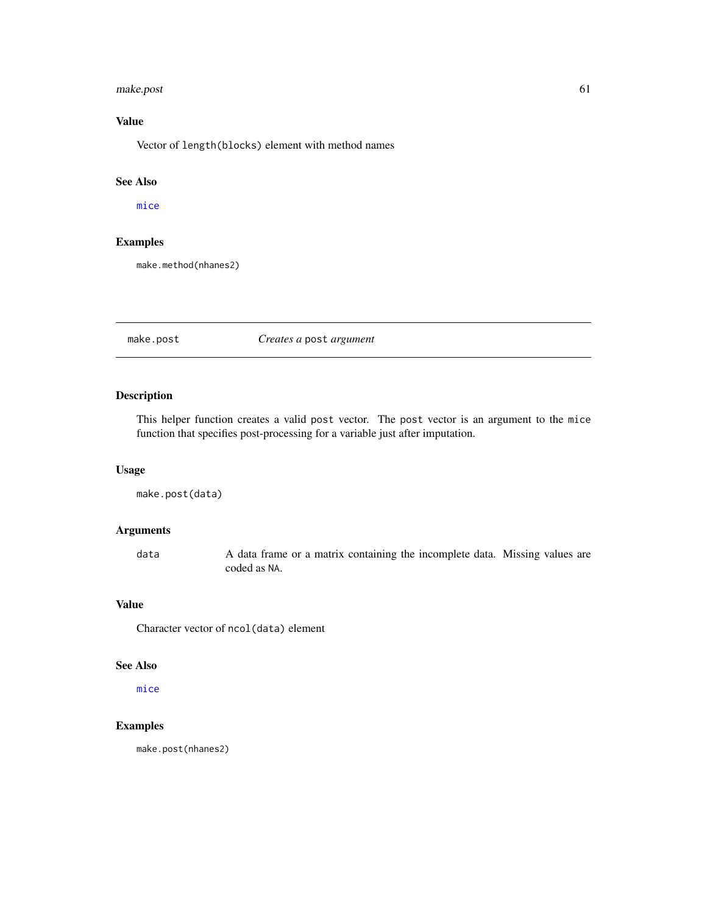## Value

Vector of `length(blocks)` element with method names

## See Also

`mice`

## Examples

```
make.method(nhanes2)
```

---

# make.post    *Creates a* `post` *argument*

## Description

This helper function creates a valid `post` vector. The `post` vector is an argument to the `mice` function that specifies post-processing for a variable just after imputation.

## Usage

```
make.post(data)
```

## Arguments

| | |
|---|---|
| `data` | A data frame or a matrix containing the incomplete data. Missing values are coded as `NA`. |

## Value

Character vector of `ncol(data)` element

## See Also

`mice`

## Examples

```
make.post(nhanes2)
```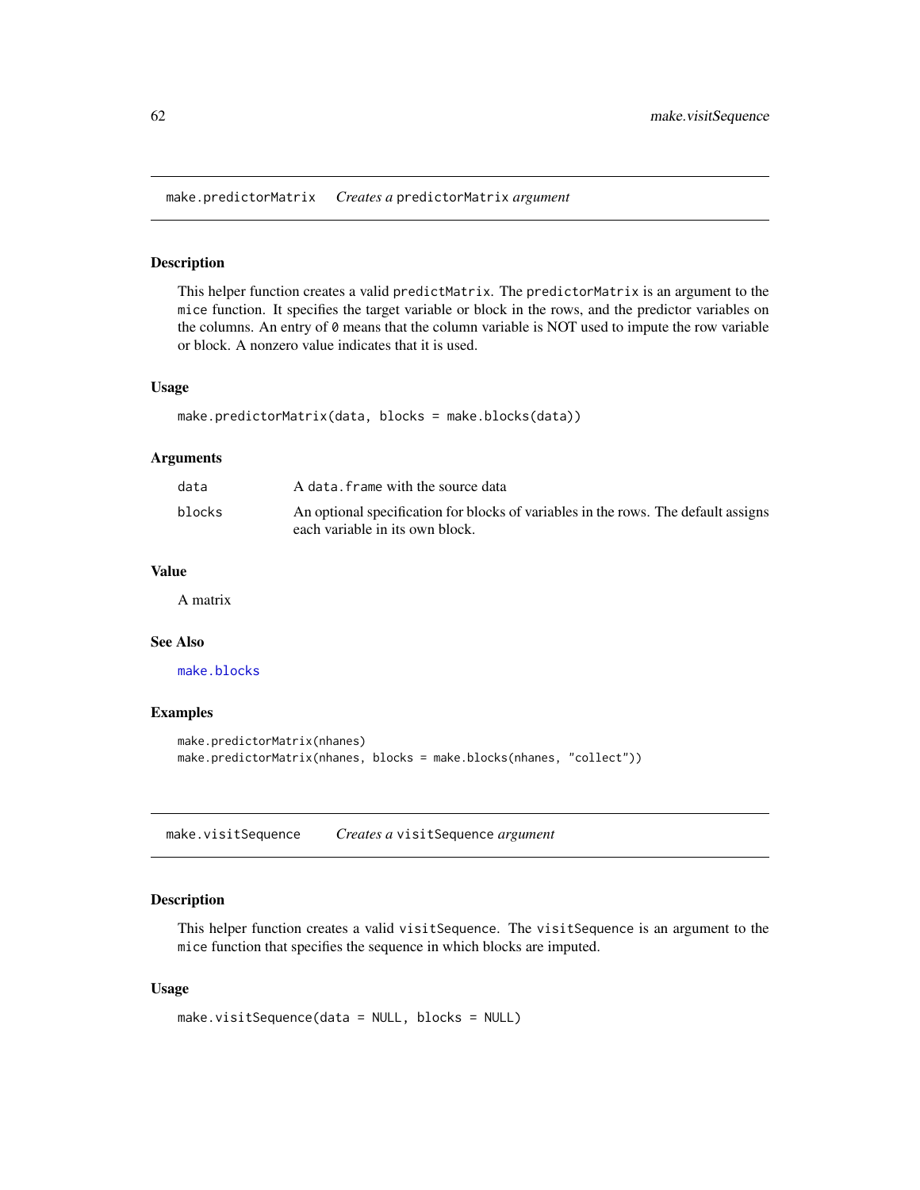## make.predictorMatrix    *Creates a* predictorMatrix *argument*

### Description

This helper function creates a valid predictMatrix. The predictorMatrix is an argument to the mice function. It specifies the target variable or block in the rows, and the predictor variables on the columns. An entry of 0 means that the column variable is NOT used to impute the row variable or block. A nonzero value indicates that it is used.

### Usage

```
make.predictorMatrix(data, blocks = make.blocks(data))
```

### Arguments

| | |
|---|---|
| data | A data.frame with the source data |
| blocks | An optional specification for blocks of variables in the rows. The default assigns each variable in its own block. |

### Value

A matrix

### See Also

make.blocks

### Examples

```
make.predictorMatrix(nhanes)
make.predictorMatrix(nhanes, blocks = make.blocks(nhanes, "collect"))
```

## make.visitSequence    *Creates a* visitSequence *argument*

### Description

This helper function creates a valid visitSequence. The visitSequence is an argument to the mice function that specifies the sequence in which blocks are imputed.

### Usage

```
make.visitSequence(data = NULL, blocks = NULL)
```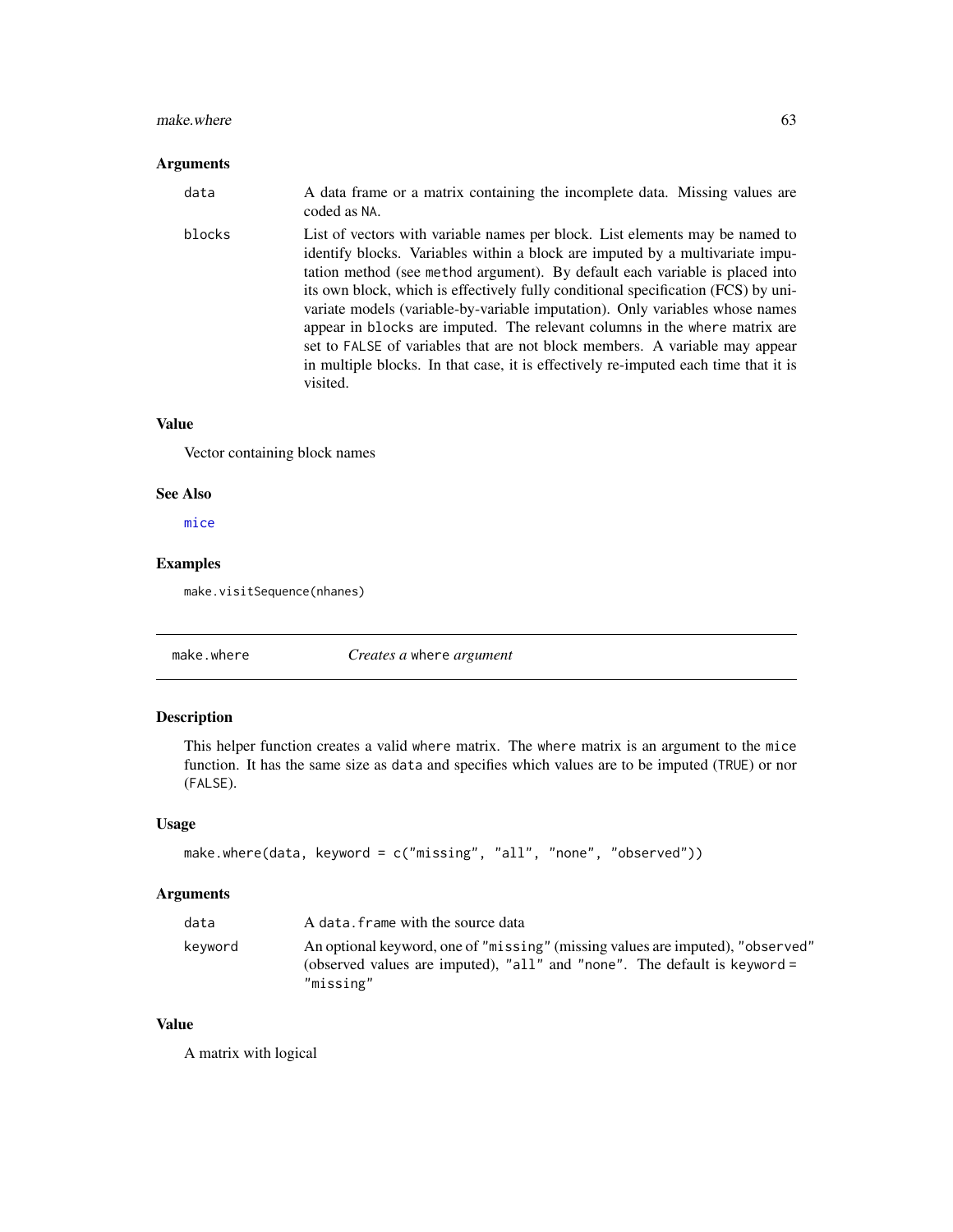### Arguments

data
: A data frame or a matrix containing the incomplete data. Missing values are coded as NA.

blocks
: List of vectors with variable names per block. List elements may be named to identify blocks. Variables within a block are imputed by a multivariate imputation method (see method argument). By default each variable is placed into its own block, which is effectively fully conditional specification (FCS) by univariate models (variable-by-variable imputation). Only variables whose names appear in blocks are imputed. The relevant columns in the where matrix are set to FALSE of variables that are not block members. A variable may appear in multiple blocks. In that case, it is effectively re-imputed each time that it is visited.

### Value

Vector containing block names

### See Also

mice

### Examples

```
make.visitSequence(nhanes)
```

---

## make.where — *Creates a* where *argument*

### Description

This helper function creates a valid where matrix. The where matrix is an argument to the mice function. It has the same size as data and specifies which values are to be imputed (TRUE) or nor (FALSE).

### Usage

```
make.where(data, keyword = c("missing", "all", "none", "observed"))
```

### Arguments

data
: A data.frame with the source data

keyword
: An optional keyword, one of "missing" (missing values are imputed), "observed" (observed values are imputed), "all" and "none". The default is keyword = "missing"

### Value

A matrix with logical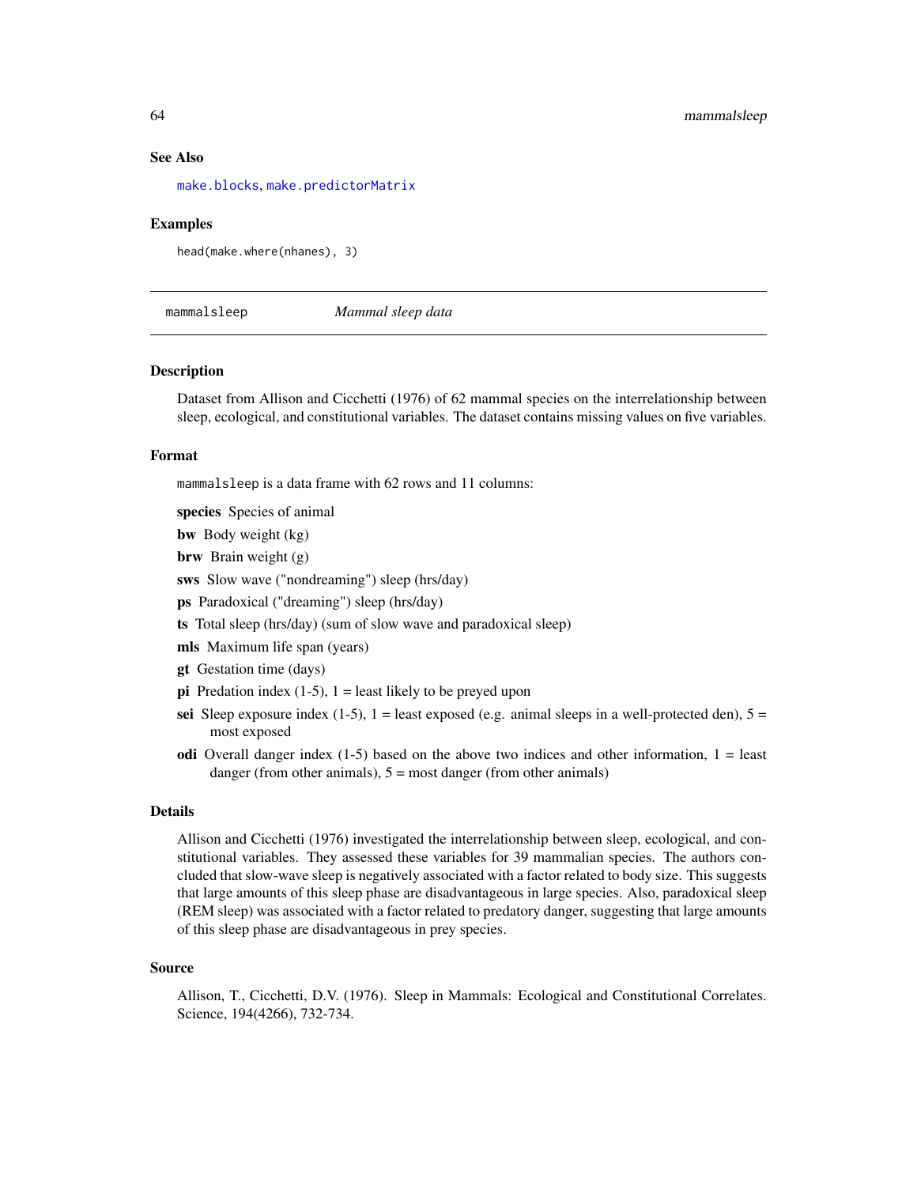### See Also

make.blocks, make.predictorMatrix

### Examples

```
head(make.where(nhanes), 3)
```

---

## mammalsleep *Mammal sleep data*

### Description

Dataset from Allison and Cicchetti (1976) of 62 mammal species on the interrelationship between sleep, ecological, and constitutional variables. The dataset contains missing values on five variables.

### Format

mammalsleep is a data frame with 62 rows and 11 columns:

**species** Species of animal

**bw** Body weight (kg)

**brw** Brain weight (g)

**sws** Slow wave ("nondreaming") sleep (hrs/day)

**ps** Paradoxical ("dreaming") sleep (hrs/day)

**ts** Total sleep (hrs/day) (sum of slow wave and paradoxical sleep)

**mls** Maximum life span (years)

**gt** Gestation time (days)

**pi** Predation index (1-5), 1 = least likely to be preyed upon

**sei** Sleep exposure index (1-5), 1 = least exposed (e.g. animal sleeps in a well-protected den), 5 = most exposed

**odi** Overall danger index (1-5) based on the above two indices and other information, 1 = least danger (from other animals), 5 = most danger (from other animals)

### Details

Allison and Cicchetti (1976) investigated the interrelationship between sleep, ecological, and constitutional variables. They assessed these variables for 39 mammalian species. The authors concluded that slow-wave sleep is negatively associated with a factor related to body size. This suggests that large amounts of this sleep phase are disadvantageous in large species. Also, paradoxical sleep (REM sleep) was associated with a factor related to predatory danger, suggesting that large amounts of this sleep phase are disadvantageous in prey species.

### Source

Allison, T., Cicchetti, D.V. (1976). Sleep in Mammals: Ecological and Constitutional Correlates. Science, 194(4266), 732-734.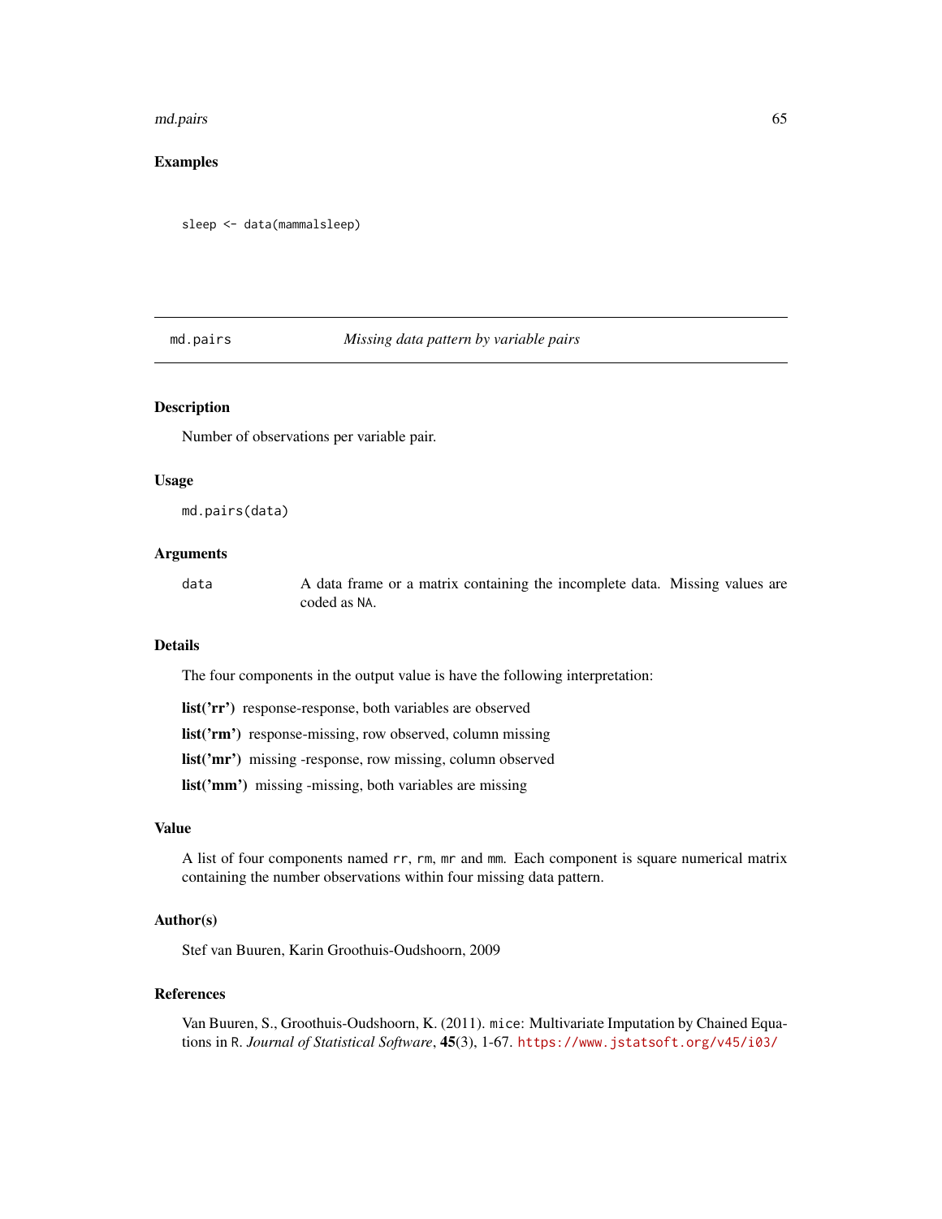## Examples

```
sleep <- data(mammalsleep)
```

---

md.pairs    *Missing data pattern by variable pairs*

---

### Description

Number of observations per variable pair.

### Usage

```
md.pairs(data)
```

### Arguments

data    A data frame or a matrix containing the incomplete data. Missing values are coded as NA.

### Details

The four components in the output value is have the following interpretation:

**list('rr')** response-response, both variables are observed

**list('rm')** response-missing, row observed, column missing

**list('mr')** missing -response, row missing, column observed

**list('mm')** missing -missing, both variables are missing

### Value

A list of four components named rr, rm, mr and mm. Each component is square numerical matrix containing the number observations within four missing data pattern.

### Author(s)

Stef van Buuren, Karin Groothuis-Oudshoorn, 2009

### References

Van Buuren, S., Groothuis-Oudshoorn, K. (2011). mice: Multivariate Imputation by Chained Equations in R. *Journal of Statistical Software*, **45**(3), 1-67. https://www.jstatsoft.org/v45/i03/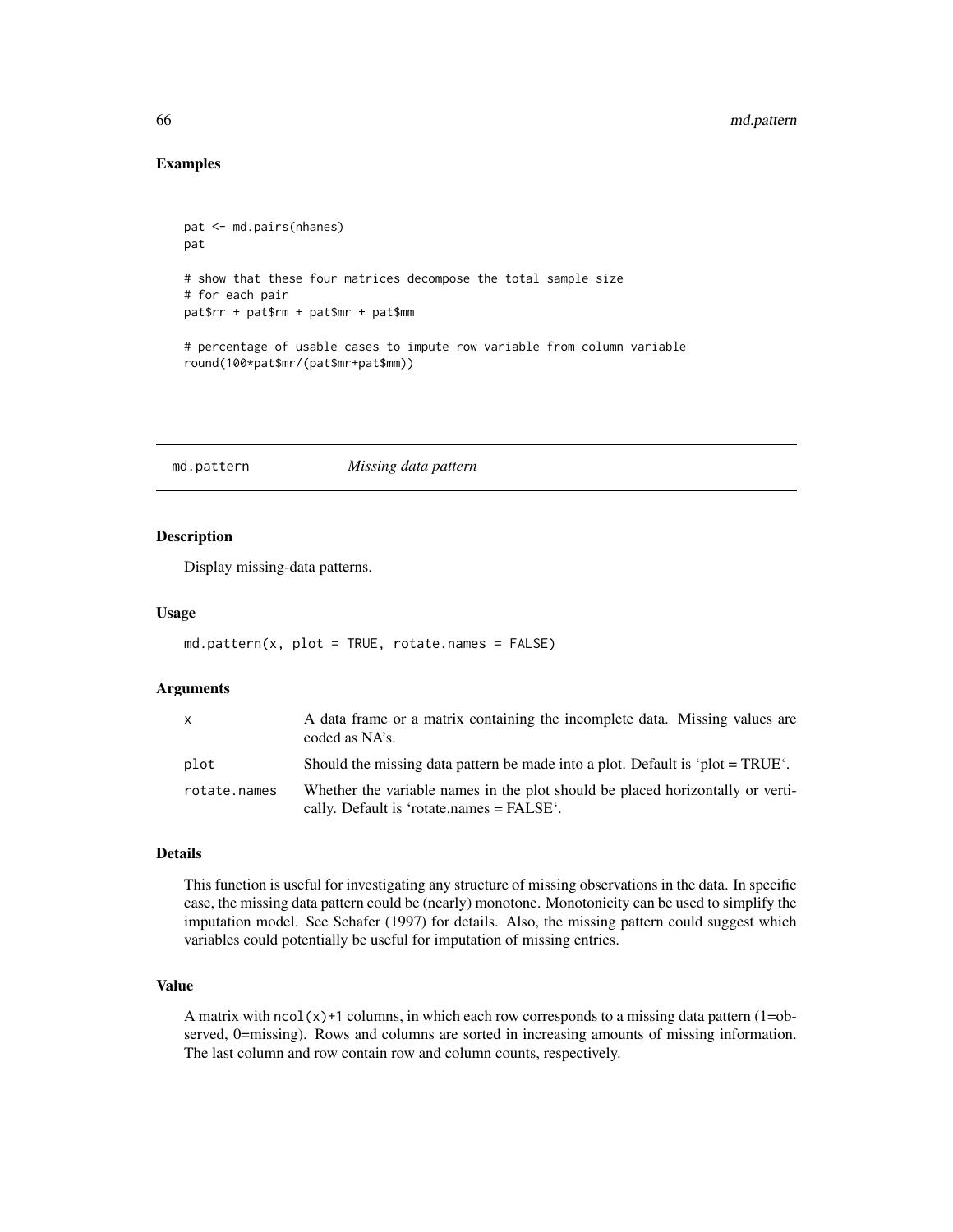## Examples

```
pat <- md.pairs(nhanes)
pat

# show that these four matrices decompose the total sample size
# for each pair
pat$rr + pat$rm + pat$mr + pat$mm

# percentage of usable cases to impute row variable from column variable
round(100*pat$mr/(pat$mr+pat$mm))
```

---

# md.pattern *Missing data pattern*

## Description

Display missing-data patterns.

## Usage

```
md.pattern(x, plot = TRUE, rotate.names = FALSE)
```

## Arguments

| | |
|---|---|
| x | A data frame or a matrix containing the incomplete data. Missing values are coded as NA's. |
| plot | Should the missing data pattern be made into a plot. Default is 'plot = TRUE'. |
| rotate.names | Whether the variable names in the plot should be placed horizontally or vertically. Default is 'rotate.names = FALSE'. |

## Details

This function is useful for investigating any structure of missing observations in the data. In specific case, the missing data pattern could be (nearly) monotone. Monotonicity can be used to simplify the imputation model. See Schafer (1997) for details. Also, the missing pattern could suggest which variables could potentially be useful for imputation of missing entries.

## Value

A matrix with `ncol(x)+1` columns, in which each row corresponds to a missing data pattern (1=observed, 0=missing). Rows and columns are sorted in increasing amounts of missing information. The last column and row contain row and column counts, respectively.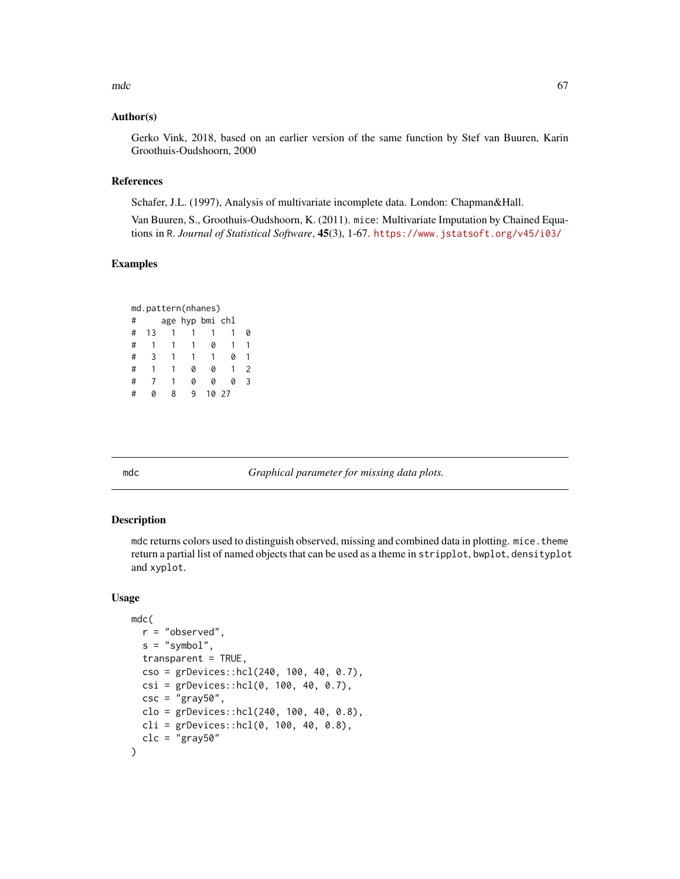### Author(s)

Gerko Vink, 2018, based on an earlier version of the same function by Stef van Buuren, Karin Groothuis-Oudshoorn, 2000

### References

Schafer, J.L. (1997), Analysis of multivariate incomplete data. London: Chapman&Hall.

Van Buuren, S., Groothuis-Oudshoorn, K. (2011). `mice`: Multivariate Imputation by Chained Equations in `R`. *Journal of Statistical Software*, **45**(3), 1-67. https://www.jstatsoft.org/v45/i03/

### Examples

```
md.pattern(nhanes)
#     age hyp bmi chl
#  13   1   1   1   1  0
#   1   1   1   0   1  1
#   3   1   1   1   0  1
#   1   1   0   0   1  2
#   7   1   0   0   0  3
#   0   8   9  10 27
```

---

## mdc — *Graphical parameter for missing data plots.*

### Description

`mdc` returns colors used to distinguish observed, missing and combined data in plotting. `mice.theme` return a partial list of named objects that can be used as a theme in `stripplot`, `bwplot`, `densityplot` and `xyplot`.

### Usage

```
mdc(
  r = "observed",
  s = "symbol",
  transparent = TRUE,
  cso = grDevices::hcl(240, 100, 40, 0.7),
  csi = grDevices::hcl(0, 100, 40, 0.7),
  csc = "gray50",
  clo = grDevices::hcl(240, 100, 40, 0.8),
  cli = grDevices::hcl(0, 100, 40, 0.8),
  clc = "gray50"
)
```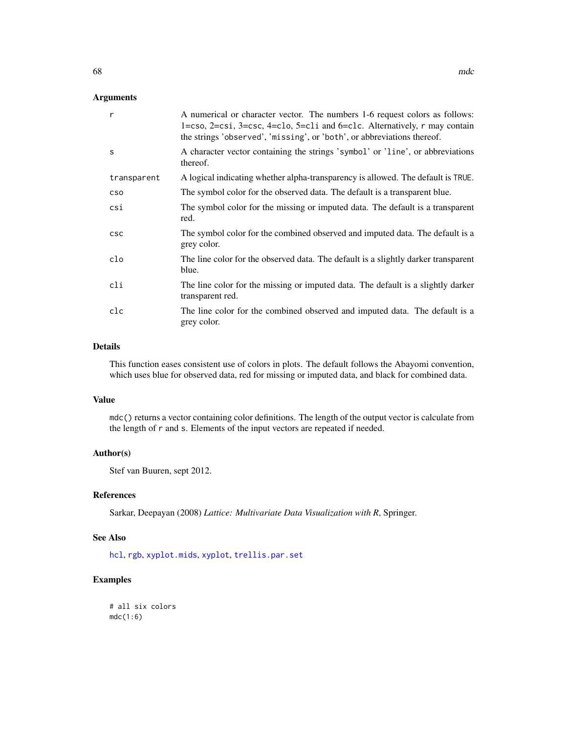### Arguments

| | |
|---|---|
| `r` | A numerical or character vector. The numbers 1-6 request colors as follows: 1=`cso`, 2=`csi`, 3=`csc`, 4=`clo`, 5=`cli` and 6=`clc`. Alternatively, `r` may contain the strings '`observed`', '`missing`', or '`both`', or abbreviations thereof. |
| `s` | A character vector containing the strings '`symbol`' or '`line`', or abbreviations thereof. |
| `transparent` | A logical indicating whether alpha-transparency is allowed. The default is `TRUE`. |
| `cso` | The symbol color for the observed data. The default is a transparent blue. |
| `csi` | The symbol color for the missing or imputed data. The default is a transparent red. |
| `csc` | The symbol color for the combined observed and imputed data. The default is a grey color. |
| `clo` | The line color for the observed data. The default is a slightly darker transparent blue. |
| `cli` | The line color for the missing or imputed data. The default is a slightly darker transparent red. |
| `clc` | The line color for the combined observed and imputed data. The default is a grey color. |

### Details

This function eases consistent use of colors in plots. The default follows the Abayomi convention, which uses blue for observed data, red for missing or imputed data, and black for combined data.

### Value

`mdc()` returns a vector containing color definitions. The length of the output vector is calculate from the length of `r` and `s`. Elements of the input vectors are repeated if needed.

### Author(s)

Stef van Buuren, sept 2012.

### References

Sarkar, Deepayan (2008) *Lattice: Multivariate Data Visualization with R*, Springer.

### See Also

`hcl`, `rgb`, `xyplot.mids`, `xyplot`, `trellis.par.set`

### Examples

```
# all six colors
mdc(1:6)
```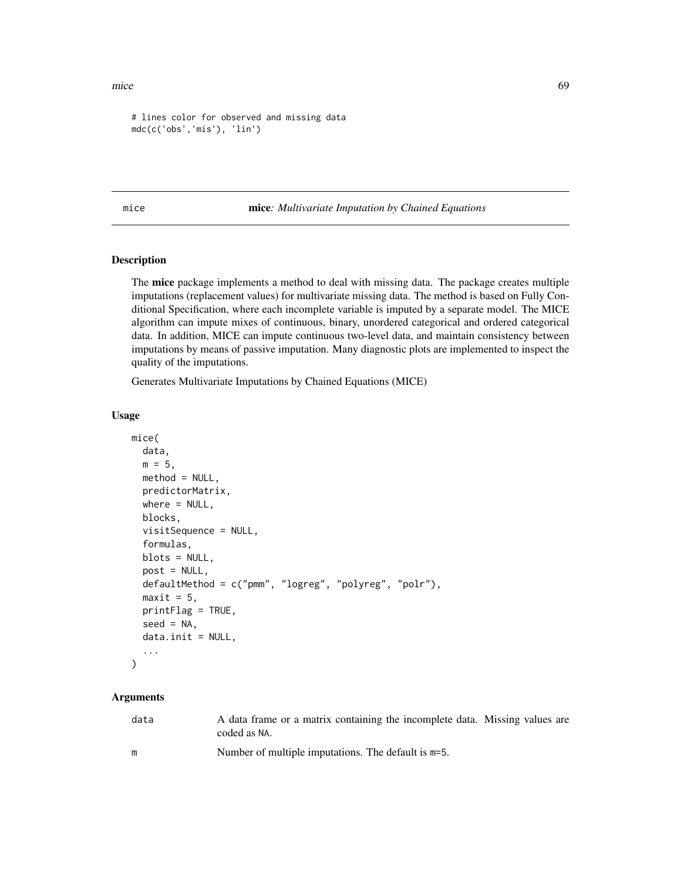```
# lines color for observed and missing data
mdc(c('obs','mis'), 'lin')
```

---

mice — **mice***: Multivariate Imputation by Chained Equations*

---

## Description

The **mice** package implements a method to deal with missing data. The package creates multiple imputations (replacement values) for multivariate missing data. The method is based on Fully Conditional Specification, where each incomplete variable is imputed by a separate model. The MICE algorithm can impute mixes of continuous, binary, unordered categorical and ordered categorical data. In addition, MICE can impute continuous two-level data, and maintain consistency between imputations by means of passive imputation. Many diagnostic plots are implemented to inspect the quality of the imputations.

Generates Multivariate Imputations by Chained Equations (MICE)

## Usage

```
mice(
  data,
  m = 5,
  method = NULL,
  predictorMatrix,
  where = NULL,
  blocks,
  visitSequence = NULL,
  formulas,
  blots = NULL,
  post = NULL,
  defaultMethod = c("pmm", "logreg", "polyreg", "polr"),
  maxit = 5,
  printFlag = TRUE,
  seed = NA,
  data.init = NULL,
  ...
)
```

## Arguments

| | |
|---|---|
| `data` | A data frame or a matrix containing the incomplete data. Missing values are coded as `NA`. |
| `m` | Number of multiple imputations. The default is `m=5`. |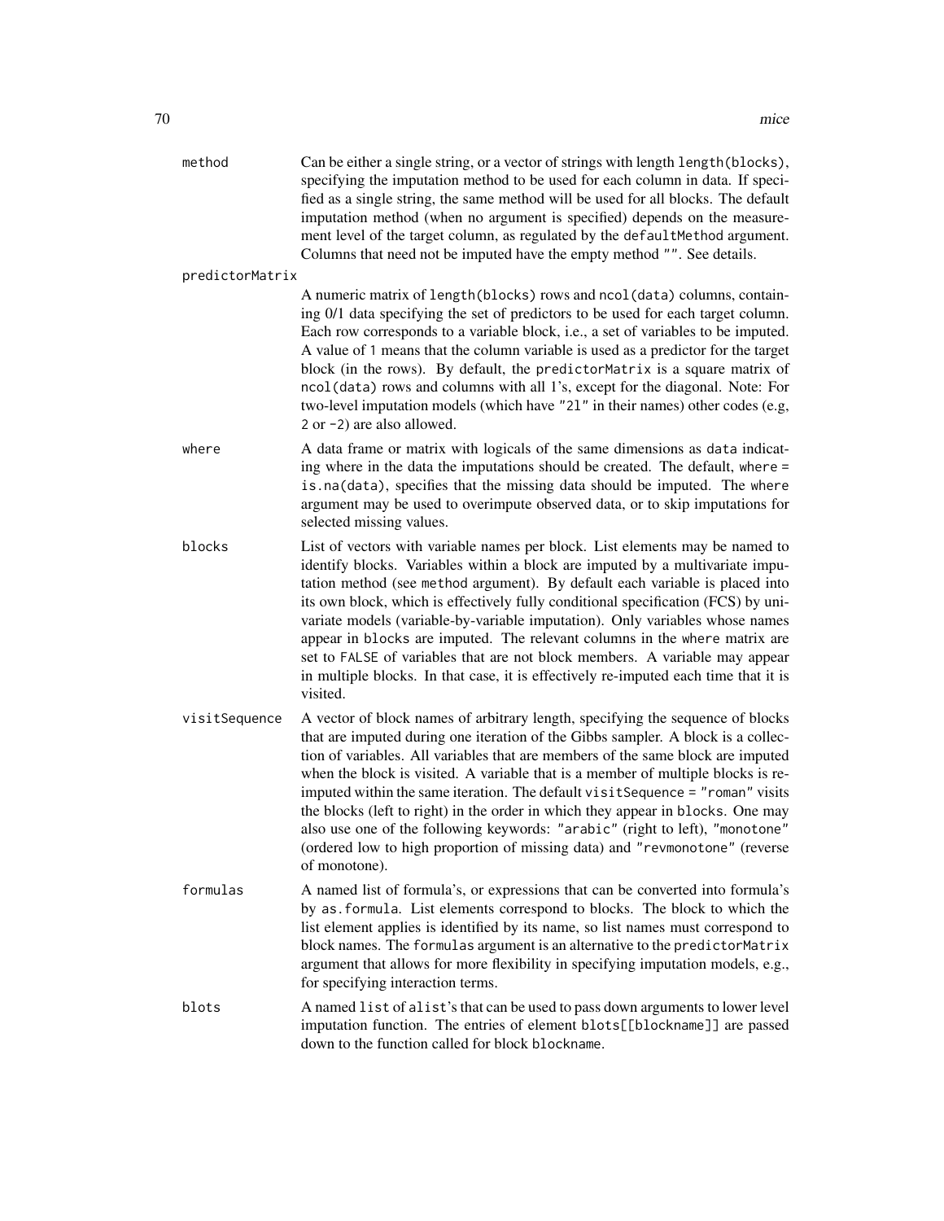`method` Can be either a single string, or a vector of strings with length `length(blocks)`, specifying the imputation method to be used for each column in data. If specified as a single string, the same method will be used for all blocks. The default imputation method (when no argument is specified) depends on the measurement level of the target column, as regulated by the `defaultMethod` argument. Columns that need not be imputed have the empty method `""`. See details.

`predictorMatrix` A numeric matrix of `length(blocks)` rows and `ncol(data)` columns, containing 0/1 data specifying the set of predictors to be used for each target column. Each row corresponds to a variable block, i.e., a set of variables to be imputed. A value of `1` means that the column variable is used as a predictor for the target block (in the rows). By default, the `predictorMatrix` is a square matrix of `ncol(data)` rows and columns with all 1's, except for the diagonal. Note: For two-level imputation models (which have `"2l"` in their names) other codes (e.g, `2` or `-2`) are also allowed.

`where` A data frame or matrix with logicals of the same dimensions as `data` indicating where in the data the imputations should be created. The default, `where = is.na(data)`, specifies that the missing data should be imputed. The `where` argument may be used to overimpute observed data, or to skip imputations for selected missing values.

`blocks` List of vectors with variable names per block. List elements may be named to identify blocks. Variables within a block are imputed by a multivariate imputation method (see `method` argument). By default each variable is placed into its own block, which is effectively fully conditional specification (FCS) by univariate models (variable-by-variable imputation). Only variables whose names appear in `blocks` are imputed. The relevant columns in the `where` matrix are set to `FALSE` of variables that are not block members. A variable may appear in multiple blocks. In that case, it is effectively re-imputed each time that it is visited.

`visitSequence` A vector of block names of arbitrary length, specifying the sequence of blocks that are imputed during one iteration of the Gibbs sampler. A block is a collection of variables. All variables that are members of the same block are imputed when the block is visited. A variable that is a member of multiple blocks is re-imputed within the same iteration. The default `visitSequence = "roman"` visits the blocks (left to right) in the order in which they appear in `blocks`. One may also use one of the following keywords: `"arabic"` (right to left), `"monotone"` (ordered low to high proportion of missing data) and `"revmonotone"` (reverse of monotone).

`formulas` A named list of formula's, or expressions that can be converted into formula's by `as.formula`. List elements correspond to blocks. The block to which the list element applies is identified by its name, so list names must correspond to block names. The `formulas` argument is an alternative to the `predictorMatrix` argument that allows for more flexibility in specifying imputation models, e.g., for specifying interaction terms.

`blots` A named `list` of `alist`'s that can be used to pass down arguments to lower level imputation function. The entries of element `blots[[blockname]]` are passed down to the function called for block `blockname`.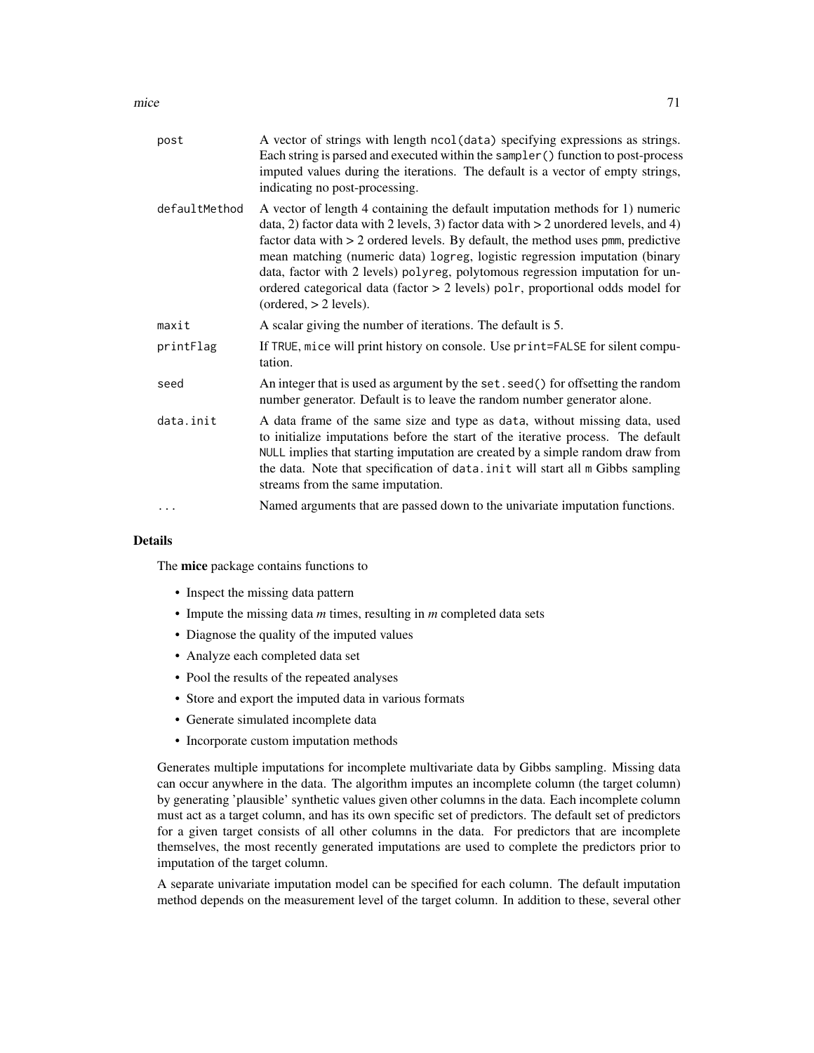| | |
|---|---|
| post | A vector of strings with length ncol(data) specifying expressions as strings. Each string is parsed and executed within the sampler() function to post-process imputed values during the iterations. The default is a vector of empty strings, indicating no post-processing. |
| defaultMethod | A vector of length 4 containing the default imputation methods for 1) numeric data, 2) factor data with 2 levels, 3) factor data with > 2 unordered levels, and 4) factor data with > 2 ordered levels. By default, the method uses pmm, predictive mean matching (numeric data) logreg, logistic regression imputation (binary data, factor with 2 levels) polyreg, polytomous regression imputation for unordered categorical data (factor > 2 levels) polr, proportional odds model for (ordered, > 2 levels). |
| maxit | A scalar giving the number of iterations. The default is 5. |
| printFlag | If TRUE, mice will print history on console. Use print=FALSE for silent computation. |
| seed | An integer that is used as argument by the set.seed() for offsetting the random number generator. Default is to leave the random number generator alone. |
| data.init | A data frame of the same size and type as data, without missing data, used to initialize imputations before the start of the iterative process. The default NULL implies that starting imputation are created by a simple random draw from the data. Note that specification of data.init will start all m Gibbs sampling streams from the same imputation. |
| ... | Named arguments that are passed down to the univariate imputation functions. |

## Details

The **mice** package contains functions to

- Inspect the missing data pattern
- Impute the missing data *m* times, resulting in *m* completed data sets
- Diagnose the quality of the imputed values
- Analyze each completed data set
- Pool the results of the repeated analyses
- Store and export the imputed data in various formats
- Generate simulated incomplete data
- Incorporate custom imputation methods

Generates multiple imputations for incomplete multivariate data by Gibbs sampling. Missing data can occur anywhere in the data. The algorithm imputes an incomplete column (the target column) by generating 'plausible' synthetic values given other columns in the data. Each incomplete column must act as a target column, and has its own specific set of predictors. The default set of predictors for a given target consists of all other columns in the data. For predictors that are incomplete themselves, the most recently generated imputations are used to complete the predictors prior to imputation of the target column.

A separate univariate imputation model can be specified for each column. The default imputation method depends on the measurement level of the target column. In addition to these, several other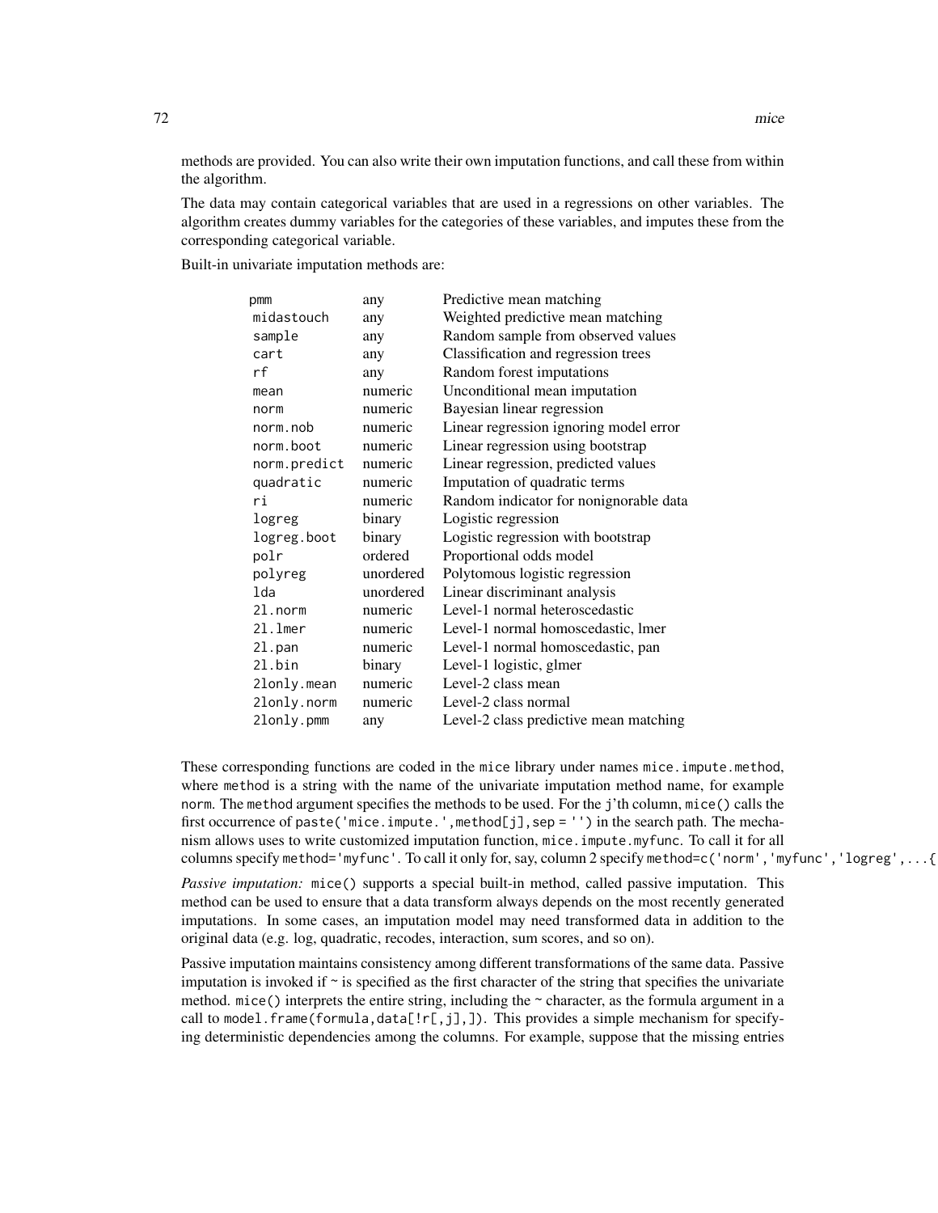methods are provided. You can also write their own imputation functions, and call these from within the algorithm.

The data may contain categorical variables that are used in a regressions on other variables. The algorithm creates dummy variables for the categories of these variables, and imputes these from the corresponding categorical variable.

Built-in univariate imputation methods are:

| | | |
|---|---|---|
| `pmm` | any | Predictive mean matching |
| `midastouch` | any | Weighted predictive mean matching |
| `sample` | any | Random sample from observed values |
| `cart` | any | Classification and regression trees |
| `rf` | any | Random forest imputations |
| `mean` | numeric | Unconditional mean imputation |
| `norm` | numeric | Bayesian linear regression |
| `norm.nob` | numeric | Linear regression ignoring model error |
| `norm.boot` | numeric | Linear regression using bootstrap |
| `norm.predict` | numeric | Linear regression, predicted values |
| `quadratic` | numeric | Imputation of quadratic terms |
| `ri` | numeric | Random indicator for nonignorable data |
| `logreg` | binary | Logistic regression |
| `logreg.boot` | binary | Logistic regression with bootstrap |
| `polr` | ordered | Proportional odds model |
| `polyreg` | unordered | Polytomous logistic regression |
| `lda` | unordered | Linear discriminant analysis |
| `2l.norm` | numeric | Level-1 normal heteroscedastic |
| `2l.lmer` | numeric | Level-1 normal homoscedastic, lmer |
| `2l.pan` | numeric | Level-1 normal homoscedastic, pan |
| `2l.bin` | binary | Level-1 logistic, glmer |
| `2lonly.mean` | numeric | Level-2 class mean |
| `2lonly.norm` | numeric | Level-2 class normal |
| `2lonly.pmm` | any | Level-2 class predictive mean matching |

These corresponding functions are coded in the `mice` library under names `mice.impute.method`, where `method` is a string with the name of the univariate imputation method name, for example `norm`. The `method` argument specifies the methods to be used. For the `j`'th column, `mice()` calls the first occurrence of `paste('mice.impute.',method[j],sep = '')` in the search path. The mechanism allows uses to write customized imputation function, `mice.impute.myfunc`. To call it for all columns specify `method='myfunc'`. To call it only for, say, column 2 specify `method=c('norm','myfunc','logreg',...{`

*Passive imputation:* `mice()` supports a special built-in method, called passive imputation. This method can be used to ensure that a data transform always depends on the most recently generated imputations. In some cases, an imputation model may need transformed data in addition to the original data (e.g. log, quadratic, recodes, interaction, sum scores, and so on).

Passive imputation maintains consistency among different transformations of the same data. Passive imputation is invoked if `~` is specified as the first character of the string that specifies the univariate method. `mice()` interprets the entire string, including the `~` character, as the formula argument in a call to `model.frame(formula,data[!r[,j],])`. This provides a simple mechanism for specifying deterministic dependencies among the columns. For example, suppose that the missing entries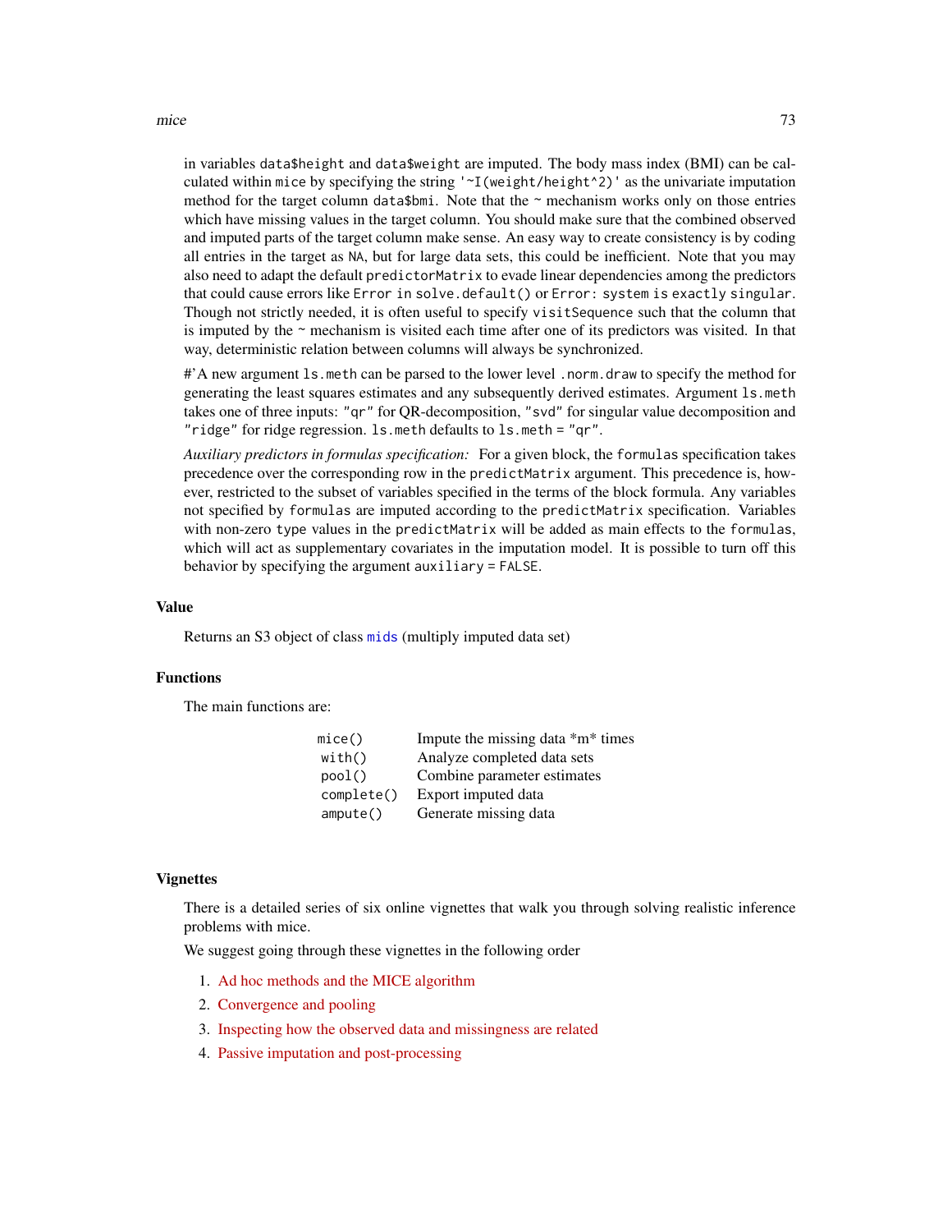in variables `data$height` and `data$weight` are imputed. The body mass index (BMI) can be calculated within `mice` by specifying the string `'~I(weight/height^2)'` as the univariate imputation method for the target column `data$bmi`. Note that the ~ mechanism works only on those entries which have missing values in the target column. You should make sure that the combined observed and imputed parts of the target column make sense. An easy way to create consistency is by coding all entries in the target as `NA`, but for large data sets, this could be inefficient. Note that you may also need to adapt the default `predictorMatrix` to evade linear dependencies among the predictors that could cause errors like `Error in solve.default()` or `Error: system is exactly singular`. Though not strictly needed, it is often useful to specify `visitSequence` such that the column that is imputed by the ~ mechanism is visited each time after one of its predictors was visited. In that way, deterministic relation between columns will always be synchronized.

#'A new argument `ls.meth` can be parsed to the lower level `.norm.draw` to specify the method for generating the least squares estimates and any subsequently derived estimates. Argument `ls.meth` takes one of three inputs: `"qr"` for QR-decomposition, `"svd"` for singular value decomposition and `"ridge"` for ridge regression. `ls.meth` defaults to `ls.meth = "qr"`.

*Auxiliary predictors in formulas specification:* For a given block, the `formulas` specification takes precedence over the corresponding row in the `predictMatrix` argument. This precedence is, however, restricted to the subset of variables specified in the terms of the block formula. Any variables not specified by `formulas` are imputed according to the `predictMatrix` specification. Variables with non-zero `type` values in the `predictMatrix` will be added as main effects to the `formulas`, which will act as supplementary covariates in the imputation model. It is possible to turn off this behavior by specifying the argument `auxiliary = FALSE`.

## Value

Returns an S3 object of class `mids` (multiply imputed data set)

## Functions

The main functions are:

| | |
|---|---|
| `mice()` | Impute the missing data *m* times |
| `with()` | Analyze completed data sets |
| `pool()` | Combine parameter estimates |
| `complete()` | Export imputed data |
| `ampute()` | Generate missing data |

## Vignettes

There is a detailed series of six online vignettes that walk you through solving realistic inference problems with mice.

We suggest going through these vignettes in the following order

1. Ad hoc methods and the MICE algorithm
2. Convergence and pooling
3. Inspecting how the observed data and missingness are related
4. Passive imputation and post-processing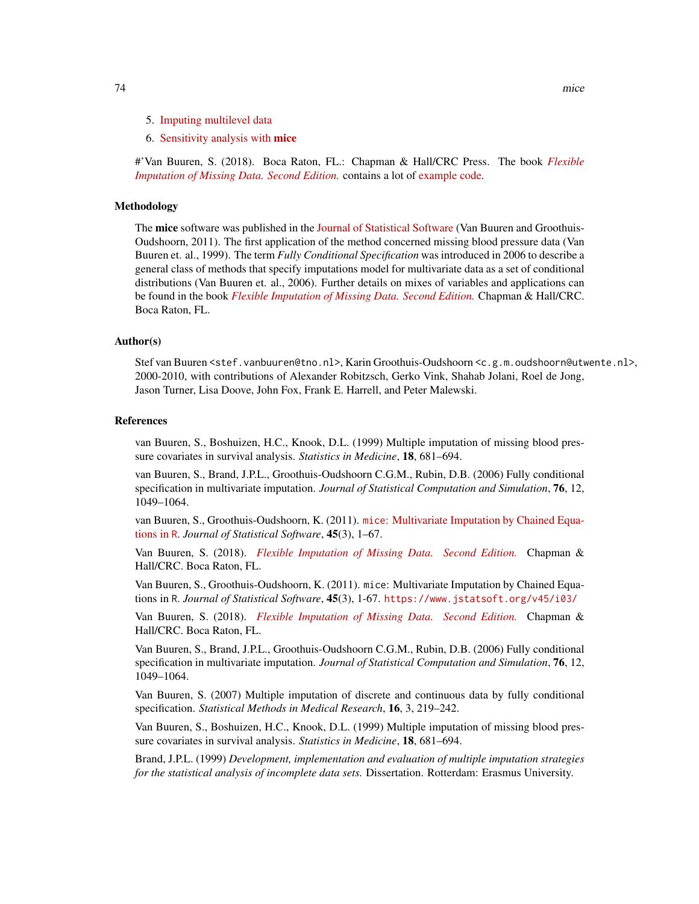5. Imputing multilevel data
6. Sensitivity analysis with **mice**

#'Van Buuren, S. (2018). Boca Raton, FL.: Chapman & Hall/CRC Press. The book *Flexible Imputation of Missing Data. Second Edition.* contains a lot of example code.

### Methodology

The **mice** software was published in the Journal of Statistical Software (Van Buuren and Groothuis-Oudshoorn, 2011). The first application of the method concerned missing blood pressure data (Van Buuren et. al., 1999). The term *Fully Conditional Specification* was introduced in 2006 to describe a general class of methods that specify imputations model for multivariate data as a set of conditional distributions (Van Buuren et. al., 2006). Further details on mixes of variables and applications can be found in the book *Flexible Imputation of Missing Data. Second Edition.* Chapman & Hall/CRC. Boca Raton, FL.

### Author(s)

Stef van Buuren <stef.vanbuuren@tno.nl>, Karin Groothuis-Oudshoorn <c.g.m.oudshoorn@utwente.nl>, 2000-2010, with contributions of Alexander Robitzsch, Gerko Vink, Shahab Jolani, Roel de Jong, Jason Turner, Lisa Doove, John Fox, Frank E. Harrell, and Peter Malewski.

### References

van Buuren, S., Boshuizen, H.C., Knook, D.L. (1999) Multiple imputation of missing blood pressure covariates in survival analysis. *Statistics in Medicine*, **18**, 681–694.

van Buuren, S., Brand, J.P.L., Groothuis-Oudshoorn C.G.M., Rubin, D.B. (2006) Fully conditional specification in multivariate imputation. *Journal of Statistical Computation and Simulation*, **76**, 12, 1049–1064.

van Buuren, S., Groothuis-Oudshoorn, K. (2011). `mice`: Multivariate Imputation by Chained Equations in `R`. *Journal of Statistical Software*, **45**(3), 1–67.

Van Buuren, S. (2018). *Flexible Imputation of Missing Data. Second Edition.* Chapman & Hall/CRC. Boca Raton, FL.

Van Buuren, S., Groothuis-Oudshoorn, K. (2011). `mice`: Multivariate Imputation by Chained Equations in `R`. *Journal of Statistical Software*, **45**(3), 1-67. https://www.jstatsoft.org/v45/i03/

Van Buuren, S. (2018). *Flexible Imputation of Missing Data. Second Edition.* Chapman & Hall/CRC. Boca Raton, FL.

Van Buuren, S., Brand, J.P.L., Groothuis-Oudshoorn C.G.M., Rubin, D.B. (2006) Fully conditional specification in multivariate imputation. *Journal of Statistical Computation and Simulation*, **76**, 12, 1049–1064.

Van Buuren, S. (2007) Multiple imputation of discrete and continuous data by fully conditional specification. *Statistical Methods in Medical Research*, **16**, 3, 219–242.

Van Buuren, S., Boshuizen, H.C., Knook, D.L. (1999) Multiple imputation of missing blood pressure covariates in survival analysis. *Statistics in Medicine*, **18**, 681–694.

Brand, J.P.L. (1999) *Development, implementation and evaluation of multiple imputation strategies for the statistical analysis of incomplete data sets.* Dissertation. Rotterdam: Erasmus University.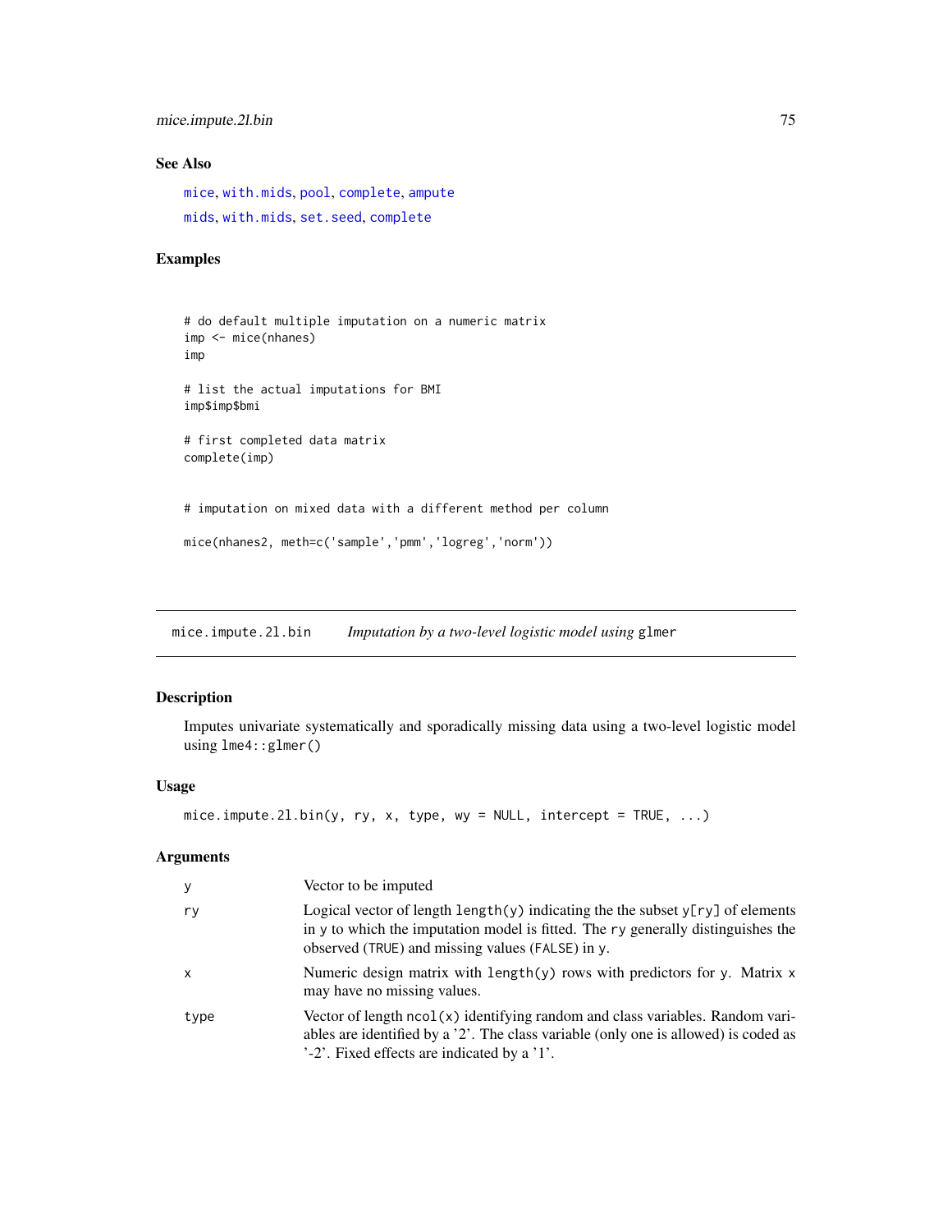## See Also

mice, with.mids, pool, complete, ampute

mids, with.mids, set.seed, complete

## Examples

```
# do default multiple imputation on a numeric matrix
imp <- mice(nhanes)
imp

# list the actual imputations for BMI
imp$imp$bmi

# first completed data matrix
complete(imp)


# imputation on mixed data with a different method per column

mice(nhanes2, meth=c('sample','pmm','logreg','norm'))
```

---

# mice.impute.2l.bin    *Imputation by a two-level logistic model using* glmer

## Description

Imputes univariate systematically and sporadically missing data using a two-level logistic model using `lme4::glmer()`

## Usage

```
mice.impute.2l.bin(y, ry, x, type, wy = NULL, intercept = TRUE, ...)
```

## Arguments

| | |
|---|---|
| y | Vector to be imputed |
| ry | Logical vector of length `length(y)` indicating the the subset `y[ry]` of elements in `y` to which the imputation model is fitted. The `ry` generally distinguishes the observed (`TRUE`) and missing values (`FALSE`) in `y`. |
| x | Numeric design matrix with `length(y)` rows with predictors for `y`. Matrix `x` may have no missing values. |
| type | Vector of length `ncol(x)` identifying random and class variables. Random variables are identified by a '2'. The class variable (only one is allowed) is coded as '-2'. Fixed effects are indicated by a '1'. |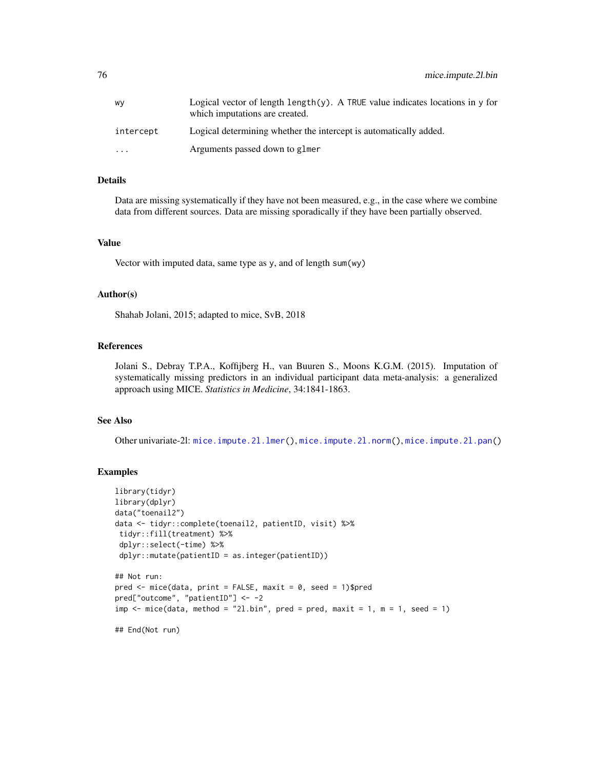| | |
|---|---|
| wy | Logical vector of length length(y). A TRUE value indicates locations in y for which imputations are created. |
| intercept | Logical determining whether the intercept is automatically added. |
| ... | Arguments passed down to glmer |

### Details

Data are missing systematically if they have not been measured, e.g., in the case where we combine data from different sources. Data are missing sporadically if they have been partially observed.

### Value

Vector with imputed data, same type as y, and of length sum(wy)

### Author(s)

Shahab Jolani, 2015; adapted to mice, SvB, 2018

### References

Jolani S., Debray T.P.A., Koffijberg H., van Buuren S., Moons K.G.M. (2015). Imputation of systematically missing predictors in an individual participant data meta-analysis: a generalized approach using MICE. *Statistics in Medicine*, 34:1841-1863.

### See Also

Other univariate-2l: mice.impute.2l.lmer(), mice.impute.2l.norm(), mice.impute.2l.pan()

### Examples

```
library(tidyr)
library(dplyr)
data("toenail2")
data <- tidyr::complete(toenail2, patientID, visit) %>%
 tidyr::fill(treatment) %>%
 dplyr::select(-time) %>%
 dplyr::mutate(patientID = as.integer(patientID))

## Not run:
pred <- mice(data, print = FALSE, maxit = 0, seed = 1)$pred
pred["outcome", "patientID"] <- -2
imp <- mice(data, method = "2l.bin", pred = pred, maxit = 1, m = 1, seed = 1)

## End(Not run)
```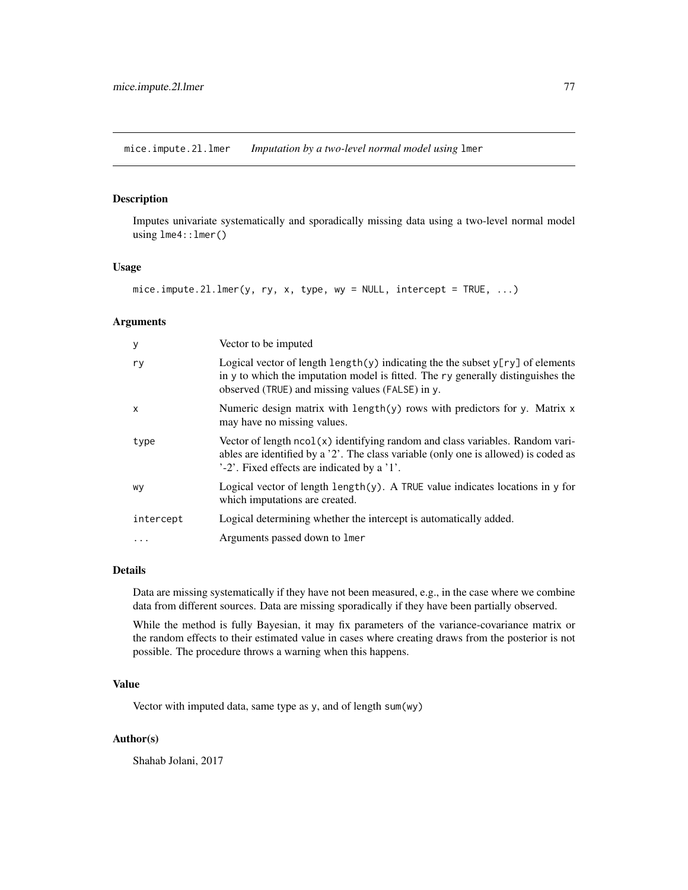## mice.impute.2l.lmer — *Imputation by a two-level normal model using* `lmer`

### Description

Imputes univariate systematically and sporadically missing data using a two-level normal model using `lme4::lmer()`

### Usage

```
mice.impute.2l.lmer(y, ry, x, type, wy = NULL, intercept = TRUE, ...)
```

### Arguments

| | |
|---|---|
| `y` | Vector to be imputed |
| `ry` | Logical vector of length `length(y)` indicating the the subset `y[ry]` of elements in `y` to which the imputation model is fitted. The `ry` generally distinguishes the observed (`TRUE`) and missing values (`FALSE`) in `y`. |
| `x` | Numeric design matrix with `length(y)` rows with predictors for `y`. Matrix `x` may have no missing values. |
| `type` | Vector of length `ncol(x)` identifying random and class variables. Random variables are identified by a '2'. The class variable (only one is allowed) is coded as '-2'. Fixed effects are indicated by a '1'. |
| `wy` | Logical vector of length `length(y)`. A `TRUE` value indicates locations in `y` for which imputations are created. |
| `intercept` | Logical determining whether the intercept is automatically added. |
| `...` | Arguments passed down to `lmer` |

### Details

Data are missing systematically if they have not been measured, e.g., in the case where we combine data from different sources. Data are missing sporadically if they have been partially observed.

While the method is fully Bayesian, it may fix parameters of the variance-covariance matrix or the random effects to their estimated value in cases where creating draws from the posterior is not possible. The procedure throws a warning when this happens.

### Value

Vector with imputed data, same type as `y`, and of length `sum(wy)`

### Author(s)

Shahab Jolani, 2017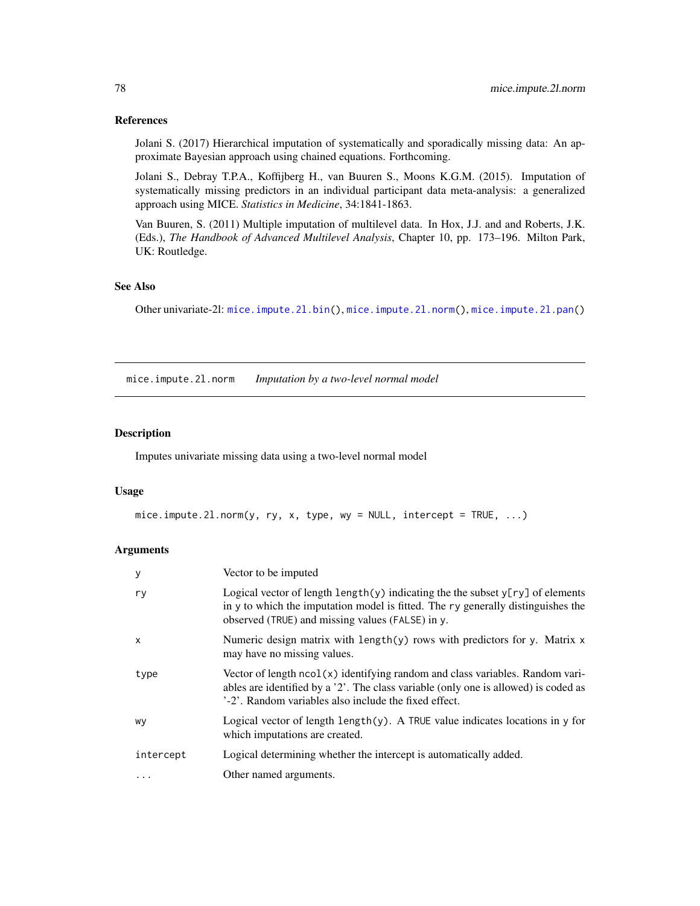### References

Jolani S. (2017) Hierarchical imputation of systematically and sporadically missing data: An approximate Bayesian approach using chained equations. Forthcoming.

Jolani S., Debray T.P.A., Koffijberg H., van Buuren S., Moons K.G.M. (2015). Imputation of systematically missing predictors in an individual participant data meta-analysis: a generalized approach using MICE. *Statistics in Medicine*, 34:1841-1863.

Van Buuren, S. (2011) Multiple imputation of multilevel data. In Hox, J.J. and and Roberts, J.K. (Eds.), *The Handbook of Advanced Multilevel Analysis*, Chapter 10, pp. 173–196. Milton Park, UK: Routledge.

### See Also

Other univariate-2l: `mice.impute.2l.bin()`, `mice.impute.2l.norm()`, `mice.impute.2l.pan()`

---

## mice.impute.2l.norm    *Imputation by a two-level normal model*

### Description

Imputes univariate missing data using a two-level normal model

### Usage

```
mice.impute.2l.norm(y, ry, x, type, wy = NULL, intercept = TRUE, ...)
```

### Arguments

| | |
|---|---|
| `y` | Vector to be imputed |
| `ry` | Logical vector of length `length(y)` indicating the the subset `y[ry]` of elements in `y` to which the imputation model is fitted. The `ry` generally distinguishes the observed (`TRUE`) and missing values (`FALSE`) in `y`. |
| `x` | Numeric design matrix with `length(y)` rows with predictors for `y`. Matrix `x` may have no missing values. |
| `type` | Vector of length `ncol(x)` identifying random and class variables. Random variables are identified by a '2'. The class variable (only one is allowed) is coded as '-2'. Random variables also include the fixed effect. |
| `wy` | Logical vector of length `length(y)`. A `TRUE` value indicates locations in `y` for which imputations are created. |
| `intercept` | Logical determining whether the intercept is automatically added. |
| `...` | Other named arguments. |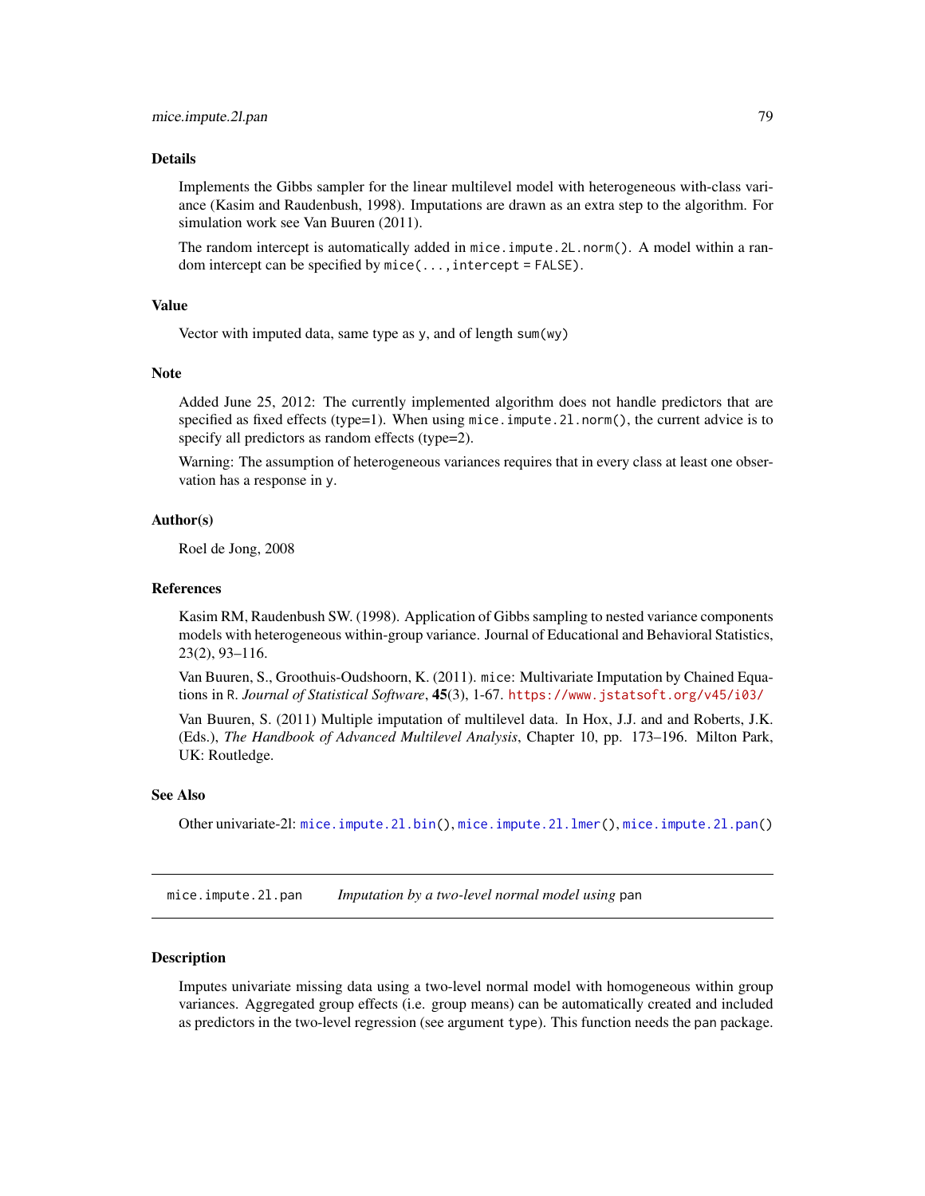### Details

Implements the Gibbs sampler for the linear multilevel model with heterogeneous with-class variance (Kasim and Raudenbush, 1998). Imputations are drawn as an extra step to the algorithm. For simulation work see Van Buuren (2011).

The random intercept is automatically added in `mice.impute.2L.norm()`. A model within a random intercept can be specified by `mice(..., intercept = FALSE)`.

### Value

Vector with imputed data, same type as `y`, and of length `sum(wy)`

### Note

Added June 25, 2012: The currently implemented algorithm does not handle predictors that are specified as fixed effects (type=1). When using `mice.impute.2l.norm()`, the current advice is to specify all predictors as random effects (type=2).

Warning: The assumption of heterogeneous variances requires that in every class at least one observation has a response in `y`.

### Author(s)

Roel de Jong, 2008

### References

Kasim RM, Raudenbush SW. (1998). Application of Gibbs sampling to nested variance components models with heterogeneous within-group variance. Journal of Educational and Behavioral Statistics, 23(2), 93–116.

Van Buuren, S., Groothuis-Oudshoorn, K. (2011). `mice`: Multivariate Imputation by Chained Equations in R. *Journal of Statistical Software*, **45**(3), 1-67. https://www.jstatsoft.org/v45/i03/

Van Buuren, S. (2011) Multiple imputation of multilevel data. In Hox, J.J. and and Roberts, J.K. (Eds.), *The Handbook of Advanced Multilevel Analysis*, Chapter 10, pp. 173–196. Milton Park, UK: Routledge.

### See Also

Other univariate-2l: `mice.impute.2l.bin()`, `mice.impute.2l.lmer()`, `mice.impute.2l.pan()`

---

## mice.impute.2l.pan — *Imputation by a two-level normal model using* `pan`

### Description

Imputes univariate missing data using a two-level normal model with homogeneous within group variances. Aggregated group effects (i.e. group means) can be automatically created and included as predictors in the two-level regression (see argument `type`). This function needs the `pan` package.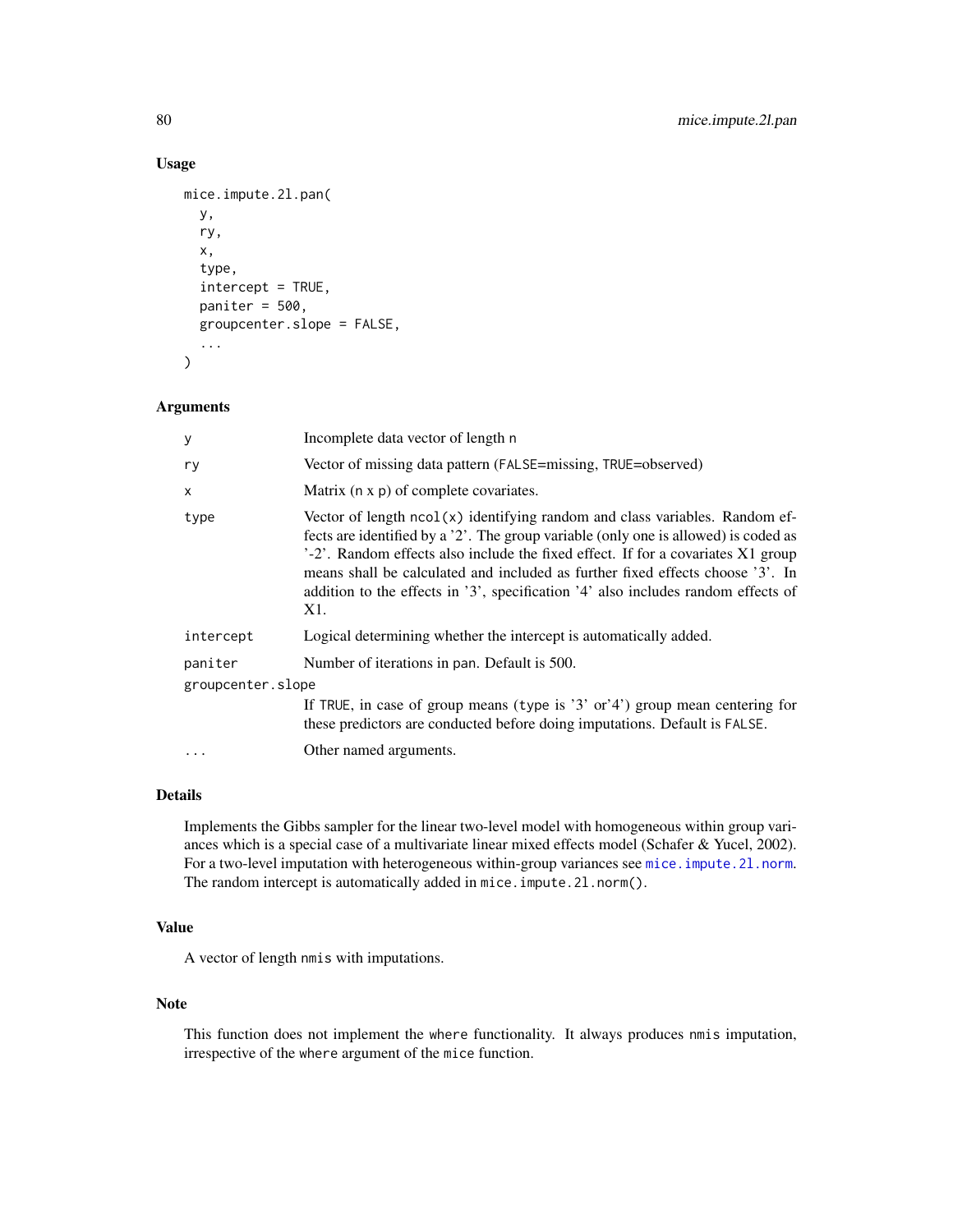## Usage

```
mice.impute.2l.pan(
  y,
  ry,
  x,
  type,
  intercept = TRUE,
  paniter = 500,
  groupcenter.slope = FALSE,
  ...
)
```

## Arguments

| | |
|---|---|
| y | Incomplete data vector of length n |
| ry | Vector of missing data pattern (FALSE=missing, TRUE=observed) |
| x | Matrix (n x p) of complete covariates. |
| type | Vector of length ncol(x) identifying random and class variables. Random effects are identified by a '2'. The group variable (only one is allowed) is coded as '-2'. Random effects also include the fixed effect. If for a covariates X1 group means shall be calculated and included as further fixed effects choose '3'. In addition to the effects in '3', specification '4' also includes random effects of X1. |
| intercept | Logical determining whether the intercept is automatically added. |
| paniter | Number of iterations in pan. Default is 500. |
| groupcenter.slope | If TRUE, in case of group means (type is '3' or'4') group mean centering for these predictors are conducted before doing imputations. Default is FALSE. |
| ... | Other named arguments. |

## Details

Implements the Gibbs sampler for the linear two-level model with homogeneous within group variances which is a special case of a multivariate linear mixed effects model (Schafer & Yucel, 2002). For a two-level imputation with heterogeneous within-group variances see mice.impute.2l.norm. The random intercept is automatically added in mice.impute.2l.norm().

## Value

A vector of length nmis with imputations.

## Note

This function does not implement the where functionality. It always produces nmis imputation, irrespective of the where argument of the mice function.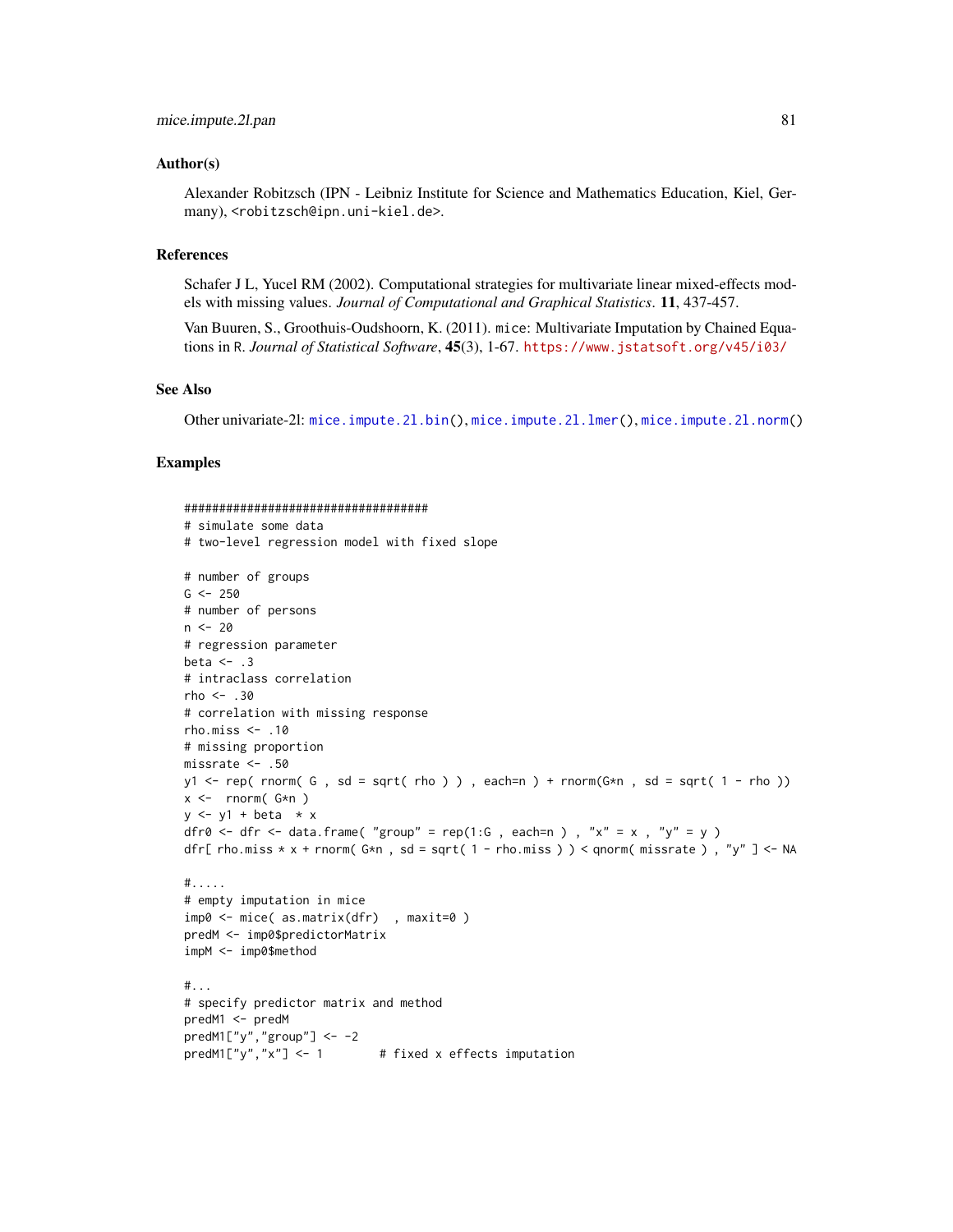### Author(s)

Alexander Robitzsch (IPN - Leibniz Institute for Science and Mathematics Education, Kiel, Germany), <robitzsch@ipn.uni-kiel.de>.

### References

Schafer J L, Yucel RM (2002). Computational strategies for multivariate linear mixed-effects models with missing values. *Journal of Computational and Graphical Statistics*. **11**, 437-457.

Van Buuren, S., Groothuis-Oudshoorn, K. (2011). `mice`: Multivariate Imputation by Chained Equations in `R`. *Journal of Statistical Software*, **45**(3), 1-67. https://www.jstatsoft.org/v45/i03/

### See Also

Other univariate-2l: `mice.impute.2l.bin()`, `mice.impute.2l.lmer()`, `mice.impute.2l.norm()`

### Examples

```
###################################
# simulate some data
# two-level regression model with fixed slope

# number of groups
G <- 250
# number of persons
n <- 20
# regression parameter
beta <- .3
# intraclass correlation
rho <- .30
# correlation with missing response
rho.miss <- .10
# missing proportion
missrate <- .50
y1 <- rep( rnorm( G , sd = sqrt( rho ) ) , each=n ) + rnorm(G*n , sd = sqrt( 1 - rho ))
x <-  rnorm( G*n )
y <- y1 + beta  * x
dfr0 <- dfr <- data.frame( "group" = rep(1:G , each=n ) , "x" = x , "y" = y )
dfr[ rho.miss * x + rnorm( G*n , sd = sqrt( 1 - rho.miss ) ) < qnorm( missrate ) , "y" ] <- NA

#.....
# empty imputation in mice
imp0 <- mice( as.matrix(dfr)  , maxit=0 )
predM <- imp0$predictorMatrix
impM <- imp0$method

#...
# specify predictor matrix and method
predM1 <- predM
predM1["y","group"] <- -2
predM1["y","x"] <- 1        # fixed x effects imputation
```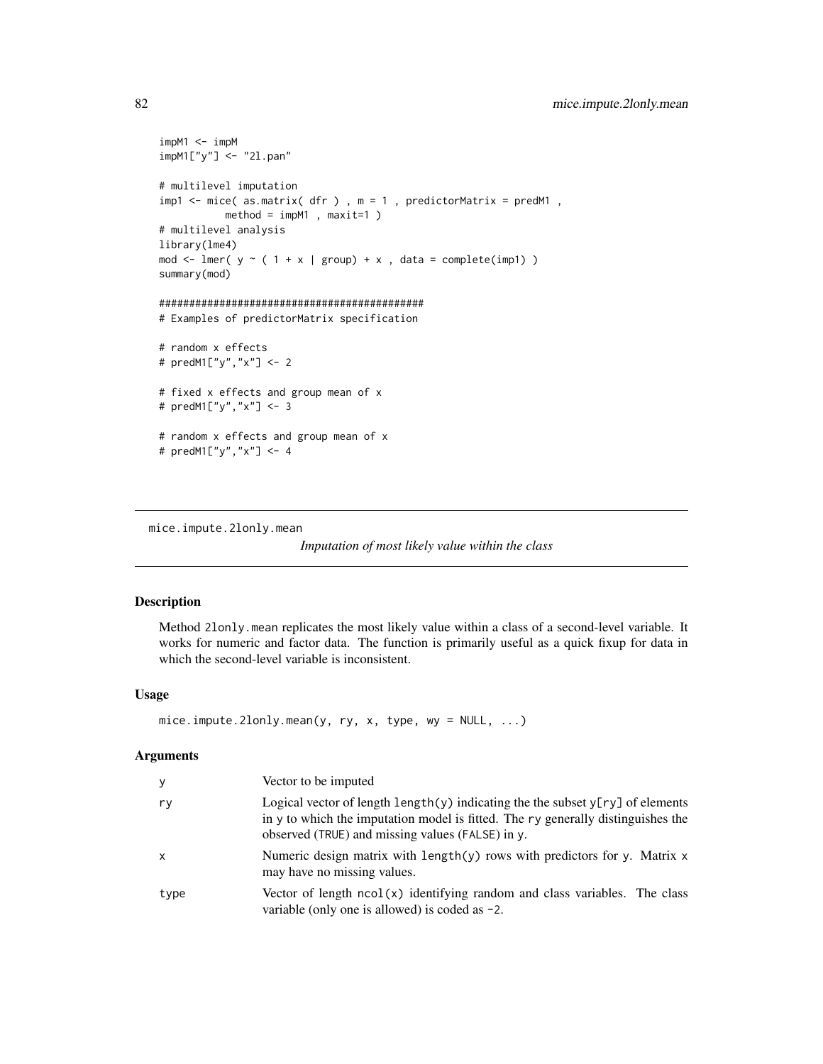```
impM1 <- impM
impM1["y"] <- "2l.pan"

# multilevel imputation
imp1 <- mice( as.matrix( dfr ) , m = 1 , predictorMatrix = predM1 ,
          method = impM1 , maxit=1 )
# multilevel analysis
library(lme4)
mod <- lmer( y ~ ( 1 + x | group) + x , data = complete(imp1) )
summary(mod)

############################################
# Examples of predictorMatrix specification

# random x effects
# predM1["y","x"] <- 2

# fixed x effects and group mean of x
# predM1["y","x"] <- 3

# random x effects and group mean of x
# predM1["y","x"] <- 4
```

## mice.impute.2lonly.mean

*Imputation of most likely value within the class*

### Description

Method `2lonly.mean` replicates the most likely value within a class of a second-level variable. It works for numeric and factor data. The function is primarily useful as a quick fixup for data in which the second-level variable is inconsistent.

### Usage

```
mice.impute.2lonly.mean(y, ry, x, type, wy = NULL, ...)
```

### Arguments

| | |
|---|---|
| `y` | Vector to be imputed |
| `ry` | Logical vector of length `length(y)` indicating the the subset `y[ry]` of elements in `y` to which the imputation model is fitted. The `ry` generally distinguishes the observed (`TRUE`) and missing values (`FALSE`) in `y`. |
| `x` | Numeric design matrix with `length(y)` rows with predictors for `y`. Matrix `x` may have no missing values. |
| `type` | Vector of length `ncol(x)` identifying random and class variables. The class variable (only one is allowed) is coded as `-2`. |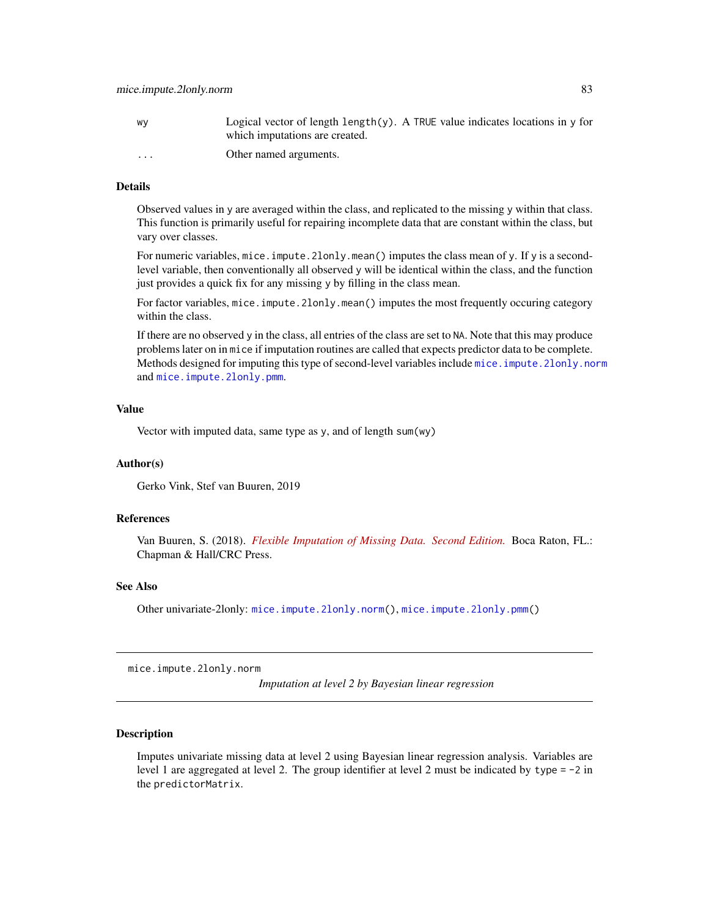| | |
|---|---|
| wy | Logical vector of length `length(y)`. A `TRUE` value indicates locations in `y` for which imputations are created. |
| ... | Other named arguments. |

### Details

Observed values in `y` are averaged within the class, and replicated to the missing `y` within that class. This function is primarily useful for repairing incomplete data that are constant within the class, but vary over classes.

For numeric variables, `mice.impute.2lonly.mean()` imputes the class mean of `y`. If `y` is a second-level variable, then conventionally all observed `y` will be identical within the class, and the function just provides a quick fix for any missing `y` by filling in the class mean.

For factor variables, `mice.impute.2lonly.mean()` imputes the most frequently occuring category within the class.

If there are no observed `y` in the class, all entries of the class are set to `NA`. Note that this may produce problems later on in `mice` if imputation routines are called that expects predictor data to be complete. Methods designed for imputing this type of second-level variables include `mice.impute.2lonly.norm` and `mice.impute.2lonly.pmm`.

### Value

Vector with imputed data, same type as `y`, and of length `sum(wy)`

### Author(s)

Gerko Vink, Stef van Buuren, 2019

### References

Van Buuren, S. (2018). *Flexible Imputation of Missing Data. Second Edition.* Boca Raton, FL.: Chapman & Hall/CRC Press.

### See Also

Other univariate-2lonly: `mice.impute.2lonly.norm()`, `mice.impute.2lonly.pmm()`

---

## mice.impute.2lonly.norm    *Imputation at level 2 by Bayesian linear regression*

---

### Description

Imputes univariate missing data at level 2 using Bayesian linear regression analysis. Variables are level 1 are aggregated at level 2. The group identifier at level 2 must be indicated by `type = -2` in the `predictorMatrix`.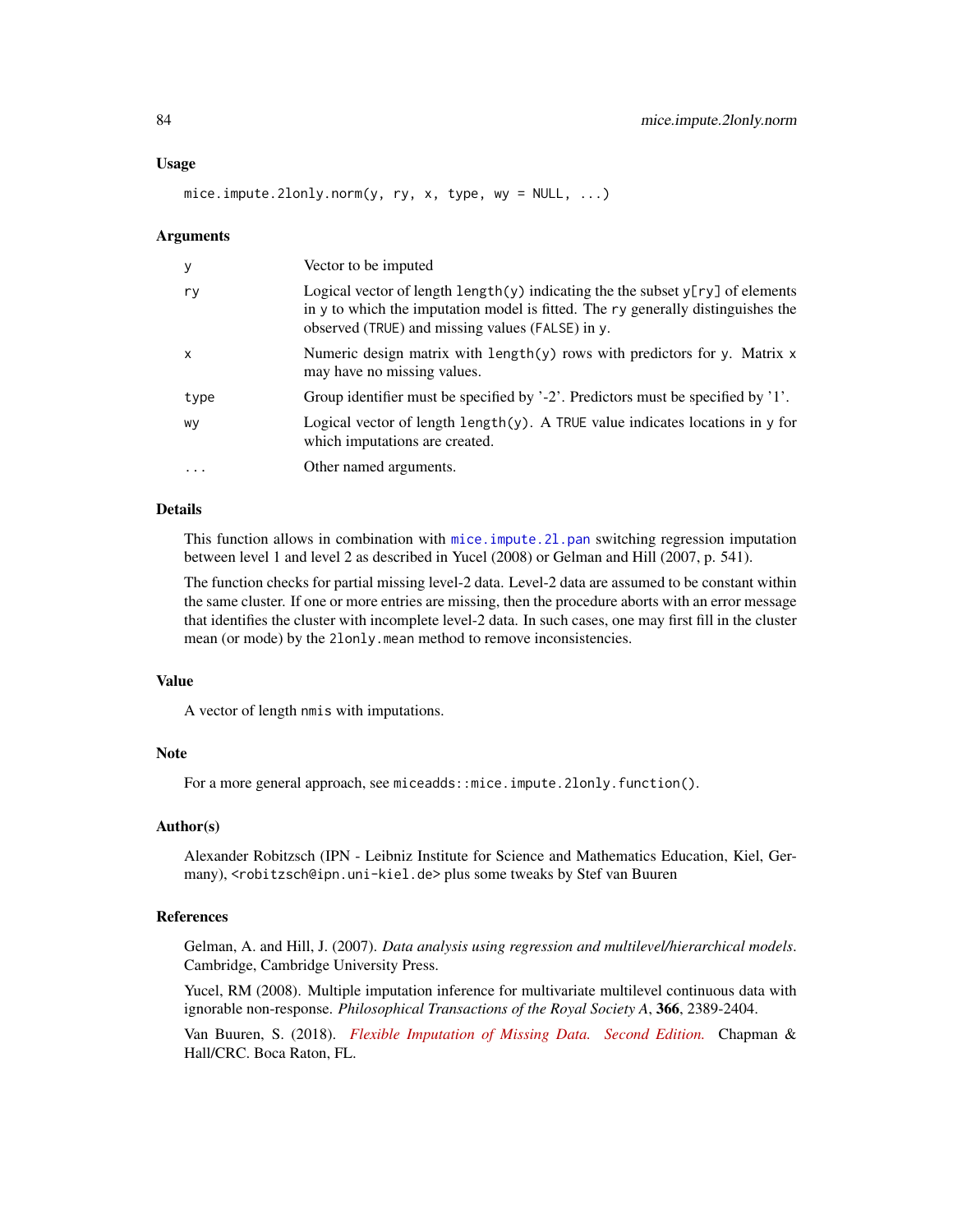### Usage

```
mice.impute.2lonly.norm(y, ry, x, type, wy = NULL, ...)
```

### Arguments

| | |
|---|---|
| y | Vector to be imputed |
| ry | Logical vector of length `length(y)` indicating the the subset `y[ry]` of elements in `y` to which the imputation model is fitted. The `ry` generally distinguishes the observed (`TRUE`) and missing values (`FALSE`) in `y`. |
| x | Numeric design matrix with `length(y)` rows with predictors for `y`. Matrix `x` may have no missing values. |
| type | Group identifier must be specified by '-2'. Predictors must be specified by '1'. |
| wy | Logical vector of length `length(y)`. A `TRUE` value indicates locations in `y` for which imputations are created. |
| ... | Other named arguments. |

### Details

This function allows in combination with `mice.impute.2l.pan` switching regression imputation between level 1 and level 2 as described in Yucel (2008) or Gelman and Hill (2007, p. 541).

The function checks for partial missing level-2 data. Level-2 data are assumed to be constant within the same cluster. If one or more entries are missing, then the procedure aborts with an error message that identifies the cluster with incomplete level-2 data. In such cases, one may first fill in the cluster mean (or mode) by the `2lonly.mean` method to remove inconsistencies.

### Value

A vector of length `nmis` with imputations.

### Note

For a more general approach, see `miceadds::mice.impute.2lonly.function()`.

### Author(s)

Alexander Robitzsch (IPN - Leibniz Institute for Science and Mathematics Education, Kiel, Germany), `<robitzsch@ipn.uni-kiel.de>` plus some tweaks by Stef van Buuren

### References

Gelman, A. and Hill, J. (2007). *Data analysis using regression and multilevel/hierarchical models*. Cambridge, Cambridge University Press.

Yucel, RM (2008). Multiple imputation inference for multivariate multilevel continuous data with ignorable non-response. *Philosophical Transactions of the Royal Society A*, **366**, 2389-2404.

Van Buuren, S. (2018). *Flexible Imputation of Missing Data. Second Edition.* Chapman & Hall/CRC. Boca Raton, FL.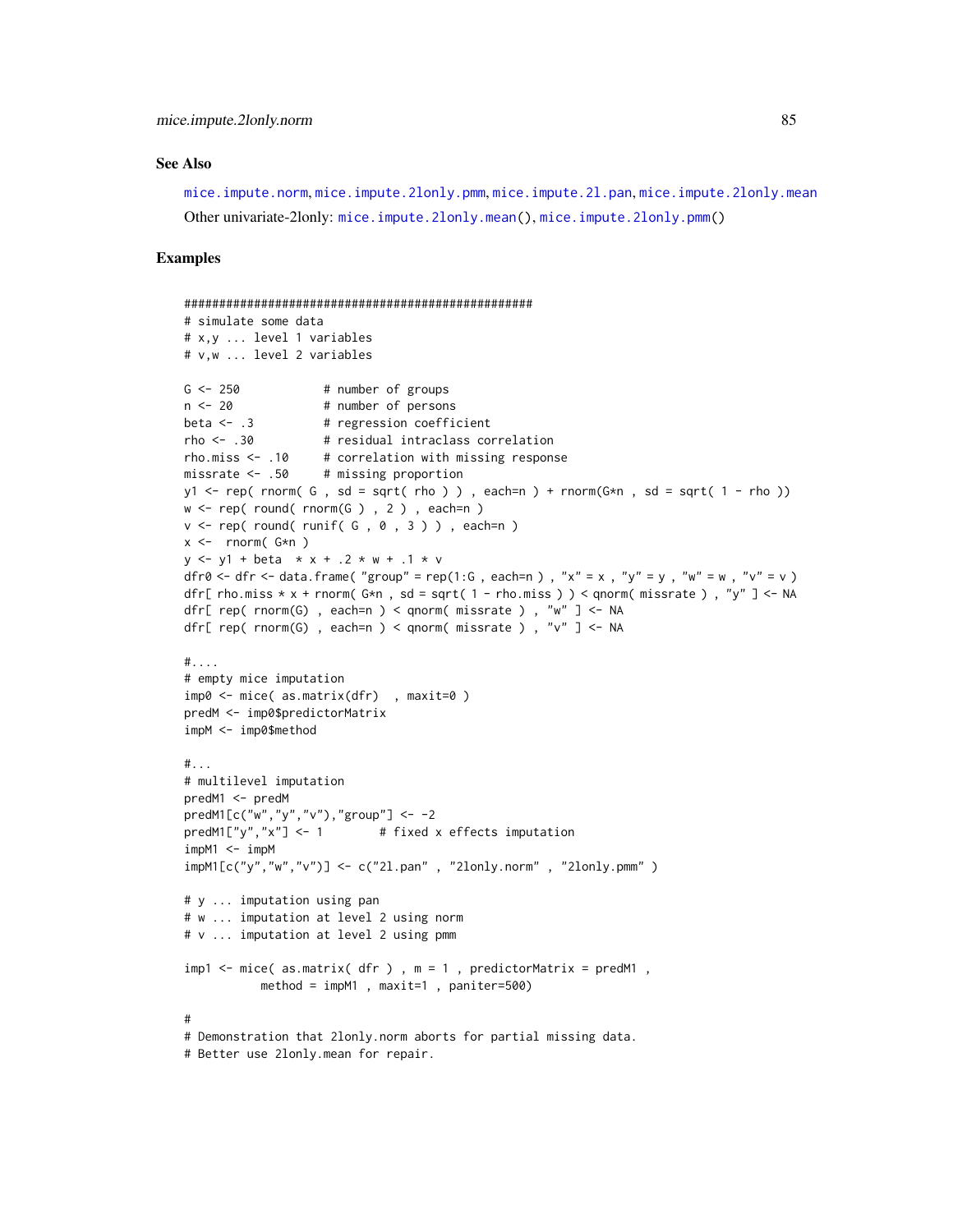## See Also

mice.impute.norm, mice.impute.2lonly.pmm, mice.impute.2l.pan, mice.impute.2lonly.mean

Other univariate-2lonly: mice.impute.2lonly.mean(), mice.impute.2lonly.pmm()

## Examples

```
##################################################
# simulate some data
# x,y ... level 1 variables
# v,w ... level 2 variables

G <- 250            # number of groups
n <- 20             # number of persons
beta <- .3          # regression coefficient
rho <- .30          # residual intraclass correlation
rho.miss <- .10     # correlation with missing response
missrate <- .50     # missing proportion
y1 <- rep( rnorm( G , sd = sqrt( rho ) ) , each=n ) + rnorm(G*n , sd = sqrt( 1 - rho ))
w <- rep( round( rnorm(G ) , 2 ) , each=n )
v <- rep( round( runif( G , 0 , 3 ) ) , each=n )
x <-  rnorm( G*n )
y <- y1 + beta  * x + .2 * w + .1 * v
dfr0 <- dfr <- data.frame( "group" = rep(1:G , each=n ) , "x" = x , "y" = y , "w" = w , "v" = v )
dfr[ rho.miss * x + rnorm( G*n , sd = sqrt( 1 - rho.miss ) ) < qnorm( missrate ) , "y" ] <- NA
dfr[ rep( rnorm(G) , each=n ) < qnorm( missrate ) , "w" ] <- NA
dfr[ rep( rnorm(G) , each=n ) < qnorm( missrate ) , "v" ] <- NA

#....
# empty mice imputation
imp0 <- mice( as.matrix(dfr)  , maxit=0 )
predM <- imp0$predictorMatrix
impM <- imp0$method

#...
# multilevel imputation
predM1 <- predM
predM1[c("w","y","v"),"group"] <- -2
predM1["y","x"] <- 1        # fixed x effects imputation
impM1 <- impM
impM1[c("y","w","v")] <- c("2l.pan" , "2lonly.norm" , "2lonly.pmm" )

# y ... imputation using pan
# w ... imputation at level 2 using norm
# v ... imputation at level 2 using pmm

imp1 <- mice( as.matrix( dfr ) , m = 1 , predictorMatrix = predM1 ,
           method = impM1 , maxit=1 , paniter=500)

#
# Demonstration that 2lonly.norm aborts for partial missing data.
# Better use 2lonly.mean for repair.
```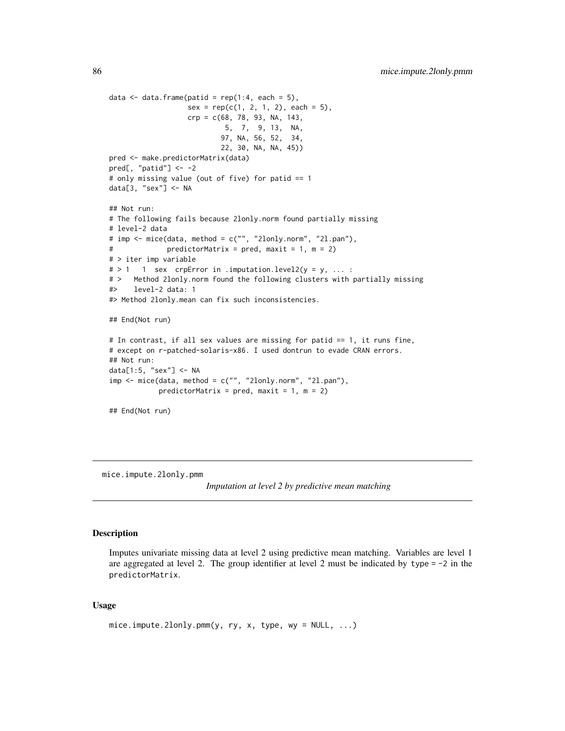```
data <- data.frame(patid = rep(1:4, each = 5),
                   sex = rep(c(1, 2, 1, 2), each = 5),
                   crp = c(68, 78, 93, NA, 143,
                            5,  7,  9, 13,  NA,
                           97, NA, 56, 52,  34,
                           22, 30, NA, NA, 45))
pred <- make.predictorMatrix(data)
pred[, "patid"] <- -2
# only missing value (out of five) for patid == 1
data[3, "sex"] <- NA

## Not run:
# The following fails because 2lonly.norm found partially missing
# level-2 data
# imp <- mice(data, method = c("", "2lonly.norm", "2l.pan"),
#             predictorMatrix = pred, maxit = 1, m = 2)
# > iter imp variable
# > 1   1  sex  crpError in .imputation.level2(y = y, ... :
# >   Method 2lonly.norm found the following clusters with partially missing
#>    level-2 data: 1
#> Method 2lonly.mean can fix such inconsistencies.

## End(Not run)

# In contrast, if all sex values are missing for patid == 1, it runs fine,
# except on r-patched-solaris-x86. I used dontrun to evade CRAN errors.
## Not run:
data[1:5, "sex"] <- NA
imp <- mice(data, method = c("", "2lonly.norm", "2l.pan"),
            predictorMatrix = pred, maxit = 1, m = 2)

## End(Not run)
```

---

## mice.impute.2lonly.pmm

*Imputation at level 2 by predictive mean matching*

---

### Description

Imputes univariate missing data at level 2 using predictive mean matching. Variables are level 1 are aggregated at level 2. The group identifier at level 2 must be indicated by `type = -2` in the `predictorMatrix`.

### Usage

```
mice.impute.2lonly.pmm(y, ry, x, type, wy = NULL, ...)
```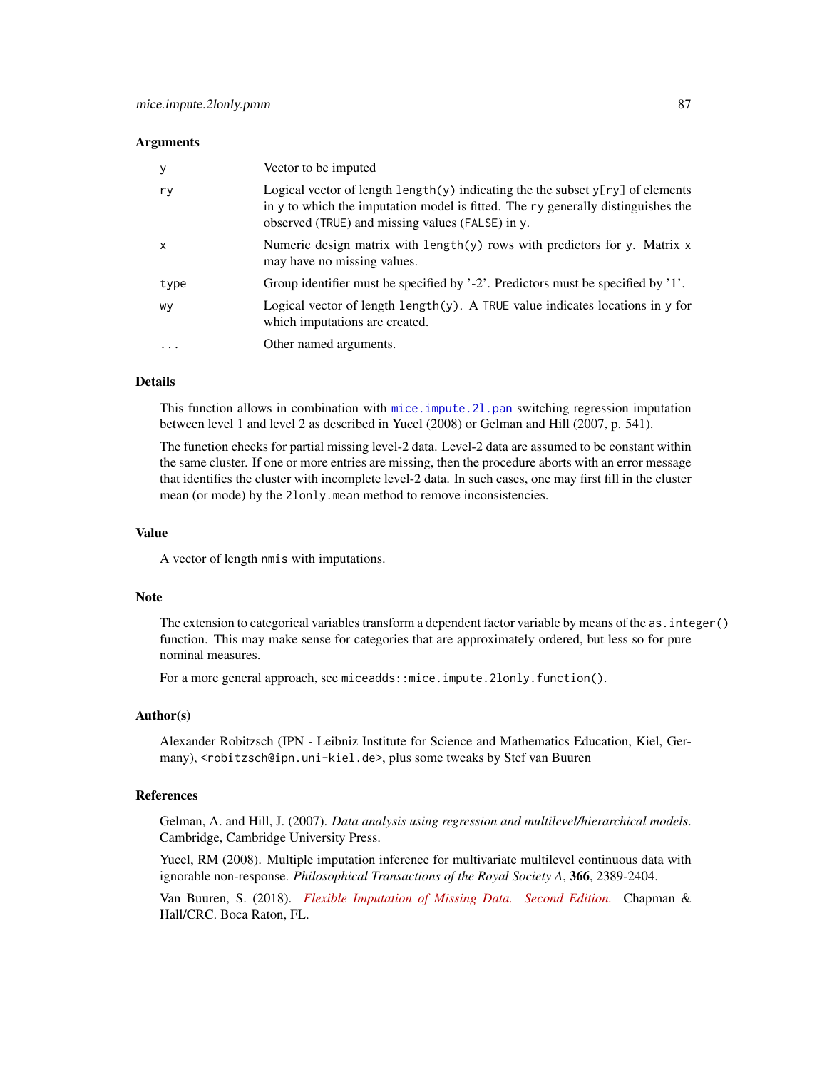## Arguments

| | |
|---|---|
| `y` | Vector to be imputed |
| `ry` | Logical vector of length `length(y)` indicating the the subset `y[ry]` of elements in `y` to which the imputation model is fitted. The `ry` generally distinguishes the observed (`TRUE`) and missing values (`FALSE`) in `y`. |
| `x` | Numeric design matrix with `length(y)` rows with predictors for `y`. Matrix `x` may have no missing values. |
| `type` | Group identifier must be specified by '-2'. Predictors must be specified by '1'. |
| `wy` | Logical vector of length `length(y)`. A `TRUE` value indicates locations in `y` for which imputations are created. |
| `...` | Other named arguments. |

## Details

This function allows in combination with `mice.impute.2l.pan` switching regression imputation between level 1 and level 2 as described in Yucel (2008) or Gelman and Hill (2007, p. 541).

The function checks for partial missing level-2 data. Level-2 data are assumed to be constant within the same cluster. If one or more entries are missing, then the procedure aborts with an error message that identifies the cluster with incomplete level-2 data. In such cases, one may first fill in the cluster mean (or mode) by the `2lonly.mean` method to remove inconsistencies.

## Value

A vector of length `nmis` with imputations.

## Note

The extension to categorical variables transform a dependent factor variable by means of the `as.integer()` function. This may make sense for categories that are approximately ordered, but less so for pure nominal measures.

For a more general approach, see `miceadds::mice.impute.2lonly.function()`.

## Author(s)

Alexander Robitzsch (IPN - Leibniz Institute for Science and Mathematics Education, Kiel, Germany), `<robitzsch@ipn.uni-kiel.de>`, plus some tweaks by Stef van Buuren

## References

Gelman, A. and Hill, J. (2007). *Data analysis using regression and multilevel/hierarchical models*. Cambridge, Cambridge University Press.

Yucel, RM (2008). Multiple imputation inference for multivariate multilevel continuous data with ignorable non-response. *Philosophical Transactions of the Royal Society A*, **366**, 2389-2404.

Van Buuren, S. (2018). *Flexible Imputation of Missing Data. Second Edition.* Chapman & Hall/CRC. Boca Raton, FL.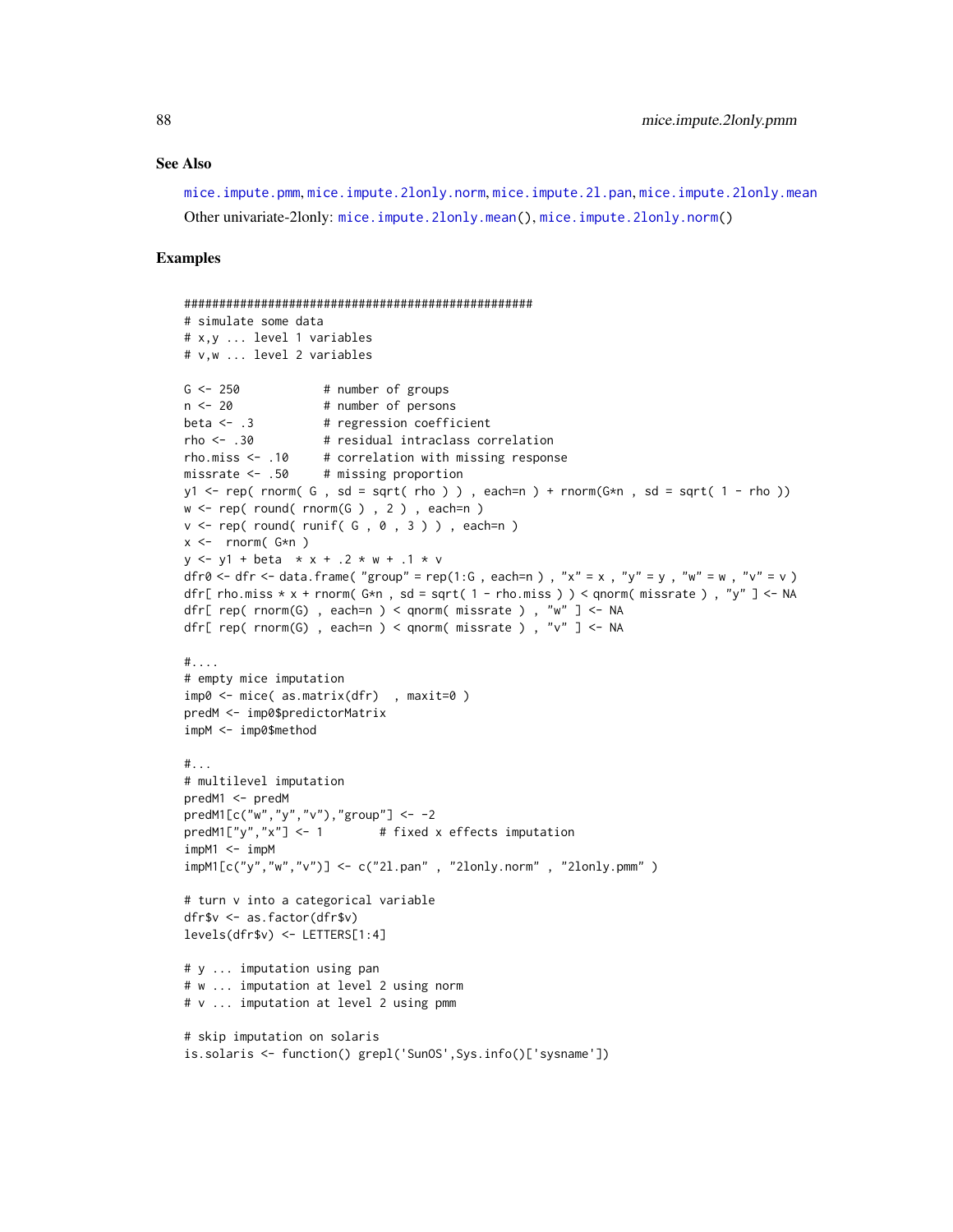### See Also

mice.impute.pmm, mice.impute.2lonly.norm, mice.impute.2l.pan, mice.impute.2lonly.mean

Other univariate-2lonly: mice.impute.2lonly.mean(), mice.impute.2lonly.norm()

### Examples

```
###################################################
# simulate some data
# x,y ... level 1 variables
# v,w ... level 2 variables

G <- 250            # number of groups
n <- 20             # number of persons
beta <- .3          # regression coefficient
rho <- .30          # residual intraclass correlation
rho.miss <- .10     # correlation with missing response
missrate <- .50     # missing proportion
y1 <- rep( rnorm( G , sd = sqrt( rho ) ) , each=n ) + rnorm(G*n , sd = sqrt( 1 - rho ))
w <- rep( round( rnorm(G ) , 2 ) , each=n )
v <- rep( round( runif( G , 0 , 3 ) ) , each=n )
x <-  rnorm( G*n )
y <- y1 + beta  * x + .2 * w + .1 * v
dfr0 <- dfr <- data.frame( "group" = rep(1:G , each=n ) , "x" = x , "y" = y , "w" = w , "v" = v )
dfr[ rho.miss * x + rnorm( G*n , sd = sqrt( 1 - rho.miss ) ) < qnorm( missrate ) , "y" ] <- NA
dfr[ rep( rnorm(G) , each=n ) < qnorm( missrate ) , "w" ] <- NA
dfr[ rep( rnorm(G) , each=n ) < qnorm( missrate ) , "v" ] <- NA

#....
# empty mice imputation
imp0 <- mice( as.matrix(dfr)  , maxit=0 )
predM <- imp0$predictorMatrix
impM <- imp0$method

#...
# multilevel imputation
predM1 <- predM
predM1[c("w","y","v"),"group"] <- -2
predM1["y","x"] <- 1        # fixed x effects imputation
impM1 <- impM
impM1[c("y","w","v")] <- c("2l.pan" , "2lonly.norm" , "2lonly.pmm" )

# turn v into a categorical variable
dfr$v <- as.factor(dfr$v)
levels(dfr$v) <- LETTERS[1:4]

# y ... imputation using pan
# w ... imputation at level 2 using norm
# v ... imputation at level 2 using pmm

# skip imputation on solaris
is.solaris <- function() grepl('SunOS',Sys.info()['sysname'])
```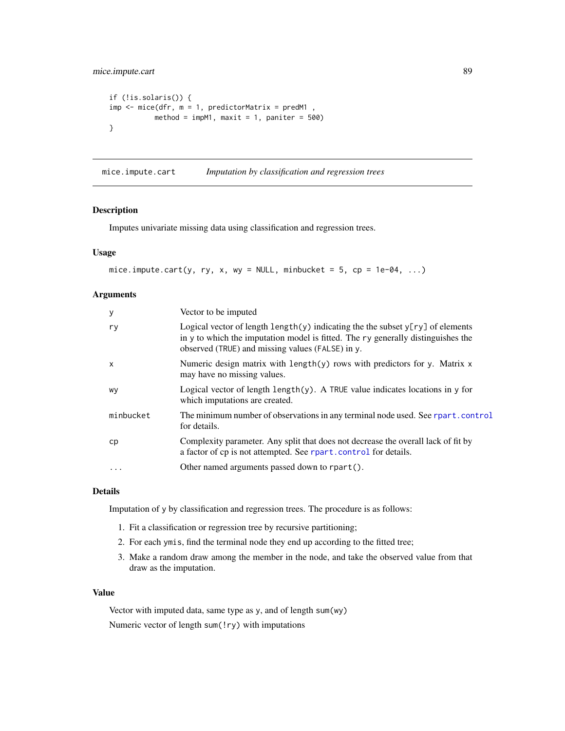```
if (!is.solaris()) {
imp <- mice(dfr, m = 1, predictorMatrix = predM1 ,
           method = impM1, maxit = 1, paniter = 500)
}
```

## mice.impute.cart — *Imputation by classification and regression trees*

### Description

Imputes univariate missing data using classification and regression trees.

### Usage

```
mice.impute.cart(y, ry, x, wy = NULL, minbucket = 5, cp = 1e-04, ...)
```

### Arguments

| | |
|---|---|
| y | Vector to be imputed |
| ry | Logical vector of length `length(y)` indicating the the subset `y[ry]` of elements in `y` to which the imputation model is fitted. The `ry` generally distinguishes the observed (`TRUE`) and missing values (`FALSE`) in `y`. |
| x | Numeric design matrix with `length(y)` rows with predictors for `y`. Matrix `x` may have no missing values. |
| wy | Logical vector of length `length(y)`. A `TRUE` value indicates locations in `y` for which imputations are created. |
| minbucket | The minimum number of observations in any terminal node used. See `rpart.control` for details. |
| cp | Complexity parameter. Any split that does not decrease the overall lack of fit by a factor of cp is not attempted. See `rpart.control` for details. |
| ... | Other named arguments passed down to `rpart()`. |

### Details

Imputation of `y` by classification and regression trees. The procedure is as follows:

1. Fit a classification or regression tree by recursive partitioning;
2. For each `ymis`, find the terminal node they end up according to the fitted tree;
3. Make a random draw among the member in the node, and take the observed value from that draw as the imputation.

### Value

Vector with imputed data, same type as `y`, and of length `sum(wy)`

Numeric vector of length `sum(!ry)` with imputations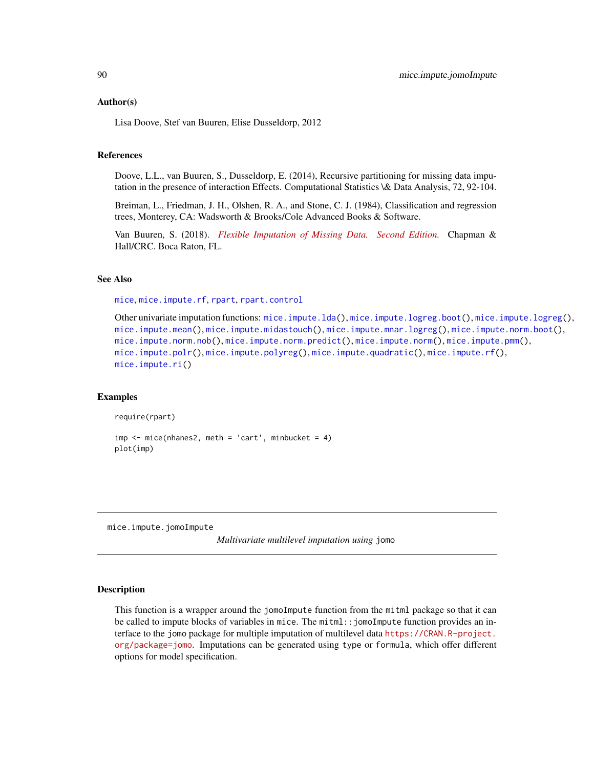### Author(s)

Lisa Doove, Stef van Buuren, Elise Dusseldorp, 2012

### References

Doove, L.L., van Buuren, S., Dusseldorp, E. (2014), Recursive partitioning for missing data imputation in the presence of interaction Effects. Computational Statistics \& Data Analysis, 72, 92-104.

Breiman, L., Friedman, J. H., Olshen, R. A., and Stone, C. J. (1984), Classification and regression trees, Monterey, CA: Wadsworth & Brooks/Cole Advanced Books & Software.

Van Buuren, S. (2018). *Flexible Imputation of Missing Data. Second Edition.* Chapman & Hall/CRC. Boca Raton, FL.

### See Also

`mice`, `mice.impute.rf`, `rpart`, `rpart.control`

Other univariate imputation functions: `mice.impute.lda()`, `mice.impute.logreg.boot()`, `mice.impute.logreg()`, `mice.impute.mean()`, `mice.impute.midastouch()`, `mice.impute.mnar.logreg()`, `mice.impute.norm.boot()`, `mice.impute.norm.nob()`, `mice.impute.norm.predict()`, `mice.impute.norm()`, `mice.impute.pmm()`, `mice.impute.polr()`, `mice.impute.polyreg()`, `mice.impute.quadratic()`, `mice.impute.rf()`, `mice.impute.ri()`

### Examples

```
require(rpart)

imp <- mice(nhanes2, meth = 'cart', minbucket = 4)
plot(imp)
```

---

## mice.impute.jomoImpute — *Multivariate multilevel imputation using* `jomo`

---

### Description

This function is a wrapper around the `jomoImpute` function from the `mitml` package so that it can be called to impute blocks of variables in `mice`. The `mitml::jomoImpute` function provides an interface to the `jomo` package for multiple imputation of multilevel data https://CRAN.R-project.org/package=jomo. Imputations can be generated using `type` or `formula`, which offer different options for model specification.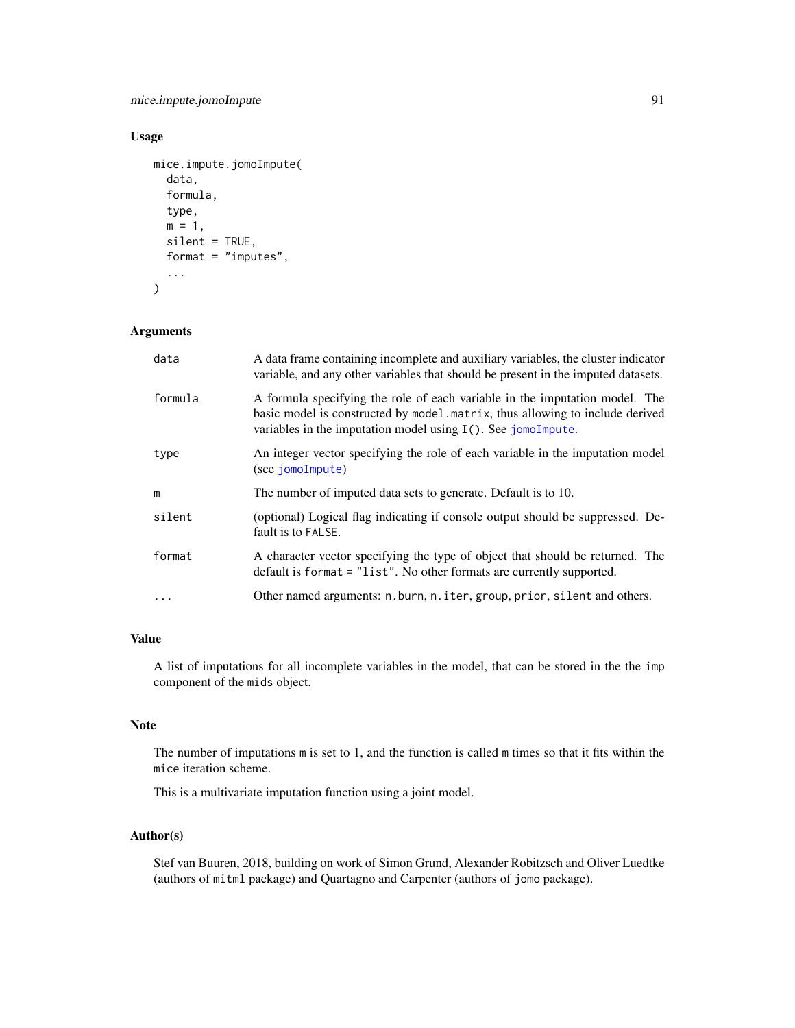## Usage

```
mice.impute.jomoImpute(
  data,
  formula,
  type,
  m = 1,
  silent = TRUE,
  format = "imputes",
  ...
)
```

## Arguments

| | |
|---|---|
| `data` | A data frame containing incomplete and auxiliary variables, the cluster indicator variable, and any other variables that should be present in the imputed datasets. |
| `formula` | A formula specifying the role of each variable in the imputation model. The basic model is constructed by `model.matrix`, thus allowing to include derived variables in the imputation model using `I()`. See `jomoImpute`. |
| `type` | An integer vector specifying the role of each variable in the imputation model (see `jomoImpute`) |
| `m` | The number of imputed data sets to generate. Default is to 10. |
| `silent` | (optional) Logical flag indicating if console output should be suppressed. Default is to `FALSE`. |
| `format` | A character vector specifying the type of object that should be returned. The default is `format = "list"`. No other formats are currently supported. |
| `...` | Other named arguments: `n.burn`, `n.iter`, `group`, `prior`, `silent` and others. |

## Value

A list of imputations for all incomplete variables in the model, that can be stored in the the `imp` component of the `mids` object.

## Note

The number of imputations `m` is set to 1, and the function is called `m` times so that it fits within the `mice` iteration scheme.

This is a multivariate imputation function using a joint model.

## Author(s)

Stef van Buuren, 2018, building on work of Simon Grund, Alexander Robitzsch and Oliver Luedtke (authors of `mitml` package) and Quartagno and Carpenter (authors of `jomo` package).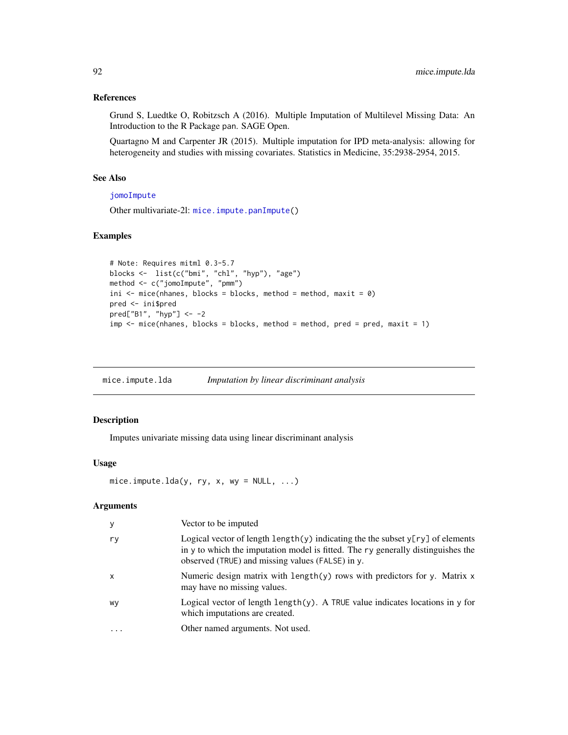### References

Grund S, Luedtke O, Robitzsch A (2016). Multiple Imputation of Multilevel Missing Data: An Introduction to the R Package pan. SAGE Open.

Quartagno M and Carpenter JR (2015). Multiple imputation for IPD meta-analysis: allowing for heterogeneity and studies with missing covariates. Statistics in Medicine, 35:2938-2954, 2015.

### See Also

jomoImpute

Other multivariate-2l: mice.impute.panImpute()

### Examples

```
# Note: Requires mitml 0.3-5.7
blocks <-  list(c("bmi", "chl", "hyp"), "age")
method <- c("jomoImpute", "pmm")
ini <- mice(nhanes, blocks = blocks, method = method, maxit = 0)
pred <- ini$pred
pred["B1", "hyp"] <- -2
imp <- mice(nhanes, blocks = blocks, method = method, pred = pred, maxit = 1)
```

---

## mice.impute.lda — *Imputation by linear discriminant analysis*

### Description

Imputes univariate missing data using linear discriminant analysis

### Usage

```
mice.impute.lda(y, ry, x, wy = NULL, ...)
```

### Arguments

| | |
|---|---|
| y | Vector to be imputed |
| ry | Logical vector of length length(y) indicating the the subset y[ry] of elements in y to which the imputation model is fitted. The ry generally distinguishes the observed (TRUE) and missing values (FALSE) in y. |
| x | Numeric design matrix with length(y) rows with predictors for y. Matrix x may have no missing values. |
| wy | Logical vector of length length(y). A TRUE value indicates locations in y for which imputations are created. |
| ... | Other named arguments. Not used. |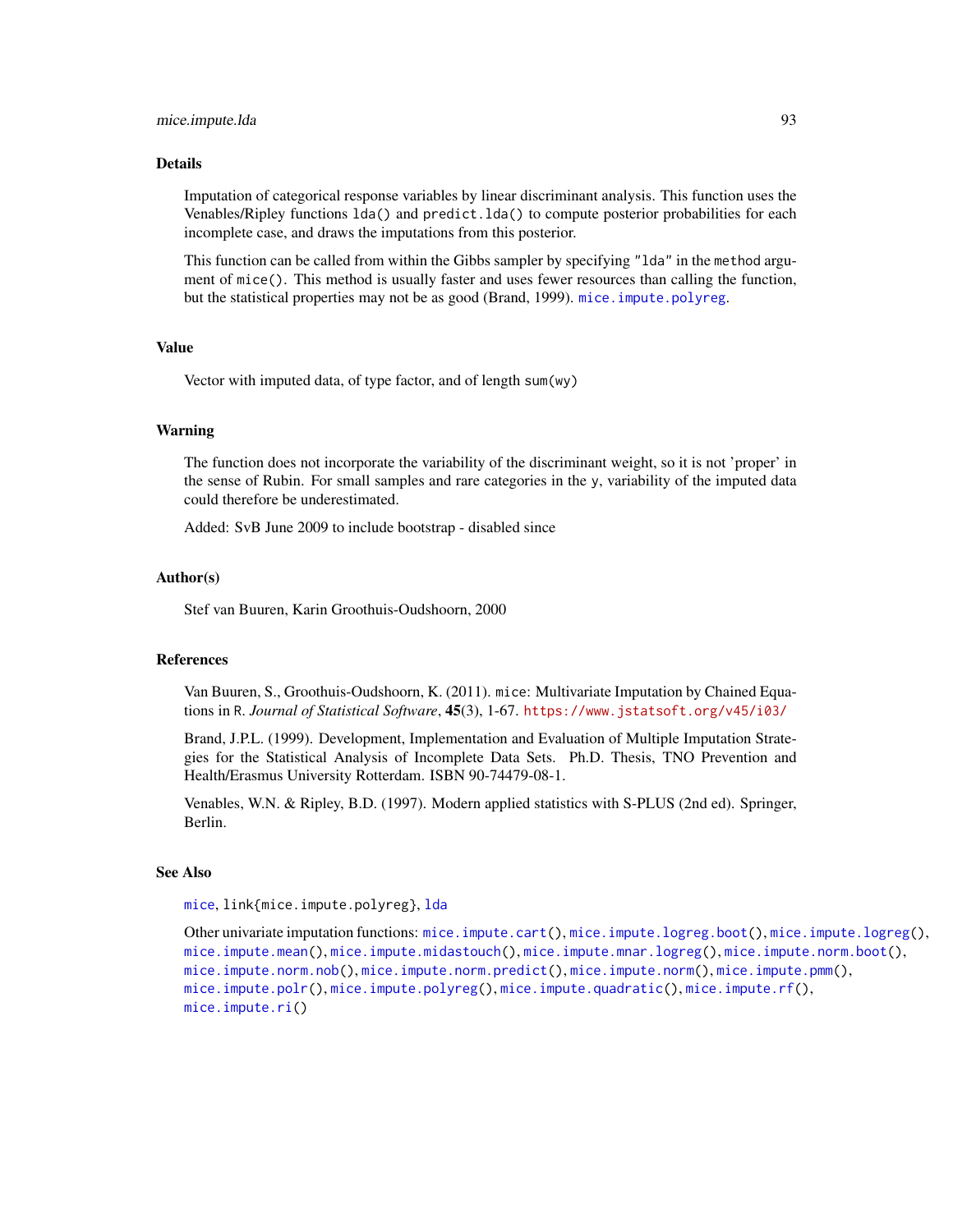## Details

Imputation of categorical response variables by linear discriminant analysis. This function uses the Venables/Ripley functions `lda()` and `predict.lda()` to compute posterior probabilities for each incomplete case, and draws the imputations from this posterior.

This function can be called from within the Gibbs sampler by specifying `"lda"` in the `method` argument of `mice()`. This method is usually faster and uses fewer resources than calling the function, but the statistical properties may not be as good (Brand, 1999). `mice.impute.polyreg`.

## Value

Vector with imputed data, of type factor, and of length `sum(wy)`

## Warning

The function does not incorporate the variability of the discriminant weight, so it is not 'proper' in the sense of Rubin. For small samples and rare categories in the `y`, variability of the imputed data could therefore be underestimated.

Added: SvB June 2009 to include bootstrap - disabled since

## Author(s)

Stef van Buuren, Karin Groothuis-Oudshoorn, 2000

## References

Van Buuren, S., Groothuis-Oudshoorn, K. (2011). `mice`: Multivariate Imputation by Chained Equations in `R`. *Journal of Statistical Software*, **45**(3), 1-67. https://www.jstatsoft.org/v45/i03/

Brand, J.P.L. (1999). Development, Implementation and Evaluation of Multiple Imputation Strategies for the Statistical Analysis of Incomplete Data Sets. Ph.D. Thesis, TNO Prevention and Health/Erasmus University Rotterdam. ISBN 90-74479-08-1.

Venables, W.N. & Ripley, B.D. (1997). Modern applied statistics with S-PLUS (2nd ed). Springer, Berlin.

## See Also

`mice`, `link{mice.impute.polyreg}`, `lda`

Other univariate imputation functions: `mice.impute.cart()`, `mice.impute.logreg.boot()`, `mice.impute.logreg()`, `mice.impute.mean()`, `mice.impute.midastouch()`, `mice.impute.mnar.logreg()`, `mice.impute.norm.boot()`, `mice.impute.norm.nob()`, `mice.impute.norm.predict()`, `mice.impute.norm()`, `mice.impute.pmm()`, `mice.impute.polr()`, `mice.impute.polyreg()`, `mice.impute.quadratic()`, `mice.impute.rf()`, `mice.impute.ri()`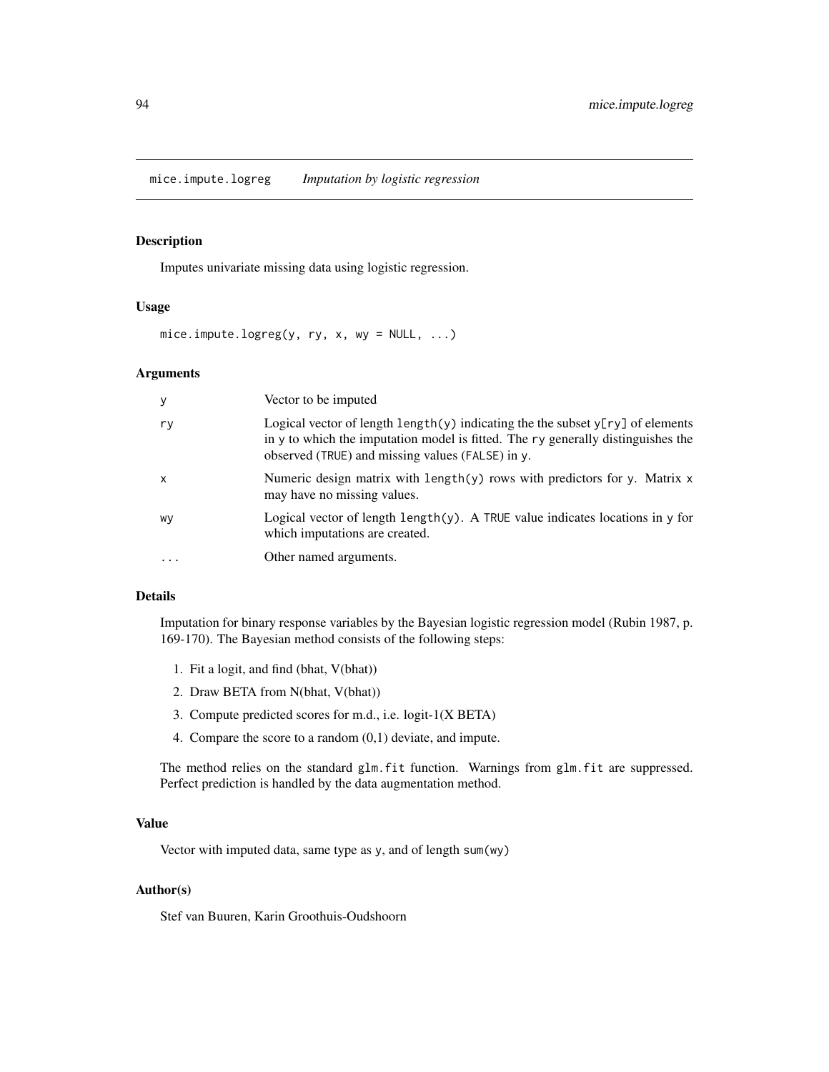# mice.impute.logreg *Imputation by logistic regression*

## Description

Imputes univariate missing data using logistic regression.

## Usage

```
mice.impute.logreg(y, ry, x, wy = NULL, ...)
```

## Arguments

| | |
|---|---|
| y | Vector to be imputed |
| ry | Logical vector of length `length(y)` indicating the the subset `y[ry]` of elements in `y` to which the imputation model is fitted. The `ry` generally distinguishes the observed (`TRUE`) and missing values (`FALSE`) in `y`. |
| x | Numeric design matrix with `length(y)` rows with predictors for `y`. Matrix `x` may have no missing values. |
| wy | Logical vector of length `length(y)`. A `TRUE` value indicates locations in `y` for which imputations are created. |
| ... | Other named arguments. |

## Details

Imputation for binary response variables by the Bayesian logistic regression model (Rubin 1987, p. 169-170). The Bayesian method consists of the following steps:

1. Fit a logit, and find (bhat, V(bhat))
2. Draw BETA from N(bhat, V(bhat))
3. Compute predicted scores for m.d., i.e. logit-1(X BETA)
4. Compare the score to a random (0,1) deviate, and impute.

The method relies on the standard `glm.fit` function. Warnings from `glm.fit` are suppressed. Perfect prediction is handled by the data augmentation method.

## Value

Vector with imputed data, same type as `y`, and of length `sum(wy)`

## Author(s)

Stef van Buuren, Karin Groothuis-Oudshoorn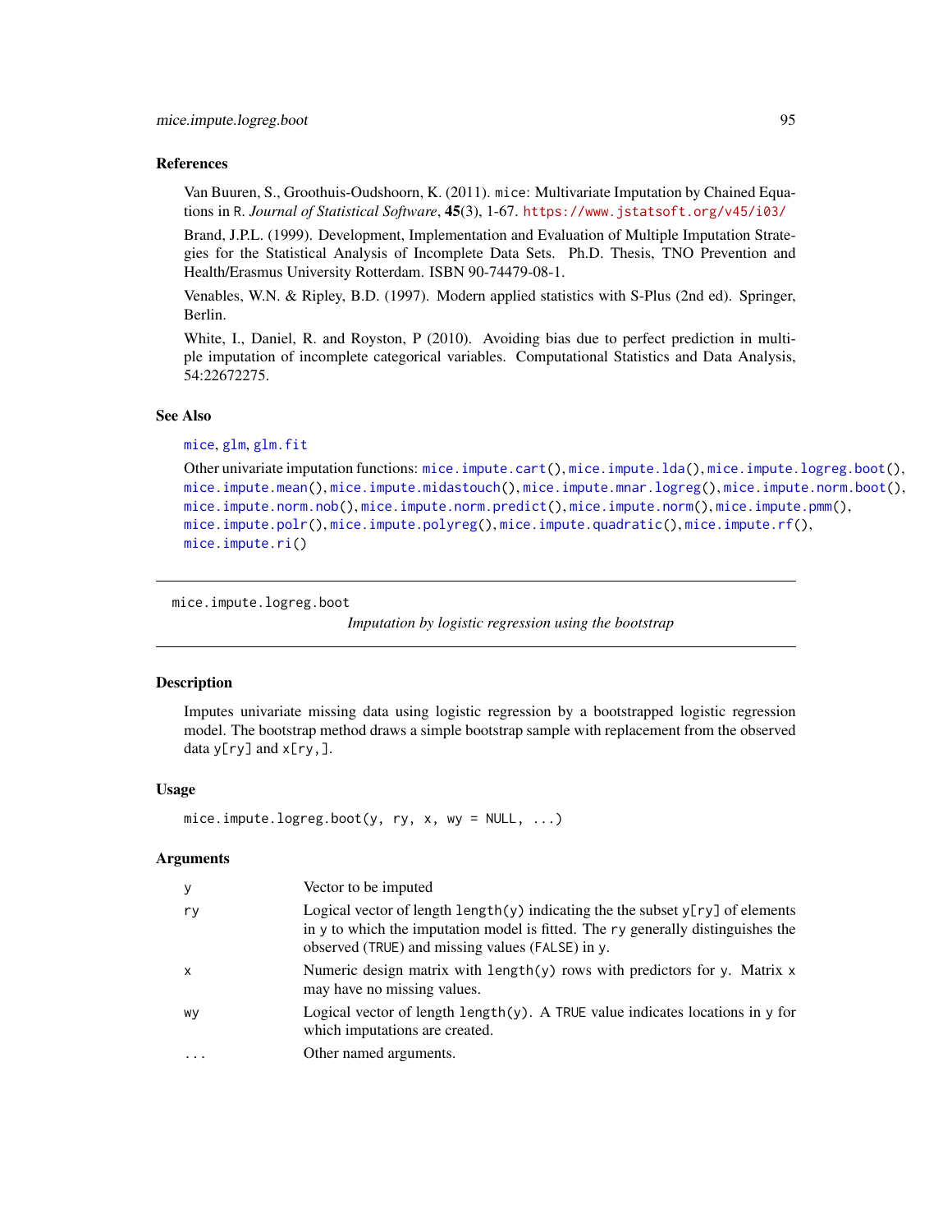### References

Van Buuren, S., Groothuis-Oudshoorn, K. (2011). `mice`: Multivariate Imputation by Chained Equations in `R`. *Journal of Statistical Software*, **45**(3), 1-67. https://www.jstatsoft.org/v45/i03/

Brand, J.P.L. (1999). Development, Implementation and Evaluation of Multiple Imputation Strategies for the Statistical Analysis of Incomplete Data Sets. Ph.D. Thesis, TNO Prevention and Health/Erasmus University Rotterdam. ISBN 90-74479-08-1.

Venables, W.N. & Ripley, B.D. (1997). Modern applied statistics with S-Plus (2nd ed). Springer, Berlin.

White, I., Daniel, R. and Royston, P (2010). Avoiding bias due to perfect prediction in multiple imputation of incomplete categorical variables. Computational Statistics and Data Analysis, 54:22672275.

### See Also

`mice`, `glm`, `glm.fit`

Other univariate imputation functions: `mice.impute.cart()`, `mice.impute.lda()`, `mice.impute.logreg.boot()`, `mice.impute.mean()`, `mice.impute.midastouch()`, `mice.impute.mnar.logreg()`, `mice.impute.norm.boot()`, `mice.impute.norm.nob()`, `mice.impute.norm.predict()`, `mice.impute.norm()`, `mice.impute.pmm()`, `mice.impute.polr()`, `mice.impute.polyreg()`, `mice.impute.quadratic()`, `mice.impute.rf()`, `mice.impute.ri()`

---

## mice.impute.logreg.boot

*Imputation by logistic regression using the bootstrap*

---

### Description

Imputes univariate missing data using logistic regression by a bootstrapped logistic regression model. The bootstrap method draws a simple bootstrap sample with replacement from the observed data `y[ry]` and `x[ry,]`.

### Usage

```
mice.impute.logreg.boot(y, ry, x, wy = NULL, ...)
```

### Arguments

| | |
|---|---|
| `y` | Vector to be imputed |
| `ry` | Logical vector of length `length(y)` indicating the the subset `y[ry]` of elements in `y` to which the imputation model is fitted. The `ry` generally distinguishes the observed (`TRUE`) and missing values (`FALSE`) in `y`. |
| `x` | Numeric design matrix with `length(y)` rows with predictors for `y`. Matrix `x` may have no missing values. |
| `wy` | Logical vector of length `length(y)`. A `TRUE` value indicates locations in `y` for which imputations are created. |
| `...` | Other named arguments. |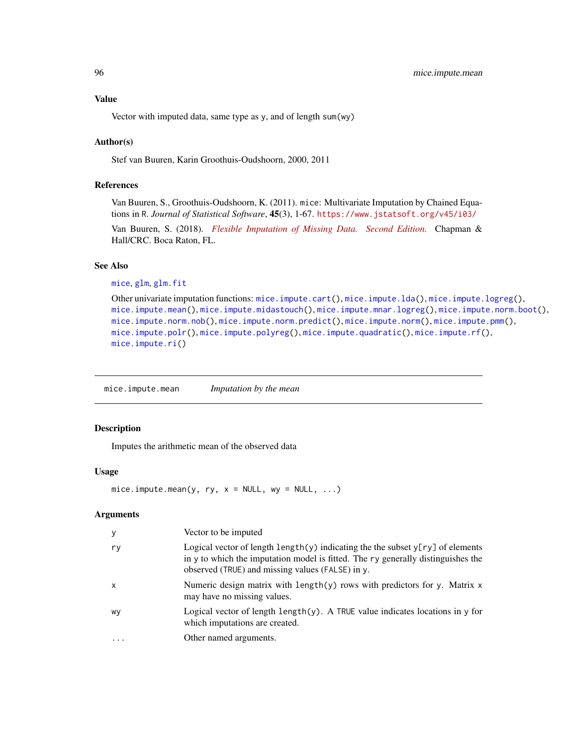### Value

Vector with imputed data, same type as y, and of length sum(wy)

### Author(s)

Stef van Buuren, Karin Groothuis-Oudshoorn, 2000, 2011

### References

Van Buuren, S., Groothuis-Oudshoorn, K. (2011). mice: Multivariate Imputation by Chained Equations in R. *Journal of Statistical Software*, **45**(3), 1-67. https://www.jstatsoft.org/v45/i03/

Van Buuren, S. (2018). *Flexible Imputation of Missing Data. Second Edition.* Chapman & Hall/CRC. Boca Raton, FL.

### See Also

mice, glm, glm.fit

Other univariate imputation functions: mice.impute.cart(), mice.impute.lda(), mice.impute.logreg(), mice.impute.mean(), mice.impute.midastouch(), mice.impute.mnar.logreg(), mice.impute.norm.boot(), mice.impute.norm.nob(), mice.impute.norm.predict(), mice.impute.norm(), mice.impute.pmm(), mice.impute.polr(), mice.impute.polyreg(), mice.impute.quadratic(), mice.impute.rf(), mice.impute.ri()

---

## mice.impute.mean    *Imputation by the mean*

---

### Description

Imputes the arithmetic mean of the observed data

### Usage

```
mice.impute.mean(y, ry, x = NULL, wy = NULL, ...)
```

### Arguments

| | |
|---|---|
| y | Vector to be imputed |
| ry | Logical vector of length length(y) indicating the the subset y[ry] of elements in y to which the imputation model is fitted. The ry generally distinguishes the observed (TRUE) and missing values (FALSE) in y. |
| x | Numeric design matrix with length(y) rows with predictors for y. Matrix x may have no missing values. |
| wy | Logical vector of length length(y). A TRUE value indicates locations in y for which imputations are created. |
| ... | Other named arguments. |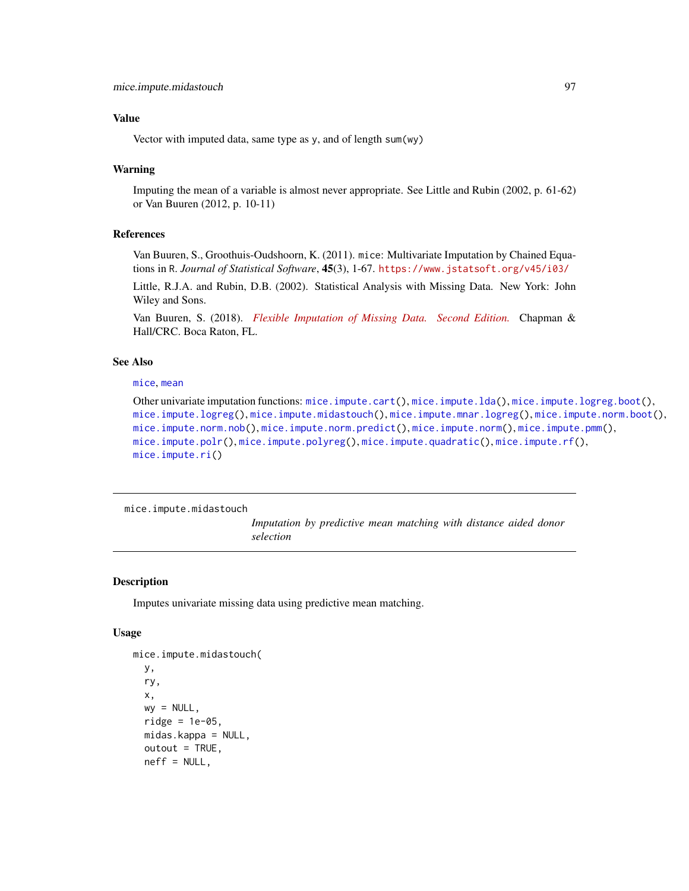## Value

Vector with imputed data, same type as y, and of length sum(wy)

## Warning

Imputing the mean of a variable is almost never appropriate. See Little and Rubin (2002, p. 61-62) or Van Buuren (2012, p. 10-11)

## References

Van Buuren, S., Groothuis-Oudshoorn, K. (2011). mice: Multivariate Imputation by Chained Equations in R. *Journal of Statistical Software*, **45**(3), 1-67. https://www.jstatsoft.org/v45/i03/

Little, R.J.A. and Rubin, D.B. (2002). Statistical Analysis with Missing Data. New York: John Wiley and Sons.

Van Buuren, S. (2018). *Flexible Imputation of Missing Data. Second Edition.* Chapman & Hall/CRC. Boca Raton, FL.

## See Also

mice, mean

Other univariate imputation functions: mice.impute.cart(), mice.impute.lda(), mice.impute.logreg.boot(), mice.impute.logreg(), mice.impute.midastouch(), mice.impute.mnar.logreg(), mice.impute.norm.boot(), mice.impute.norm.nob(), mice.impute.norm.predict(), mice.impute.norm(), mice.impute.pmm(), mice.impute.polr(), mice.impute.polyreg(), mice.impute.quadratic(), mice.impute.rf(), mice.impute.ri()

---

# mice.impute.midastouch

*Imputation by predictive mean matching with distance aided donor selection*

## Description

Imputes univariate missing data using predictive mean matching.

## Usage

```
mice.impute.midastouch(
  y,
  ry,
  x,
  wy = NULL,
  ridge = 1e-05,
  midas.kappa = NULL,
  outout = TRUE,
  neff = NULL,
```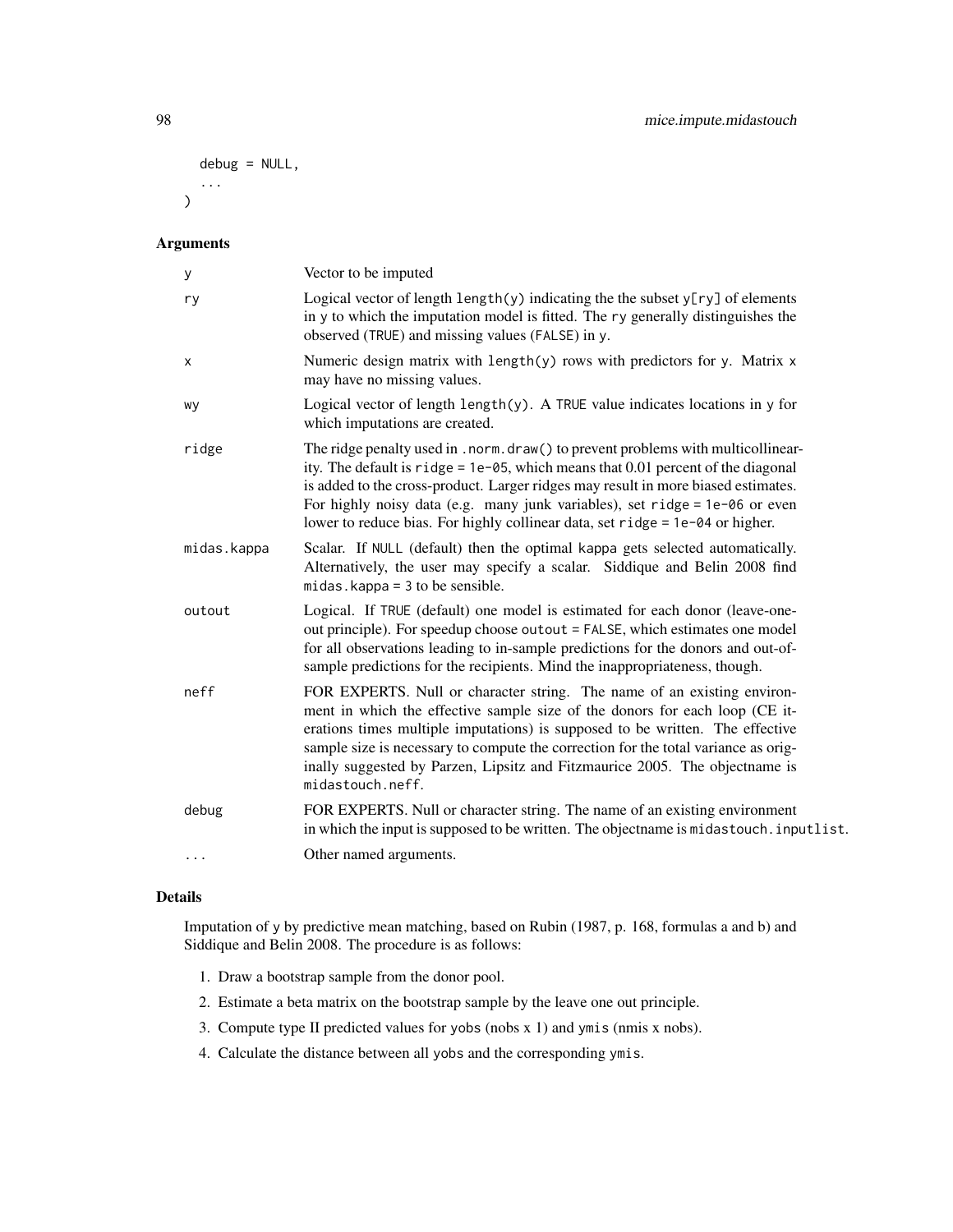```
  debug = NULL,
  ...
)
```

## Arguments

| | |
|---|---|
| y | Vector to be imputed |
| ry | Logical vector of length `length(y)` indicating the the subset `y[ry]` of elements in `y` to which the imputation model is fitted. The `ry` generally distinguishes the observed (`TRUE`) and missing values (`FALSE`) in `y`. |
| x | Numeric design matrix with `length(y)` rows with predictors for `y`. Matrix `x` may have no missing values. |
| wy | Logical vector of length `length(y)`. A `TRUE` value indicates locations in `y` for which imputations are created. |
| ridge | The ridge penalty used in `.norm.draw()` to prevent problems with multicollinearity. The default is `ridge = 1e-05`, which means that 0.01 percent of the diagonal is added to the cross-product. Larger ridges may result in more biased estimates. For highly noisy data (e.g. many junk variables), set `ridge = 1e-06` or even lower to reduce bias. For highly collinear data, set `ridge = 1e-04` or higher. |
| midas.kappa | Scalar. If `NULL` (default) then the optimal kappa gets selected automatically. Alternatively, the user may specify a scalar. Siddique and Belin 2008 find `midas.kappa = 3` to be sensible. |
| outout | Logical. If `TRUE` (default) one model is estimated for each donor (leave-one-out principle). For speedup choose `outout = FALSE`, which estimates one model for all observations leading to in-sample predictions for the donors and out-of-sample predictions for the recipients. Mind the inappropriateness, though. |
| neff | FOR EXPERTS. Null or character string. The name of an existing environment in which the effective sample size of the donors for each loop (CE iterations times multiple imputations) is supposed to be written. The effective sample size is necessary to compute the correction for the total variance as originally suggested by Parzen, Lipsitz and Fitzmaurice 2005. The objectname is `midastouch.neff`. |
| debug | FOR EXPERTS. Null or character string. The name of an existing environment in which the input is supposed to be written. The objectname is `midastouch.inputlist`. |
| ... | Other named arguments. |

## Details

Imputation of `y` by predictive mean matching, based on Rubin (1987, p. 168, formulas a and b) and Siddique and Belin 2008. The procedure is as follows:

1. Draw a bootstrap sample from the donor pool.
2. Estimate a beta matrix on the bootstrap sample by the leave one out principle.
3. Compute type II predicted values for `yobs` (nobs x 1) and `ymis` (nmis x nobs).
4. Calculate the distance between all `yobs` and the corresponding `ymis`.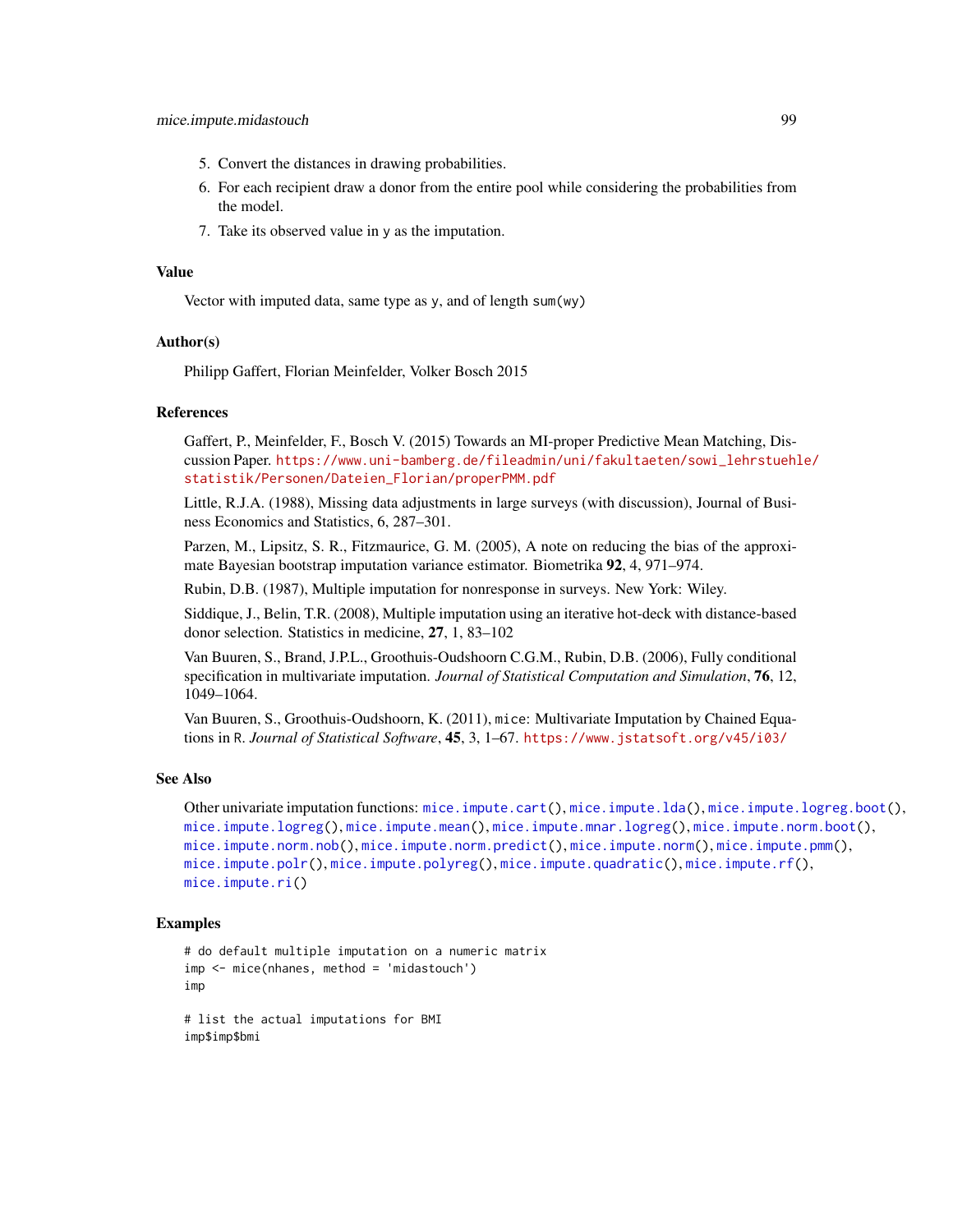5. Convert the distances in drawing probabilities.
6. For each recipient draw a donor from the entire pool while considering the probabilities from the model.
7. Take its observed value in y as the imputation.

## Value

Vector with imputed data, same type as y, and of length sum(wy)

## Author(s)

Philipp Gaffert, Florian Meinfelder, Volker Bosch 2015

## References

Gaffert, P., Meinfelder, F., Bosch V. (2015) Towards an MI-proper Predictive Mean Matching, Discussion Paper. https://www.uni-bamberg.de/fileadmin/uni/fakultaeten/sowi_lehrstuehle/statistik/Personen/Dateien_Florian/properPMM.pdf

Little, R.J.A. (1988), Missing data adjustments in large surveys (with discussion), Journal of Business Economics and Statistics, 6, 287–301.

Parzen, M., Lipsitz, S. R., Fitzmaurice, G. M. (2005), A note on reducing the bias of the approximate Bayesian bootstrap imputation variance estimator. Biometrika **92**, 4, 971–974.

Rubin, D.B. (1987), Multiple imputation for nonresponse in surveys. New York: Wiley.

Siddique, J., Belin, T.R. (2008), Multiple imputation using an iterative hot-deck with distance-based donor selection. Statistics in medicine, **27**, 1, 83–102

Van Buuren, S., Brand, J.P.L., Groothuis-Oudshoorn C.G.M., Rubin, D.B. (2006), Fully conditional specification in multivariate imputation. *Journal of Statistical Computation and Simulation*, **76**, 12, 1049–1064.

Van Buuren, S., Groothuis-Oudshoorn, K. (2011), mice: Multivariate Imputation by Chained Equations in R. *Journal of Statistical Software*, **45**, 3, 1–67. https://www.jstatsoft.org/v45/i03/

## See Also

Other univariate imputation functions: mice.impute.cart(), mice.impute.lda(), mice.impute.logreg.boot(), mice.impute.logreg(), mice.impute.mean(), mice.impute.mnar.logreg(), mice.impute.norm.boot(), mice.impute.norm.nob(), mice.impute.norm.predict(), mice.impute.norm(), mice.impute.pmm(), mice.impute.polr(), mice.impute.polyreg(), mice.impute.quadratic(), mice.impute.rf(), mice.impute.ri()

## Examples

```
# do default multiple imputation on a numeric matrix
imp <- mice(nhanes, method = 'midastouch')
imp

# list the actual imputations for BMI
imp$imp$bmi
```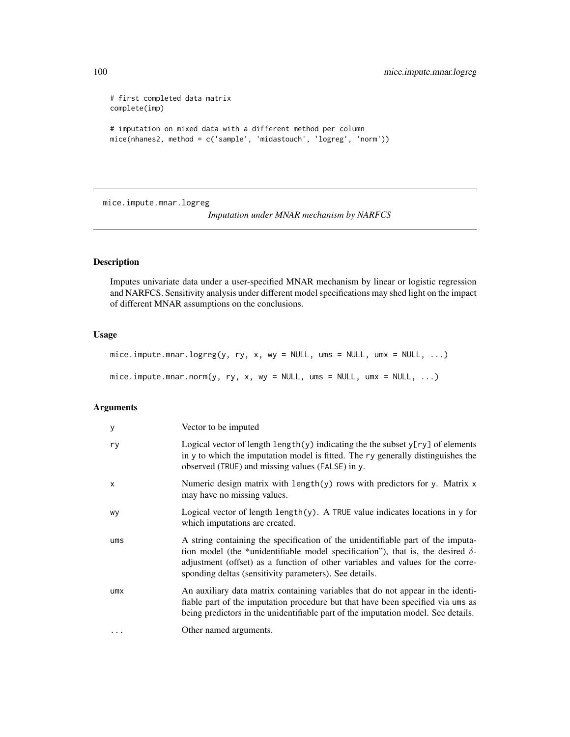```
# first completed data matrix
complete(imp)

# imputation on mixed data with a different method per column
mice(nhanes2, method = c('sample', 'midastouch', 'logreg', 'norm'))
```

## mice.impute.mnar.logreg

*Imputation under MNAR mechanism by NARFCS*

### Description

Imputes univariate data under a user-specified MNAR mechanism by linear or logistic regression and NARFCS. Sensitivity analysis under different model specifications may shed light on the impact of different MNAR assumptions on the conclusions.

### Usage

```
mice.impute.mnar.logreg(y, ry, x, wy = NULL, ums = NULL, umx = NULL, ...)

mice.impute.mnar.norm(y, ry, x, wy = NULL, ums = NULL, umx = NULL, ...)
```

### Arguments

| | |
|---|---|
| y | Vector to be imputed |
| ry | Logical vector of length length(y) indicating the the subset y[ry] of elements in y to which the imputation model is fitted. The ry generally distinguishes the observed (TRUE) and missing values (FALSE) in y. |
| x | Numeric design matrix with length(y) rows with predictors for y. Matrix x may have no missing values. |
| wy | Logical vector of length length(y). A TRUE value indicates locations in y for which imputations are created. |
| ums | A string containing the specification of the unidentifiable part of the imputation model (the *unidentifiable model specification"), that is, the desired $\delta$-adjustment (offset) as a function of other variables and values for the corresponding deltas (sensitivity parameters). See details. |
| umx | An auxiliary data matrix containing variables that do not appear in the identifiable part of the imputation procedure but that have been specified via ums as being predictors in the unidentifiable part of the imputation model. See details. |
| ... | Other named arguments. |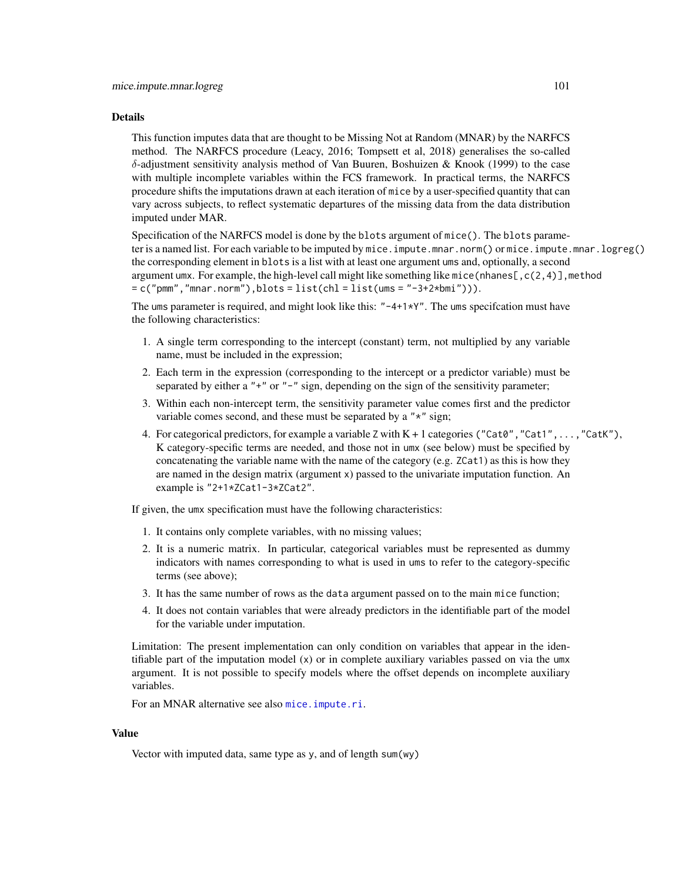## Details

This function imputes data that are thought to be Missing Not at Random (MNAR) by the NARFCS method. The NARFCS procedure (Leacy, 2016; Tompsett et al, 2018) generalises the so-called $\delta$-adjustment sensitivity analysis method of Van Buuren, Boshuizen & Knook (1999) to the case with multiple incomplete variables within the FCS framework. In practical terms, the NARFCS procedure shifts the imputations drawn at each iteration of `mice` by a user-specified quantity that can vary across subjects, to reflect systematic departures of the missing data from the data distribution imputed under MAR.

Specification of the NARFCS model is done by the `blots` argument of `mice()`. The `blots` parameter is a named list. For each variable to be imputed by `mice.impute.mnar.norm()` or `mice.impute.mnar.logreg()` the corresponding element in `blots` is a list with at least one argument `ums` and, optionally, a second argument `umx`. For example, the high-level call might like something like `mice(nhanes[,c(2,4)],method = c("pmm","mnar.norm"),blots = list(chl = list(ums = "-3+2*bmi")))`.

The `ums` parameter is required, and might look like this: `"-4+1*Y"`. The `ums` specifcation must have the following characteristics:

1. A single term corresponding to the intercept (constant) term, not multiplied by any variable name, must be included in the expression;
2. Each term in the expression (corresponding to the intercept or a predictor variable) must be separated by either a `"+"` or `"-"` sign, depending on the sign of the sensitivity parameter;
3. Within each non-intercept term, the sensitivity parameter value comes first and the predictor variable comes second, and these must be separated by a `"*"` sign;
4. For categorical predictors, for example a variable `Z` with K + 1 categories (`"Cat0","Cat1",...,"CatK"`), K category-specific terms are needed, and those not in `umx` (see below) must be specified by concatenating the variable name with the name of the category (e.g. `ZCat1`) as this is how they are named in the design matrix (argument `x`) passed to the univariate imputation function. An example is `"2+1*ZCat1-3*ZCat2"`.

If given, the `umx` specification must have the following characteristics:

1. It contains only complete variables, with no missing values;
2. It is a numeric matrix. In particular, categorical variables must be represented as dummy indicators with names corresponding to what is used in `ums` to refer to the category-specific terms (see above);
3. It has the same number of rows as the `data` argument passed on to the main `mice` function;
4. It does not contain variables that were already predictors in the identifiable part of the model for the variable under imputation.

Limitation: The present implementation can only condition on variables that appear in the identifiable part of the imputation model (`x`) or in complete auxiliary variables passed on via the `umx` argument. It is not possible to specify models where the offset depends on incomplete auxiliary variables.

For an MNAR alternative see also `mice.impute.ri`.

## Value

Vector with imputed data, same type as `y`, and of length `sum(wy)`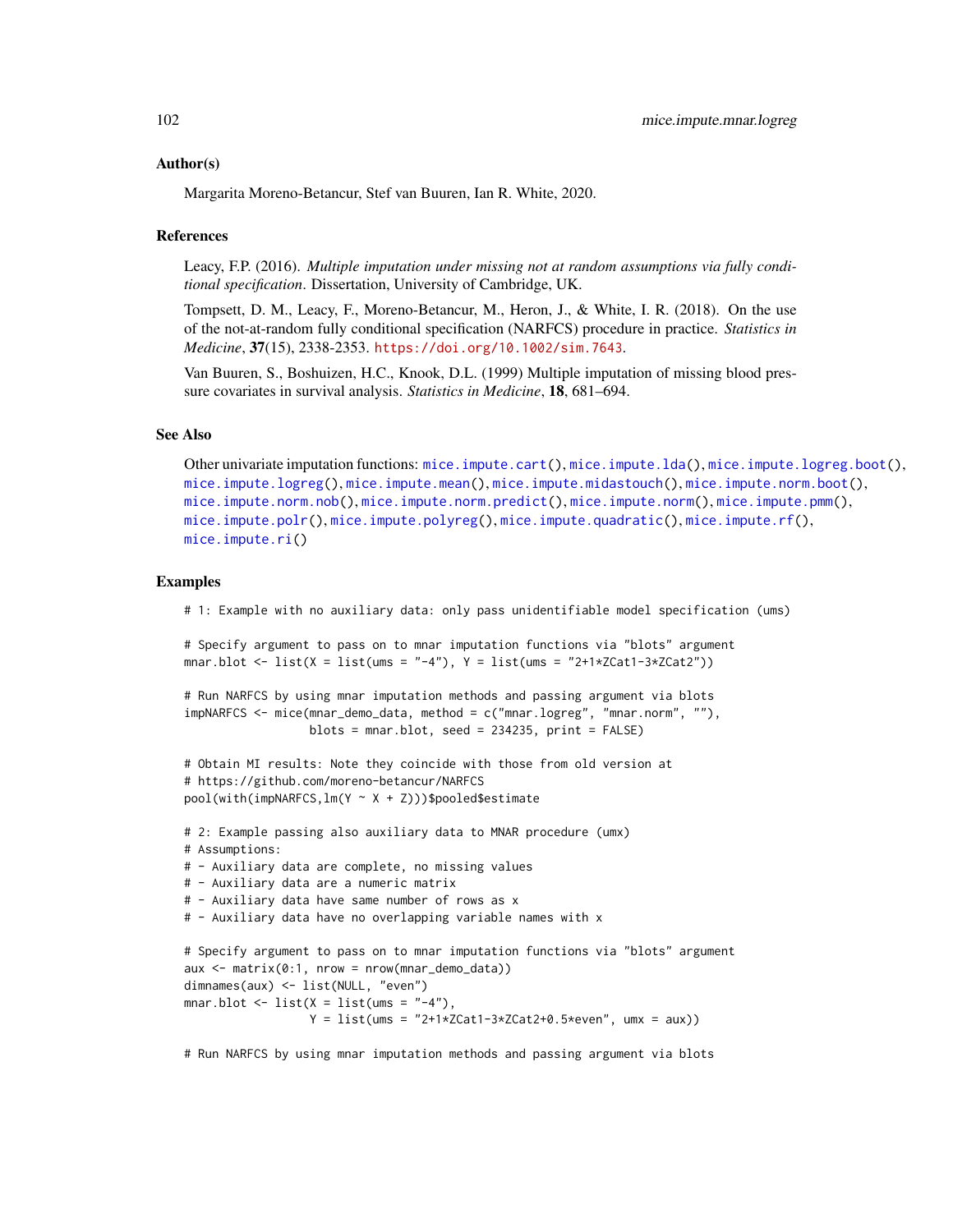## Author(s)

Margarita Moreno-Betancur, Stef van Buuren, Ian R. White, 2020.

## References

Leacy, F.P. (2016). *Multiple imputation under missing not at random assumptions via fully conditional specification*. Dissertation, University of Cambridge, UK.

Tompsett, D. M., Leacy, F., Moreno-Betancur, M., Heron, J., & White, I. R. (2018). On the use of the not-at-random fully conditional specification (NARFCS) procedure in practice. *Statistics in Medicine*, **37**(15), 2338-2353. https://doi.org/10.1002/sim.7643.

Van Buuren, S., Boshuizen, H.C., Knook, D.L. (1999) Multiple imputation of missing blood pressure covariates in survival analysis. *Statistics in Medicine*, **18**, 681–694.

## See Also

Other univariate imputation functions: mice.impute.cart(), mice.impute.lda(), mice.impute.logreg.boot(), mice.impute.logreg(), mice.impute.mean(), mice.impute.midastouch(), mice.impute.norm.boot(), mice.impute.norm.nob(), mice.impute.norm.predict(), mice.impute.norm(), mice.impute.pmm(), mice.impute.polr(), mice.impute.polyreg(), mice.impute.quadratic(), mice.impute.rf(), mice.impute.ri()

## Examples

```
# 1: Example with no auxiliary data: only pass unidentifiable model specification (ums)

# Specify argument to pass on to mnar imputation functions via "blots" argument
mnar.blot <- list(X = list(ums = "-4"), Y = list(ums = "2+1*ZCat1-3*ZCat2"))

# Run NARFCS by using mnar imputation methods and passing argument via blots
impNARFCS <- mice(mnar_demo_data, method = c("mnar.logreg", "mnar.norm", ""),
                  blots = mnar.blot, seed = 234235, print = FALSE)

# Obtain MI results: Note they coincide with those from old version at
# https://github.com/moreno-betancur/NARFCS
pool(with(impNARFCS,lm(Y ~ X + Z)))$pooled$estimate

# 2: Example passing also auxiliary data to MNAR procedure (umx)
# Assumptions:
# - Auxiliary data are complete, no missing values
# - Auxiliary data are a numeric matrix
# - Auxiliary data have same number of rows as x
# - Auxiliary data have no overlapping variable names with x

# Specify argument to pass on to mnar imputation functions via "blots" argument
aux <- matrix(0:1, nrow = nrow(mnar_demo_data))
dimnames(aux) <- list(NULL, "even")
mnar.blot <- list(X = list(ums = "-4"),
                  Y = list(ums = "2+1*ZCat1-3*ZCat2+0.5*even", umx = aux))

# Run NARFCS by using mnar imputation methods and passing argument via blots
```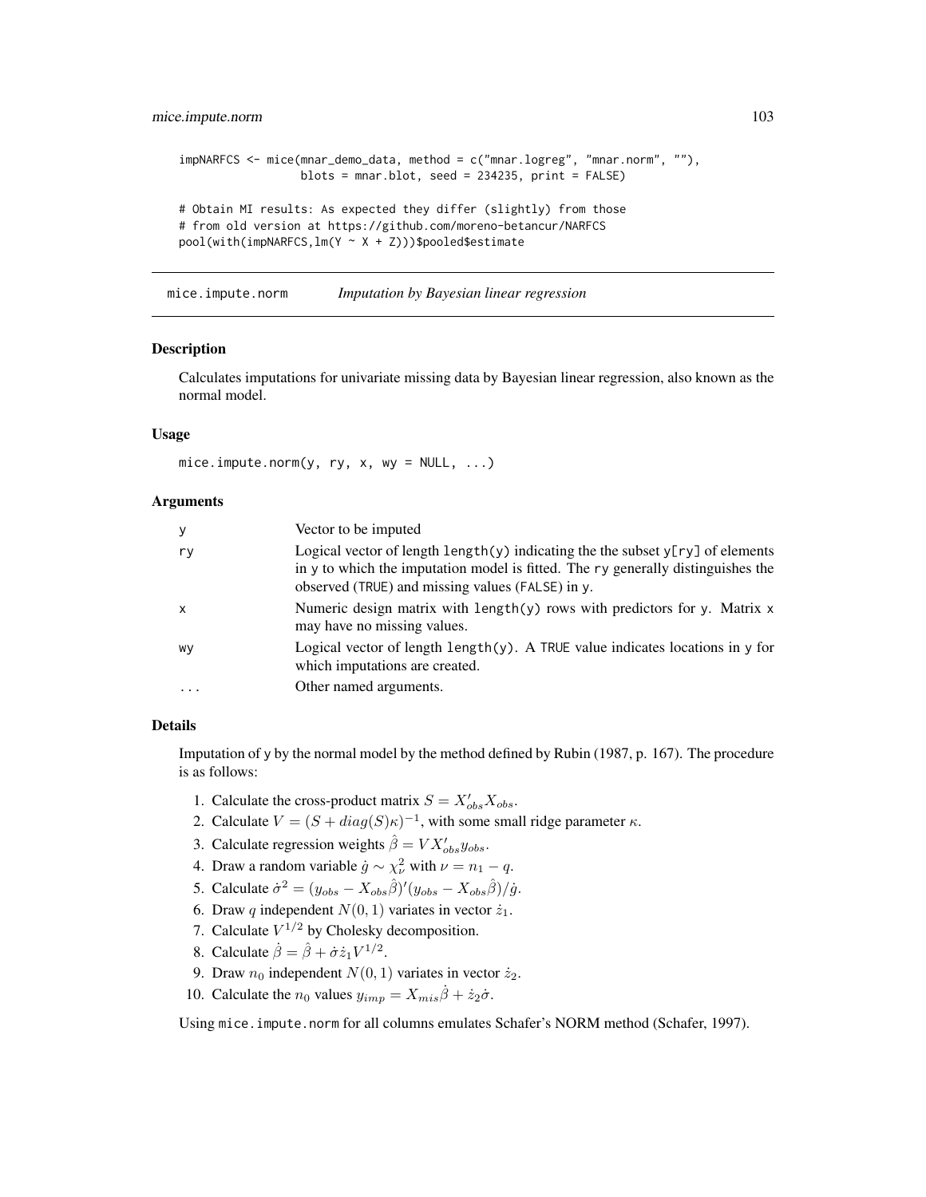```
impNARFCS <- mice(mnar_demo_data, method = c("mnar.logreg", "mnar.norm", ""),
                  blots = mnar.blot, seed = 234235, print = FALSE)

# Obtain MI results: As expected they differ (slightly) from those
# from old version at https://github.com/moreno-betancur/NARFCS
pool(with(impNARFCS,lm(Y ~ X + Z)))$pooled$estimate
```

## mice.impute.norm — *Imputation by Bayesian linear regression*

### Description

Calculates imputations for univariate missing data by Bayesian linear regression, also known as the normal model.

### Usage

```
mice.impute.norm(y, ry, x, wy = NULL, ...)
```

### Arguments

| | |
|---|---|
| y | Vector to be imputed |
| ry | Logical vector of length `length(y)` indicating the the subset `y[ry]` of elements in `y` to which the imputation model is fitted. The `ry` generally distinguishes the observed (`TRUE`) and missing values (`FALSE`) in `y`. |
| x | Numeric design matrix with `length(y)` rows with predictors for `y`. Matrix `x` may have no missing values. |
| wy | Logical vector of length `length(y)`. A `TRUE` value indicates locations in `y` for which imputations are created. |
| ... | Other named arguments. |

### Details

Imputation of `y` by the normal model by the method defined by Rubin (1987, p. 167). The procedure is as follows:

1. Calculate the cross-product matrix $S = X_{obs}'X_{obs}$.
2. Calculate $V = (S + diag(S)\kappa)^{-1}$, with some small ridge parameter $\kappa$.
3. Calculate regression weights $\hat{\beta} = VX_{obs}'y_{obs}$.
4. Draw a random variable $\dot{g} \sim \chi^2_\nu$ with $\nu = n_1 - q$.
5. Calculate $\dot{\sigma}^2 = (y_{obs} - X_{obs}\hat{\beta})'(y_{obs} - X_{obs}\hat{\beta})/\dot{g}$.
6. Draw $q$ independent $N(0, 1)$ variates in vector $\dot{z}_1$.
7. Calculate $V^{1/2}$ by Cholesky decomposition.
8. Calculate $\dot{\beta} = \hat{\beta} + \dot{\sigma}\dot{z}_1 V^{1/2}$.
9. Draw $n_0$ independent $N(0, 1)$ variates in vector $\dot{z}_2$.
10. Calculate the $n_0$ values $y_{imp} = X_{mis}\dot{\beta} + \dot{z}_2\dot{\sigma}$.

Using `mice.impute.norm` for all columns emulates Schafer's NORM method (Schafer, 1997).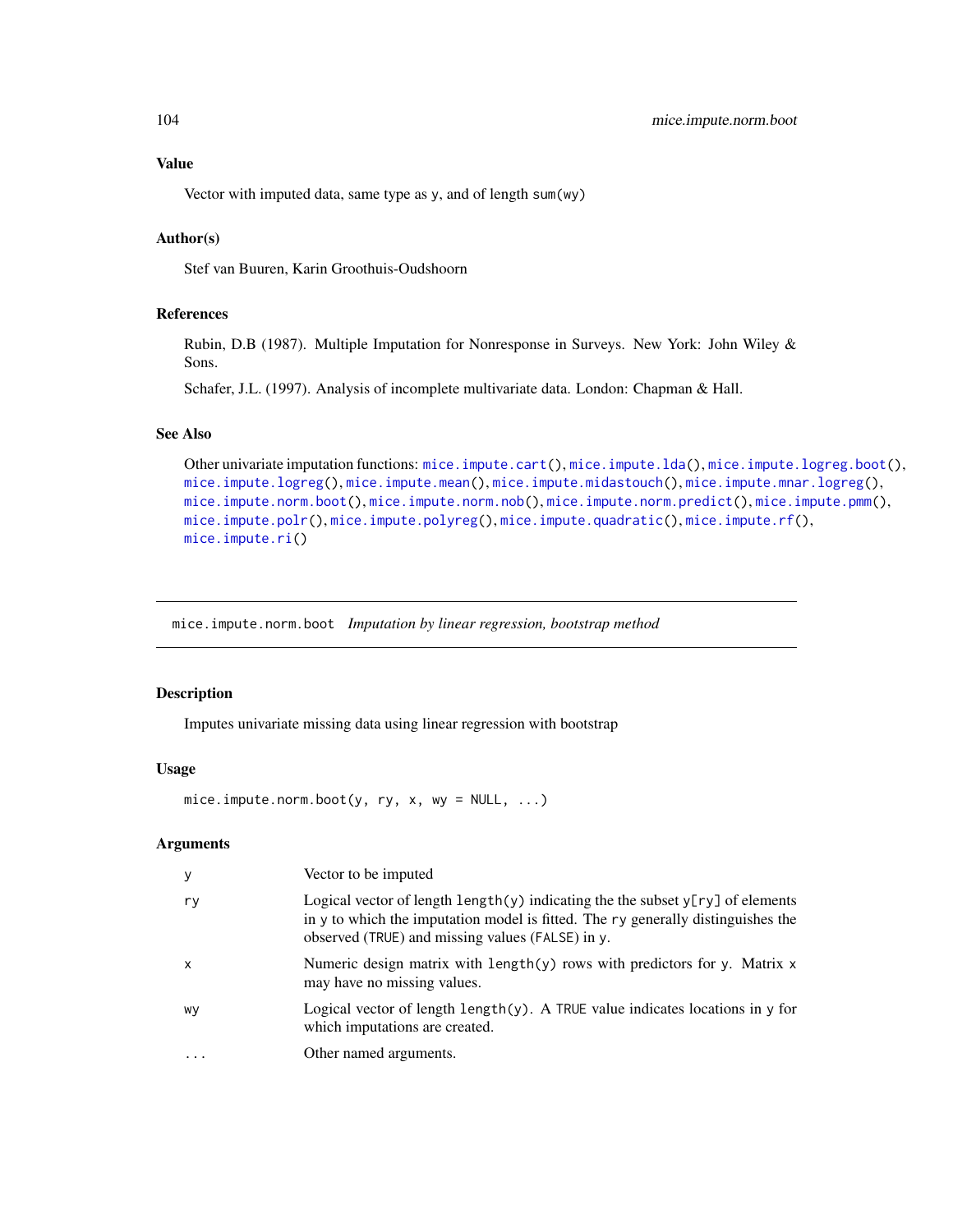## Value

Vector with imputed data, same type as `y`, and of length `sum(wy)`

## Author(s)

Stef van Buuren, Karin Groothuis-Oudshoorn

## References

Rubin, D.B (1987). Multiple Imputation for Nonresponse in Surveys. New York: John Wiley & Sons.

Schafer, J.L. (1997). Analysis of incomplete multivariate data. London: Chapman & Hall.

## See Also

Other univariate imputation functions: `mice.impute.cart()`, `mice.impute.lda()`, `mice.impute.logreg.boot()`, `mice.impute.logreg()`, `mice.impute.mean()`, `mice.impute.midastouch()`, `mice.impute.mnar.logreg()`, `mice.impute.norm.boot()`, `mice.impute.norm.nob()`, `mice.impute.norm.predict()`, `mice.impute.pmm()`, `mice.impute.polr()`, `mice.impute.polyreg()`, `mice.impute.quadratic()`, `mice.impute.rf()`, `mice.impute.ri()`

---

# mice.impute.norm.boot *Imputation by linear regression, bootstrap method*

---

## Description

Imputes univariate missing data using linear regression with bootstrap

## Usage

```
mice.impute.norm.boot(y, ry, x, wy = NULL, ...)
```

## Arguments

| | |
|---|---|
| `y` | Vector to be imputed |
| `ry` | Logical vector of length `length(y)` indicating the the subset `y[ry]` of elements in `y` to which the imputation model is fitted. The `ry` generally distinguishes the observed (`TRUE`) and missing values (`FALSE`) in `y`. |
| `x` | Numeric design matrix with `length(y)` rows with predictors for `y`. Matrix `x` may have no missing values. |
| `wy` | Logical vector of length `length(y)`. A `TRUE` value indicates locations in `y` for which imputations are created. |
| `...` | Other named arguments. |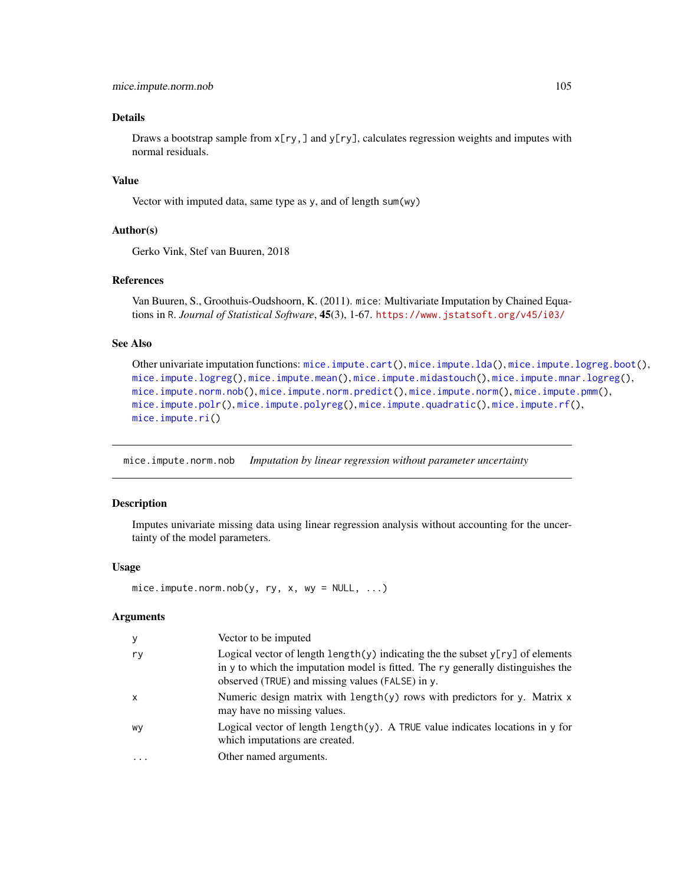### Details

Draws a bootstrap sample from `x[ry,]` and `y[ry]`, calculates regression weights and imputes with normal residuals.

### Value

Vector with imputed data, same type as `y`, and of length `sum(wy)`

### Author(s)

Gerko Vink, Stef van Buuren, 2018

### References

Van Buuren, S., Groothuis-Oudshoorn, K. (2011). `mice`: Multivariate Imputation by Chained Equations in `R`. *Journal of Statistical Software*, **45**(3), 1-67. https://www.jstatsoft.org/v45/i03/

### See Also

Other univariate imputation functions: `mice.impute.cart()`, `mice.impute.lda()`, `mice.impute.logreg.boot()`, `mice.impute.logreg()`, `mice.impute.mean()`, `mice.impute.midastouch()`, `mice.impute.mnar.logreg()`, `mice.impute.norm.nob()`, `mice.impute.norm.predict()`, `mice.impute.norm()`, `mice.impute.pmm()`, `mice.impute.polr()`, `mice.impute.polyreg()`, `mice.impute.quadratic()`, `mice.impute.rf()`, `mice.impute.ri()`

---

## mice.impute.norm.nob *Imputation by linear regression without parameter uncertainty*

### Description

Imputes univariate missing data using linear regression analysis without accounting for the uncertainty of the model parameters.

### Usage

```
mice.impute.norm.nob(y, ry, x, wy = NULL, ...)
```

### Arguments

| | |
|---|---|
| `y` | Vector to be imputed |
| `ry` | Logical vector of length `length(y)` indicating the the subset `y[ry]` of elements in `y` to which the imputation model is fitted. The `ry` generally distinguishes the observed (`TRUE`) and missing values (`FALSE`) in `y`. |
| `x` | Numeric design matrix with `length(y)` rows with predictors for `y`. Matrix `x` may have no missing values. |
| `wy` | Logical vector of length `length(y)`. A `TRUE` value indicates locations in `y` for which imputations are created. |
| `...` | Other named arguments. |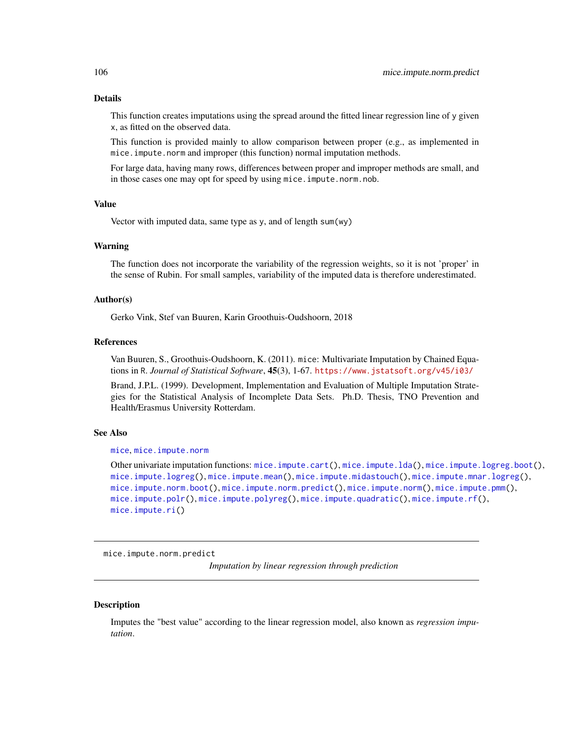### Details

This function creates imputations using the spread around the fitted linear regression line of `y` given `x`, as fitted on the observed data.

This function is provided mainly to allow comparison between proper (e.g., as implemented in `mice.impute.norm` and improper (this function) normal imputation methods.

For large data, having many rows, differences between proper and improper methods are small, and in those cases one may opt for speed by using `mice.impute.norm.nob`.

### Value

Vector with imputed data, same type as `y`, and of length `sum(wy)`

### Warning

The function does not incorporate the variability of the regression weights, so it is not 'proper' in the sense of Rubin. For small samples, variability of the imputed data is therefore underestimated.

### Author(s)

Gerko Vink, Stef van Buuren, Karin Groothuis-Oudshoorn, 2018

### References

Van Buuren, S., Groothuis-Oudshoorn, K. (2011). `mice`: Multivariate Imputation by Chained Equations in `R`. *Journal of Statistical Software*, **45**(3), 1-67. https://www.jstatsoft.org/v45/i03/

Brand, J.P.L. (1999). Development, Implementation and Evaluation of Multiple Imputation Strategies for the Statistical Analysis of Incomplete Data Sets. Ph.D. Thesis, TNO Prevention and Health/Erasmus University Rotterdam.

### See Also

`mice`, `mice.impute.norm`

Other univariate imputation functions: `mice.impute.cart()`, `mice.impute.lda()`, `mice.impute.logreg.boot()`, `mice.impute.logreg()`, `mice.impute.mean()`, `mice.impute.midastouch()`, `mice.impute.mnar.logreg()`, `mice.impute.norm.boot()`, `mice.impute.norm.predict()`, `mice.impute.norm()`, `mice.impute.pmm()`, `mice.impute.polr()`, `mice.impute.polyreg()`, `mice.impute.quadratic()`, `mice.impute.rf()`, `mice.impute.ri()`

---

## mice.impute.norm.predict

*Imputation by linear regression through prediction*

---

### Description

Imputes the "best value" according to the linear regression model, also known as *regression imputation*.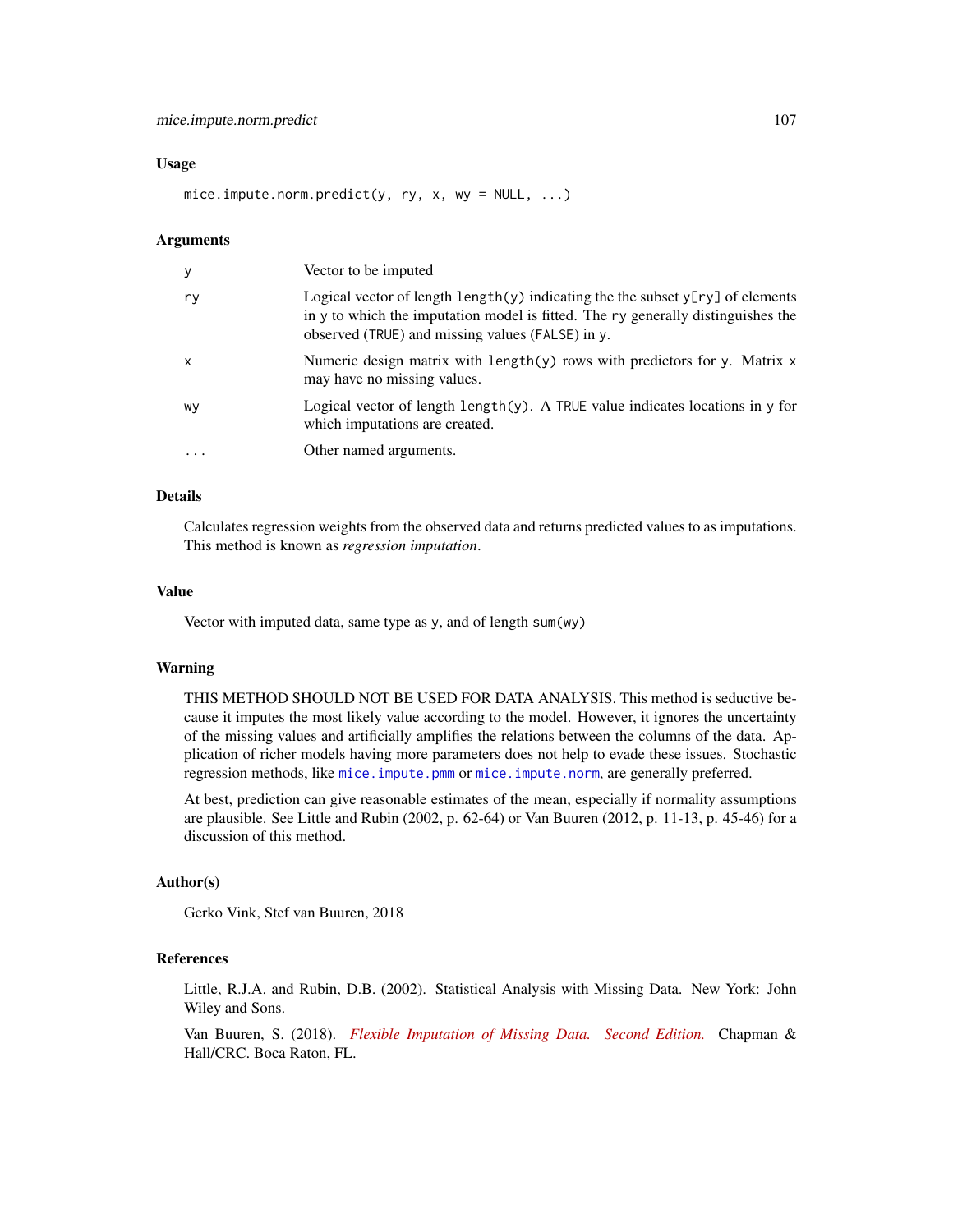### Usage

```
mice.impute.norm.predict(y, ry, x, wy = NULL, ...)
```

### Arguments

| | |
|---|---|
| y | Vector to be imputed |
| ry | Logical vector of length `length(y)` indicating the the subset `y[ry]` of elements in `y` to which the imputation model is fitted. The `ry` generally distinguishes the observed (`TRUE`) and missing values (`FALSE`) in `y`. |
| x | Numeric design matrix with `length(y)` rows with predictors for `y`. Matrix `x` may have no missing values. |
| wy | Logical vector of length `length(y)`. A `TRUE` value indicates locations in `y` for which imputations are created. |
| ... | Other named arguments. |

### Details

Calculates regression weights from the observed data and returns predicted values to as imputations. This method is known as *regression imputation*.

### Value

Vector with imputed data, same type as `y`, and of length `sum(wy)`

### Warning

THIS METHOD SHOULD NOT BE USED FOR DATA ANALYSIS. This method is seductive because it imputes the most likely value according to the model. However, it ignores the uncertainty of the missing values and artificially amplifies the relations between the columns of the data. Application of richer models having more parameters does not help to evade these issues. Stochastic regression methods, like `mice.impute.pmm` or `mice.impute.norm`, are generally preferred.

At best, prediction can give reasonable estimates of the mean, especially if normality assumptions are plausible. See Little and Rubin (2002, p. 62-64) or Van Buuren (2012, p. 11-13, p. 45-46) for a discussion of this method.

### Author(s)

Gerko Vink, Stef van Buuren, 2018

### References

Little, R.J.A. and Rubin, D.B. (2002). Statistical Analysis with Missing Data. New York: John Wiley and Sons.

Van Buuren, S. (2018). *Flexible Imputation of Missing Data. Second Edition.* Chapman & Hall/CRC. Boca Raton, FL.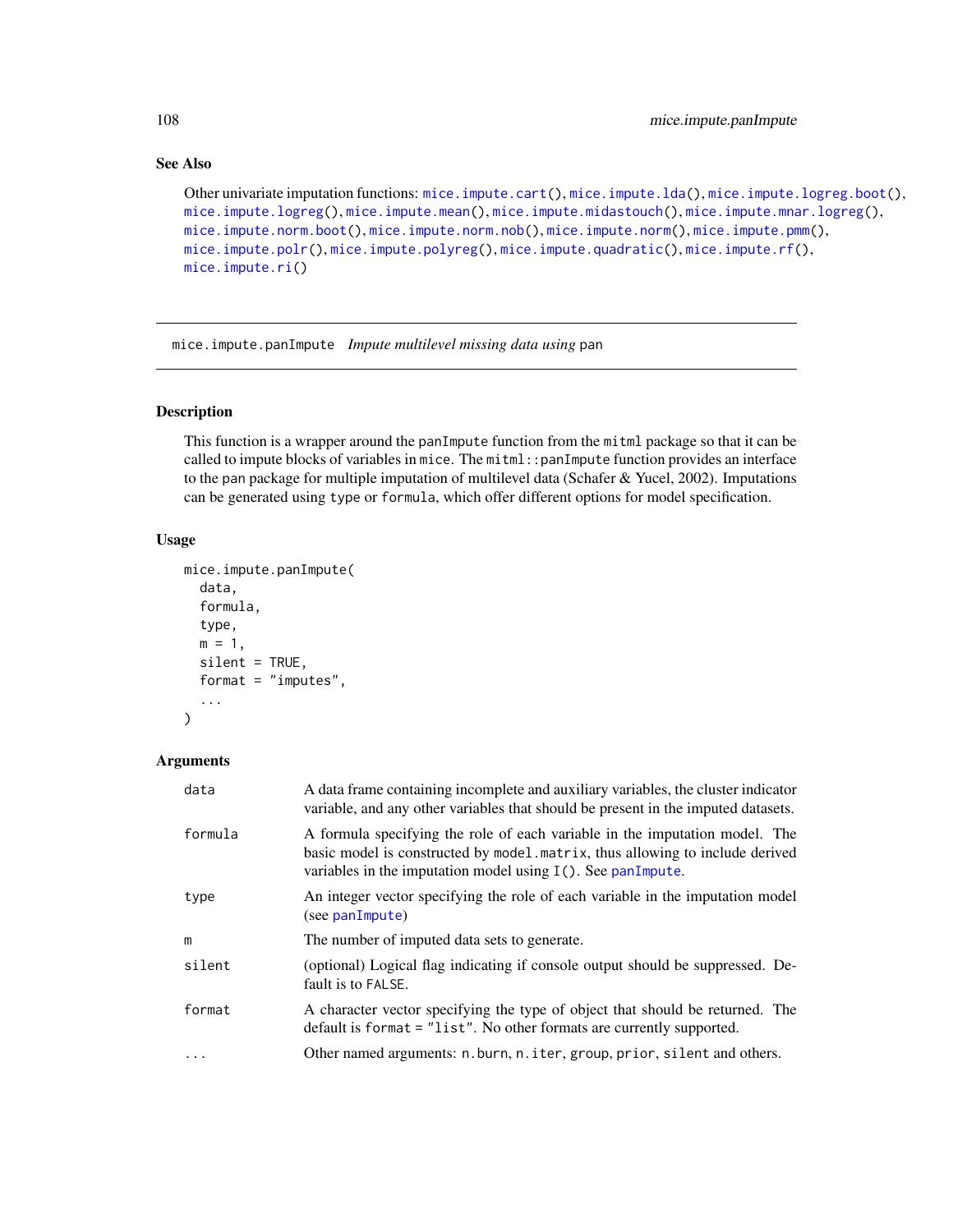### See Also

Other univariate imputation functions: `mice.impute.cart()`, `mice.impute.lda()`, `mice.impute.logreg.boot()`, `mice.impute.logreg()`, `mice.impute.mean()`, `mice.impute.midastouch()`, `mice.impute.mnar.logreg()`, `mice.impute.norm.boot()`, `mice.impute.norm.nob()`, `mice.impute.norm()`, `mice.impute.pmm()`, `mice.impute.polr()`, `mice.impute.polyreg()`, `mice.impute.quadratic()`, `mice.impute.rf()`, `mice.impute.ri()`

---

## mice.impute.panImpute *Impute multilevel missing data using* pan

### Description

This function is a wrapper around the `panImpute` function from the `mitml` package so that it can be called to impute blocks of variables in `mice`. The `mitml::panImpute` function provides an interface to the `pan` package for multiple imputation of multilevel data (Schafer & Yucel, 2002). Imputations can be generated using `type` or `formula`, which offer different options for model specification.

### Usage

```
mice.impute.panImpute(
  data,
  formula,
  type,
  m = 1,
  silent = TRUE,
  format = "imputes",
  ...
)
```

### Arguments

| | |
|---|---|
| `data` | A data frame containing incomplete and auxiliary variables, the cluster indicator variable, and any other variables that should be present in the imputed datasets. |
| `formula` | A formula specifying the role of each variable in the imputation model. The basic model is constructed by `model.matrix`, thus allowing to include derived variables in the imputation model using `I()`. See `panImpute`. |
| `type` | An integer vector specifying the role of each variable in the imputation model (see `panImpute`) |
| `m` | The number of imputed data sets to generate. |
| `silent` | (optional) Logical flag indicating if console output should be suppressed. Default is to `FALSE`. |
| `format` | A character vector specifying the type of object that should be returned. The default is `format = "list"`. No other formats are currently supported. |
| `...` | Other named arguments: `n.burn`, `n.iter`, `group`, `prior`, `silent` and others. |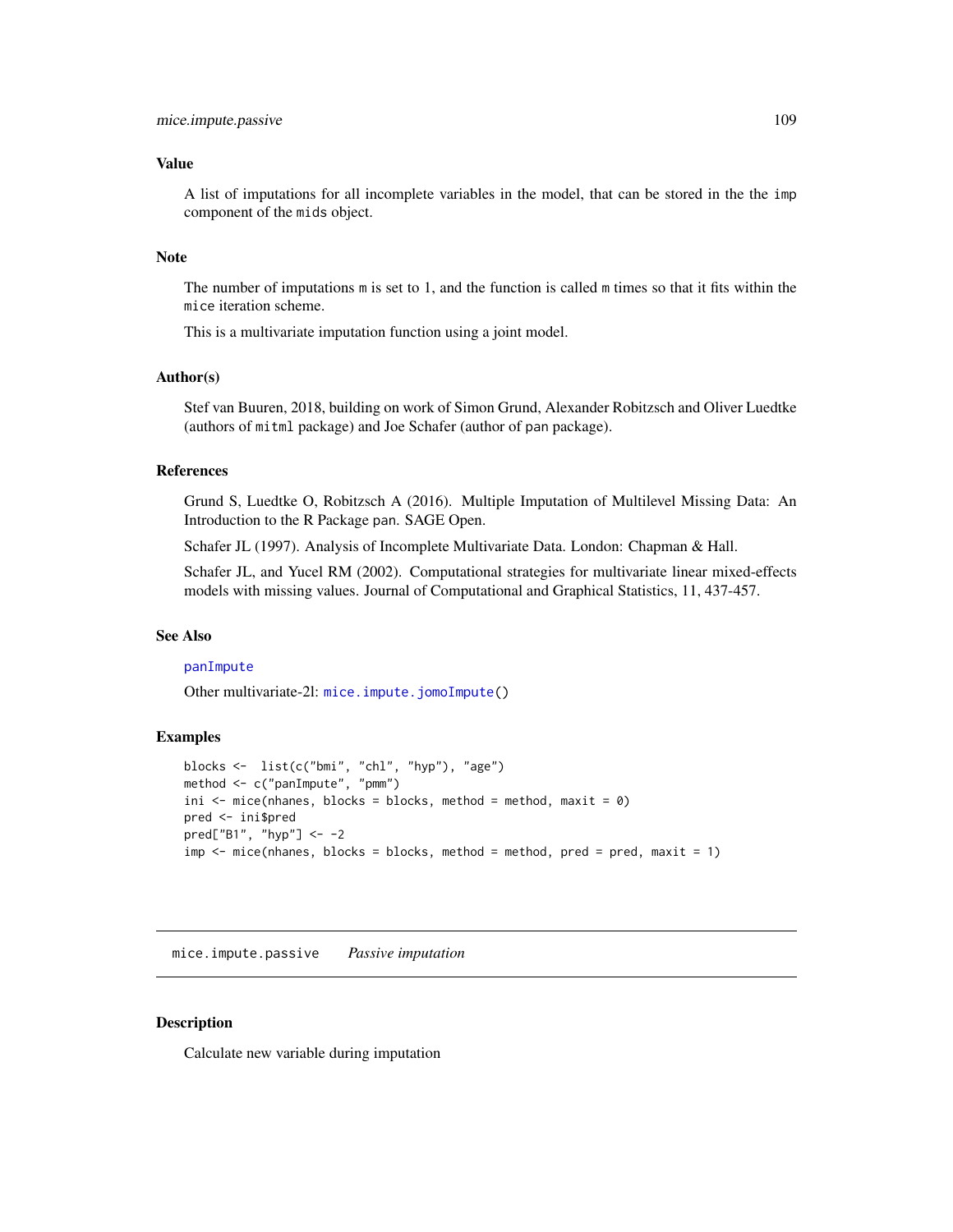### Value

A list of imputations for all incomplete variables in the model, that can be stored in the the `imp` component of the `mids` object.

### Note

The number of imputations `m` is set to 1, and the function is called `m` times so that it fits within the `mice` iteration scheme.

This is a multivariate imputation function using a joint model.

### Author(s)

Stef van Buuren, 2018, building on work of Simon Grund, Alexander Robitzsch and Oliver Luedtke (authors of `mitml` package) and Joe Schafer (author of `pan` package).

### References

Grund S, Luedtke O, Robitzsch A (2016). Multiple Imputation of Multilevel Missing Data: An Introduction to the R Package pan. SAGE Open.

Schafer JL (1997). Analysis of Incomplete Multivariate Data. London: Chapman & Hall.

Schafer JL, and Yucel RM (2002). Computational strategies for multivariate linear mixed-effects models with missing values. Journal of Computational and Graphical Statistics, 11, 437-457.

### See Also

`panImpute`

Other multivariate-2l: `mice.impute.jomoImpute()`

### Examples

```
blocks <-  list(c("bmi", "chl", "hyp"), "age")
method <- c("panImpute", "pmm")
ini <- mice(nhanes, blocks = blocks, method = method, maxit = 0)
pred <- ini$pred
pred["B1", "hyp"] <- -2
imp <- mice(nhanes, blocks = blocks, method = method, pred = pred, maxit = 1)
```

---

## `mice.impute.passive` *Passive imputation*

### Description

Calculate new variable during imputation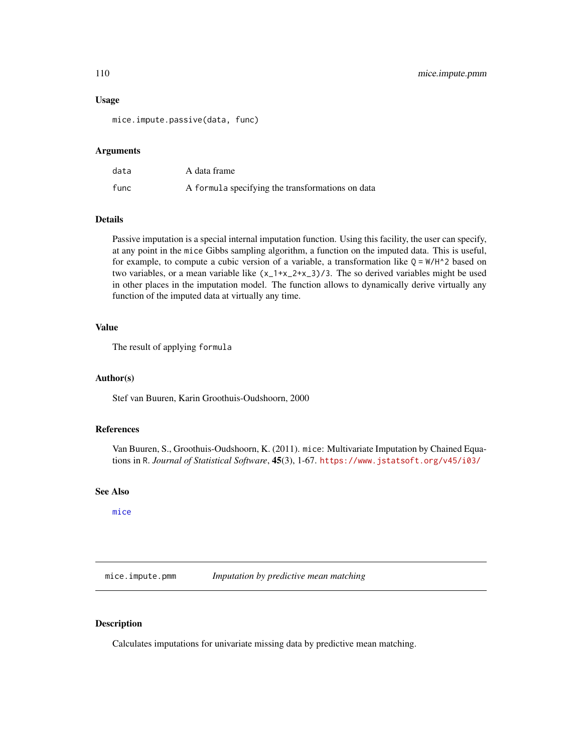### Usage

```
mice.impute.passive(data, func)
```

### Arguments

| | |
|---|---|
| data | A data frame |
| func | A `formula` specifying the transformations on data |

### Details

Passive imputation is a special internal imputation function. Using this facility, the user can specify, at any point in the `mice` Gibbs sampling algorithm, a function on the imputed data. This is useful, for example, to compute a cubic version of a variable, a transformation like `Q = W/H^2` based on two variables, or a mean variable like `(x_1+x_2+x_3)/3`. The so derived variables might be used in other places in the imputation model. The function allows to dynamically derive virtually any function of the imputed data at virtually any time.

### Value

The result of applying `formula`

### Author(s)

Stef van Buuren, Karin Groothuis-Oudshoorn, 2000

### References

Van Buuren, S., Groothuis-Oudshoorn, K. (2011). `mice`: Multivariate Imputation by Chained Equations in `R`. *Journal of Statistical Software*, **45**(3), 1-67. https://www.jstatsoft.org/v45/i03/

### See Also

`mice`

---

## mice.impute.pmm *Imputation by predictive mean matching*

### Description

Calculates imputations for univariate missing data by predictive mean matching.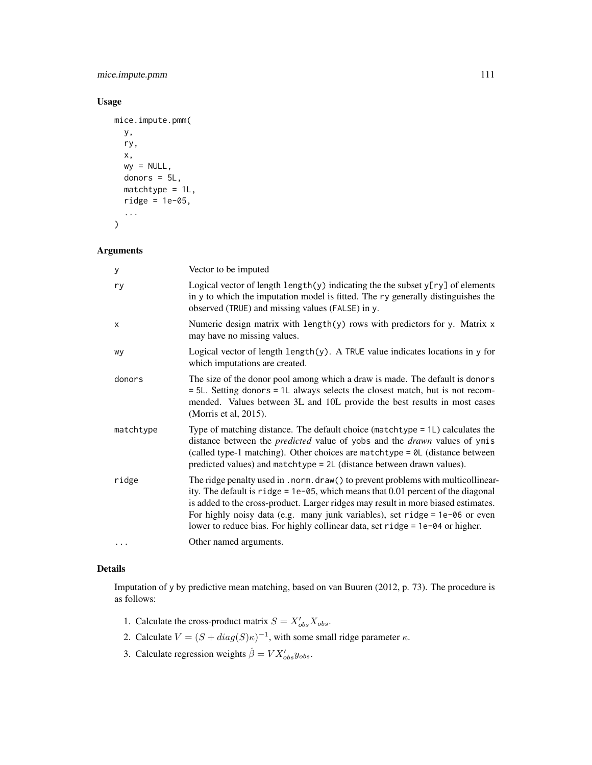## Usage

```
mice.impute.pmm(
  y,
  ry,
  x,
  wy = NULL,
  donors = 5L,
  matchtype = 1L,
  ridge = 1e-05,
  ...
)
```

## Arguments

| | |
|---|---|
| y | Vector to be imputed |
| ry | Logical vector of length length(y) indicating the the subset y[ry] of elements in y to which the imputation model is fitted. The ry generally distinguishes the observed (TRUE) and missing values (FALSE) in y. |
| x | Numeric design matrix with length(y) rows with predictors for y. Matrix x may have no missing values. |
| wy | Logical vector of length length(y). A TRUE value indicates locations in y for which imputations are created. |
| donors | The size of the donor pool among which a draw is made. The default is donors = 5L. Setting donors = 1L always selects the closest match, but is not recommended. Values between 3L and 10L provide the best results in most cases (Morris et al, 2015). |
| matchtype | Type of matching distance. The default choice (matchtype = 1L) calculates the distance between the *predicted* value of yobs and the *drawn* values of ymis (called type-1 matching). Other choices are matchtype = 0L (distance between predicted values) and matchtype = 2L (distance between drawn values). |
| ridge | The ridge penalty used in .norm.draw() to prevent problems with multicollinearity. The default is ridge = 1e-05, which means that 0.01 percent of the diagonal is added to the cross-product. Larger ridges may result in more biased estimates. For highly noisy data (e.g. many junk variables), set ridge = 1e-06 or even lower to reduce bias. For highly collinear data, set ridge = 1e-04 or higher. |
| ... | Other named arguments. |

## Details

Imputation of y by predictive mean matching, based on van Buuren (2012, p. 73). The procedure is as follows:

1. Calculate the cross-product matrix $S = X'_{obs}X_{obs}$.
2. Calculate $V = (S + diag(S)\kappa)^{-1}$, with some small ridge parameter $\kappa$.
3. Calculate regression weights $\hat{\beta} = VX'_{obs}y_{obs}$.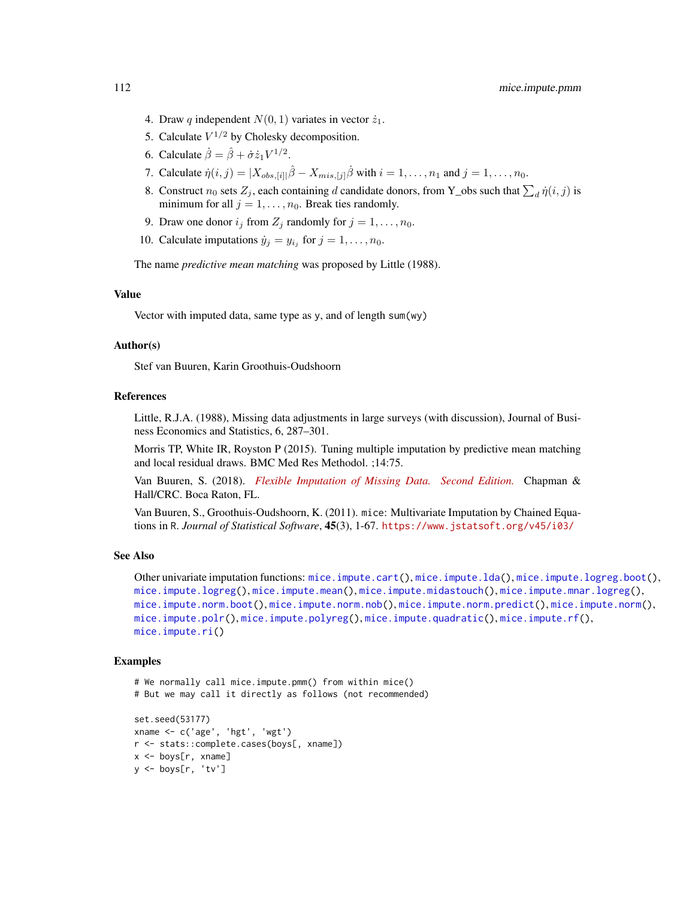4. Draw $q$ independent $N(0, 1)$ variates in vector $\dot{z}_1$.
5. Calculate $V^{1/2}$ by Cholesky decomposition.
6. Calculate $\dot{\beta} = \hat{\beta} + \dot{\sigma}\dot{z}_1 V^{1/2}$.
7. Calculate $\dot{\eta}(i, j) = |X_{obs,[i]|}\hat{\beta} - X_{mis,[j]}\dot{\beta}$ with $i = 1, \ldots, n_1$ and $j = 1, \ldots, n_0$.
8. Construct $n_0$ sets $Z_j$, each containing $d$ candidate donors, from Y_obs such that $\sum_d \dot{\eta}(i, j)$ is minimum for all $j = 1, \ldots, n_0$. Break ties randomly.
9. Draw one donor $i_j$ from $Z_j$ randomly for $j = 1, \ldots, n_0$.
10. Calculate imputations $\dot{y}_j = y_{i_j}$ for $j = 1, \ldots, n_0$.

The name *predictive mean matching* was proposed by Little (1988).

## Value

Vector with imputed data, same type as y, and of length sum(wy)

## Author(s)

Stef van Buuren, Karin Groothuis-Oudshoorn

## References

Little, R.J.A. (1988), Missing data adjustments in large surveys (with discussion), Journal of Business Economics and Statistics, 6, 287–301.

Morris TP, White IR, Royston P (2015). Tuning multiple imputation by predictive mean matching and local residual draws. BMC Med Res Methodol. ;14:75.

Van Buuren, S. (2018). *Flexible Imputation of Missing Data. Second Edition.* Chapman & Hall/CRC. Boca Raton, FL.

Van Buuren, S., Groothuis-Oudshoorn, K. (2011). mice: Multivariate Imputation by Chained Equations in R. *Journal of Statistical Software*, **45**(3), 1-67. https://www.jstatsoft.org/v45/i03/

## See Also

Other univariate imputation functions: mice.impute.cart(), mice.impute.lda(), mice.impute.logreg.boot(), mice.impute.logreg(), mice.impute.mean(), mice.impute.midastouch(), mice.impute.mnar.logreg(), mice.impute.norm.boot(), mice.impute.norm.nob(), mice.impute.norm.predict(), mice.impute.norm(), mice.impute.polr(), mice.impute.polyreg(), mice.impute.quadratic(), mice.impute.rf(), mice.impute.ri()

## Examples

```
# We normally call mice.impute.pmm() from within mice()
# But we may call it directly as follows (not recommended)

set.seed(53177)
xname <- c('age', 'hgt', 'wgt')
r <- stats::complete.cases(boys[, xname])
x <- boys[r, xname]
y <- boys[r, 'tv']
```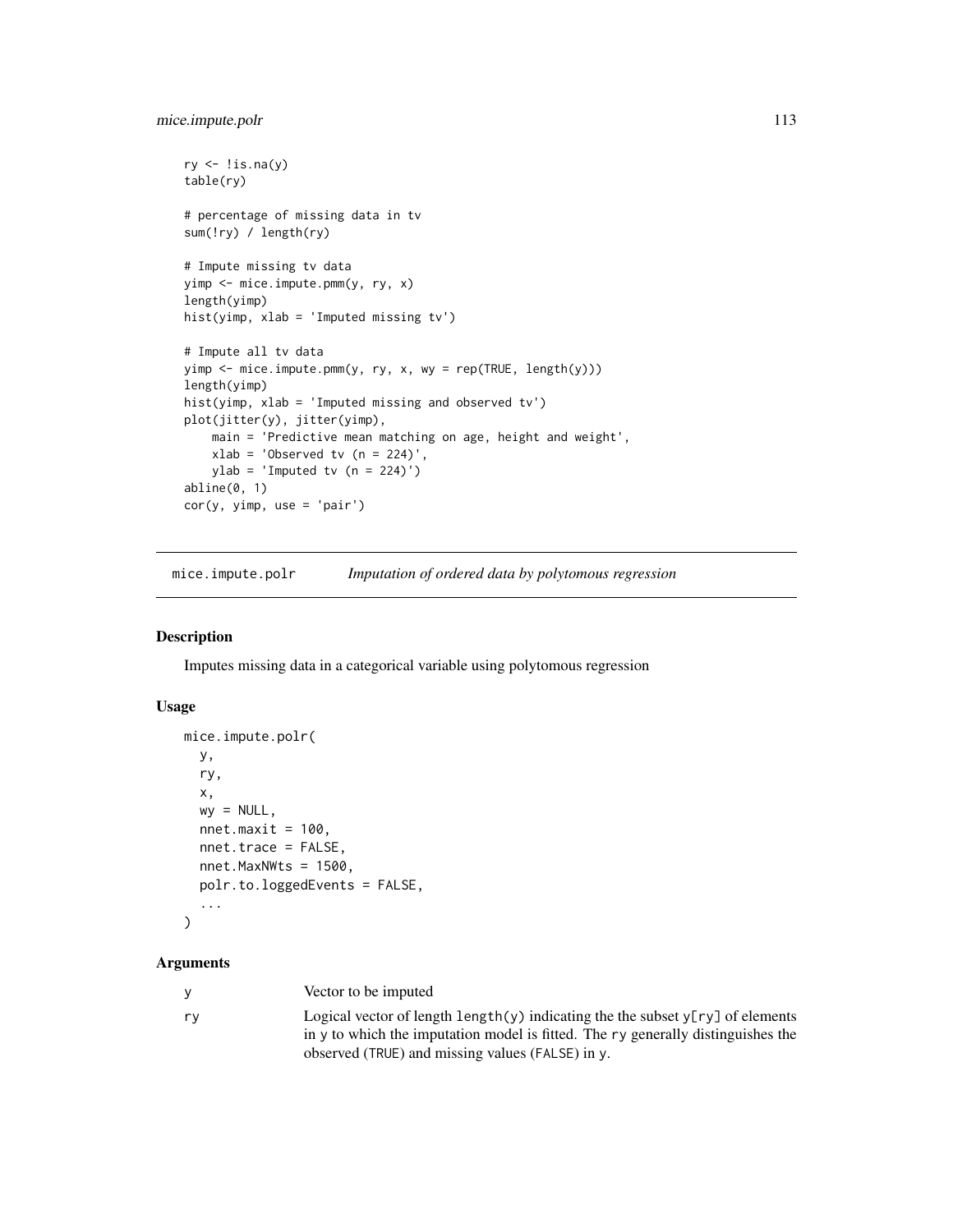```
ry <- !is.na(y)
table(ry)

# percentage of missing data in tv
sum(!ry) / length(ry)

# Impute missing tv data
yimp <- mice.impute.pmm(y, ry, x)
length(yimp)
hist(yimp, xlab = 'Imputed missing tv')

# Impute all tv data
yimp <- mice.impute.pmm(y, ry, x, wy = rep(TRUE, length(y)))
length(yimp)
hist(yimp, xlab = 'Imputed missing and observed tv')
plot(jitter(y), jitter(yimp),
    main = 'Predictive mean matching on age, height and weight',
    xlab = 'Observed tv (n = 224)',
    ylab = 'Imputed tv (n = 224)')
abline(0, 1)
cor(y, yimp, use = 'pair')
```

## mice.impute.polr *Imputation of ordered data by polytomous regression*

### Description

Imputes missing data in a categorical variable using polytomous regression

### Usage

```
mice.impute.polr(
  y,
  ry,
  x,
  wy = NULL,
  nnet.maxit = 100,
  nnet.trace = FALSE,
  nnet.MaxNWts = 1500,
  polr.to.loggedEvents = FALSE,
  ...
)
```

### Arguments

| | |
|---|---|
| `y` | Vector to be imputed |
| `ry` | Logical vector of length `length(y)` indicating the the subset `y[ry]` of elements in `y` to which the imputation model is fitted. The `ry` generally distinguishes the observed (`TRUE`) and missing values (`FALSE`) in `y`. |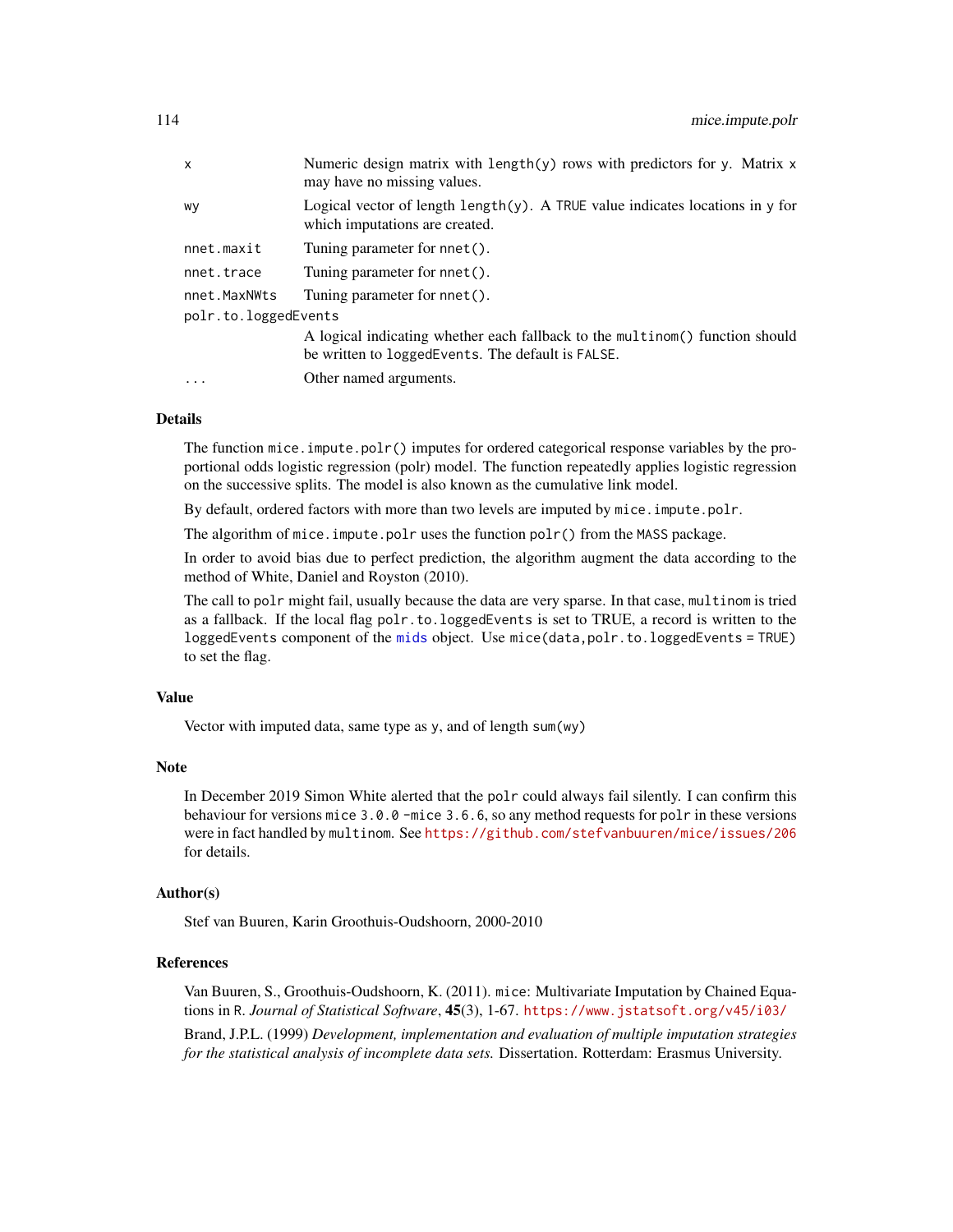| | |
|---|---|
| `x` | Numeric design matrix with `length(y)` rows with predictors for `y`. Matrix `x` may have no missing values. |
| `wy` | Logical vector of length `length(y)`. A `TRUE` value indicates locations in `y` for which imputations are created. |
| `nnet.maxit` | Tuning parameter for `nnet()`. |
| `nnet.trace` | Tuning parameter for `nnet()`. |
| `nnet.MaxNWts` | Tuning parameter for `nnet()`. |
| `polr.to.loggedEvents` | A logical indicating whether each fallback to the `multinom()` function should be written to `loggedEvents`. The default is `FALSE`. |
| `...` | Other named arguments. |

## Details

The function `mice.impute.polr()` imputes for ordered categorical response variables by the proportional odds logistic regression (polr) model. The function repeatedly applies logistic regression on the successive splits. The model is also known as the cumulative link model.

By default, ordered factors with more than two levels are imputed by `mice.impute.polr`.

The algorithm of `mice.impute.polr` uses the function `polr()` from the `MASS` package.

In order to avoid bias due to perfect prediction, the algorithm augment the data according to the method of White, Daniel and Royston (2010).

The call to `polr` might fail, usually because the data are very sparse. In that case, `multinom` is tried as a fallback. If the local flag `polr.to.loggedEvents` is set to TRUE, a record is written to the `loggedEvents` component of the `mids` object. Use `mice(data,polr.to.loggedEvents = TRUE)` to set the flag.

## Value

Vector with imputed data, same type as `y`, and of length `sum(wy)`

## Note

In December 2019 Simon White alerted that the `polr` could always fail silently. I can confirm this behaviour for versions `mice 3.0.0 -mice 3.6.6`, so any method requests for `polr` in these versions were in fact handled by `multinom`. See https://github.com/stefvanbuuren/mice/issues/206 for details.

## Author(s)

Stef van Buuren, Karin Groothuis-Oudshoorn, 2000-2010

## References

Van Buuren, S., Groothuis-Oudshoorn, K. (2011). `mice`: Multivariate Imputation by Chained Equations in `R`. *Journal of Statistical Software*, **45**(3), 1-67. https://www.jstatsoft.org/v45/i03/

Brand, J.P.L. (1999) *Development, implementation and evaluation of multiple imputation strategies for the statistical analysis of incomplete data sets.* Dissertation. Rotterdam: Erasmus University.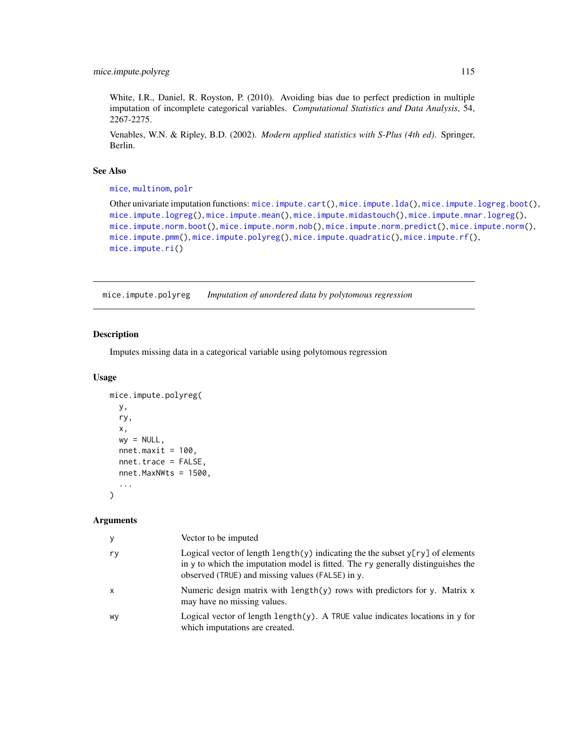White, I.R., Daniel, R. Royston, P. (2010). Avoiding bias due to perfect prediction in multiple imputation of incomplete categorical variables. *Computational Statistics and Data Analysis*, 54, 2267-2275.

Venables, W.N. & Ripley, B.D. (2002). *Modern applied statistics with S-Plus (4th ed)*. Springer, Berlin.

### See Also

`mice`, `multinom`, `polr`

Other univariate imputation functions: `mice.impute.cart()`, `mice.impute.lda()`, `mice.impute.logreg.boot()`, `mice.impute.logreg()`, `mice.impute.mean()`, `mice.impute.midastouch()`, `mice.impute.mnar.logreg()`, `mice.impute.norm.boot()`, `mice.impute.norm.nob()`, `mice.impute.norm.predict()`, `mice.impute.norm()`, `mice.impute.pmm()`, `mice.impute.polyreg()`, `mice.impute.quadratic()`, `mice.impute.rf()`, `mice.impute.ri()`

---

## mice.impute.polyreg — *Imputation of unordered data by polytomous regression*

### Description

Imputes missing data in a categorical variable using polytomous regression

### Usage

```
mice.impute.polyreg(
  y,
  ry,
  x,
  wy = NULL,
  nnet.maxit = 100,
  nnet.trace = FALSE,
  nnet.MaxNWts = 1500,
  ...
)
```

### Arguments

| | |
|---|---|
| `y` | Vector to be imputed |
| `ry` | Logical vector of length `length(y)` indicating the the subset `y[ry]` of elements in `y` to which the imputation model is fitted. The `ry` generally distinguishes the observed (`TRUE`) and missing values (`FALSE`) in `y`. |
| `x` | Numeric design matrix with `length(y)` rows with predictors for `y`. Matrix `x` may have no missing values. |
| `wy` | Logical vector of length `length(y)`. A `TRUE` value indicates locations in `y` for which imputations are created. |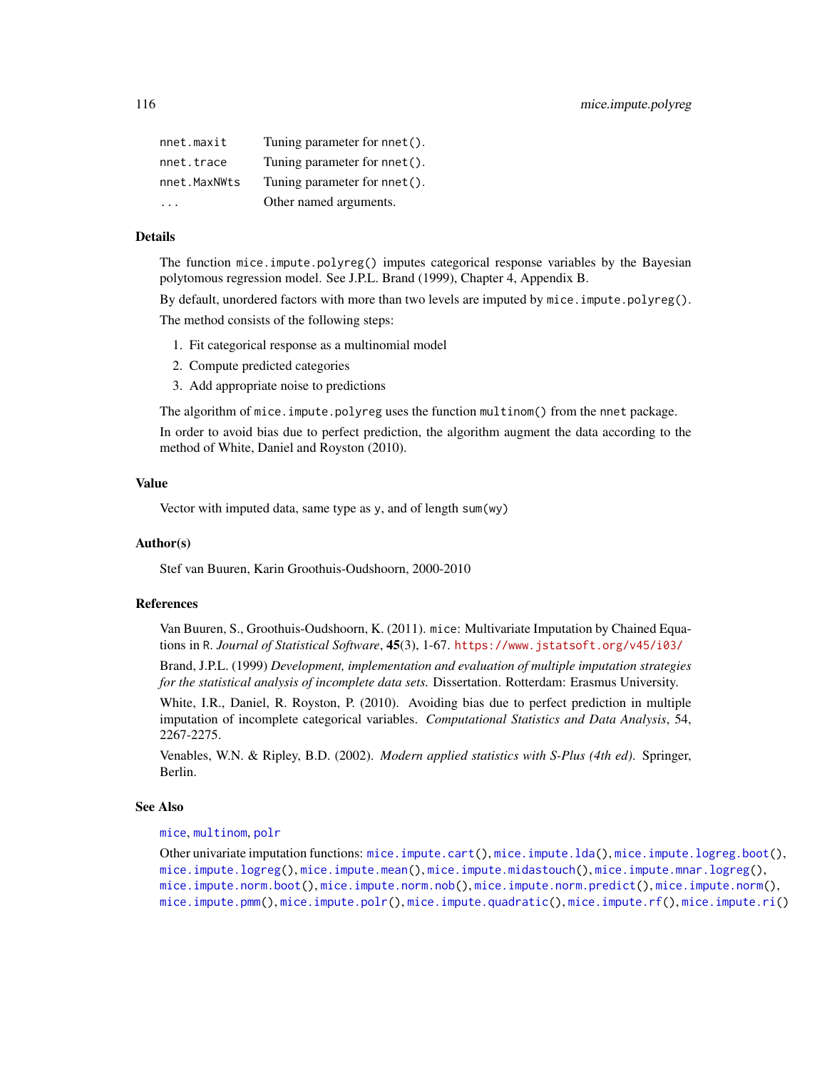| | |
|---|---|
| nnet.maxit | Tuning parameter for nnet(). |
| nnet.trace | Tuning parameter for nnet(). |
| nnet.MaxNWts | Tuning parameter for nnet(). |
| ... | Other named arguments. |

## Details

The function mice.impute.polyreg() imputes categorical response variables by the Bayesian polytomous regression model. See J.P.L. Brand (1999), Chapter 4, Appendix B.

By default, unordered factors with more than two levels are imputed by mice.impute.polyreg().

The method consists of the following steps:

1. Fit categorical response as a multinomial model
2. Compute predicted categories
3. Add appropriate noise to predictions

The algorithm of mice.impute.polyreg uses the function multinom() from the nnet package.

In order to avoid bias due to perfect prediction, the algorithm augment the data according to the method of White, Daniel and Royston (2010).

## Value

Vector with imputed data, same type as y, and of length sum(wy)

## Author(s)

Stef van Buuren, Karin Groothuis-Oudshoorn, 2000-2010

## References

Van Buuren, S., Groothuis-Oudshoorn, K. (2011). mice: Multivariate Imputation by Chained Equations in R. *Journal of Statistical Software*, **45**(3), 1-67. https://www.jstatsoft.org/v45/i03/

Brand, J.P.L. (1999) *Development, implementation and evaluation of multiple imputation strategies for the statistical analysis of incomplete data sets.* Dissertation. Rotterdam: Erasmus University.

White, I.R., Daniel, R. Royston, P. (2010). Avoiding bias due to perfect prediction in multiple imputation of incomplete categorical variables. *Computational Statistics and Data Analysis*, 54, 2267-2275.

Venables, W.N. & Ripley, B.D. (2002). *Modern applied statistics with S-Plus (4th ed).* Springer, Berlin.

## See Also

mice, multinom, polr

Other univariate imputation functions: mice.impute.cart(), mice.impute.lda(), mice.impute.logreg.boot(), mice.impute.logreg(), mice.impute.mean(), mice.impute.midastouch(), mice.impute.mnar.logreg(), mice.impute.norm.boot(), mice.impute.norm.nob(), mice.impute.norm.predict(), mice.impute.norm(), mice.impute.pmm(), mice.impute.polr(), mice.impute.quadratic(), mice.impute.rf(), mice.impute.ri()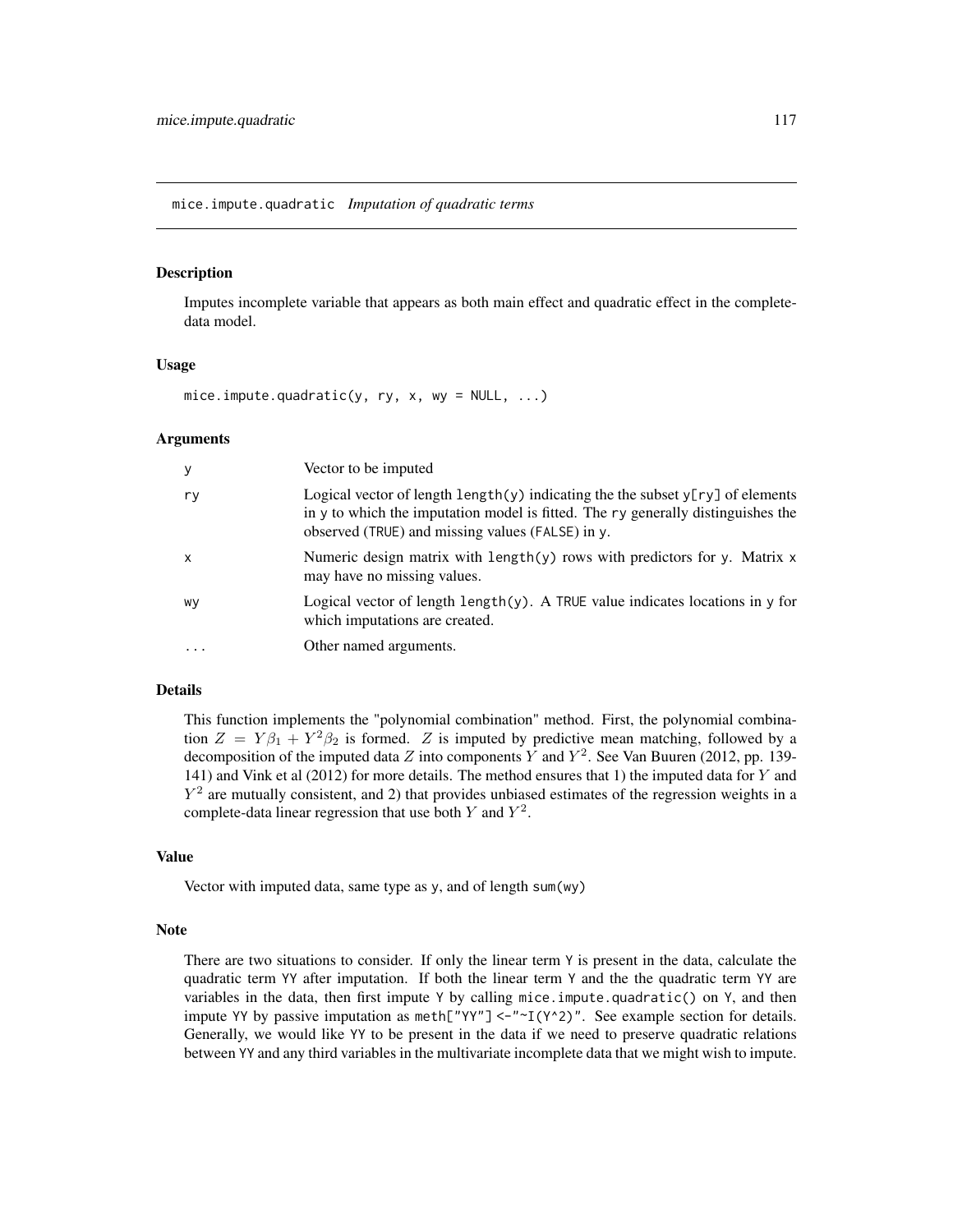## mice.impute.quadratic *Imputation of quadratic terms*

### Description

Imputes incomplete variable that appears as both main effect and quadratic effect in the complete-data model.

### Usage

```
mice.impute.quadratic(y, ry, x, wy = NULL, ...)
```

### Arguments

| | |
|---|---|
| y | Vector to be imputed |
| ry | Logical vector of length `length(y)` indicating the the subset `y[ry]` of elements in `y` to which the imputation model is fitted. The `ry` generally distinguishes the observed (`TRUE`) and missing values (`FALSE`) in `y`. |
| x | Numeric design matrix with `length(y)` rows with predictors for `y`. Matrix `x` may have no missing values. |
| wy | Logical vector of length `length(y)`. A `TRUE` value indicates locations in `y` for which imputations are created. |
| ... | Other named arguments. |

### Details

This function implements the "polynomial combination" method. First, the polynomial combination $Z = Y\beta_1 + Y^2\beta_2$ is formed. $Z$ is imputed by predictive mean matching, followed by a decomposition of the imputed data $Z$ into components $Y$ and $Y^2$. See Van Buuren (2012, pp. 139-141) and Vink et al (2012) for more details. The method ensures that 1) the imputed data for $Y$ and $Y^2$ are mutually consistent, and 2) that provides unbiased estimates of the regression weights in a complete-data linear regression that use both $Y$ and $Y^2$.

### Value

Vector with imputed data, same type as `y`, and of length `sum(wy)`

### Note

There are two situations to consider. If only the linear term `Y` is present in the data, calculate the quadratic term `YY` after imputation. If both the linear term `Y` and the the quadratic term `YY` are variables in the data, then first impute `Y` by calling `mice.impute.quadratic()` on `Y`, and then impute `YY` by passive imputation as `meth["YY"] <-"~I(Y^2)"`. See example section for details. Generally, we would like `YY` to be present in the data if we need to preserve quadratic relations between `YY` and any third variables in the multivariate incomplete data that we might wish to impute.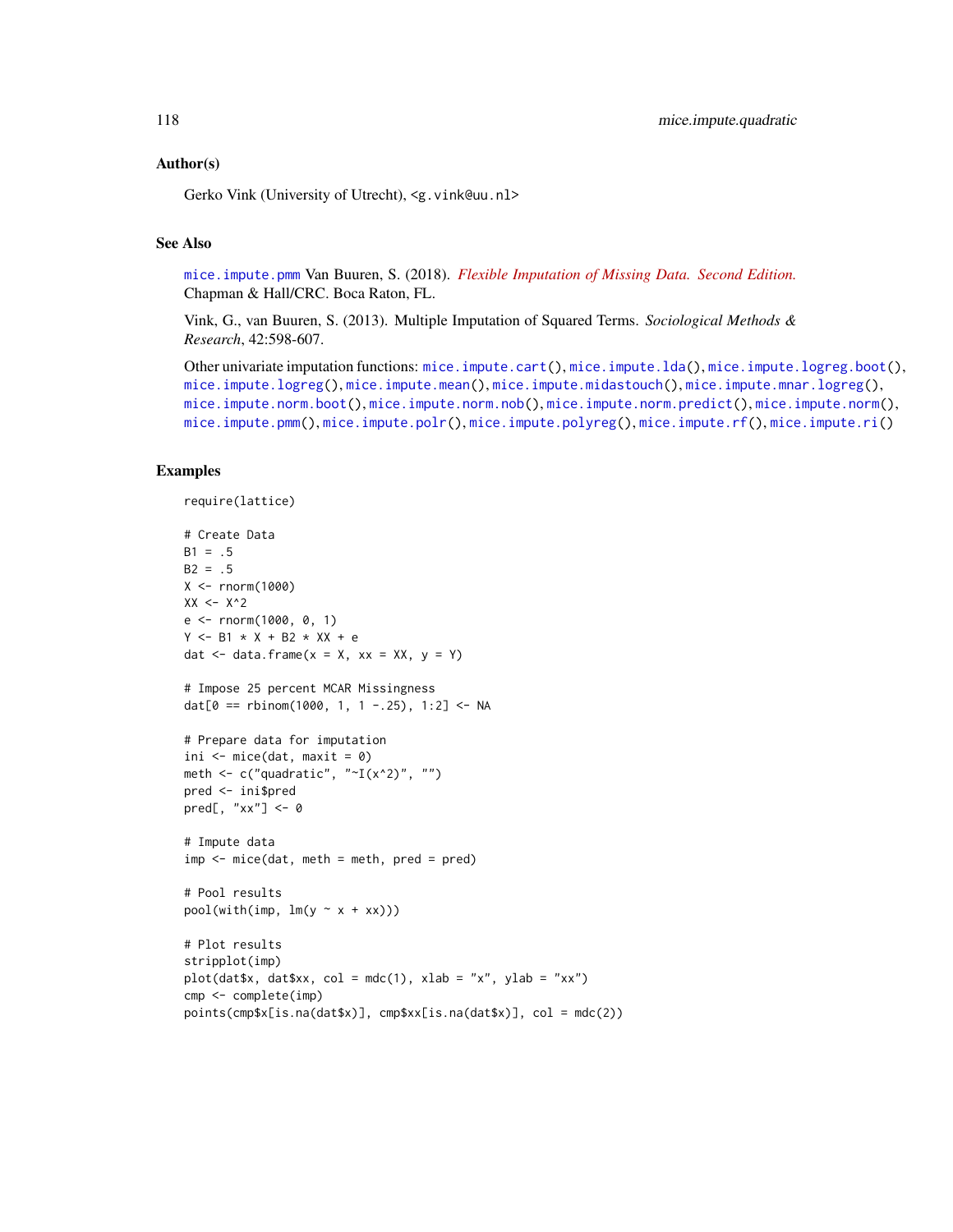## Author(s)

Gerko Vink (University of Utrecht), <g.vink@uu.nl>

## See Also

mice.impute.pmm Van Buuren, S. (2018). *Flexible Imputation of Missing Data. Second Edition.* Chapman & Hall/CRC. Boca Raton, FL.

Vink, G., van Buuren, S. (2013). Multiple Imputation of Squared Terms. *Sociological Methods & Research*, 42:598-607.

Other univariate imputation functions: mice.impute.cart(), mice.impute.lda(), mice.impute.logreg.boot(), mice.impute.logreg(), mice.impute.mean(), mice.impute.midastouch(), mice.impute.mnar.logreg(), mice.impute.norm.boot(), mice.impute.norm.nob(), mice.impute.norm.predict(), mice.impute.norm(), mice.impute.pmm(), mice.impute.polr(), mice.impute.polyreg(), mice.impute.rf(), mice.impute.ri()

## Examples

```
require(lattice)

# Create Data
B1 = .5
B2 = .5
X <- rnorm(1000)
XX <- X^2
e <- rnorm(1000, 0, 1)
Y <- B1 * X + B2 * XX + e
dat <- data.frame(x = X, xx = XX, y = Y)

# Impose 25 percent MCAR Missingness
dat[0 == rbinom(1000, 1, 1 -.25), 1:2] <- NA

# Prepare data for imputation
ini <- mice(dat, maxit = 0)
meth <- c("quadratic", "~I(x^2)", "")
pred <- ini$pred
pred[, "xx"] <- 0

# Impute data
imp <- mice(dat, meth = meth, pred = pred)

# Pool results
pool(with(imp, lm(y ~ x + xx)))

# Plot results
stripplot(imp)
plot(dat$x, dat$xx, col = mdc(1), xlab = "x", ylab = "xx")
cmp <- complete(imp)
points(cmp$x[is.na(dat$x)], cmp$xx[is.na(dat$x)], col = mdc(2))
```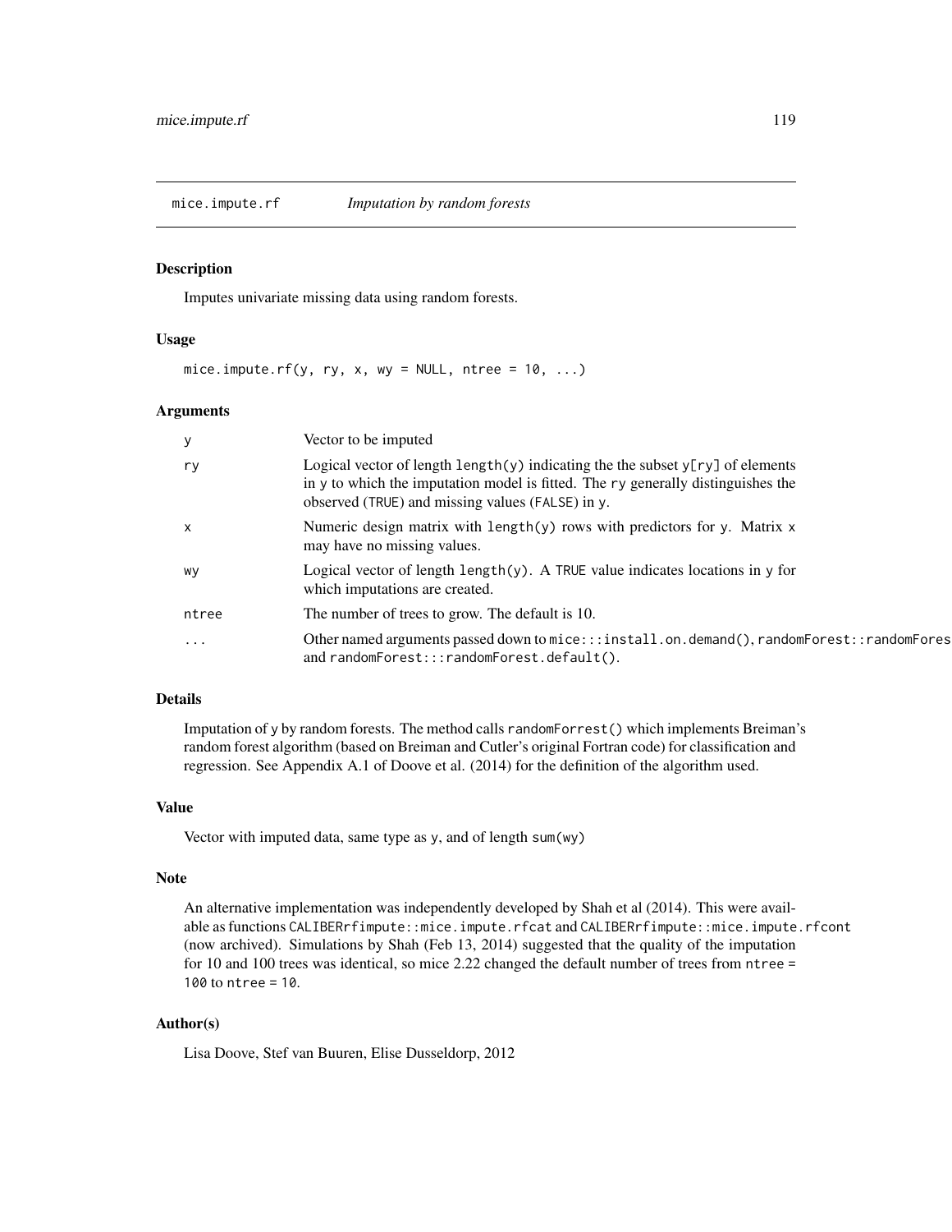## mice.impute.rf *Imputation by random forests*

### Description

Imputes univariate missing data using random forests.

### Usage

```
mice.impute.rf(y, ry, x, wy = NULL, ntree = 10, ...)
```

### Arguments

| | |
|---|---|
| y | Vector to be imputed |
| ry | Logical vector of length `length(y)` indicating the the subset `y[ry]` of elements in `y` to which the imputation model is fitted. The `ry` generally distinguishes the observed (`TRUE`) and missing values (`FALSE`) in `y`. |
| x | Numeric design matrix with `length(y)` rows with predictors for `y`. Matrix `x` may have no missing values. |
| wy | Logical vector of length `length(y)`. A `TRUE` value indicates locations in `y` for which imputations are created. |
| ntree | The number of trees to grow. The default is 10. |
| ... | Other named arguments passed down to `mice:::install.on.demand()`, `randomForest::randomFores` and `randomForest:::randomForest.default()`. |

### Details

Imputation of `y` by random forests. The method calls `randomForrest()` which implements Breiman's random forest algorithm (based on Breiman and Cutler's original Fortran code) for classification and regression. See Appendix A.1 of Doove et al. (2014) for the definition of the algorithm used.

### Value

Vector with imputed data, same type as `y`, and of length `sum(wy)`

### Note

An alternative implementation was independently developed by Shah et al (2014). This were available as functions `CALIBERrfimpute::mice.impute.rfcat` and `CALIBERrfimpute::mice.impute.rfcont` (now archived). Simulations by Shah (Feb 13, 2014) suggested that the quality of the imputation for 10 and 100 trees was identical, so mice 2.22 changed the default number of trees from `ntree = 100` to `ntree = 10`.

### Author(s)

Lisa Doove, Stef van Buuren, Elise Dusseldorp, 2012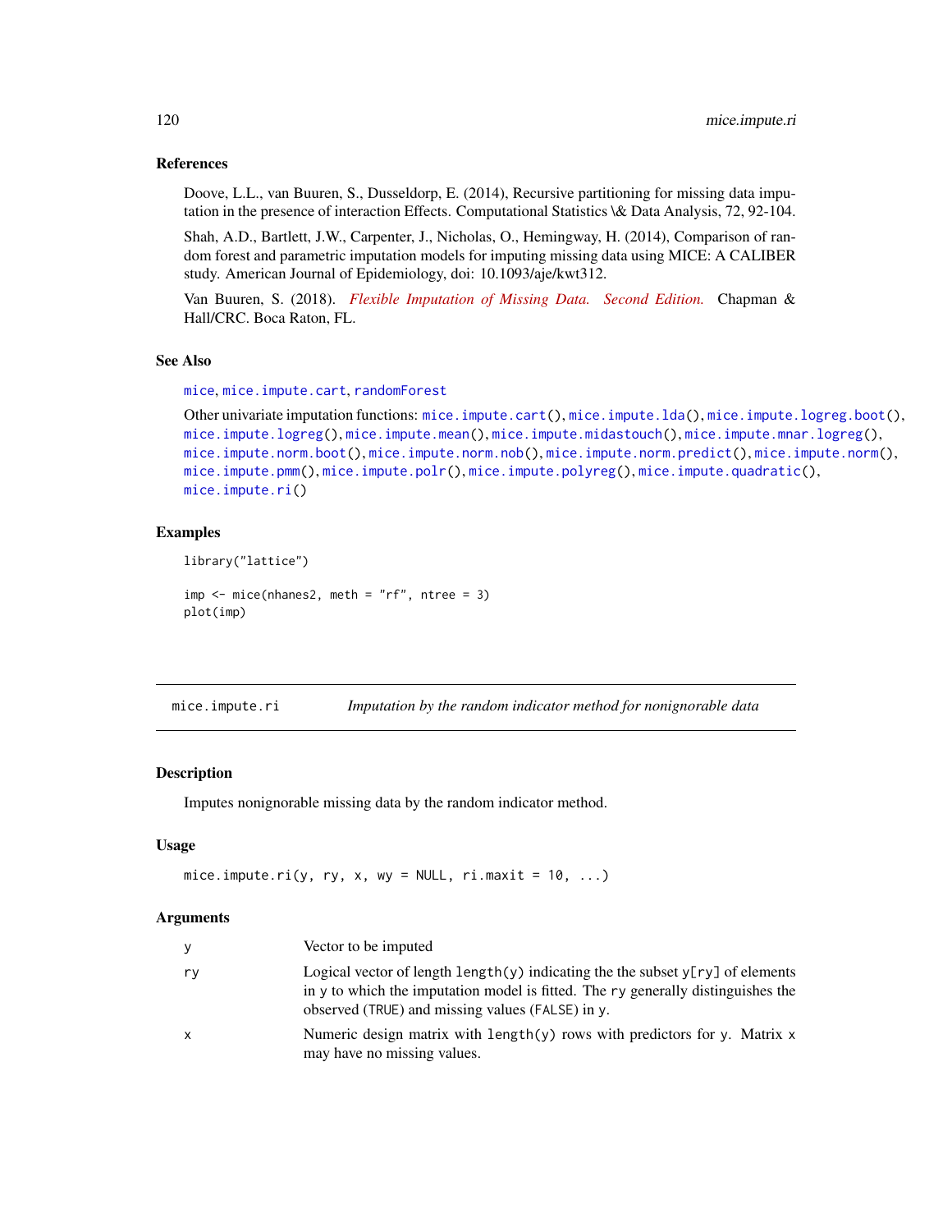### References

Doove, L.L., van Buuren, S., Dusseldorp, E. (2014), Recursive partitioning for missing data imputation in the presence of interaction Effects. Computational Statistics \& Data Analysis, 72, 92-104.

Shah, A.D., Bartlett, J.W., Carpenter, J., Nicholas, O., Hemingway, H. (2014), Comparison of random forest and parametric imputation models for imputing missing data using MICE: A CALIBER study. American Journal of Epidemiology, doi: 10.1093/aje/kwt312.

Van Buuren, S. (2018). *Flexible Imputation of Missing Data. Second Edition.* Chapman & Hall/CRC. Boca Raton, FL.

### See Also

`mice`, `mice.impute.cart`, `randomForest`

Other univariate imputation functions: `mice.impute.cart()`, `mice.impute.lda()`, `mice.impute.logreg.boot()`, `mice.impute.logreg()`, `mice.impute.mean()`, `mice.impute.midastouch()`, `mice.impute.mnar.logreg()`, `mice.impute.norm.boot()`, `mice.impute.norm.nob()`, `mice.impute.norm.predict()`, `mice.impute.norm()`, `mice.impute.pmm()`, `mice.impute.polr()`, `mice.impute.polyreg()`, `mice.impute.quadratic()`, `mice.impute.ri()`

### Examples

```
library("lattice")

imp <- mice(nhanes2, meth = "rf", ntree = 3)
plot(imp)
```

---

## mice.impute.ri — *Imputation by the random indicator method for nonignorable data*

### Description

Imputes nonignorable missing data by the random indicator method.

### Usage

```
mice.impute.ri(y, ry, x, wy = NULL, ri.maxit = 10, ...)
```

### Arguments

| | |
|---|---|
| `y` | Vector to be imputed |
| `ry` | Logical vector of length `length(y)` indicating the the subset `y[ry]` of elements in `y` to which the imputation model is fitted. The `ry` generally distinguishes the observed (`TRUE`) and missing values (`FALSE`) in `y`. |
| `x` | Numeric design matrix with `length(y)` rows with predictors for `y`. Matrix `x` may have no missing values. |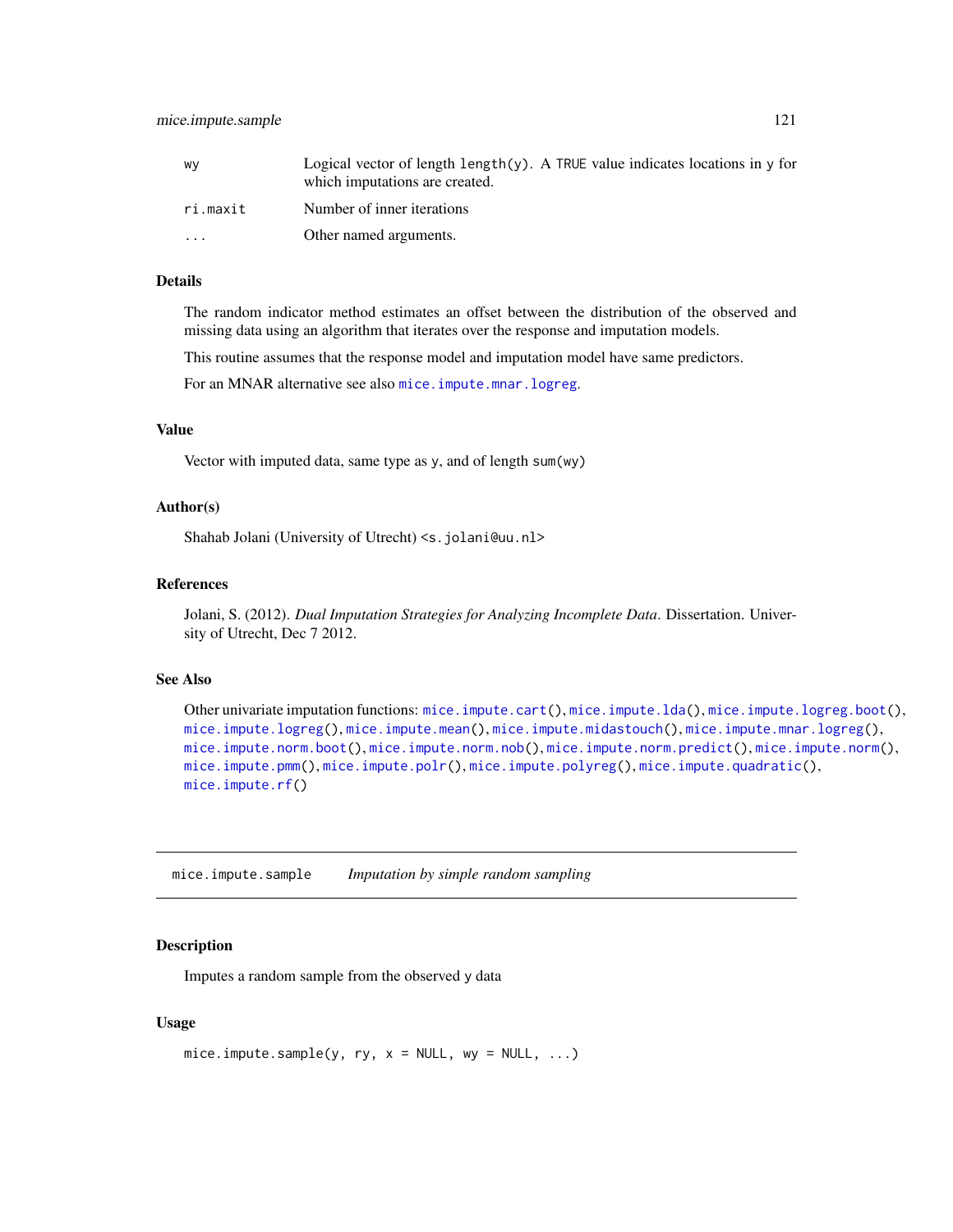| | |
|---|---|
| `wy` | Logical vector of length `length(y)`. A `TRUE` value indicates locations in `y` for which imputations are created. |
| `ri.maxit` | Number of inner iterations |
| `...` | Other named arguments. |

### Details

The random indicator method estimates an offset between the distribution of the observed and missing data using an algorithm that iterates over the response and imputation models.

This routine assumes that the response model and imputation model have same predictors.

For an MNAR alternative see also `mice.impute.mnar.logreg`.

### Value

Vector with imputed data, same type as `y`, and of length `sum(wy)`

### Author(s)

Shahab Jolani (University of Utrecht) `<s.jolani@uu.nl>`

### References

Jolani, S. (2012). *Dual Imputation Strategies for Analyzing Incomplete Data*. Dissertation. University of Utrecht, Dec 7 2012.

### See Also

Other univariate imputation functions: `mice.impute.cart()`, `mice.impute.lda()`, `mice.impute.logreg.boot()`, `mice.impute.logreg()`, `mice.impute.mean()`, `mice.impute.midastouch()`, `mice.impute.mnar.logreg()`, `mice.impute.norm.boot()`, `mice.impute.norm.nob()`, `mice.impute.norm.predict()`, `mice.impute.norm()`, `mice.impute.pmm()`, `mice.impute.polr()`, `mice.impute.polyreg()`, `mice.impute.quadratic()`, `mice.impute.rf()`

---

## `mice.impute.sample` *Imputation by simple random sampling*

### Description

Imputes a random sample from the observed `y` data

### Usage

```
mice.impute.sample(y, ry, x = NULL, wy = NULL, ...)
```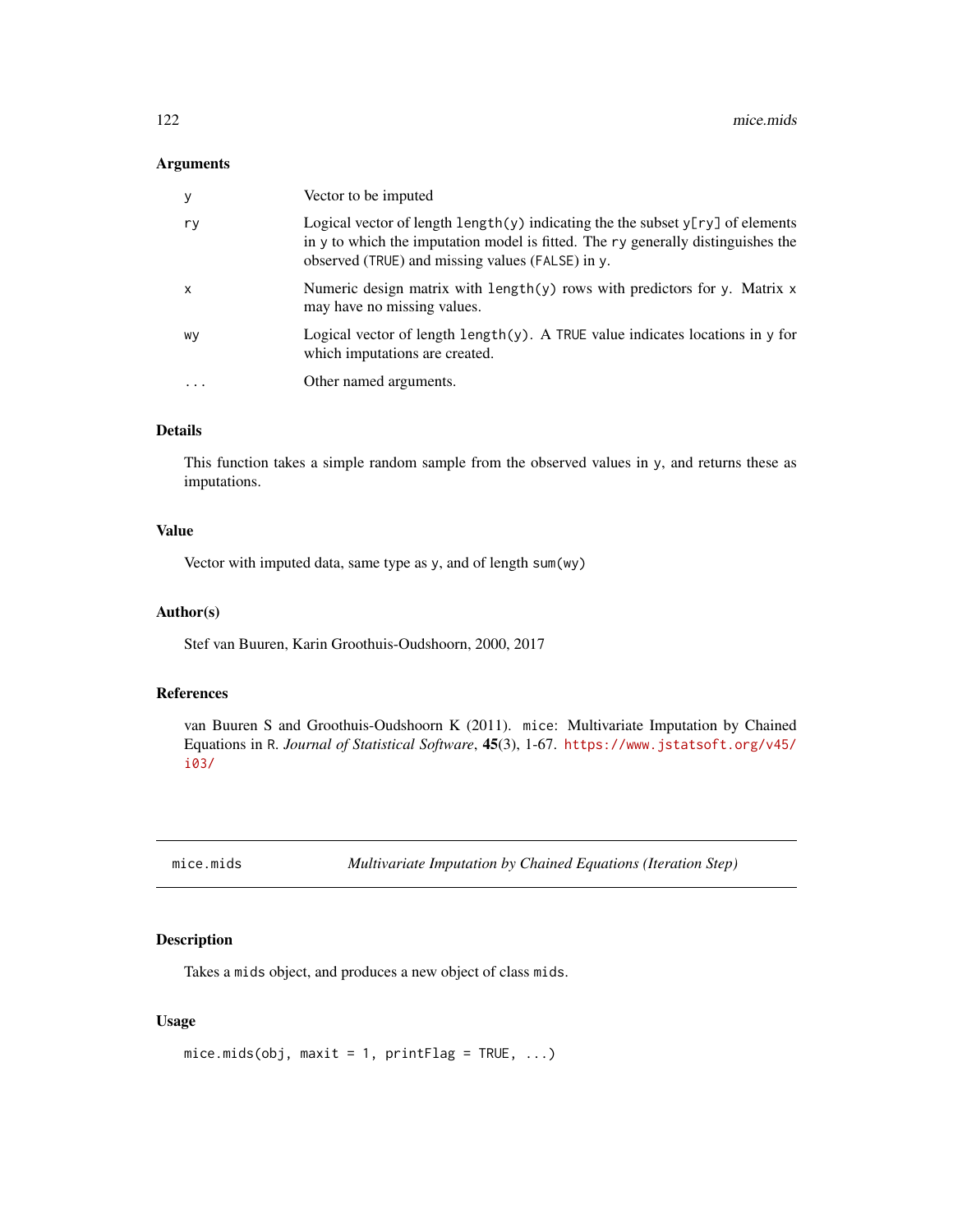### Arguments

| | |
|---|---|
| y | Vector to be imputed |
| ry | Logical vector of length `length(y)` indicating the the subset `y[ry]` of elements in `y` to which the imputation model is fitted. The `ry` generally distinguishes the observed (`TRUE`) and missing values (`FALSE`) in `y`. |
| x | Numeric design matrix with `length(y)` rows with predictors for `y`. Matrix `x` may have no missing values. |
| wy | Logical vector of length `length(y)`. A `TRUE` value indicates locations in `y` for which imputations are created. |
| ... | Other named arguments. |

### Details

This function takes a simple random sample from the observed values in `y`, and returns these as imputations.

### Value

Vector with imputed data, same type as `y`, and of length `sum(wy)`

### Author(s)

Stef van Buuren, Karin Groothuis-Oudshoorn, 2000, 2017

### References

van Buuren S and Groothuis-Oudshoorn K (2011). `mice`: Multivariate Imputation by Chained Equations in `R`. *Journal of Statistical Software*, **45**(3), 1-67. https://www.jstatsoft.org/v45/i03/

---

## mice.mids — *Multivariate Imputation by Chained Equations (Iteration Step)*

### Description

Takes a `mids` object, and produces a new object of class `mids`.

### Usage

```
mice.mids(obj, maxit = 1, printFlag = TRUE, ...)
```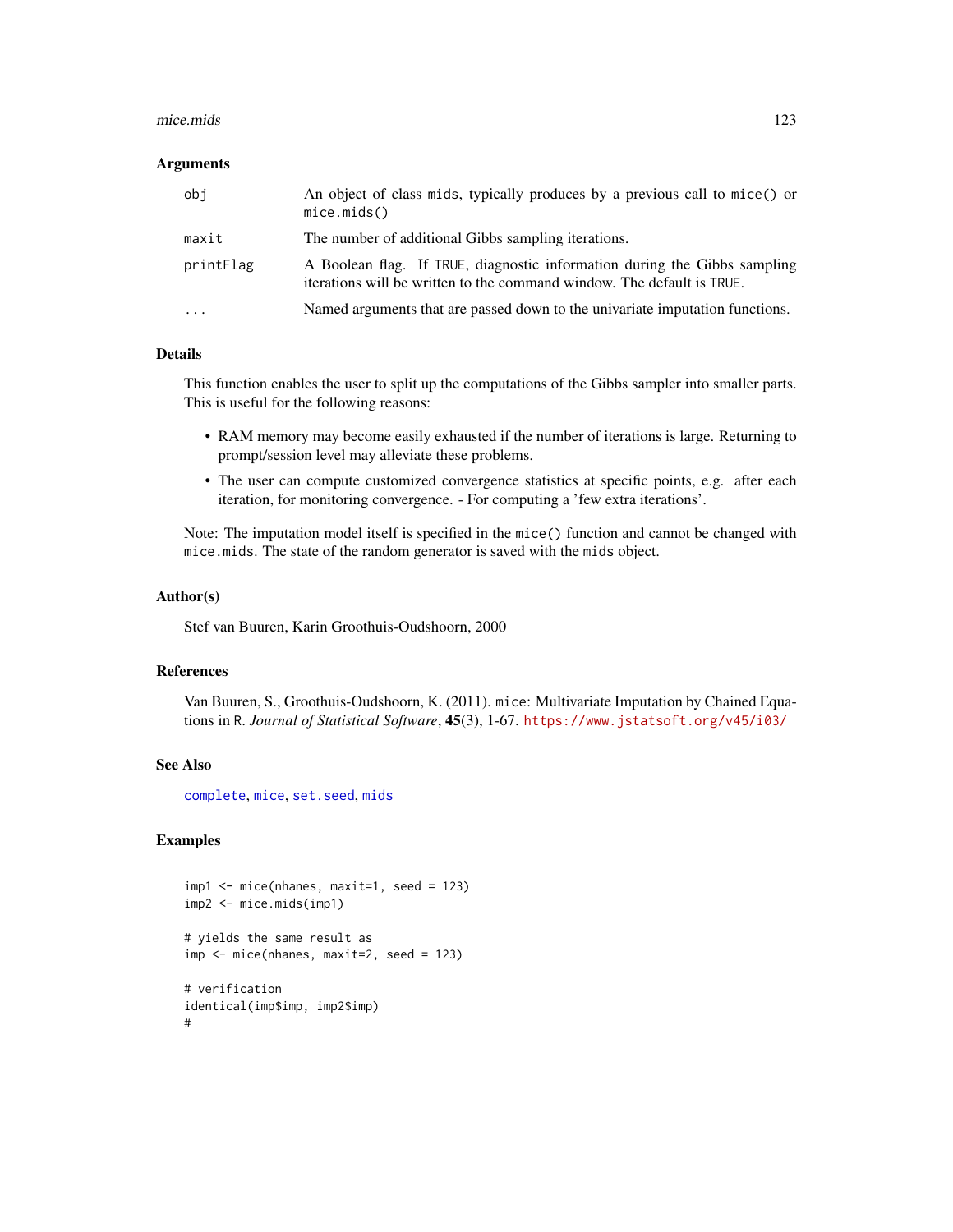## Arguments

| | |
|---|---|
| obj | An object of class mids, typically produces by a previous call to mice() or mice.mids() |
| maxit | The number of additional Gibbs sampling iterations. |
| printFlag | A Boolean flag. If TRUE, diagnostic information during the Gibbs sampling iterations will be written to the command window. The default is TRUE. |
| ... | Named arguments that are passed down to the univariate imputation functions. |

## Details

This function enables the user to split up the computations of the Gibbs sampler into smaller parts. This is useful for the following reasons:

- RAM memory may become easily exhausted if the number of iterations is large. Returning to prompt/session level may alleviate these problems.
- The user can compute customized convergence statistics at specific points, e.g. after each iteration, for monitoring convergence. - For computing a 'few extra iterations'.

Note: The imputation model itself is specified in the mice() function and cannot be changed with mice.mids. The state of the random generator is saved with the mids object.

## Author(s)

Stef van Buuren, Karin Groothuis-Oudshoorn, 2000

## References

Van Buuren, S., Groothuis-Oudshoorn, K. (2011). mice: Multivariate Imputation by Chained Equations in R. *Journal of Statistical Software*, **45**(3), 1-67. https://www.jstatsoft.org/v45/i03/

## See Also

complete, mice, set.seed, mids

## Examples

```
imp1 <- mice(nhanes, maxit=1, seed = 123)
imp2 <- mice.mids(imp1)

# yields the same result as
imp <- mice(nhanes, maxit=2, seed = 123)

# verification
identical(imp$imp, imp2$imp)
#
```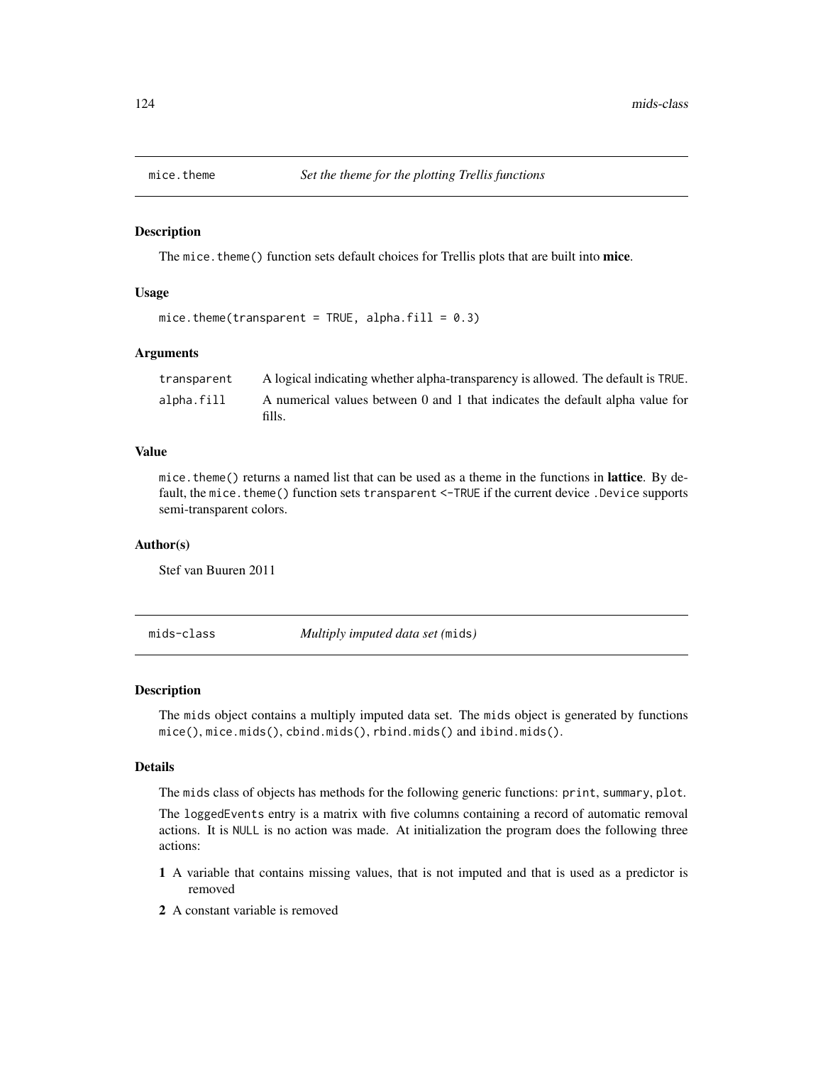## mice.theme *Set the theme for the plotting Trellis functions*

### Description

The `mice.theme()` function sets default choices for Trellis plots that are built into **mice**.

### Usage

```
mice.theme(transparent = TRUE, alpha.fill = 0.3)
```

### Arguments

| | |
|---|---|
| transparent | A logical indicating whether alpha-transparency is allowed. The default is TRUE. |
| alpha.fill | A numerical values between 0 and 1 that indicates the default alpha value for fills. |

### Value

`mice.theme()` returns a named list that can be used as a theme in the functions in **lattice**. By default, the `mice.theme()` function sets `transparent <-TRUE` if the current device `.Device` supports semi-transparent colors.

### Author(s)

Stef van Buuren 2011

## mids-class *Multiply imputed data set (*mids*)*

### Description

The `mids` object contains a multiply imputed data set. The `mids` object is generated by functions `mice()`, `mice.mids()`, `cbind.mids()`, `rbind.mids()` and `ibind.mids()`.

### Details

The `mids` class of objects has methods for the following generic functions: `print`, `summary`, `plot`.

The `loggedEvents` entry is a matrix with five columns containing a record of automatic removal actions. It is `NULL` is no action was made. At initialization the program does the following three actions:

**1** A variable that contains missing values, that is not imputed and that is used as a predictor is removed

**2** A constant variable is removed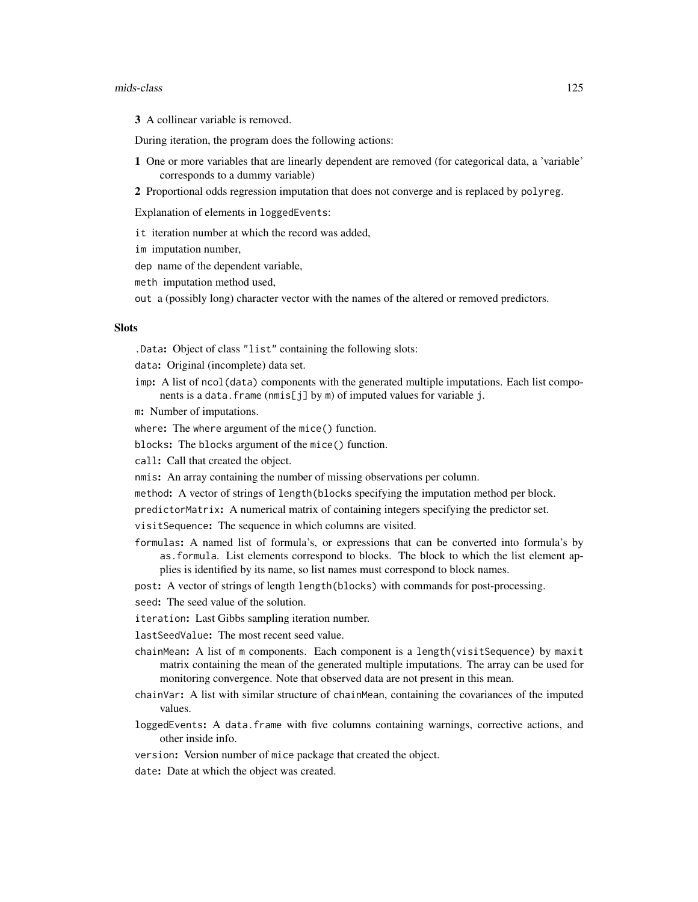**3** A collinear variable is removed.

During iteration, the program does the following actions:

**1** One or more variables that are linearly dependent are removed (for categorical data, a 'variable' corresponds to a dummy variable)

**2** Proportional odds regression imputation that does not converge and is replaced by `polyreg`.

Explanation of elements in `loggedEvents`:

`it` iteration number at which the record was added,

`im` imputation number,

`dep` name of the dependent variable,

`meth` imputation method used,

`out` a (possibly long) character vector with the names of the altered or removed predictors.

## Slots

`.Data`**:** Object of class `"list"` containing the following slots:

`data`**:** Original (incomplete) data set.

`imp`**:** A list of `ncol(data)` components with the generated multiple imputations. Each list components is a `data.frame` (`nmis[j]` by `m`) of imputed values for variable `j`.

`m`**:** Number of imputations.

`where`**:** The `where` argument of the `mice()` function.

`blocks`**:** The `blocks` argument of the `mice()` function.

`call`**:** Call that created the object.

`nmis`**:** An array containing the number of missing observations per column.

`method`**:** A vector of strings of `length(blocks` specifying the imputation method per block.

`predictorMatrix`**:** A numerical matrix of containing integers specifying the predictor set.

`visitSequence`**:** The sequence in which columns are visited.

`formulas`**:** A named list of formula's, or expressions that can be converted into formula's by `as.formula`. List elements correspond to blocks. The block to which the list element applies is identified by its name, so list names must correspond to block names.

`post`**:** A vector of strings of length `length(blocks)` with commands for post-processing.

`seed`**:** The seed value of the solution.

`iteration`**:** Last Gibbs sampling iteration number.

`lastSeedValue`**:** The most recent seed value.

`chainMean`**:** A list of `m` components. Each component is a `length(visitSequence)` by `maxit` matrix containing the mean of the generated multiple imputations. The array can be used for monitoring convergence. Note that observed data are not present in this mean.

`chainVar`**:** A list with similar structure of `chainMean`, containing the covariances of the imputed values.

`loggedEvents`**:** A `data.frame` with five columns containing warnings, corrective actions, and other inside info.

`version`**:** Version number of `mice` package that created the object.

`date`**:** Date at which the object was created.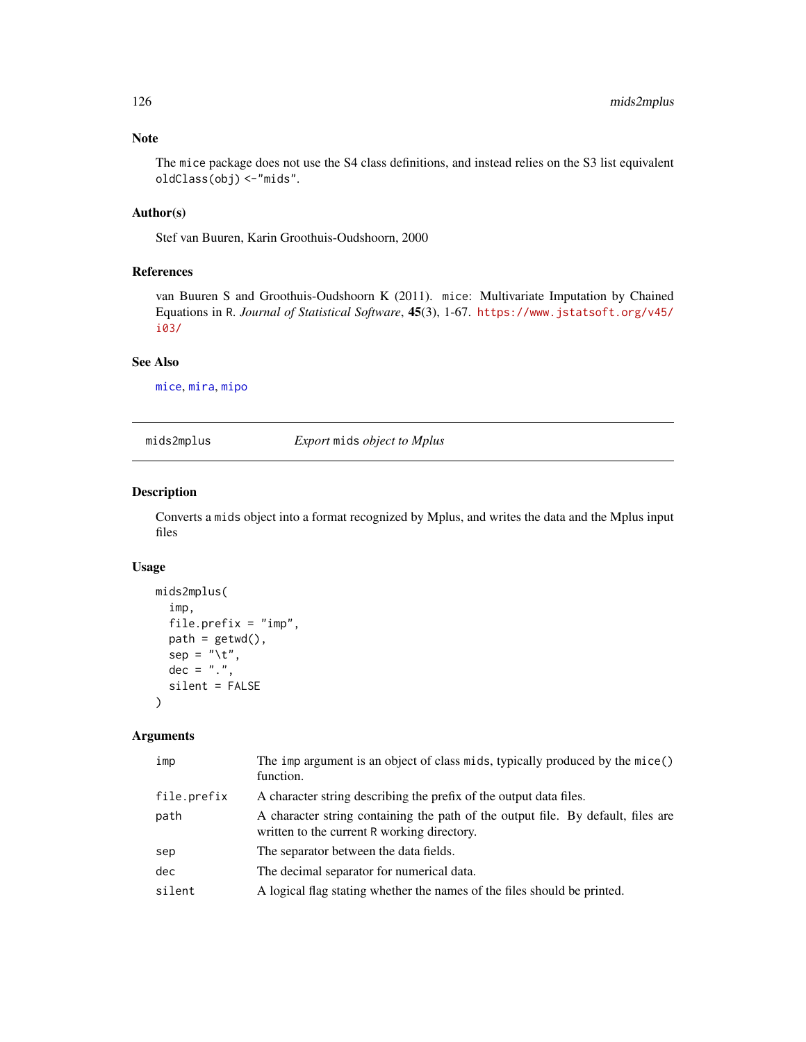### Note

The mice package does not use the S4 class definitions, and instead relies on the S3 list equivalent `oldClass(obj) <-"mids"`.

### Author(s)

Stef van Buuren, Karin Groothuis-Oudshoorn, 2000

### References

van Buuren S and Groothuis-Oudshoorn K (2011). mice: Multivariate Imputation by Chained Equations in R. *Journal of Statistical Software*, **45**(3), 1-67. https://www.jstatsoft.org/v45/i03/

### See Also

mice, mira, mipo

---

## mids2mplus — *Export* mids *object to Mplus*

### Description

Converts a mids object into a format recognized by Mplus, and writes the data and the Mplus input files

### Usage

```
mids2mplus(
  imp,
  file.prefix = "imp",
  path = getwd(),
  sep = "\t",
  dec = ".",
  silent = FALSE
)
```

### Arguments

| | |
|---|---|
| imp | The imp argument is an object of class mids, typically produced by the mice() function. |
| file.prefix | A character string describing the prefix of the output data files. |
| path | A character string containing the path of the output file. By default, files are written to the current R working directory. |
| sep | The separator between the data fields. |
| dec | The decimal separator for numerical data. |
| silent | A logical flag stating whether the names of the files should be printed. |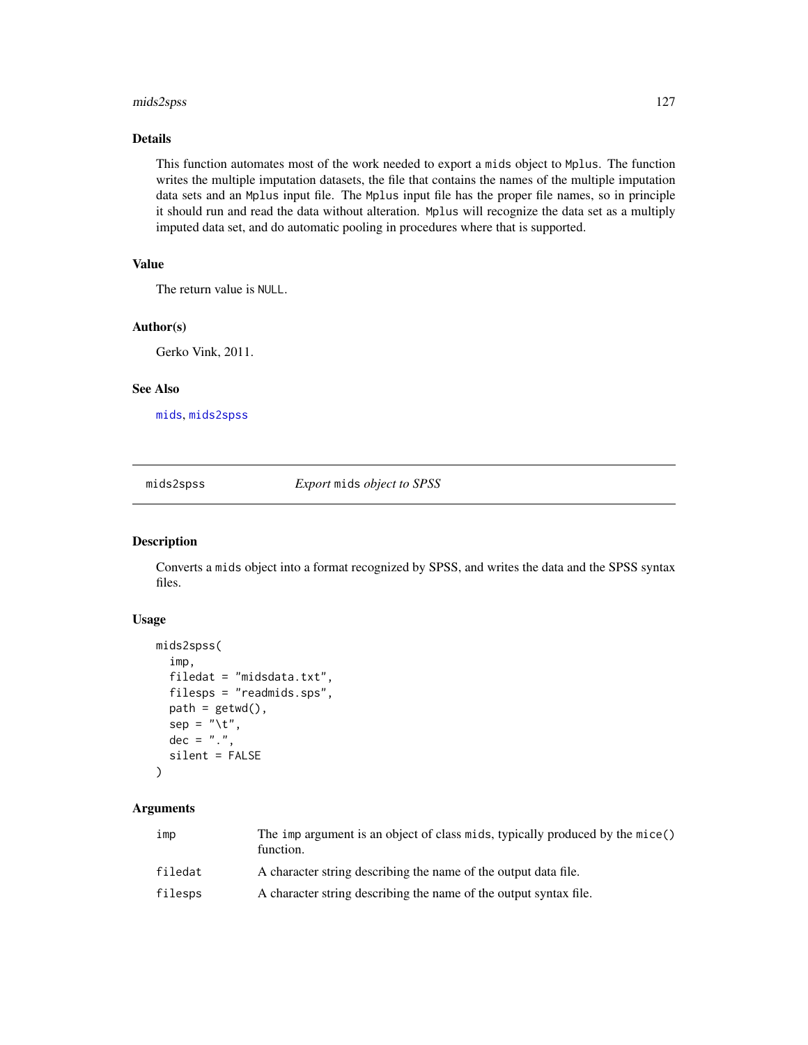### Details

This function automates most of the work needed to export a `mids` object to `Mplus`. The function writes the multiple imputation datasets, the file that contains the names of the multiple imputation data sets and an `Mplus` input file. The `Mplus` input file has the proper file names, so in principle it should run and read the data without alteration. `Mplus` will recognize the data set as a multiply imputed data set, and do automatic pooling in procedures where that is supported.

### Value

The return value is `NULL`.

### Author(s)

Gerko Vink, 2011.

### See Also

`mids`, `mids2spss`

---

## mids2spss — *Export* `mids` *object to SPSS*

### Description

Converts a `mids` object into a format recognized by SPSS, and writes the data and the SPSS syntax files.

### Usage

```
mids2spss(
  imp,
  filedat = "midsdata.txt",
  filesps = "readmids.sps",
  path = getwd(),
  sep = "\t",
  dec = ".",
  silent = FALSE
)
```

### Arguments

| | |
|---|---|
| `imp` | The `imp` argument is an object of class `mids`, typically produced by the `mice()` function. |
| `filedat` | A character string describing the name of the output data file. |
| `filesps` | A character string describing the name of the output syntax file. |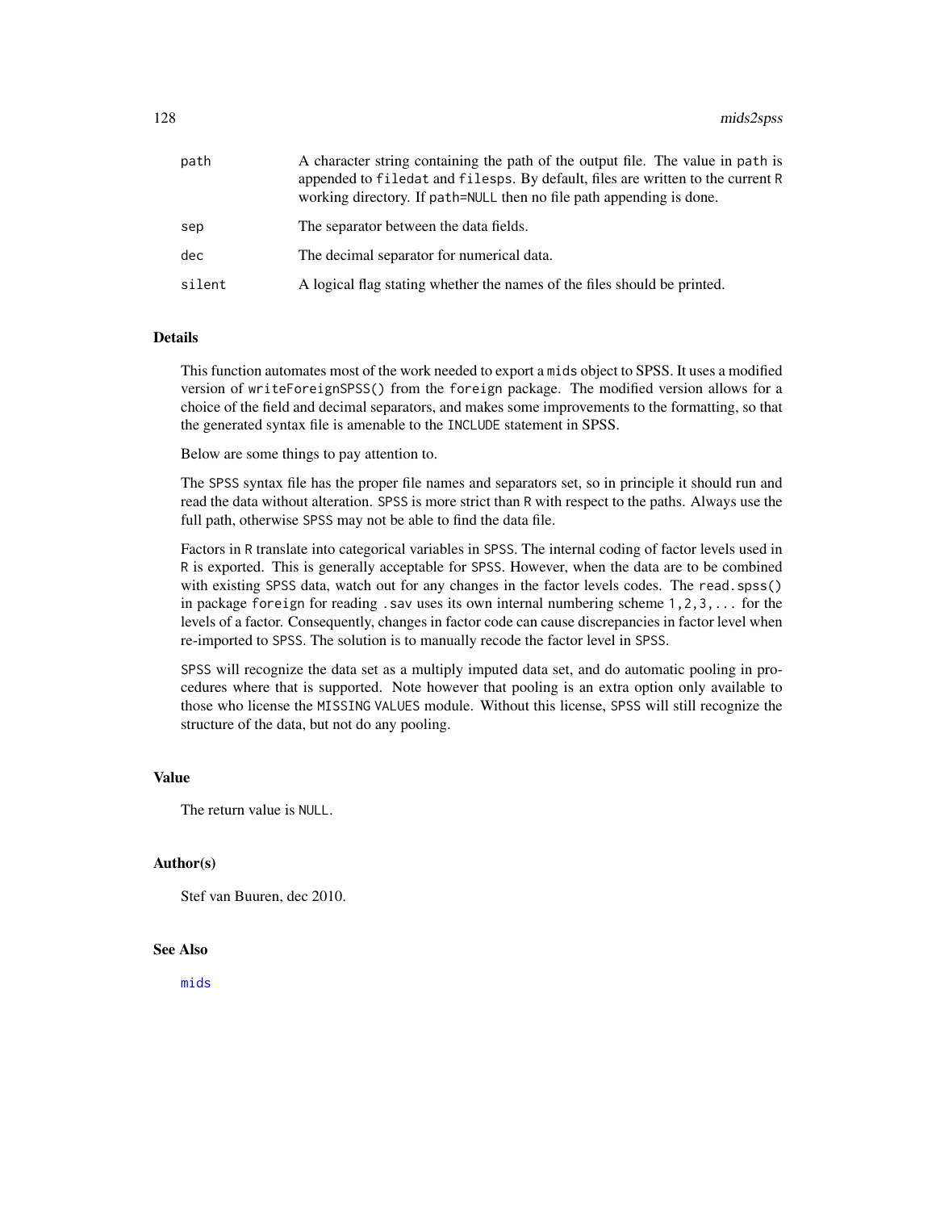| | |
|---|---|
| path | A character string containing the path of the output file. The value in path is appended to filedat and filesps. By default, files are written to the current R working directory. If path=NULL then no file path appending is done. |
| sep | The separator between the data fields. |
| dec | The decimal separator for numerical data. |
| silent | A logical flag stating whether the names of the files should be printed. |

## Details

This function automates most of the work needed to export a mids object to SPSS. It uses a modified version of writeForeignSPSS() from the foreign package. The modified version allows for a choice of the field and decimal separators, and makes some improvements to the formatting, so that the generated syntax file is amenable to the INCLUDE statement in SPSS.

Below are some things to pay attention to.

The SPSS syntax file has the proper file names and separators set, so in principle it should run and read the data without alteration. SPSS is more strict than R with respect to the paths. Always use the full path, otherwise SPSS may not be able to find the data file.

Factors in R translate into categorical variables in SPSS. The internal coding of factor levels used in R is exported. This is generally acceptable for SPSS. However, when the data are to be combined with existing SPSS data, watch out for any changes in the factor levels codes. The read.spss() in package foreign for reading .sav uses its own internal numbering scheme 1,2,3,... for the levels of a factor. Consequently, changes in factor code can cause discrepancies in factor level when re-imported to SPSS. The solution is to manually recode the factor level in SPSS.

SPSS will recognize the data set as a multiply imputed data set, and do automatic pooling in procedures where that is supported. Note however that pooling is an extra option only available to those who license the MISSING VALUES module. Without this license, SPSS will still recognize the structure of the data, but not do any pooling.

## Value

The return value is NULL.

## Author(s)

Stef van Buuren, dec 2010.

## See Also

mids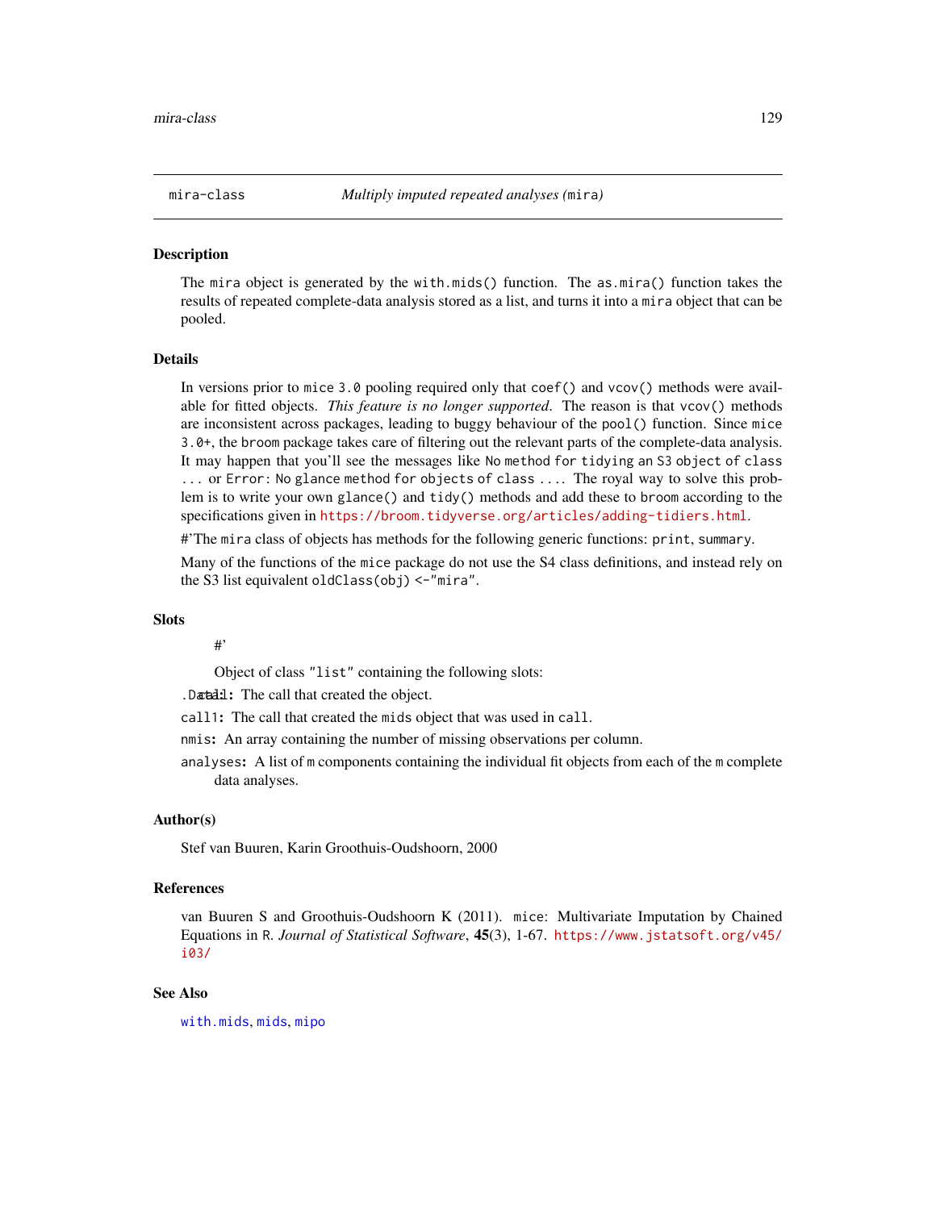mira-class *Multiply imputed repeated analyses (*`mira`*)*

## Description

The `mira` object is generated by the `with.mids()` function. The `as.mira()` function takes the results of repeated complete-data analysis stored as a list, and turns it into a `mira` object that can be pooled.

## Details

In versions prior to `mice 3.0` pooling required only that `coef()` and `vcov()` methods were available for fitted objects. *This feature is no longer supported*. The reason is that `vcov()` methods are inconsistent across packages, leading to buggy behaviour of the `pool()` function. Since `mice 3.0+`, the `broom` package takes care of filtering out the relevant parts of the complete-data analysis. It may happen that you'll see the messages like `No method for tidying an S3 object of class ...` or `Error: No glance method for objects of class ...`. The royal way to solve this problem is to write your own `glance()` and `tidy()` methods and add these to `broom` according to the specifications given in https://broom.tidyverse.org/articles/adding-tidiers.html.

#'The `mira` class of objects has methods for the following generic functions: `print`, `summary`.

Many of the functions of the `mice` package do not use the S4 class definitions, and instead rely on the S3 list equivalent `oldClass(obj) <-"mira"`.

## Slots

#'

Object of class `"list"` containing the following slots:

`.Data`/`call`**:** The call that created the object.

`call1`**:** The call that created the `mids` object that was used in `call`.

`nmis`**:** An array containing the number of missing observations per column.

`analyses`**:** A list of `m` components containing the individual fit objects from each of the `m` complete data analyses.

## Author(s)

Stef van Buuren, Karin Groothuis-Oudshoorn, 2000

## References

van Buuren S and Groothuis-Oudshoorn K (2011). `mice`: Multivariate Imputation by Chained Equations in `R`. *Journal of Statistical Software*, **45**(3), 1-67. https://www.jstatsoft.org/v45/i03/

## See Also

`with.mids`, `mids`, `mipo`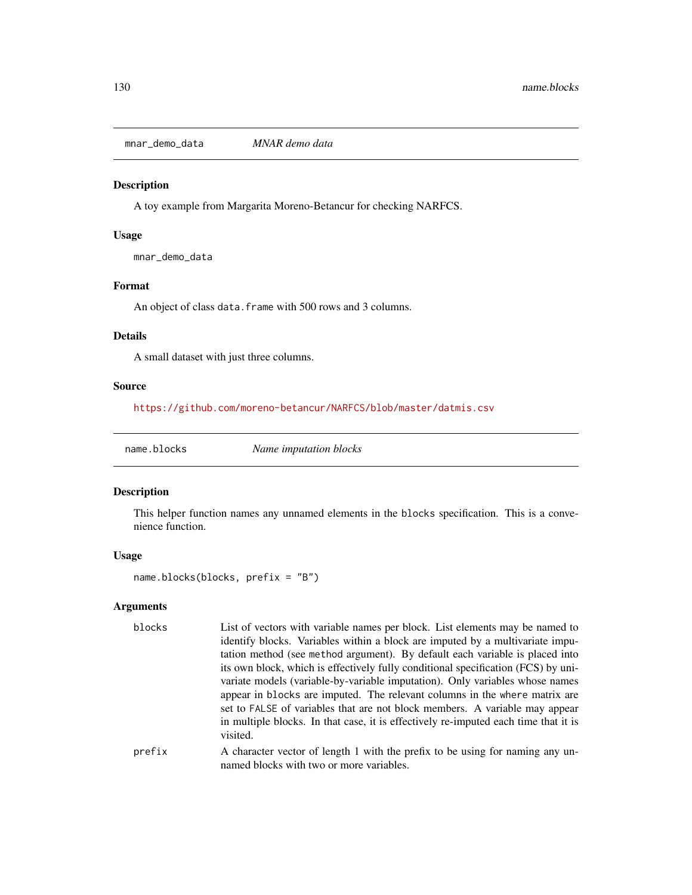## mnar_demo_data — *MNAR demo data*

### Description

A toy example from Margarita Moreno-Betancur for checking NARFCS.

### Usage

```
mnar_demo_data
```

### Format

An object of class `data.frame` with 500 rows and 3 columns.

### Details

A small dataset with just three columns.

### Source

https://github.com/moreno-betancur/NARFCS/blob/master/datmis.csv

## name.blocks — *Name imputation blocks*

### Description

This helper function names any unnamed elements in the `blocks` specification. This is a convenience function.

### Usage

```
name.blocks(blocks, prefix = "B")
```

### Arguments

| | |
|---|---|
| `blocks` | List of vectors with variable names per block. List elements may be named to identify blocks. Variables within a block are imputed by a multivariate imputation method (see `method` argument). By default each variable is placed into its own block, which is effectively fully conditional specification (FCS) by univariate models (variable-by-variable imputation). Only variables whose names appear in `blocks` are imputed. The relevant columns in the `where` matrix are set to `FALSE` of variables that are not block members. A variable may appear in multiple blocks. In that case, it is effectively re-imputed each time that it is visited. |
| `prefix` | A character vector of length 1 with the prefix to be using for naming any unnamed blocks with two or more variables. |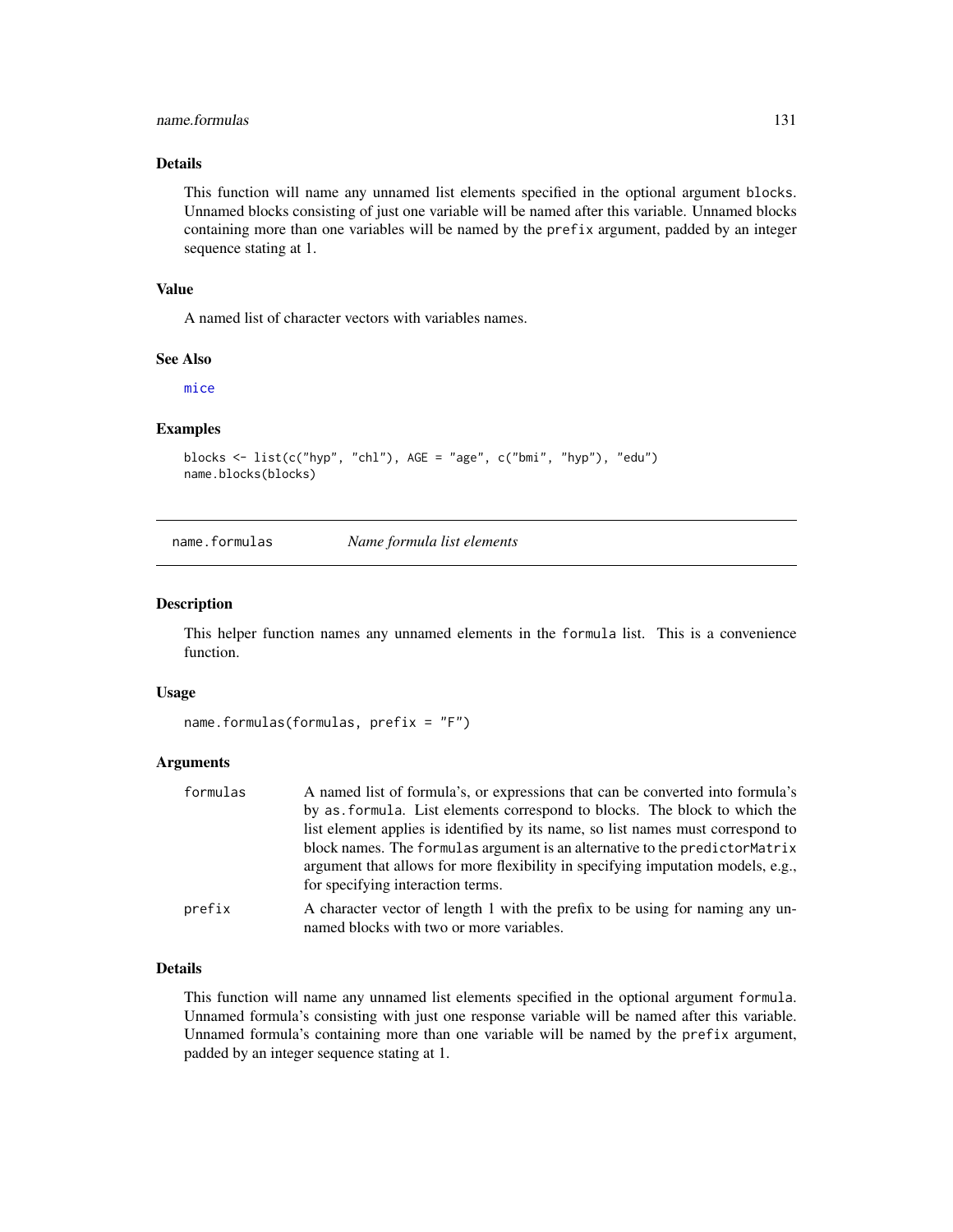### Details

This function will name any unnamed list elements specified in the optional argument blocks. Unnamed blocks consisting of just one variable will be named after this variable. Unnamed blocks containing more than one variables will be named by the prefix argument, padded by an integer sequence stating at 1.

### Value

A named list of character vectors with variables names.

### See Also

mice

### Examples

```
blocks <- list(c("hyp", "chl"), AGE = "age", c("bmi", "hyp"), "edu")
name.blocks(blocks)
```

---

## name.formulas *Name formula list elements*

### Description

This helper function names any unnamed elements in the formula list. This is a convenience function.

### Usage

```
name.formulas(formulas, prefix = "F")
```

### Arguments

| | |
|---|---|
| formulas | A named list of formula's, or expressions that can be converted into formula's by as.formula. List elements correspond to blocks. The block to which the list element applies is identified by its name, so list names must correspond to block names. The formulas argument is an alternative to the predictorMatrix argument that allows for more flexibility in specifying imputation models, e.g., for specifying interaction terms. |
| prefix | A character vector of length 1 with the prefix to be using for naming any unnamed blocks with two or more variables. |

### Details

This function will name any unnamed list elements specified in the optional argument formula. Unnamed formula's consisting with just one response variable will be named after this variable. Unnamed formula's containing more than one variable will be named by the prefix argument, padded by an integer sequence stating at 1.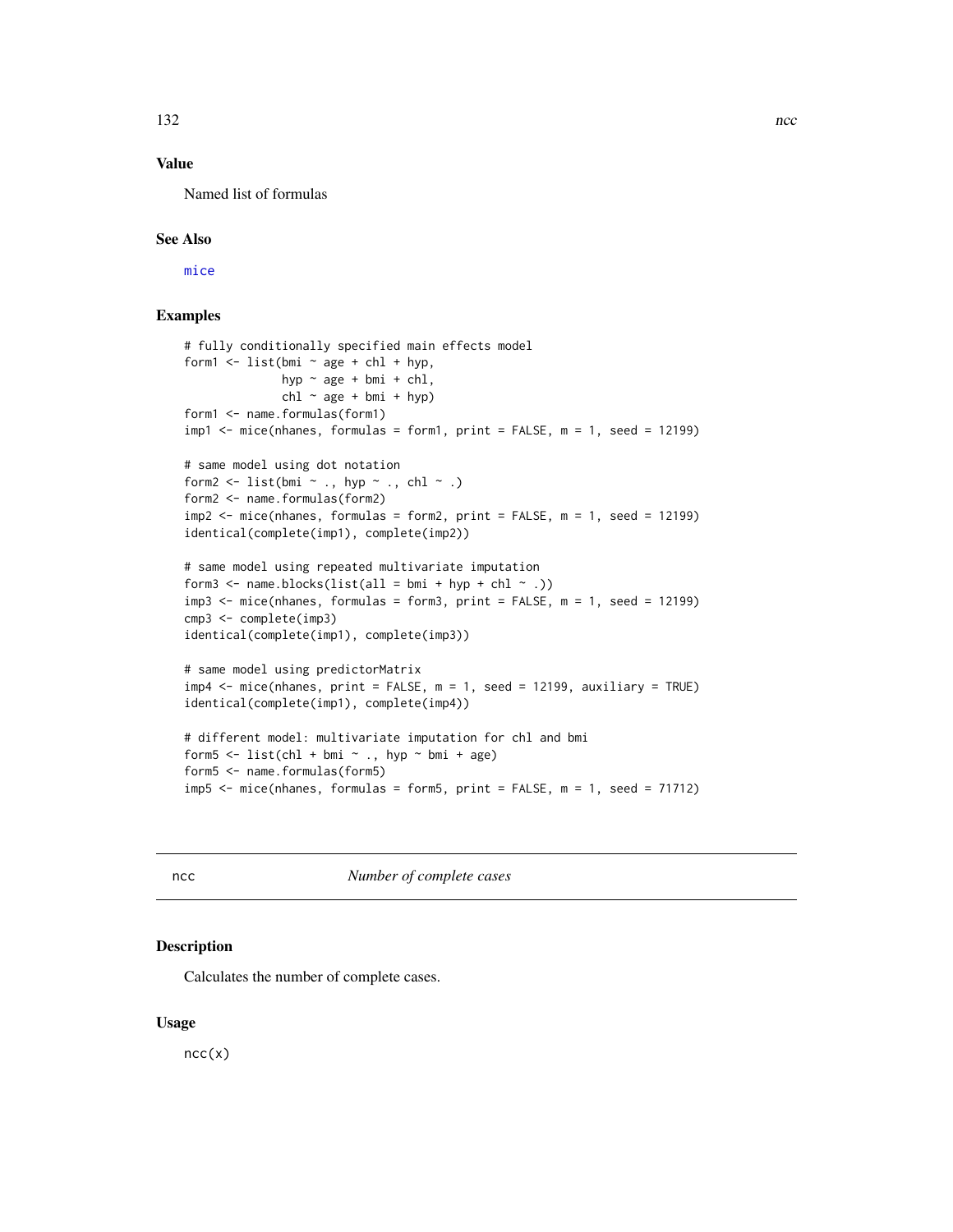## Value

Named list of formulas

## See Also

mice

## Examples

```
# fully conditionally specified main effects model
form1 <- list(bmi ~ age + chl + hyp,
              hyp ~ age + bmi + chl,
              chl ~ age + bmi + hyp)
form1 <- name.formulas(form1)
imp1 <- mice(nhanes, formulas = form1, print = FALSE, m = 1, seed = 12199)

# same model using dot notation
form2 <- list(bmi ~ ., hyp ~ ., chl ~ .)
form2 <- name.formulas(form2)
imp2 <- mice(nhanes, formulas = form2, print = FALSE, m = 1, seed = 12199)
identical(complete(imp1), complete(imp2))

# same model using repeated multivariate imputation
form3 <- name.blocks(list(all = bmi + hyp + chl ~ .))
imp3 <- mice(nhanes, formulas = form3, print = FALSE, m = 1, seed = 12199)
cmp3 <- complete(imp3)
identical(complete(imp1), complete(imp3))

# same model using predictorMatrix
imp4 <- mice(nhanes, print = FALSE, m = 1, seed = 12199, auxiliary = TRUE)
identical(complete(imp1), complete(imp4))

# different model: multivariate imputation for chl and bmi
form5 <- list(chl + bmi ~ ., hyp ~ bmi + age)
form5 <- name.formulas(form5)
imp5 <- mice(nhanes, formulas = form5, print = FALSE, m = 1, seed = 71712)
```

---

# ncc *Number of complete cases*

## Description

Calculates the number of complete cases.

## Usage

```
ncc(x)
```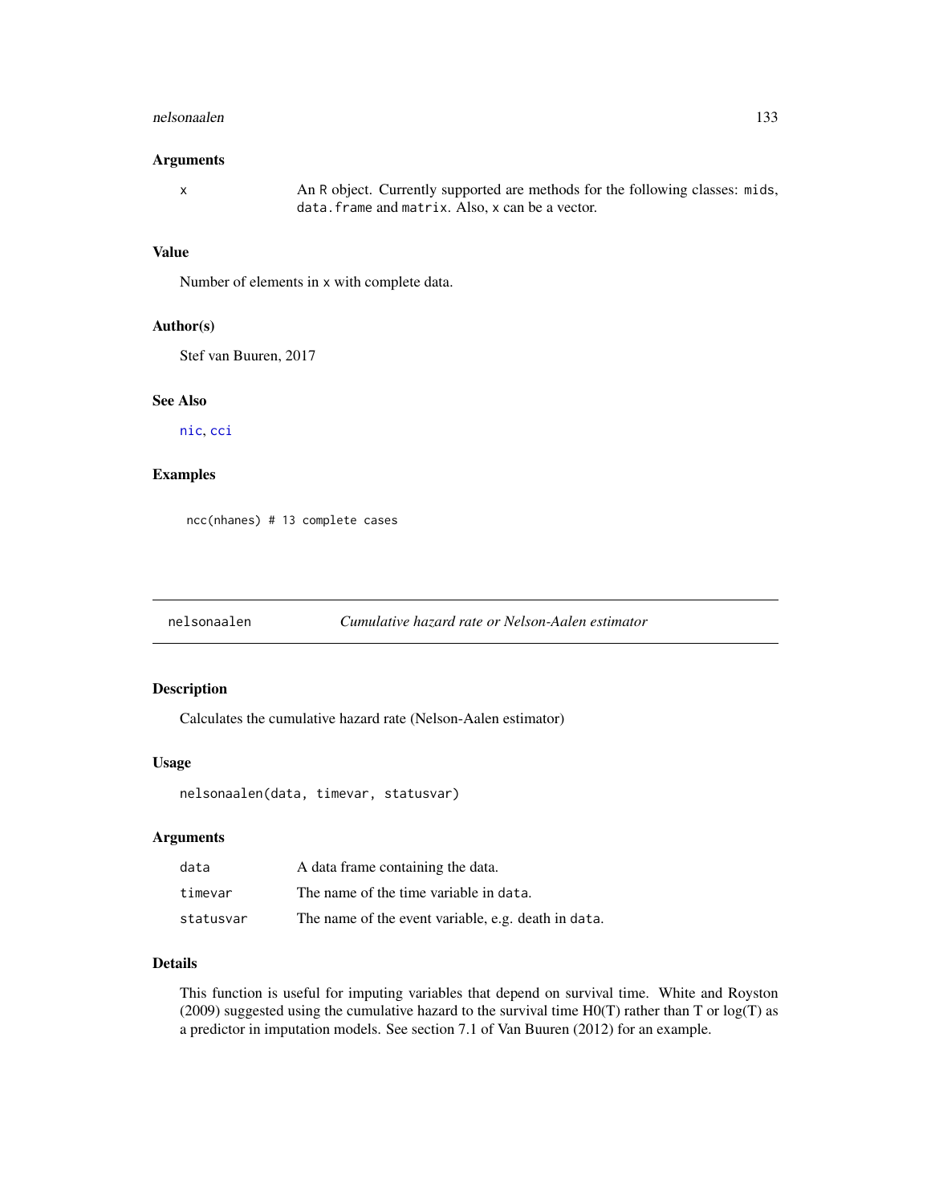### Arguments

x — An R object. Currently supported are methods for the following classes: mids, data.frame and matrix. Also, x can be a vector.

### Value

Number of elements in x with complete data.

### Author(s)

Stef van Buuren, 2017

### See Also

nic, cci

### Examples

```
ncc(nhanes) # 13 complete cases
```

---

## nelsonaalen — *Cumulative hazard rate or Nelson-Aalen estimator*

### Description

Calculates the cumulative hazard rate (Nelson-Aalen estimator)

### Usage

```
nelsonaalen(data, timevar, statusvar)
```

### Arguments

| | |
|---|---|
| data | A data frame containing the data. |
| timevar | The name of the time variable in data. |
| statusvar | The name of the event variable, e.g. death in data. |

### Details

This function is useful for imputing variables that depend on survival time. White and Royston (2009) suggested using the cumulative hazard to the survival time H0(T) rather than T or log(T) as a predictor in imputation models. See section 7.1 of Van Buuren (2012) for an example.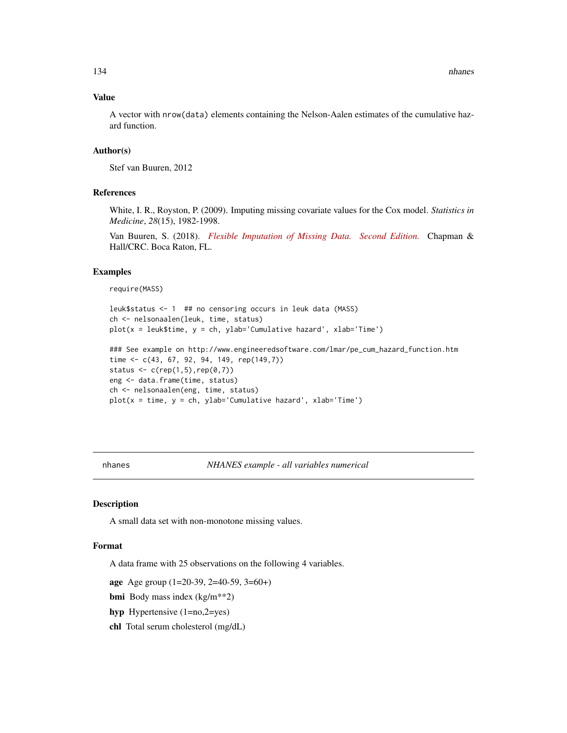### Value

A vector with `nrow(data)` elements containing the Nelson-Aalen estimates of the cumulative hazard function.

### Author(s)

Stef van Buuren, 2012

### References

White, I. R., Royston, P. (2009). Imputing missing covariate values for the Cox model. *Statistics in Medicine*, *28*(15), 1982-1998.

Van Buuren, S. (2018). *Flexible Imputation of Missing Data. Second Edition.* Chapman & Hall/CRC. Boca Raton, FL.

### Examples

```
require(MASS)

leuk$status <- 1  ## no censoring occurs in leuk data (MASS)
ch <- nelsonaalen(leuk, time, status)
plot(x = leuk$time, y = ch, ylab='Cumulative hazard', xlab='Time')

### See example on http://www.engineeredsoftware.com/lmar/pe_cum_hazard_function.htm
time <- c(43, 67, 92, 94, 149, rep(149,7))
status <- c(rep(1,5),rep(0,7))
eng <- data.frame(time, status)
ch <- nelsonaalen(eng, time, status)
plot(x = time, y = ch, ylab='Cumulative hazard', xlab='Time')
```

---

## nhanes — *NHANES example - all variables numerical*

### Description

A small data set with non-monotone missing values.

### Format

A data frame with 25 observations on the following 4 variables.

**age** Age group (1=20-39, 2=40-59, 3=60+)

**bmi** Body mass index (kg/m**2)

**hyp** Hypertensive (1=no,2=yes)

**chl** Total serum cholesterol (mg/dL)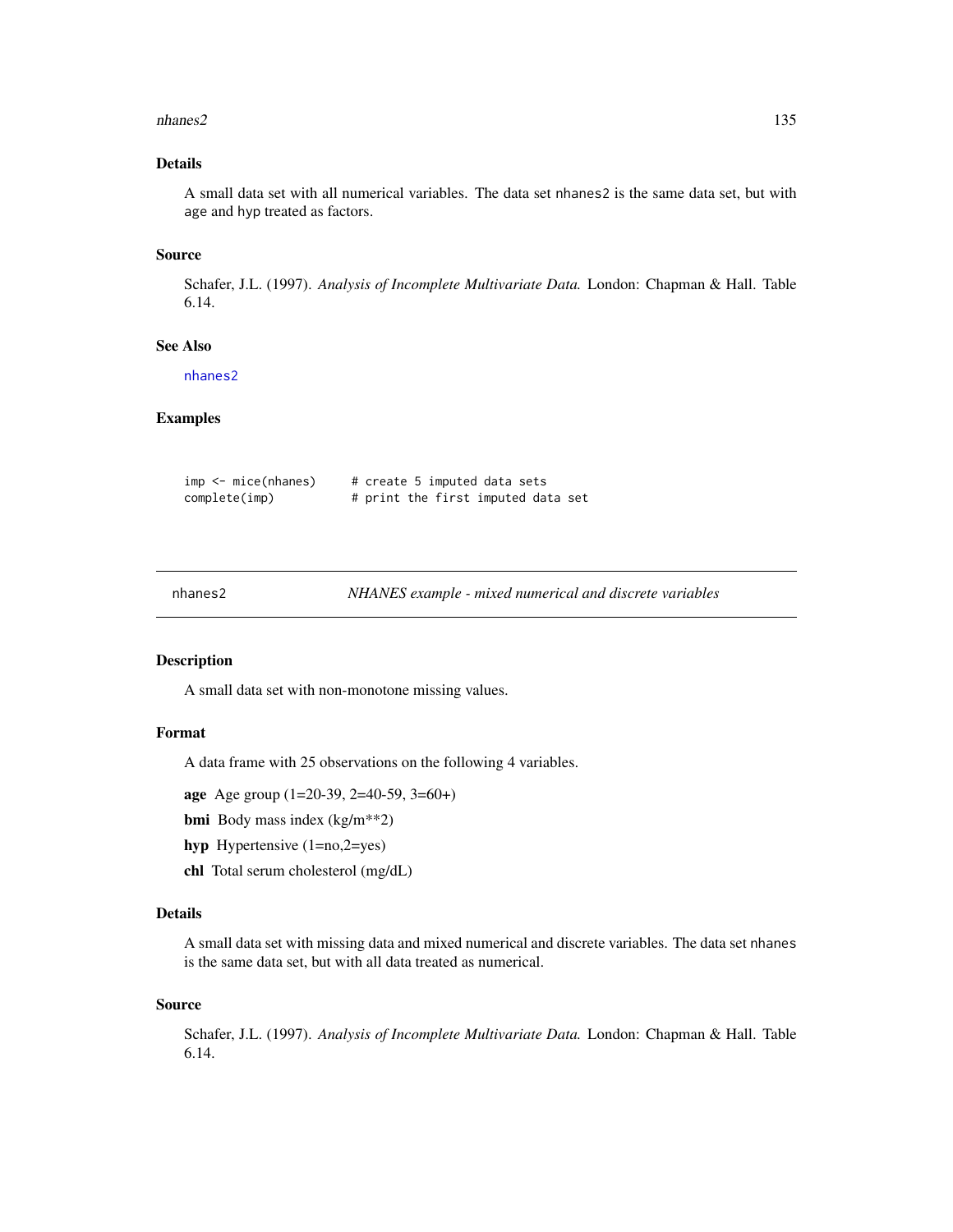### Details

A small data set with all numerical variables. The data set nhanes2 is the same data set, but with age and hyp treated as factors.

### Source

Schafer, J.L. (1997). *Analysis of Incomplete Multivariate Data.* London: Chapman & Hall. Table 6.14.

### See Also

nhanes2

### Examples

```
imp <- mice(nhanes)      # create 5 imputed data sets
complete(imp)            # print the first imputed data set
```

---

## nhanes2 *NHANES example - mixed numerical and discrete variables*

---

### Description

A small data set with non-monotone missing values.

### Format

A data frame with 25 observations on the following 4 variables.

**age** Age group (1=20-39, 2=40-59, 3=60+)

**bmi** Body mass index (kg/m**2)

**hyp** Hypertensive (1=no,2=yes)

**chl** Total serum cholesterol (mg/dL)

### Details

A small data set with missing data and mixed numerical and discrete variables. The data set nhanes is the same data set, but with all data treated as numerical.

### Source

Schafer, J.L. (1997). *Analysis of Incomplete Multivariate Data.* London: Chapman & Hall. Table 6.14.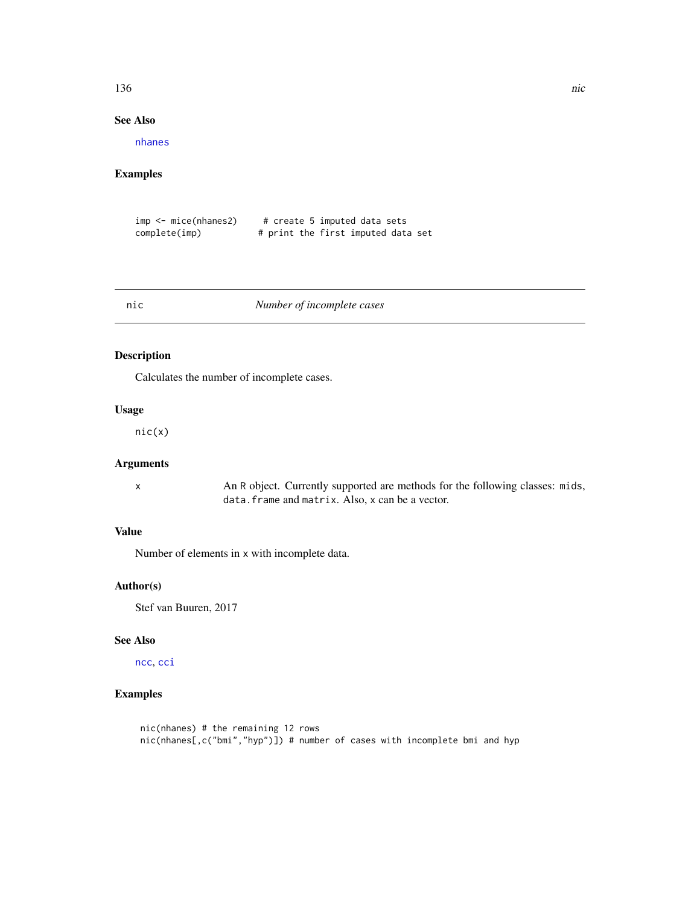## See Also

nhanes

## Examples

```
imp <- mice(nhanes2)     # create 5 imputed data sets
complete(imp)           # print the first imputed data set
```

---

# nic — *Number of incomplete cases*

---

## Description

Calculates the number of incomplete cases.

## Usage

```
nic(x)
```

## Arguments

| | |
|---|---|
| x | An R object. Currently supported are methods for the following classes: mids, data.frame and matrix. Also, x can be a vector. |

## Value

Number of elements in x with incomplete data.

## Author(s)

Stef van Buuren, 2017

## See Also

ncc, cci

## Examples

```
nic(nhanes) # the remaining 12 rows
nic(nhanes[,c("bmi","hyp")]) # number of cases with incomplete bmi and hyp
```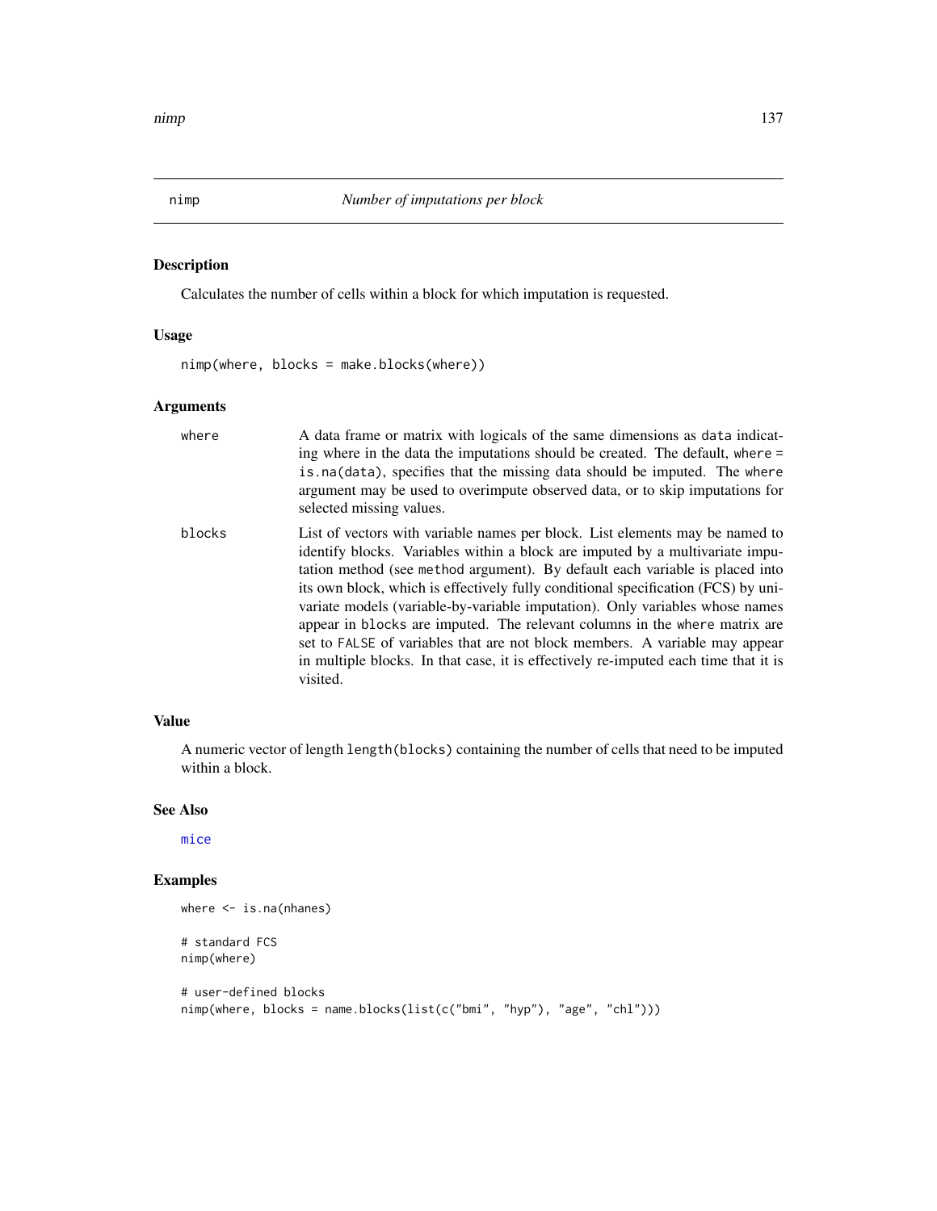# nimp — *Number of imputations per block*

## Description

Calculates the number of cells within a block for which imputation is requested.

## Usage

```
nimp(where, blocks = make.blocks(where))
```

## Arguments

| | |
|---|---|
| where | A data frame or matrix with logicals of the same dimensions as `data` indicating where in the data the imputations should be created. The default, `where = is.na(data)`, specifies that the missing data should be imputed. The `where` argument may be used to overimpute observed data, or to skip imputations for selected missing values. |
| blocks | List of vectors with variable names per block. List elements may be named to identify blocks. Variables within a block are imputed by a multivariate imputation method (see `method` argument). By default each variable is placed into its own block, which is effectively fully conditional specification (FCS) by univariate models (variable-by-variable imputation). Only variables whose names appear in `blocks` are imputed. The relevant columns in the `where` matrix are set to `FALSE` of variables that are not block members. A variable may appear in multiple blocks. In that case, it is effectively re-imputed each time that it is visited. |

## Value

A numeric vector of length `length(blocks)` containing the number of cells that need to be imputed within a block.

## See Also

mice

## Examples

```
where <- is.na(nhanes)

# standard FCS
nimp(where)

# user-defined blocks
nimp(where, blocks = name.blocks(list(c("bmi", "hyp"), "age", "chl")))
```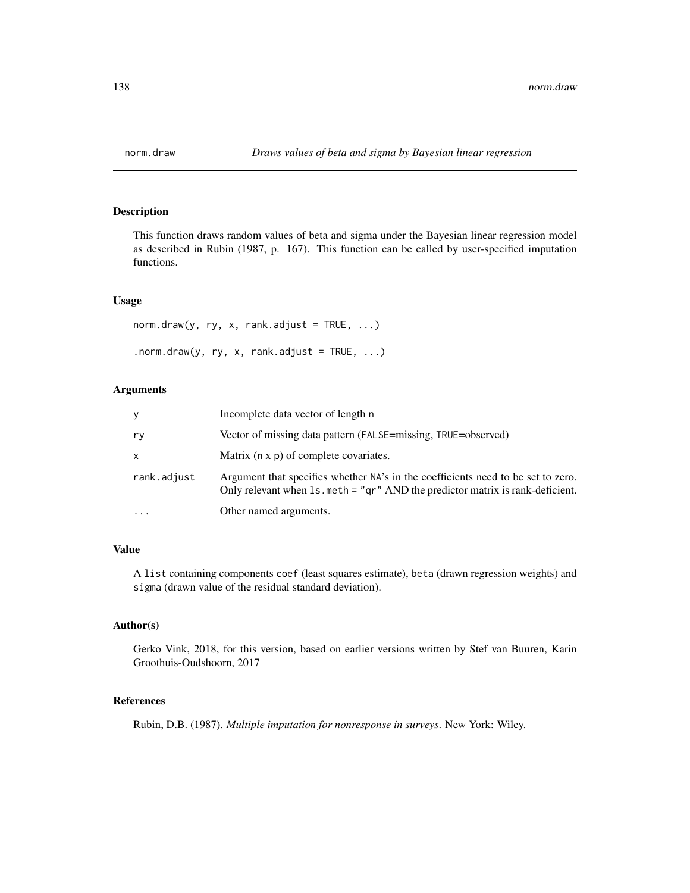# norm.draw *Draws values of beta and sigma by Bayesian linear regression*

## Description

This function draws random values of beta and sigma under the Bayesian linear regression model as described in Rubin (1987, p. 167). This function can be called by user-specified imputation functions.

## Usage

```
norm.draw(y, ry, x, rank.adjust = TRUE, ...)

.norm.draw(y, ry, x, rank.adjust = TRUE, ...)
```

## Arguments

| | |
|---|---|
| y | Incomplete data vector of length n |
| ry | Vector of missing data pattern (FALSE=missing, TRUE=observed) |
| x | Matrix (n x p) of complete covariates. |
| rank.adjust | Argument that specifies whether NA's in the coefficients need to be set to zero. Only relevant when ls.meth = "qr" AND the predictor matrix is rank-deficient. |
| ... | Other named arguments. |

## Value

A list containing components coef (least squares estimate), beta (drawn regression weights) and sigma (drawn value of the residual standard deviation).

## Author(s)

Gerko Vink, 2018, for this version, based on earlier versions written by Stef van Buuren, Karin Groothuis-Oudshoorn, 2017

## References

Rubin, D.B. (1987). *Multiple imputation for nonresponse in surveys*. New York: Wiley.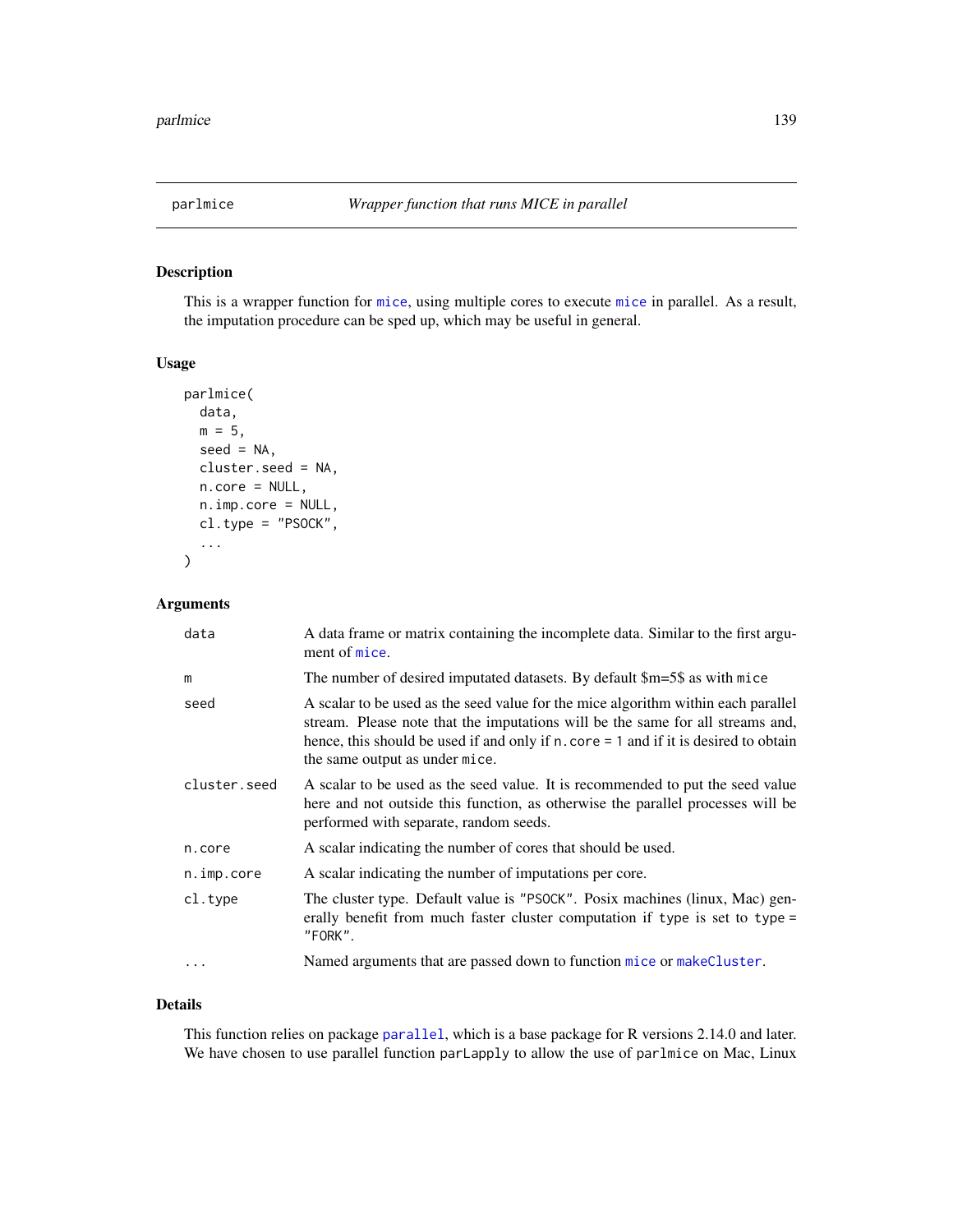## parlmice — *Wrapper function that runs MICE in parallel*

### Description

This is a wrapper function for mice, using multiple cores to execute mice in parallel. As a result, the imputation procedure can be sped up, which may be useful in general.

### Usage

```
parlmice(
  data,
  m = 5,
  seed = NA,
  cluster.seed = NA,
  n.core = NULL,
  n.imp.core = NULL,
  cl.type = "PSOCK",
  ...
)
```

### Arguments

| | |
|---|---|
| data | A data frame or matrix containing the incomplete data. Similar to the first argument of mice. |
| m | The number of desired imputated datasets. By default $m=5$ as with mice |
| seed | A scalar to be used as the seed value for the mice algorithm within each parallel stream. Please note that the imputations will be the same for all streams and, hence, this should be used if and only if n.core = 1 and if it is desired to obtain the same output as under mice. |
| cluster.seed | A scalar to be used as the seed value. It is recommended to put the seed value here and not outside this function, as otherwise the parallel processes will be performed with separate, random seeds. |
| n.core | A scalar indicating the number of cores that should be used. |
| n.imp.core | A scalar indicating the number of imputations per core. |
| cl.type | The cluster type. Default value is "PSOCK". Posix machines (linux, Mac) generally benefit from much faster cluster computation if type is set to type = "FORK". |
| ... | Named arguments that are passed down to function mice or makeCluster. |

### Details

This function relies on package parallel, which is a base package for R versions 2.14.0 and later. We have chosen to use parallel function parLapply to allow the use of parlmice on Mac, Linux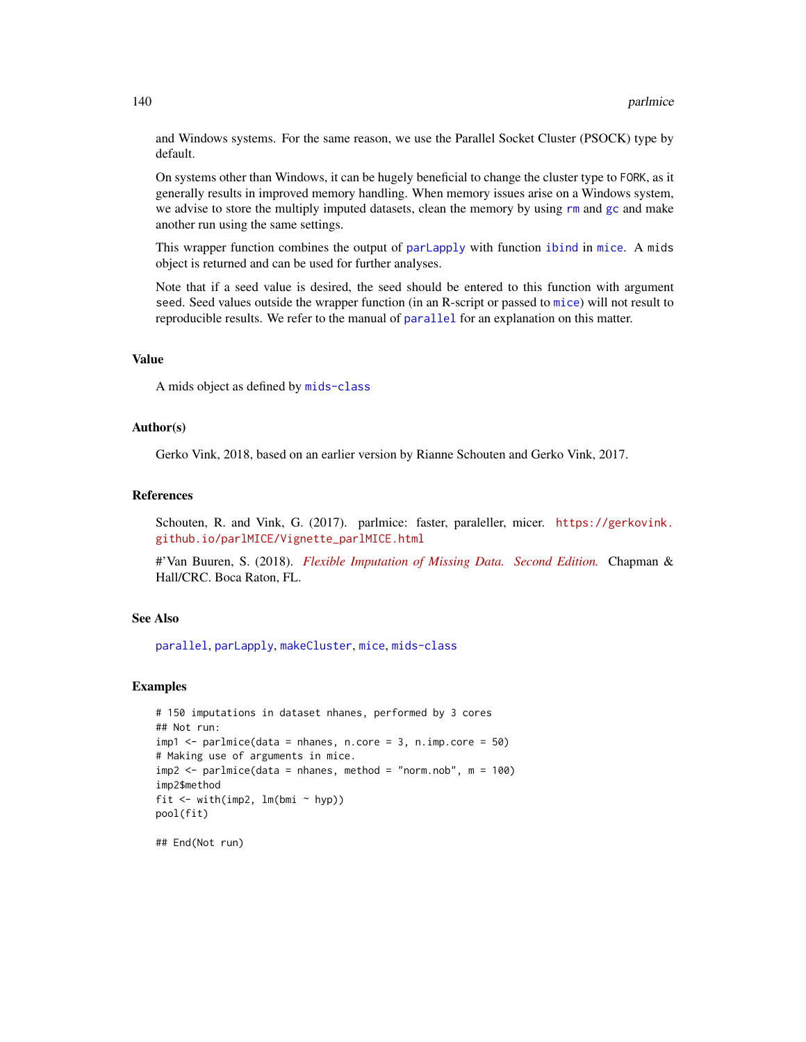and Windows systems. For the same reason, we use the Parallel Socket Cluster (PSOCK) type by default.

On systems other than Windows, it can be hugely beneficial to change the cluster type to FORK, as it generally results in improved memory handling. When memory issues arise on a Windows system, we advise to store the multiply imputed datasets, clean the memory by using rm and gc and make another run using the same settings.

This wrapper function combines the output of parLapply with function ibind in mice. A mids object is returned and can be used for further analyses.

Note that if a seed value is desired, the seed should be entered to this function with argument seed. Seed values outside the wrapper function (in an R-script or passed to mice) will not result to reproducible results. We refer to the manual of parallel for an explanation on this matter.

### Value

A mids object as defined by mids-class

### Author(s)

Gerko Vink, 2018, based on an earlier version by Rianne Schouten and Gerko Vink, 2017.

### References

Schouten, R. and Vink, G. (2017). parlmice: faster, paraleller, micer. https://gerkovink.github.io/parlMICE/Vignette_parlMICE.html

#'Van Buuren, S. (2018). *Flexible Imputation of Missing Data. Second Edition.* Chapman & Hall/CRC. Boca Raton, FL.

### See Also

parallel, parLapply, makeCluster, mice, mids-class

### Examples

```
# 150 imputations in dataset nhanes, performed by 3 cores
## Not run:
imp1 <- parlmice(data = nhanes, n.core = 3, n.imp.core = 50)
# Making use of arguments in mice.
imp2 <- parlmice(data = nhanes, method = "norm.nob", m = 100)
imp2$method
fit <- with(imp2, lm(bmi ~ hyp))
pool(fit)

## End(Not run)
```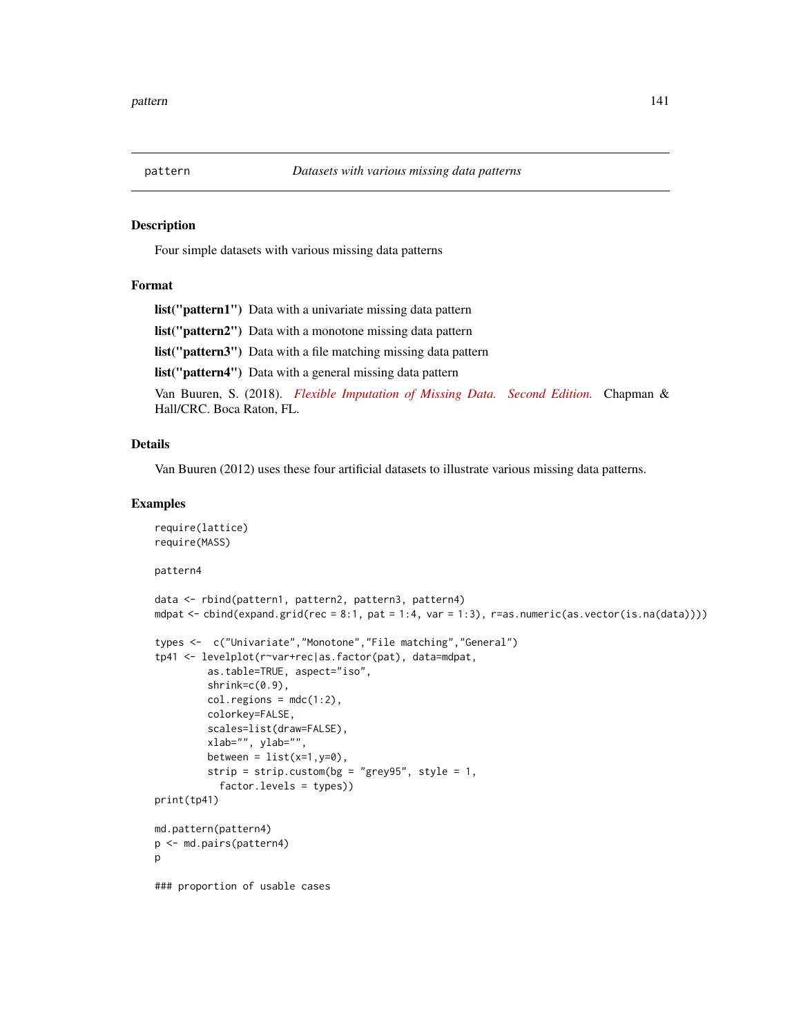## pattern — *Datasets with various missing data patterns*

### Description

Four simple datasets with various missing data patterns

### Format

**list("pattern1")** Data with a univariate missing data pattern

**list("pattern2")** Data with a monotone missing data pattern

**list("pattern3")** Data with a file matching missing data pattern

**list("pattern4")** Data with a general missing data pattern

Van Buuren, S. (2018). *Flexible Imputation of Missing Data. Second Edition.* Chapman & Hall/CRC. Boca Raton, FL.

### Details

Van Buuren (2012) uses these four artificial datasets to illustrate various missing data patterns.

### Examples

```
require(lattice)
require(MASS)

pattern4

data <- rbind(pattern1, pattern2, pattern3, pattern4)
mdpat <- cbind(expand.grid(rec = 8:1, pat = 1:4, var = 1:3), r=as.numeric(as.vector(is.na(data))))

types <-  c("Univariate","Monotone","File matching","General")
tp41 <- levelplot(r~var+rec|as.factor(pat), data=mdpat,
         as.table=TRUE, aspect="iso",
         shrink=c(0.9),
         col.regions = mdc(1:2),
         colorkey=FALSE,
         scales=list(draw=FALSE),
         xlab="", ylab="",
         between = list(x=1,y=0),
         strip = strip.custom(bg = "grey95", style = 1,
           factor.levels = types))
print(tp41)

md.pattern(pattern4)
p <- md.pairs(pattern4)
p

### proportion of usable cases
```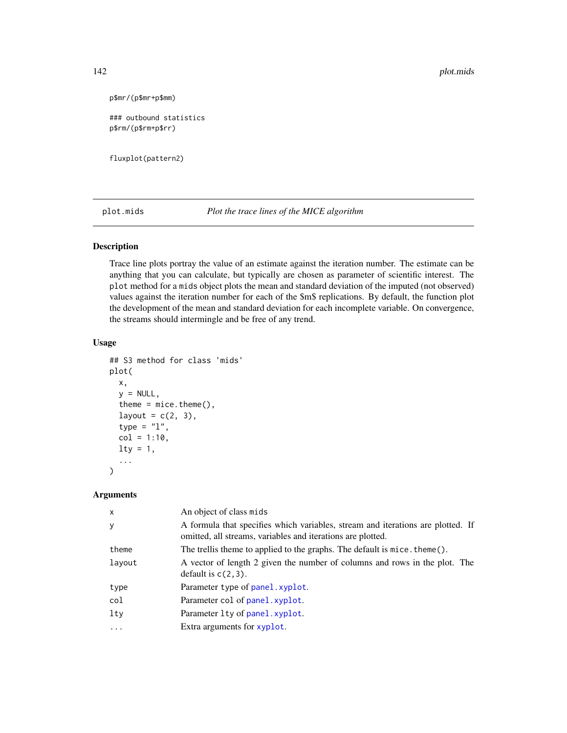```
p$mr/(p$mr+p$mm)

### outbound statistics
p$rm/(p$rm+p$rr)


fluxplot(pattern2)
```

## plot.mids *Plot the trace lines of the MICE algorithm*

### Description

Trace line plots portray the value of an estimate against the iteration number. The estimate can be anything that you can calculate, but typically are chosen as parameter of scientific interest. The `plot` method for a `mids` object plots the mean and standard deviation of the imputed (not observed) values against the iteration number for each of the $m$ replications. By default, the function plot the development of the mean and standard deviation for each incomplete variable. On convergence, the streams should intermingle and be free of any trend.

### Usage

```
## S3 method for class 'mids'
plot(
  x,
  y = NULL,
  theme = mice.theme(),
  layout = c(2, 3),
  type = "l",
  col = 1:10,
  lty = 1,
  ...
)
```

### Arguments

| | |
|---|---|
| `x` | An object of class `mids` |
| `y` | A formula that specifies which variables, stream and iterations are plotted. If omitted, all streams, variables and iterations are plotted. |
| `theme` | The trellis theme to applied to the graphs. The default is `mice.theme()`. |
| `layout` | A vector of length 2 given the number of columns and rows in the plot. The default is `c(2,3)`. |
| `type` | Parameter `type` of `panel.xyplot`. |
| `col` | Parameter `col` of `panel.xyplot`. |
| `lty` | Parameter `lty` of `panel.xyplot`. |
| `...` | Extra arguments for `xyplot`. |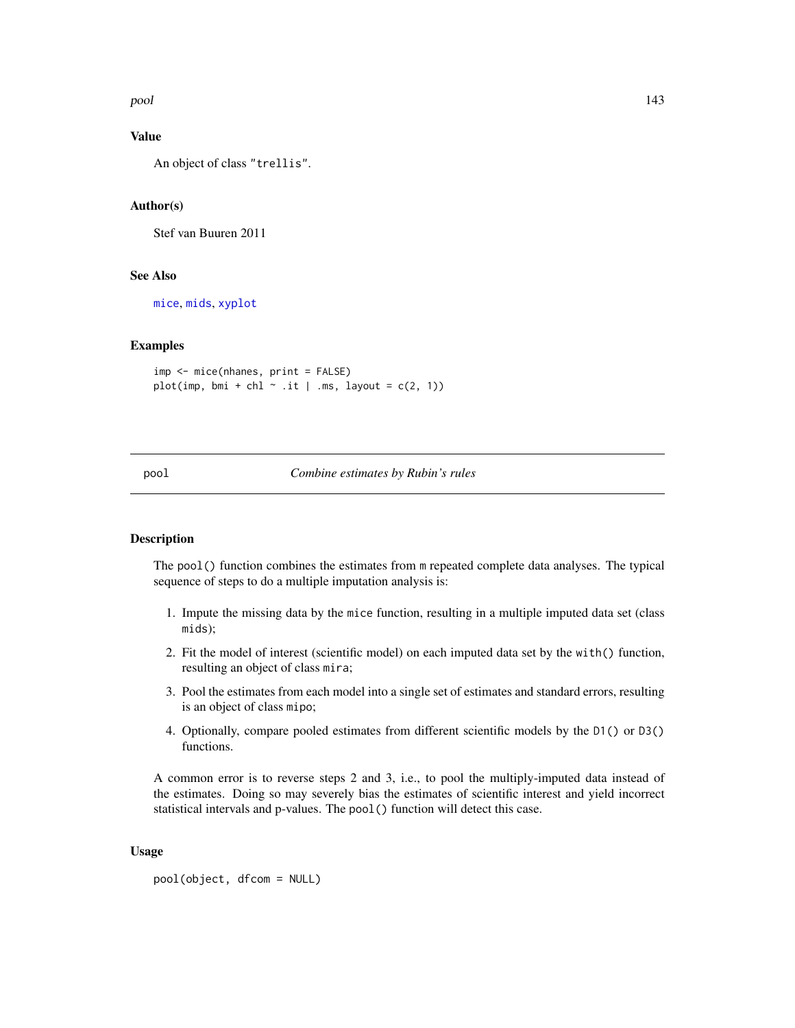## Value

An object of class "trellis".

## Author(s)

Stef van Buuren 2011

## See Also

mice, mids, xyplot

## Examples

```
imp <- mice(nhanes, print = FALSE)
plot(imp, bmi + chl ~ .it | .ms, layout = c(2, 1))
```

---

# pool — *Combine estimates by Rubin's rules*

---

## Description

The pool() function combines the estimates from m repeated complete data analyses. The typical sequence of steps to do a multiple imputation analysis is:

1. Impute the missing data by the mice function, resulting in a multiple imputed data set (class mids);
2. Fit the model of interest (scientific model) on each imputed data set by the with() function, resulting an object of class mira;
3. Pool the estimates from each model into a single set of estimates and standard errors, resulting is an object of class mipo;
4. Optionally, compare pooled estimates from different scientific models by the D1() or D3() functions.

A common error is to reverse steps 2 and 3, i.e., to pool the multiply-imputed data instead of the estimates. Doing so may severely bias the estimates of scientific interest and yield incorrect statistical intervals and p-values. The pool() function will detect this case.

## Usage

```
pool(object, dfcom = NULL)
```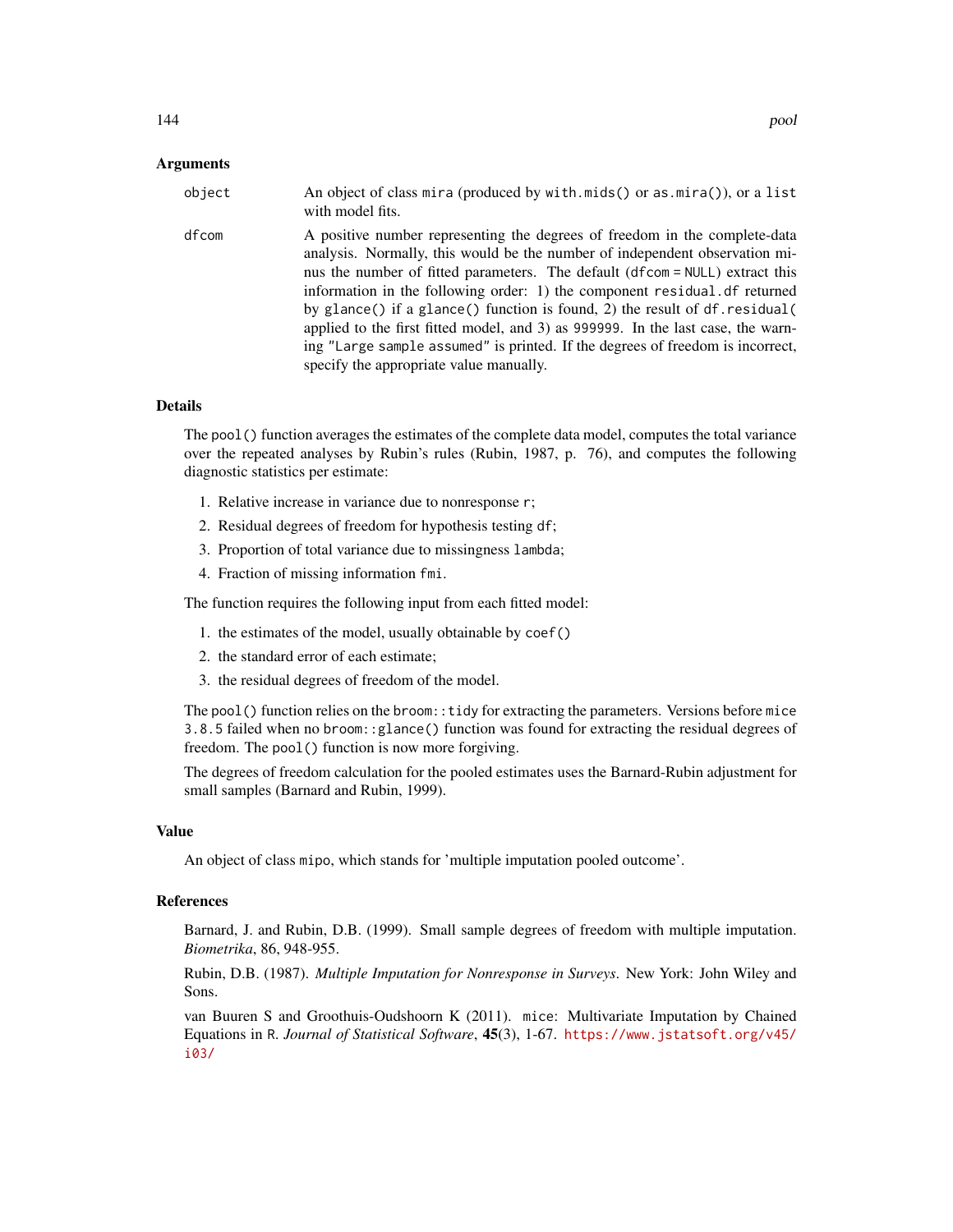### Arguments

| | |
|---|---|
| `object` | An object of class `mira` (produced by `with.mids()` or `as.mira()`), or a `list` with model fits. |
| `dfcom` | A positive number representing the degrees of freedom in the complete-data analysis. Normally, this would be the number of independent observation minus the number of fitted parameters. The default (`dfcom = NULL`) extract this information in the following order: 1) the component `residual.df` returned by `glance()` if a `glance()` function is found, 2) the result of `df.residual(` applied to the first fitted model, and 3) as `999999`. In the last case, the warning `"Large sample assumed"` is printed. If the degrees of freedom is incorrect, specify the appropriate value manually. |

### Details

The `pool()` function averages the estimates of the complete data model, computes the total variance over the repeated analyses by Rubin's rules (Rubin, 1987, p. 76), and computes the following diagnostic statistics per estimate:

1. Relative increase in variance due to nonresponse `r`;
2. Residual degrees of freedom for hypothesis testing `df`;
3. Proportion of total variance due to missingness `lambda`;
4. Fraction of missing information `fmi`.

The function requires the following input from each fitted model:

1. the estimates of the model, usually obtainable by `coef()`
2. the standard error of each estimate;
3. the residual degrees of freedom of the model.

The `pool()` function relies on the `broom::tidy` for extracting the parameters. Versions before `mice 3.8.5` failed when no `broom::glance()` function was found for extracting the residual degrees of freedom. The `pool()` function is now more forgiving.

The degrees of freedom calculation for the pooled estimates uses the Barnard-Rubin adjustment for small samples (Barnard and Rubin, 1999).

### Value

An object of class `mipo`, which stands for 'multiple imputation pooled outcome'.

### References

Barnard, J. and Rubin, D.B. (1999). Small sample degrees of freedom with multiple imputation. *Biometrika*, 86, 948-955.

Rubin, D.B. (1987). *Multiple Imputation for Nonresponse in Surveys*. New York: John Wiley and Sons.

van Buuren S and Groothuis-Oudshoorn K (2011). `mice`: Multivariate Imputation by Chained Equations in `R`. *Journal of Statistical Software*, **45**(3), 1-67. https://www.jstatsoft.org/v45/i03/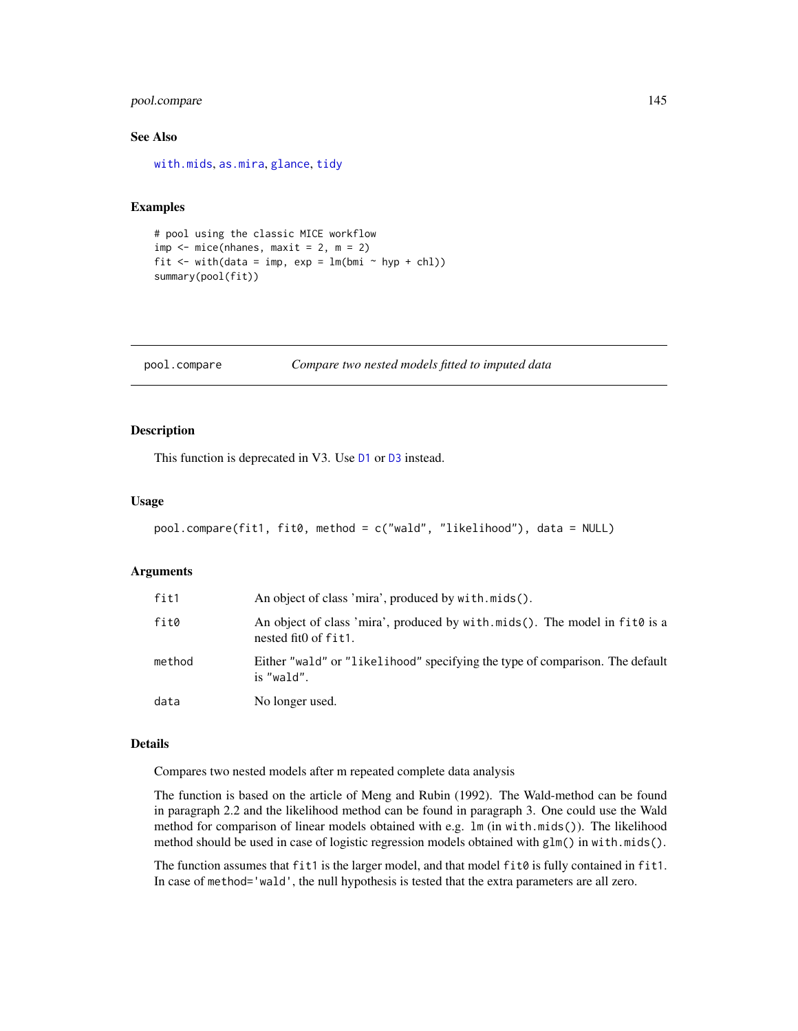## See Also

with.mids, as.mira, glance, tidy

## Examples

```
# pool using the classic MICE workflow
imp <- mice(nhanes, maxit = 2, m = 2)
fit <- with(data = imp, exp = lm(bmi ~ hyp + chl))
summary(pool(fit))
```

---

# pool.compare — *Compare two nested models fitted to imputed data*

---

## Description

This function is deprecated in V3. Use D1 or D3 instead.

## Usage

```
pool.compare(fit1, fit0, method = c("wald", "likelihood"), data = NULL)
```

## Arguments

| | |
|---|---|
| fit1 | An object of class 'mira', produced by `with.mids()`. |
| fit0 | An object of class 'mira', produced by `with.mids()`. The model in `fit0` is a nested fit0 of `fit1`. |
| method | Either `"wald"` or `"likelihood"` specifying the type of comparison. The default is `"wald"`. |
| data | No longer used. |

## Details

Compares two nested models after m repeated complete data analysis

The function is based on the article of Meng and Rubin (1992). The Wald-method can be found in paragraph 2.2 and the likelihood method can be found in paragraph 3. One could use the Wald method for comparison of linear models obtained with e.g. `lm` (in `with.mids()`). The likelihood method should be used in case of logistic regression models obtained with `glm()` in `with.mids()`.

The function assumes that `fit1` is the larger model, and that model `fit0` is fully contained in `fit1`. In case of `method='wald'`, the null hypothesis is tested that the extra parameters are all zero.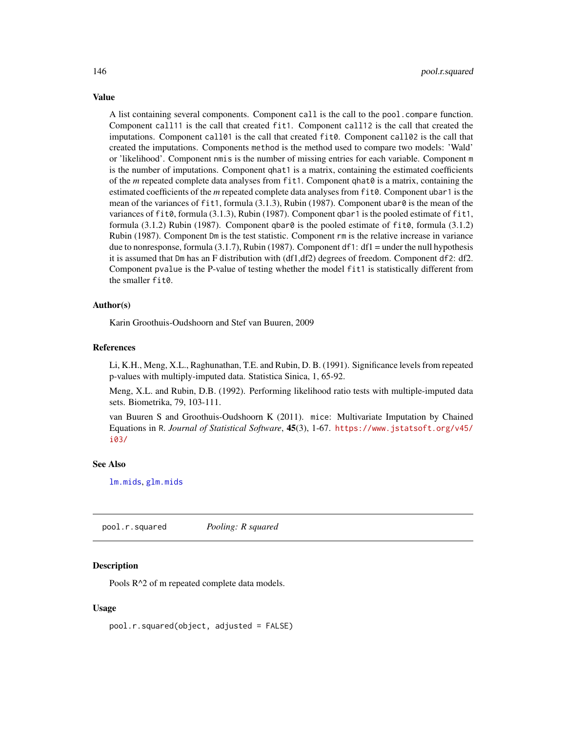### Value

A list containing several components. Component `call` is the call to the `pool.compare` function. Component `call11` is the call that created `fit1`. Component `call12` is the call that created the imputations. Component `call01` is the call that created `fit0`. Component `call02` is the call that created the imputations. Components `method` is the method used to compare two models: 'Wald' or 'likelihood'. Component `nmis` is the number of missing entries for each variable. Component `m` is the number of imputations. Component `qhat1` is a matrix, containing the estimated coefficients of the *m* repeated complete data analyses from `fit1`. Component `qhat0` is a matrix, containing the estimated coefficients of the *m* repeated complete data analyses from `fit0`. Component `ubar1` is the mean of the variances of `fit1`, formula (3.1.3), Rubin (1987). Component `ubar0` is the mean of the variances of `fit0`, formula (3.1.3), Rubin (1987). Component `qbar1` is the pooled estimate of `fit1`, formula (3.1.2) Rubin (1987). Component `qbar0` is the pooled estimate of `fit0`, formula (3.1.2) Rubin (1987). Component `Dm` is the test statistic. Component `rm` is the relative increase in variance due to nonresponse, formula (3.1.7), Rubin (1987). Component `df1`: df1 = under the null hypothesis it is assumed that `Dm` has an F distribution with (df1,df2) degrees of freedom. Component `df2`: df2. Component `pvalue` is the P-value of testing whether the model `fit1` is statistically different from the smaller `fit0`.

### Author(s)

Karin Groothuis-Oudshoorn and Stef van Buuren, 2009

### References

Li, K.H., Meng, X.L., Raghunathan, T.E. and Rubin, D. B. (1991). Significance levels from repeated p-values with multiply-imputed data. Statistica Sinica, 1, 65-92.

Meng, X.L. and Rubin, D.B. (1992). Performing likelihood ratio tests with multiple-imputed data sets. Biometrika, 79, 103-111.

van Buuren S and Groothuis-Oudshoorn K (2011). `mice`: Multivariate Imputation by Chained Equations in `R`. *Journal of Statistical Software*, **45**(3), 1-67. https://www.jstatsoft.org/v45/i03/

### See Also

`lm.mids`, `glm.mids`

---

## pool.r.squared *Pooling: R squared*

### Description

Pools R^2 of m repeated complete data models.

### Usage

```
pool.r.squared(object, adjusted = FALSE)
```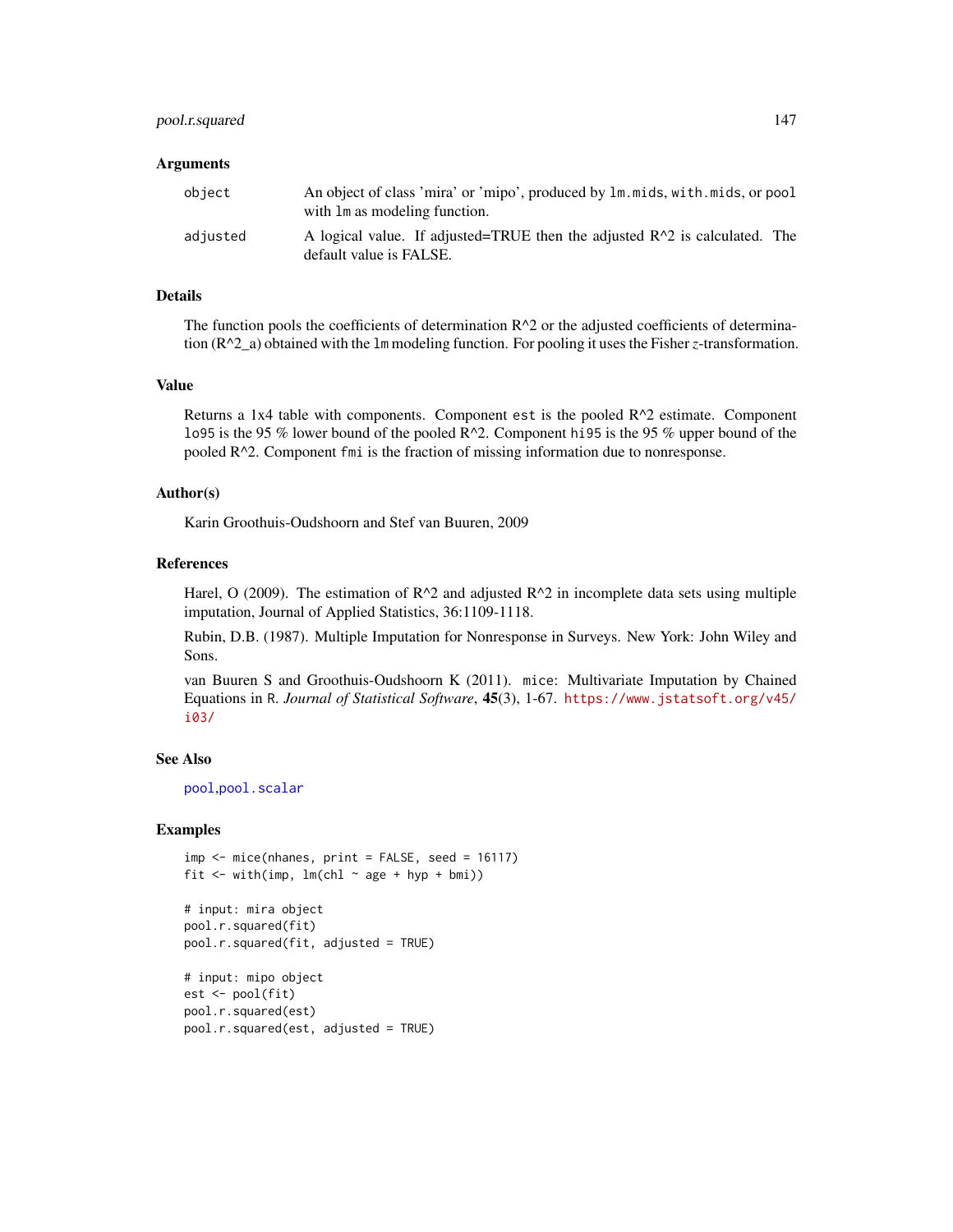### Arguments

| | |
|---|---|
| object | An object of class 'mira' or 'mipo', produced by `lm.mids`, `with.mids`, or `pool` with `lm` as modeling function. |
| adjusted | A logical value. If adjusted=TRUE then the adjusted R^2 is calculated. The default value is FALSE. |

### Details

The function pools the coefficients of determination R^2 or the adjusted coefficients of determination (R^2_a) obtained with the `lm` modeling function. For pooling it uses the Fisher $z$-transformation.

### Value

Returns a 1x4 table with components. Component `est` is the pooled R^2 estimate. Component `lo95` is the 95 % lower bound of the pooled R^2. Component `hi95` is the 95 % upper bound of the pooled R^2. Component `fmi` is the fraction of missing information due to nonresponse.

### Author(s)

Karin Groothuis-Oudshoorn and Stef van Buuren, 2009

### References

Harel, O (2009). The estimation of R^2 and adjusted R^2 in incomplete data sets using multiple imputation, Journal of Applied Statistics, 36:1109-1118.

Rubin, D.B. (1987). Multiple Imputation for Nonresponse in Surveys. New York: John Wiley and Sons.

van Buuren S and Groothuis-Oudshoorn K (2011). `mice`: Multivariate Imputation by Chained Equations in `R`. *Journal of Statistical Software*, **45**(3), 1-67. https://www.jstatsoft.org/v45/i03/

### See Also

`pool`, `pool.scalar`

### Examples

```
imp <- mice(nhanes, print = FALSE, seed = 16117)
fit <- with(imp, lm(chl ~ age + hyp + bmi))

# input: mira object
pool.r.squared(fit)
pool.r.squared(fit, adjusted = TRUE)

# input: mipo object
est <- pool(fit)
pool.r.squared(est)
pool.r.squared(est, adjusted = TRUE)
```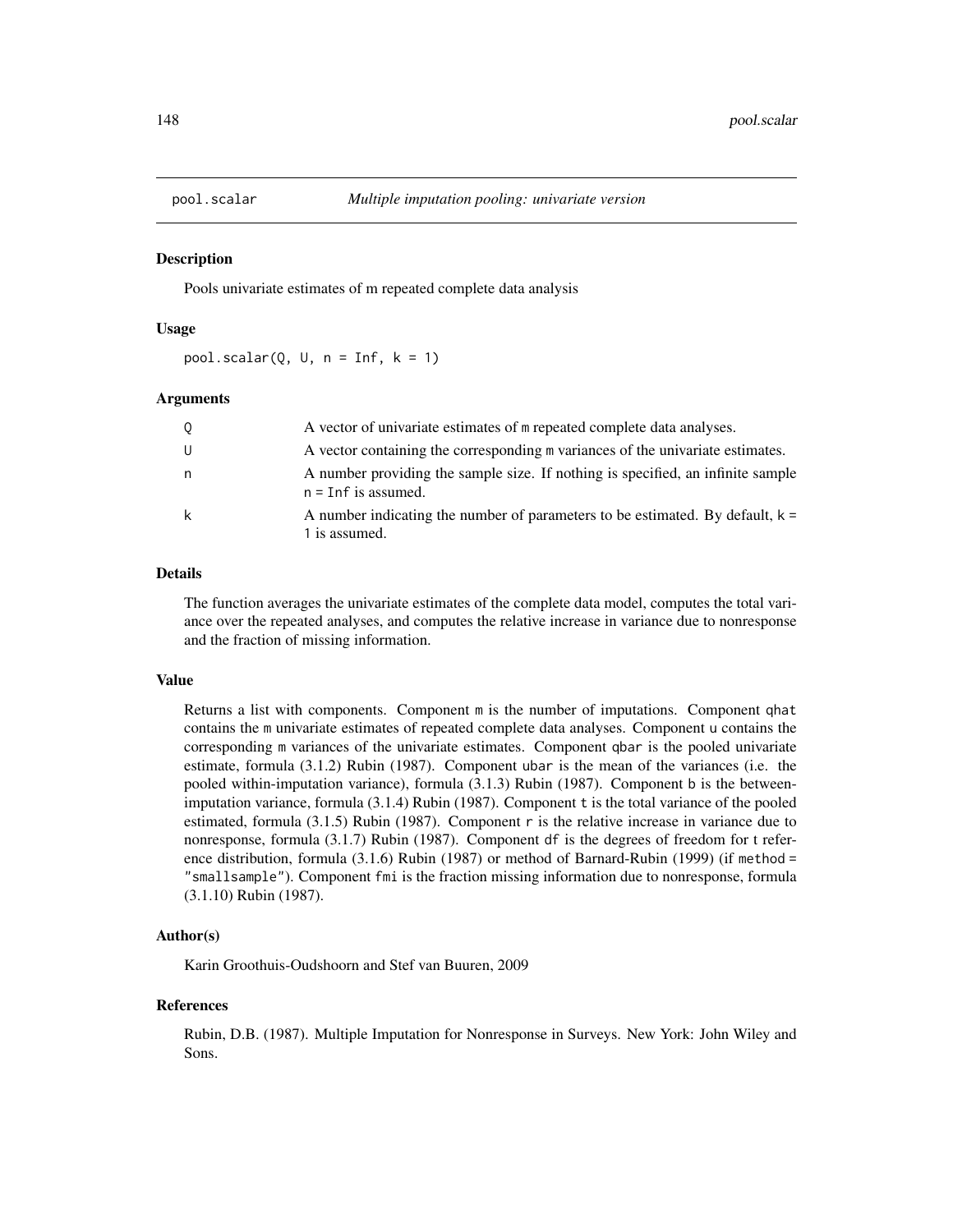## pool.scalar — *Multiple imputation pooling: univariate version*

### Description

Pools univariate estimates of m repeated complete data analysis

### Usage

```
pool.scalar(Q, U, n = Inf, k = 1)
```

### Arguments

| | |
|---|---|
| Q | A vector of univariate estimates of m repeated complete data analyses. |
| U | A vector containing the corresponding m variances of the univariate estimates. |
| n | A number providing the sample size. If nothing is specified, an infinite sample n = Inf is assumed. |
| k | A number indicating the number of parameters to be estimated. By default, k = 1 is assumed. |

### Details

The function averages the univariate estimates of the complete data model, computes the total variance over the repeated analyses, and computes the relative increase in variance due to nonresponse and the fraction of missing information.

### Value

Returns a list with components. Component `m` is the number of imputations. Component `qhat` contains the m univariate estimates of repeated complete data analyses. Component `u` contains the corresponding m variances of the univariate estimates. Component `qbar` is the pooled univariate estimate, formula (3.1.2) Rubin (1987). Component `ubar` is the mean of the variances (i.e. the pooled within-imputation variance), formula (3.1.3) Rubin (1987). Component `b` is the between-imputation variance, formula (3.1.4) Rubin (1987). Component `t` is the total variance of the pooled estimated, formula (3.1.5) Rubin (1987). Component `r` is the relative increase in variance due to nonresponse, formula (3.1.7) Rubin (1987). Component `df` is the degrees of freedom for t reference distribution, formula (3.1.6) Rubin (1987) or method of Barnard-Rubin (1999) (if `method = "smallsample"`). Component `fmi` is the fraction missing information due to nonresponse, formula (3.1.10) Rubin (1987).

### Author(s)

Karin Groothuis-Oudshoorn and Stef van Buuren, 2009

### References

Rubin, D.B. (1987). Multiple Imputation for Nonresponse in Surveys. New York: John Wiley and Sons.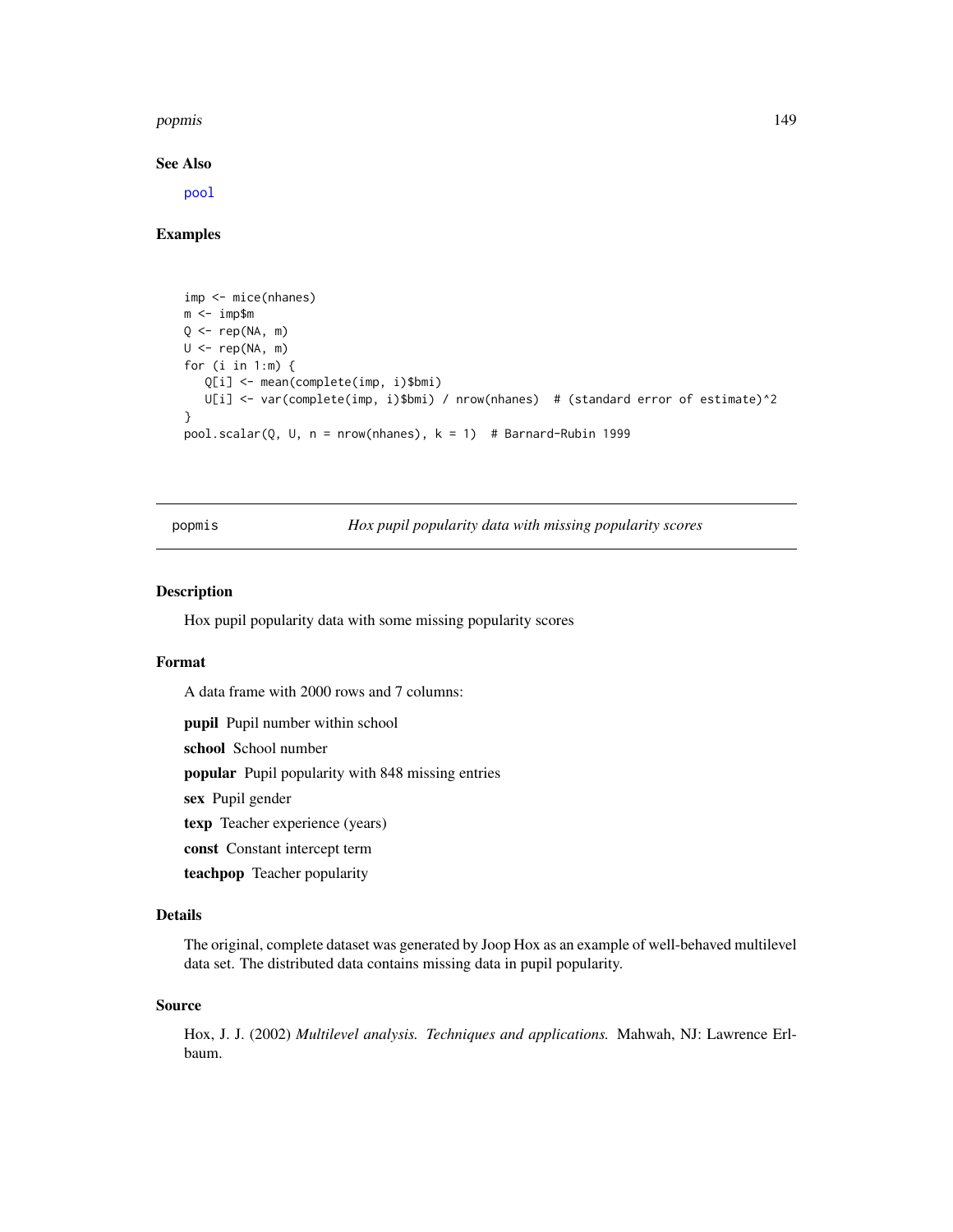### See Also

pool

### Examples

```
imp <- mice(nhanes)
m <- imp$m
Q <- rep(NA, m)
U <- rep(NA, m)
for (i in 1:m) {
   Q[i] <- mean(complete(imp, i)$bmi)
   U[i] <- var(complete(imp, i)$bmi) / nrow(nhanes)  # (standard error of estimate)^2
}
pool.scalar(Q, U, n = nrow(nhanes), k = 1)  # Barnard-Rubin 1999
```

---

## popmis — *Hox pupil popularity data with missing popularity scores*

### Description

Hox pupil popularity data with some missing popularity scores

### Format

A data frame with 2000 rows and 7 columns:

**pupil** Pupil number within school

**school** School number

**popular** Pupil popularity with 848 missing entries

**sex** Pupil gender

**texp** Teacher experience (years)

**const** Constant intercept term

**teachpop** Teacher popularity

### Details

The original, complete dataset was generated by Joop Hox as an example of well-behaved multilevel data set. The distributed data contains missing data in pupil popularity.

### Source

Hox, J. J. (2002) *Multilevel analysis. Techniques and applications.* Mahwah, NJ: Lawrence Erlbaum.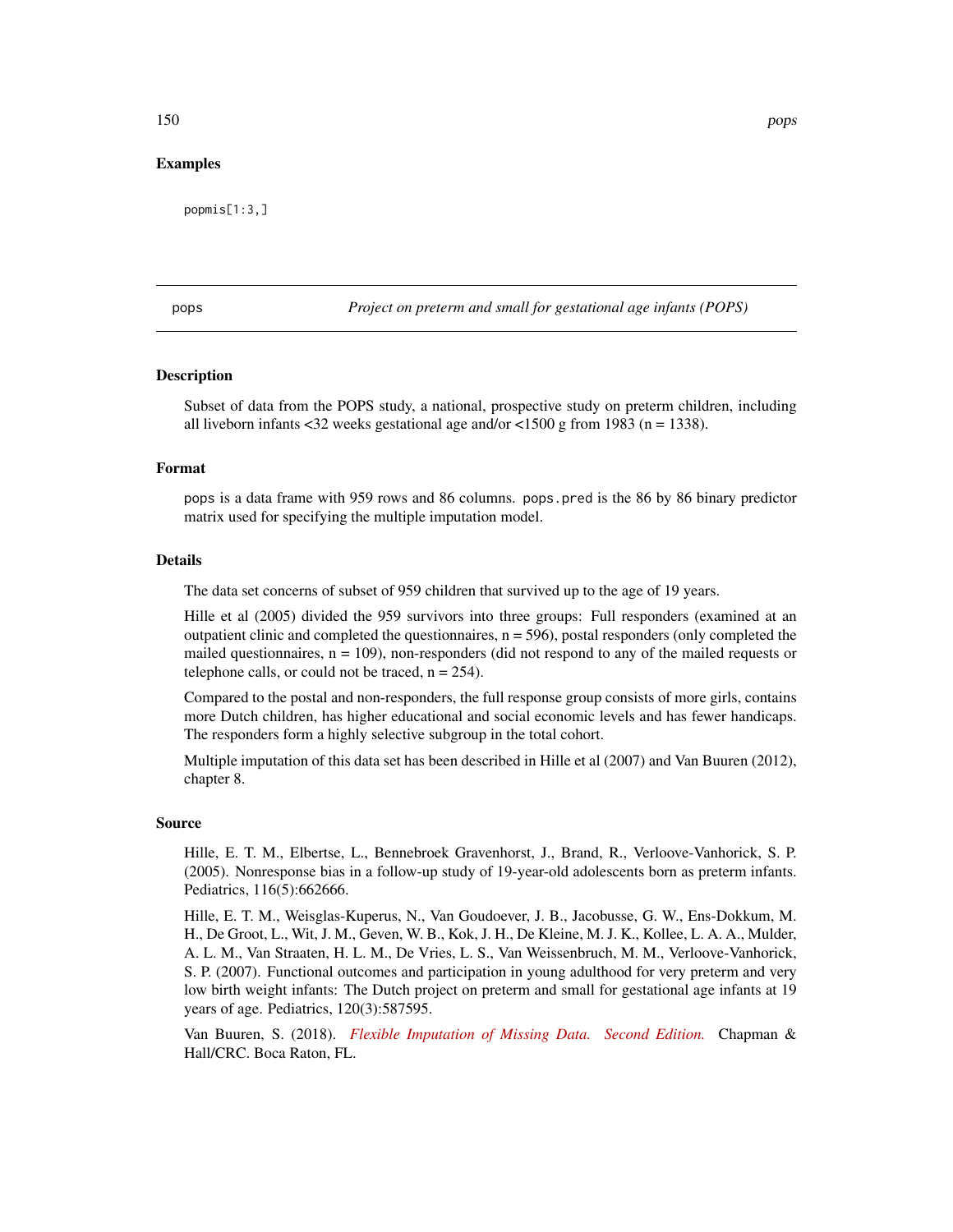### Examples

```
popmis[1:3,]
```

---

## pops — *Project on preterm and small for gestational age infants (POPS)*

### Description

Subset of data from the POPS study, a national, prospective study on preterm children, including all liveborn infants <32 weeks gestational age and/or <1500 g from 1983 (n = 1338).

### Format

`pops` is a data frame with 959 rows and 86 columns. `pops.pred` is the 86 by 86 binary predictor matrix used for specifying the multiple imputation model.

### Details

The data set concerns of subset of 959 children that survived up to the age of 19 years.

Hille et al (2005) divided the 959 survivors into three groups: Full responders (examined at an outpatient clinic and completed the questionnaires, n = 596), postal responders (only completed the mailed questionnaires, n = 109), non-responders (did not respond to any of the mailed requests or telephone calls, or could not be traced, n = 254).

Compared to the postal and non-responders, the full response group consists of more girls, contains more Dutch children, has higher educational and social economic levels and has fewer handicaps. The responders form a highly selective subgroup in the total cohort.

Multiple imputation of this data set has been described in Hille et al (2007) and Van Buuren (2012), chapter 8.

### Source

Hille, E. T. M., Elbertse, L., Bennebroek Gravenhorst, J., Brand, R., Verloove-Vanhorick, S. P. (2005). Nonresponse bias in a follow-up study of 19-year-old adolescents born as preterm infants. Pediatrics, 116(5):662666.

Hille, E. T. M., Weisglas-Kuperus, N., Van Goudoever, J. B., Jacobusse, G. W., Ens-Dokkum, M. H., De Groot, L., Wit, J. M., Geven, W. B., Kok, J. H., De Kleine, M. J. K., Kollee, L. A. A., Mulder, A. L. M., Van Straaten, H. L. M., De Vries, L. S., Van Weissenbruch, M. M., Verloove-Vanhorick, S. P. (2007). Functional outcomes and participation in young adulthood for very preterm and very low birth weight infants: The Dutch project on preterm and small for gestational age infants at 19 years of age. Pediatrics, 120(3):587595.

Van Buuren, S. (2018). *Flexible Imputation of Missing Data. Second Edition.* Chapman & Hall/CRC. Boca Raton, FL.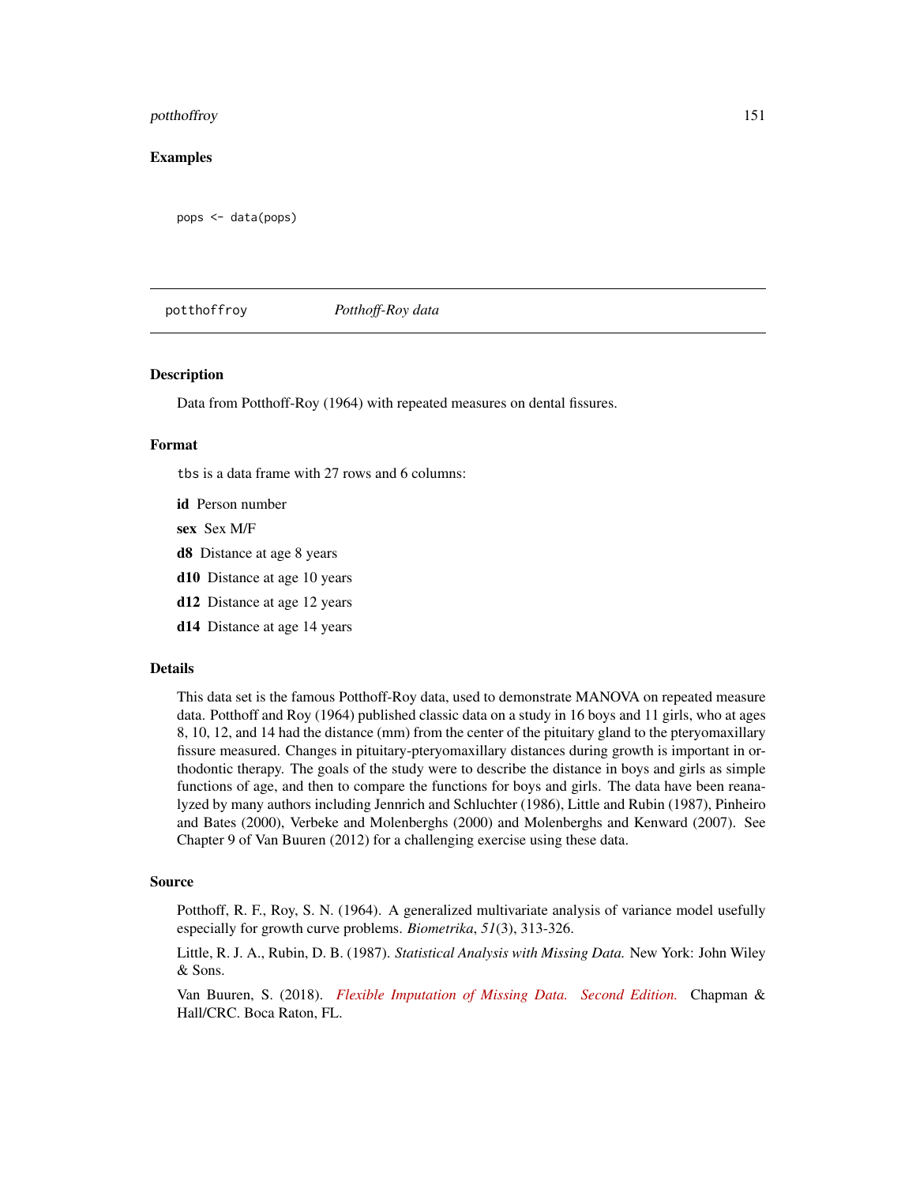### Examples

```
pops <- data(pops)
```

---

## potthoffroy — *Potthoff-Roy data*

### Description

Data from Potthoff-Roy (1964) with repeated measures on dental fissures.

### Format

tbs is a data frame with 27 rows and 6 columns:

**id** Person number

**sex** Sex M/F

**d8** Distance at age 8 years

**d10** Distance at age 10 years

**d12** Distance at age 12 years

**d14** Distance at age 14 years

### Details

This data set is the famous Potthoff-Roy data, used to demonstrate MANOVA on repeated measure data. Potthoff and Roy (1964) published classic data on a study in 16 boys and 11 girls, who at ages 8, 10, 12, and 14 had the distance (mm) from the center of the pituitary gland to the pteryomaxillary fissure measured. Changes in pituitary-pteryomaxillary distances during growth is important in orthodontic therapy. The goals of the study were to describe the distance in boys and girls as simple functions of age, and then to compare the functions for boys and girls. The data have been reanalyzed by many authors including Jennrich and Schluchter (1986), Little and Rubin (1987), Pinheiro and Bates (2000), Verbeke and Molenberghs (2000) and Molenberghs and Kenward (2007). See Chapter 9 of Van Buuren (2012) for a challenging exercise using these data.

### Source

Potthoff, R. F., Roy, S. N. (1964). A generalized multivariate analysis of variance model usefully especially for growth curve problems. *Biometrika*, *51*(3), 313-326.

Little, R. J. A., Rubin, D. B. (1987). *Statistical Analysis with Missing Data.* New York: John Wiley & Sons.

Van Buuren, S. (2018). *Flexible Imputation of Missing Data. Second Edition.* Chapman & Hall/CRC. Boca Raton, FL.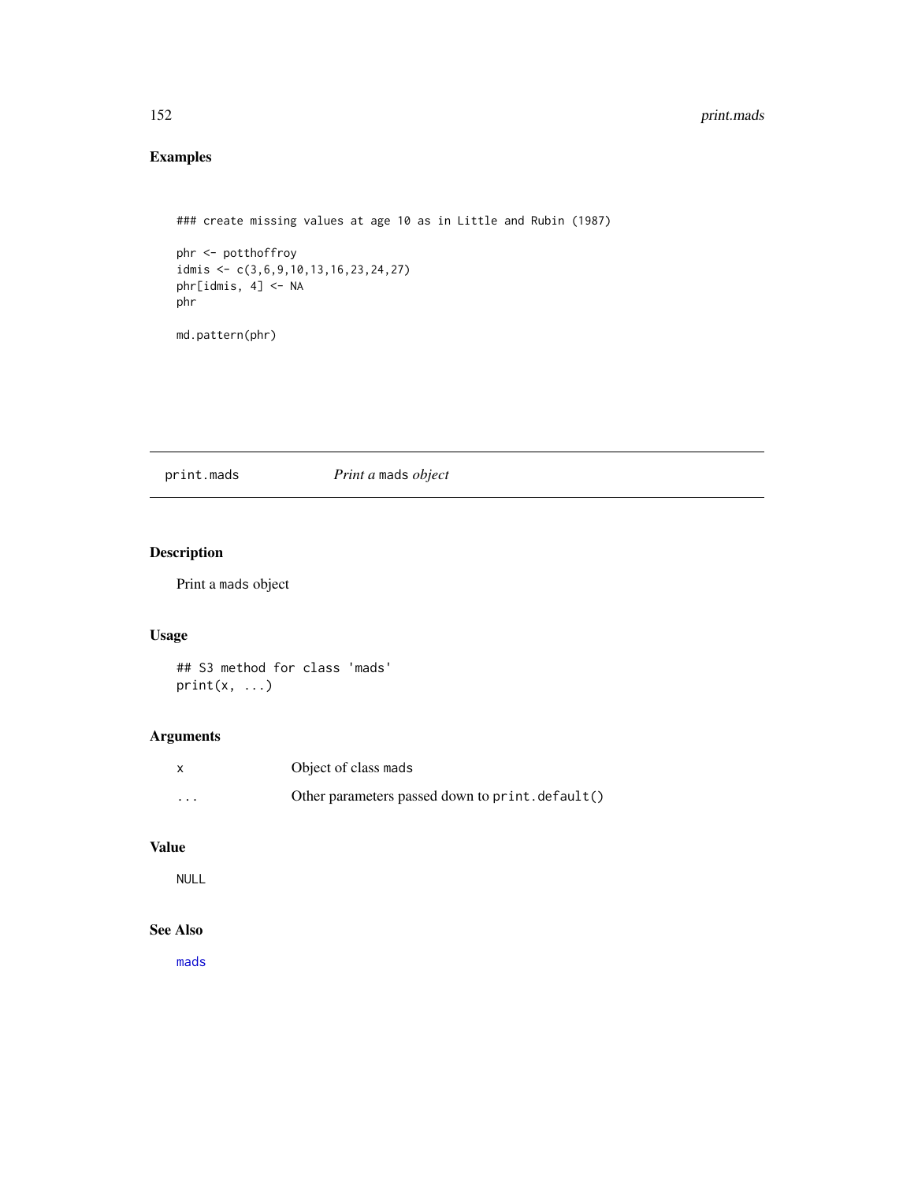## Examples

```
### create missing values at age 10 as in Little and Rubin (1987)

phr <- potthoffroy
idmis <- c(3,6,9,10,13,16,23,24,27)
phr[idmis, 4] <- NA
phr

md.pattern(phr)
```

---

# print.mads — *Print a* `mads` *object*

## Description

Print a `mads` object

## Usage

```
## S3 method for class 'mads'
print(x, ...)
```

## Arguments

| | |
|---|---|
| `x` | Object of class `mads` |
| `...` | Other parameters passed down to `print.default()` |

## Value

`NULL`

## See Also

`mads`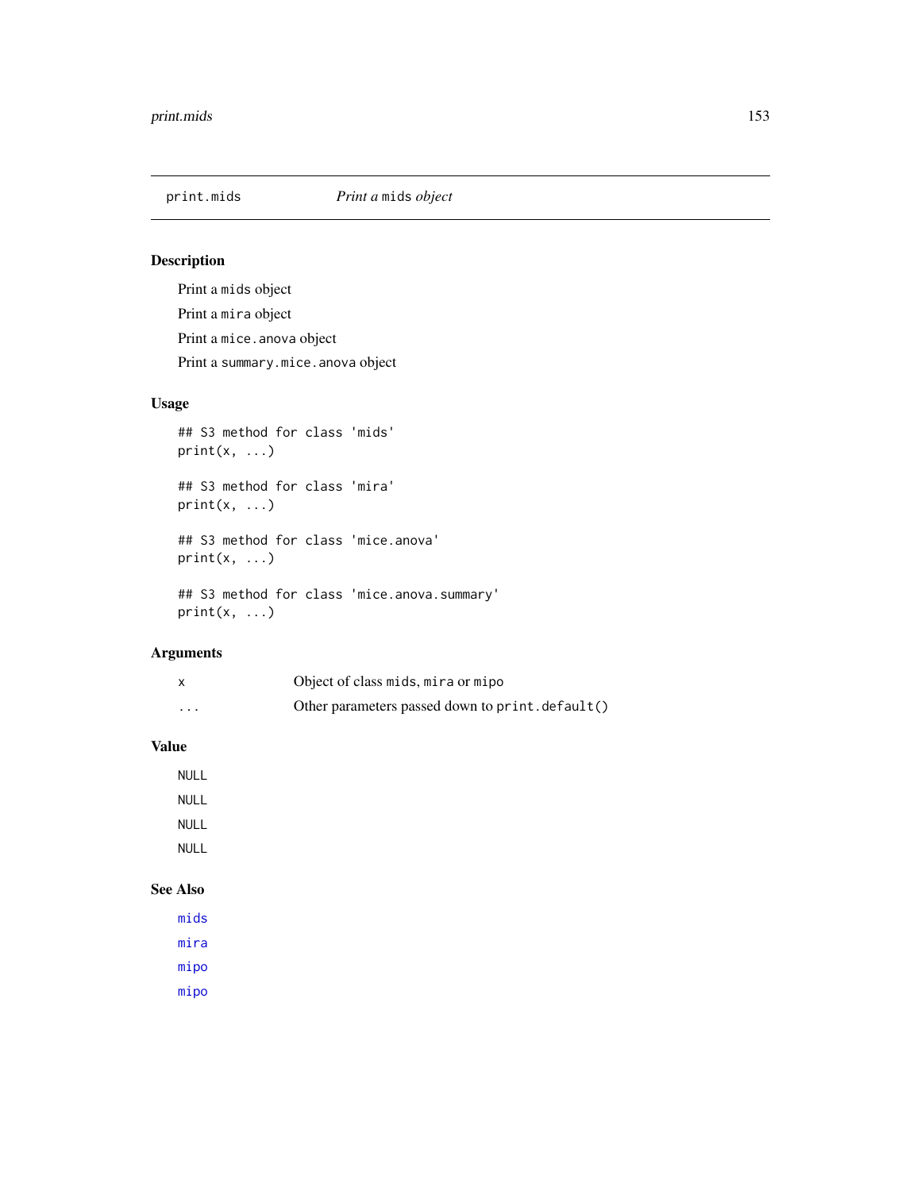print.mids    *Print a* `mids` *object*

## Description

Print a `mids` object

Print a `mira` object

Print a `mice.anova` object

Print a `summary.mice.anova` object

## Usage

```
## S3 method for class 'mids'
print(x, ...)

## S3 method for class 'mira'
print(x, ...)

## S3 method for class 'mice.anova'
print(x, ...)

## S3 method for class 'mice.anova.summary'
print(x, ...)
```

## Arguments

| | |
|---|---|
| `x` | Object of class `mids`, `mira` or `mipo` |
| `...` | Other parameters passed down to `print.default()` |

## Value

`NULL`

`NULL`

`NULL`

`NULL`

## See Also

`mids`

`mira`

`mipo`

`mipo`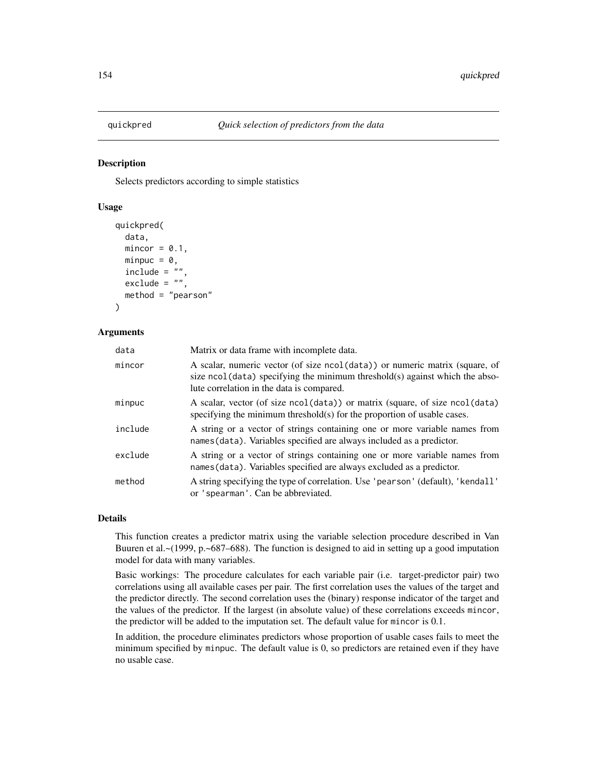## quickpred — *Quick selection of predictors from the data*

### Description

Selects predictors according to simple statistics

### Usage

```
quickpred(
  data,
  mincor = 0.1,
  minpuc = 0,
  include = "",
  exclude = "",
  method = "pearson"
)
```

### Arguments

| | |
|---|---|
| data | Matrix or data frame with incomplete data. |
| mincor | A scalar, numeric vector (of size `ncol(data)`) or numeric matrix (square, of size `ncol(data)` specifying the minimum threshold(s) against which the absolute correlation in the data is compared. |
| minpuc | A scalar, vector (of size `ncol(data)`) or matrix (square, of size `ncol(data)` specifying the minimum threshold(s) for the proportion of usable cases. |
| include | A string or a vector of strings containing one or more variable names from `names(data)`. Variables specified are always included as a predictor. |
| exclude | A string or a vector of strings containing one or more variable names from `names(data)`. Variables specified are always excluded as a predictor. |
| method | A string specifying the type of correlation. Use `'pearson'` (default), `'kendall'` or `'spearman'`. Can be abbreviated. |

### Details

This function creates a predictor matrix using the variable selection procedure described in Van Buuren et al.~(1999, p.~687–688). The function is designed to aid in setting up a good imputation model for data with many variables.

Basic workings: The procedure calculates for each variable pair (i.e. target-predictor pair) two correlations using all available cases per pair. The first correlation uses the values of the target and the predictor directly. The second correlation uses the (binary) response indicator of the target and the values of the predictor. If the largest (in absolute value) of these correlations exceeds `mincor`, the predictor will be added to the imputation set. The default value for `mincor` is 0.1.

In addition, the procedure eliminates predictors whose proportion of usable cases fails to meet the minimum specified by `minpuc`. The default value is 0, so predictors are retained even if they have no usable case.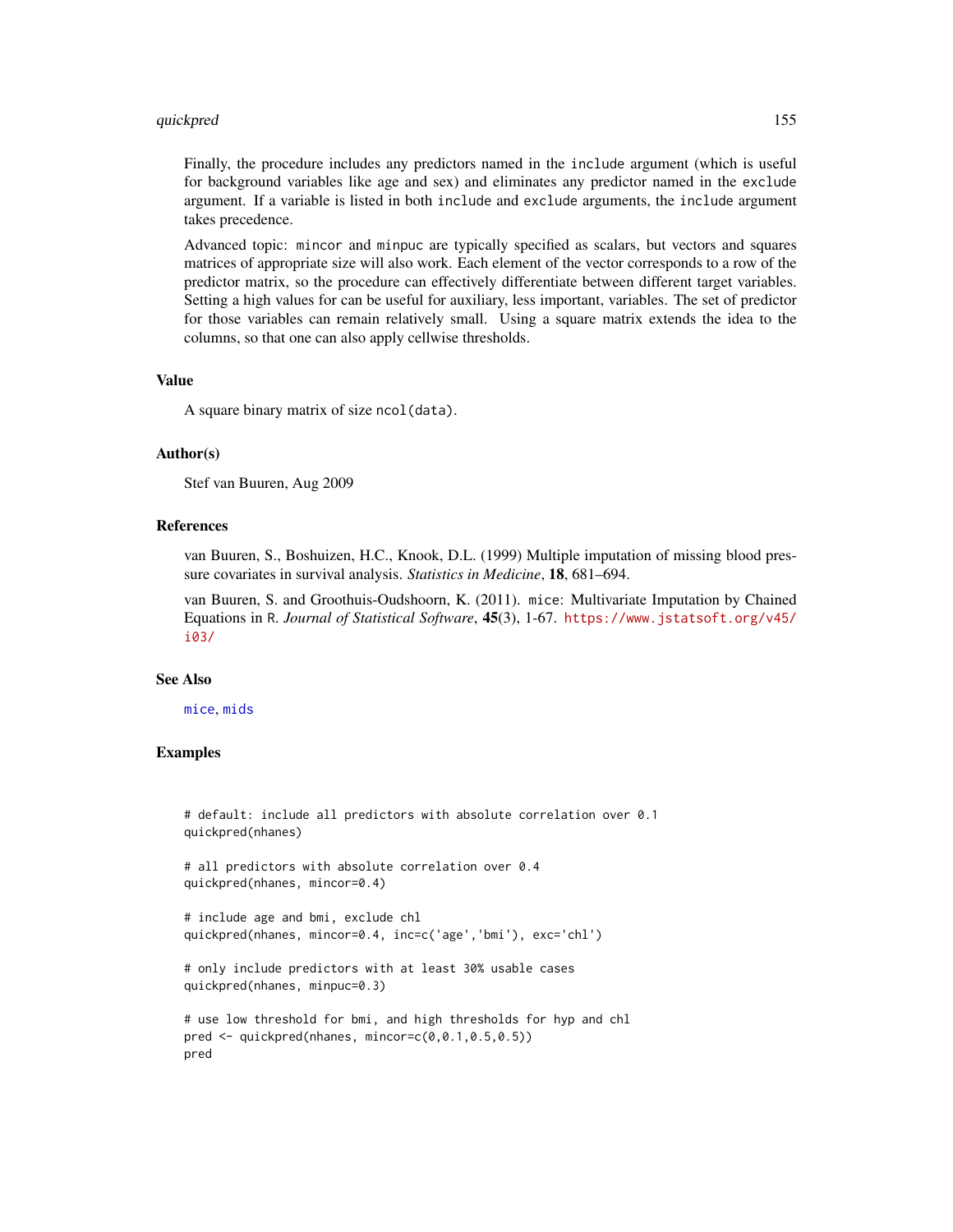Finally, the procedure includes any predictors named in the include argument (which is useful for background variables like age and sex) and eliminates any predictor named in the exclude argument. If a variable is listed in both include and exclude arguments, the include argument takes precedence.

Advanced topic: mincor and minpuc are typically specified as scalars, but vectors and squares matrices of appropriate size will also work. Each element of the vector corresponds to a row of the predictor matrix, so the procedure can effectively differentiate between different target variables. Setting a high values for can be useful for auxiliary, less important, variables. The set of predictor for those variables can remain relatively small. Using a square matrix extends the idea to the columns, so that one can also apply cellwise thresholds.

## Value

A square binary matrix of size ncol(data).

## Author(s)

Stef van Buuren, Aug 2009

## References

van Buuren, S., Boshuizen, H.C., Knook, D.L. (1999) Multiple imputation of missing blood pressure covariates in survival analysis. *Statistics in Medicine*, **18**, 681–694.

van Buuren, S. and Groothuis-Oudshoorn, K. (2011). mice: Multivariate Imputation by Chained Equations in R. *Journal of Statistical Software*, **45**(3), 1-67. https://www.jstatsoft.org/v45/i03/

## See Also

mice, mids

## Examples

```
# default: include all predictors with absolute correlation over 0.1
quickpred(nhanes)

# all predictors with absolute correlation over 0.4
quickpred(nhanes, mincor=0.4)

# include age and bmi, exclude chl
quickpred(nhanes, mincor=0.4, inc=c('age','bmi'), exc='chl')

# only include predictors with at least 30% usable cases
quickpred(nhanes, minpuc=0.3)

# use low threshold for bmi, and high thresholds for hyp and chl
pred <- quickpred(nhanes, mincor=c(0,0.1,0.5,0.5))
pred
```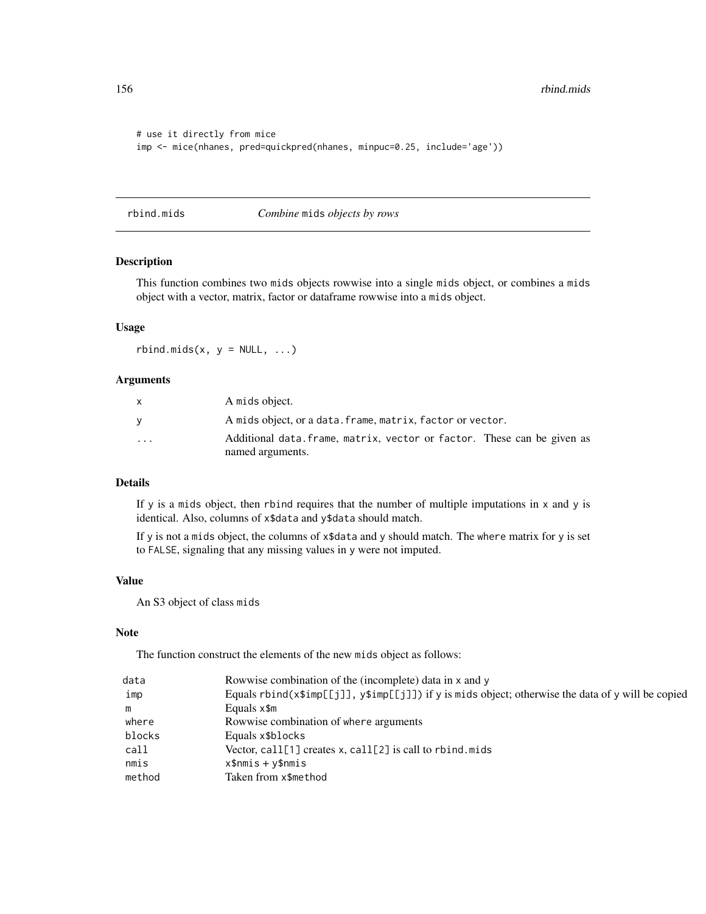```
# use it directly from mice
imp <- mice(nhanes, pred=quickpred(nhanes, minpuc=0.25, include='age'))
```

## rbind.mids — *Combine* mids *objects by rows*

### Description

This function combines two mids objects rowwise into a single mids object, or combines a mids object with a vector, matrix, factor or dataframe rowwise into a mids object.

### Usage

```
rbind.mids(x, y = NULL, ...)
```

### Arguments

| | |
|---|---|
| x | A mids object. |
| y | A mids object, or a data.frame, matrix, factor or vector. |
| ... | Additional data.frame, matrix, vector or factor. These can be given as named arguments. |

### Details

If y is a mids object, then rbind requires that the number of multiple imputations in x and y is identical. Also, columns of x$data and y$data should match.

If y is not a mids object, the columns of x$data and y should match. The where matrix for y is set to FALSE, signaling that any missing values in y were not imputed.

### Value

An S3 object of class mids

### Note

The function construct the elements of the new mids object as follows:

| | |
|---|---|
| data | Rowwise combination of the (incomplete) data in x and y |
| imp | Equals rbind(x$imp[[j]], y$imp[[j]]) if y is mids object; otherwise the data of y will be copied |
| m | Equals x$m |
| where | Rowwise combination of where arguments |
| blocks | Equals x$blocks |
| call | Vector, call[1] creates x, call[2] is call to rbind.mids |
| nmis | x$nmis + y$nmis |
| method | Taken from x$method |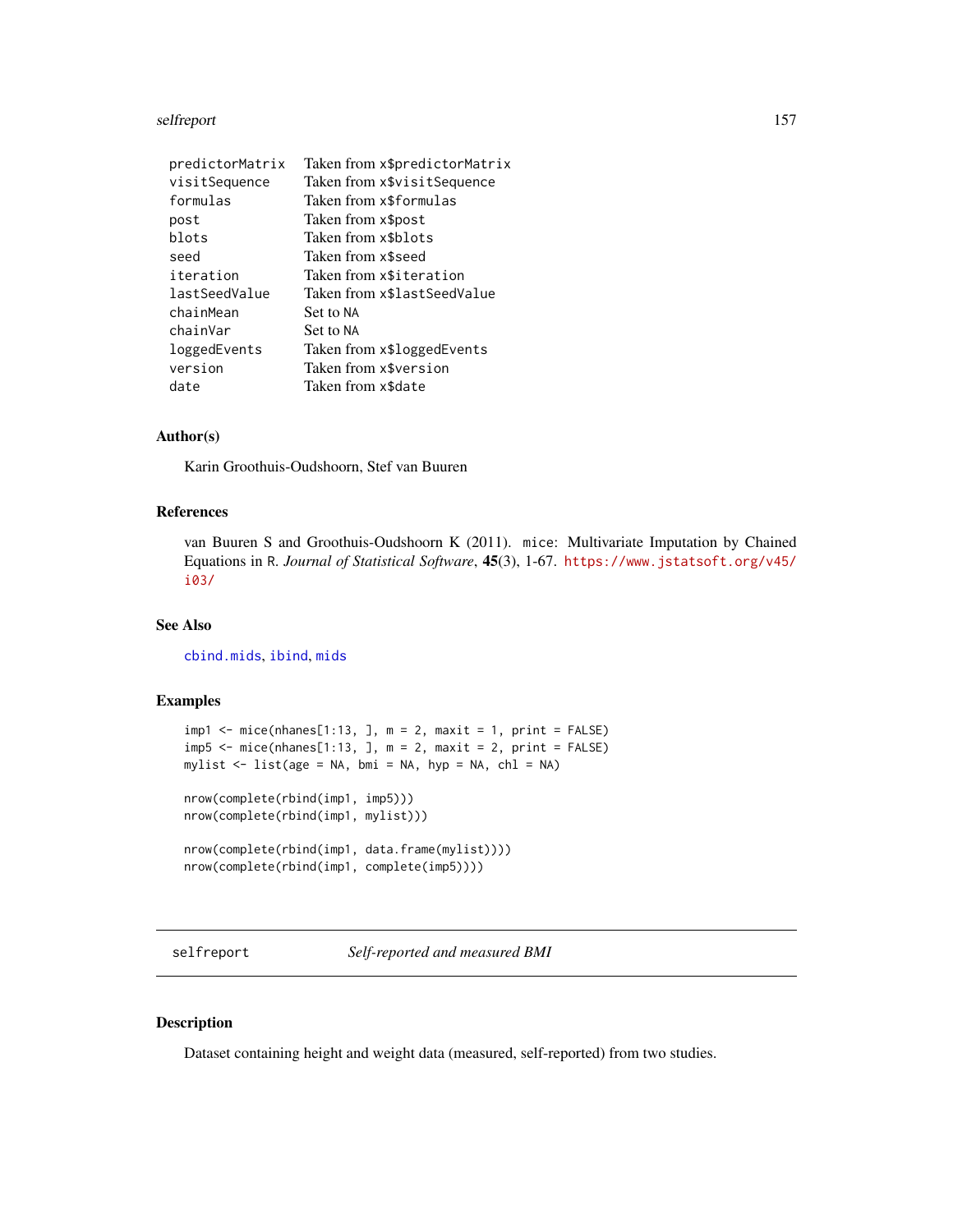| | |
|---|---|
| `predictorMatrix` | Taken from `x$predictorMatrix` |
| `visitSequence` | Taken from `x$visitSequence` |
| `formulas` | Taken from `x$formulas` |
| `post` | Taken from `x$post` |
| `blots` | Taken from `x$blots` |
| `seed` | Taken from `x$seed` |
| `iteration` | Taken from `x$iteration` |
| `lastSeedValue` | Taken from `x$lastSeedValue` |
| `chainMean` | Set to `NA` |
| `chainVar` | Set to `NA` |
| `loggedEvents` | Taken from `x$loggedEvents` |
| `version` | Taken from `x$version` |
| `date` | Taken from `x$date` |

### Author(s)

Karin Groothuis-Oudshoorn, Stef van Buuren

### References

van Buuren S and Groothuis-Oudshoorn K (2011). `mice`: Multivariate Imputation by Chained Equations in `R`. *Journal of Statistical Software*, **45**(3), 1-67. https://www.jstatsoft.org/v45/i03/

### See Also

`cbind.mids`, `ibind`, `mids`

### Examples

```
imp1 <- mice(nhanes[1:13, ], m = 2, maxit = 1, print = FALSE)
imp5 <- mice(nhanes[1:13, ], m = 2, maxit = 2, print = FALSE)
mylist <- list(age = NA, bmi = NA, hyp = NA, chl = NA)

nrow(complete(rbind(imp1, imp5)))
nrow(complete(rbind(imp1, mylist)))

nrow(complete(rbind(imp1, data.frame(mylist))))
nrow(complete(rbind(imp1, complete(imp5))))
```

---

## `selfreport` *Self-reported and measured BMI*

### Description

Dataset containing height and weight data (measured, self-reported) from two studies.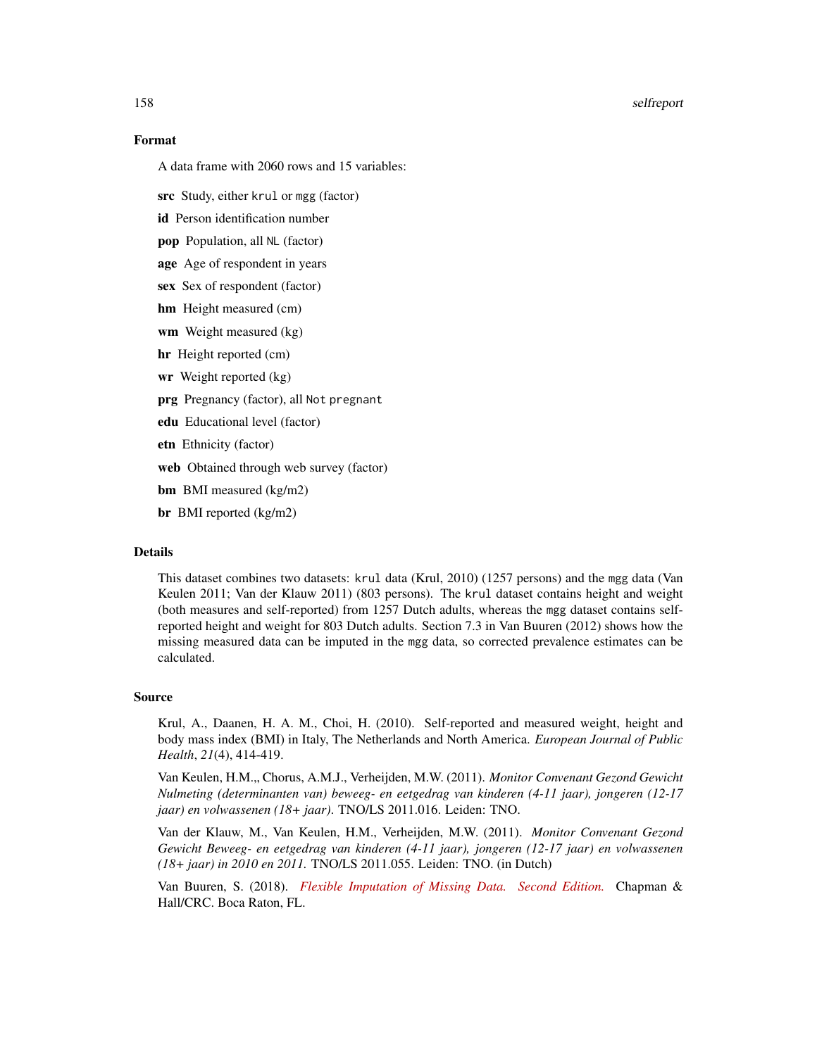### Format

A data frame with 2060 rows and 15 variables:

**src** Study, either `krul` or `mgg` (factor)

**id** Person identification number

**pop** Population, all `NL` (factor)

**age** Age of respondent in years

**sex** Sex of respondent (factor)

**hm** Height measured (cm)

**wm** Weight measured (kg)

**hr** Height reported (cm)

**wr** Weight reported (kg)

**prg** Pregnancy (factor), all `Not pregnant`

**edu** Educational level (factor)

**etn** Ethnicity (factor)

**web** Obtained through web survey (factor)

**bm** BMI measured (kg/m2)

**br** BMI reported (kg/m2)

### Details

This dataset combines two datasets: `krul` data (Krul, 2010) (1257 persons) and the `mgg` data (Van Keulen 2011; Van der Klauw 2011) (803 persons). The `krul` dataset contains height and weight (both measures and self-reported) from 1257 Dutch adults, whereas the `mgg` dataset contains self-reported height and weight for 803 Dutch adults. Section 7.3 in Van Buuren (2012) shows how the missing measured data can be imputed in the `mgg` data, so corrected prevalence estimates can be calculated.

### Source

Krul, A., Daanen, H. A. M., Choi, H. (2010). Self-reported and measured weight, height and body mass index (BMI) in Italy, The Netherlands and North America. *European Journal of Public Health*, *21*(4), 414-419.

Van Keulen, H.M.,, Chorus, A.M.J., Verheijden, M.W. (2011). *Monitor Convenant Gezond Gewicht Nulmeting (determinanten van) beweeg- en eetgedrag van kinderen (4-11 jaar), jongeren (12-17 jaar) en volwassenen (18+ jaar)*. TNO/LS 2011.016. Leiden: TNO.

Van der Klauw, M., Van Keulen, H.M., Verheijden, M.W. (2011). *Monitor Convenant Gezond Gewicht Beweeg- en eetgedrag van kinderen (4-11 jaar), jongeren (12-17 jaar) en volwassenen (18+ jaar) in 2010 en 2011.* TNO/LS 2011.055. Leiden: TNO. (in Dutch)

Van Buuren, S. (2018). *Flexible Imputation of Missing Data. Second Edition.* Chapman & Hall/CRC. Boca Raton, FL.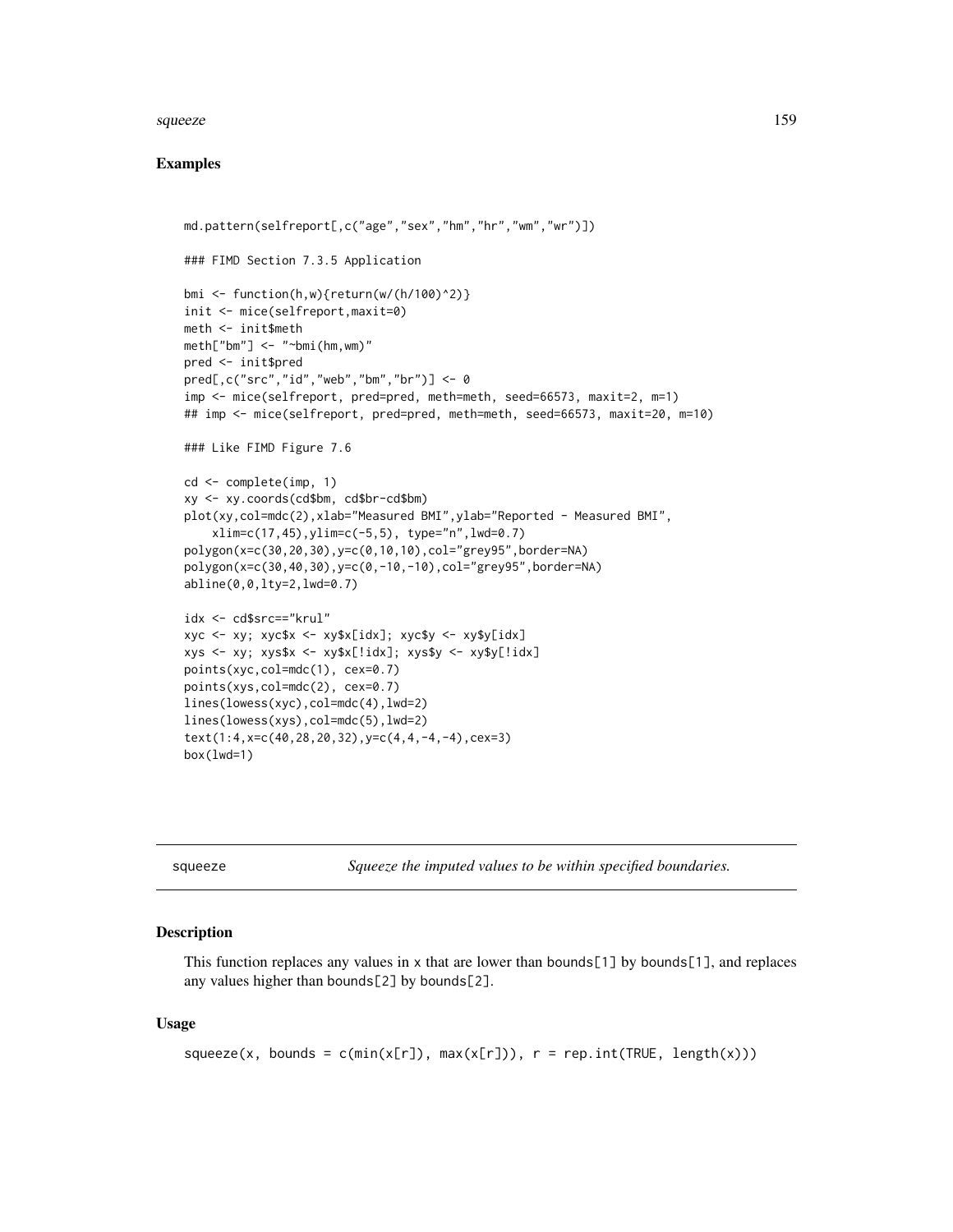## Examples

```
md.pattern(selfreport[,c("age","sex","hm","hr","wm","wr")])

### FIMD Section 7.3.5 Application

bmi <- function(h,w){return(w/(h/100)^2)}
init <- mice(selfreport,maxit=0)
meth <- init$meth
meth["bm"] <- "~bmi(hm,wm)"
pred <- init$pred
pred[,c("src","id","web","bm","br")] <- 0
imp <- mice(selfreport, pred=pred, meth=meth, seed=66573, maxit=2, m=1)
## imp <- mice(selfreport, pred=pred, meth=meth, seed=66573, maxit=20, m=10)

### Like FIMD Figure 7.6

cd <- complete(imp, 1)
xy <- xy.coords(cd$bm, cd$br-cd$bm)
plot(xy,col=mdc(2),xlab="Measured BMI",ylab="Reported - Measured BMI",
    xlim=c(17,45),ylim=c(-5,5), type="n",lwd=0.7)
polygon(x=c(30,20,30),y=c(0,10,10),col="grey95",border=NA)
polygon(x=c(30,40,30),y=c(0,-10,-10),col="grey95",border=NA)
abline(0,0,lty=2,lwd=0.7)

idx <- cd$src=="krul"
xyc <- xy; xyc$x <- xy$x[idx]; xyc$y <- xy$y[idx]
xys <- xy; xys$x <- xy$x[!idx]; xys$y <- xy$y[!idx]
points(xyc,col=mdc(1), cex=0.7)
points(xys,col=mdc(2), cex=0.7)
lines(lowess(xyc),col=mdc(4),lwd=2)
lines(lowess(xys),col=mdc(5),lwd=2)
text(1:4,x=c(40,28,20,32),y=c(4,4,-4,-4),cex=3)
box(lwd=1)
```

---

# squeeze — *Squeeze the imputed values to be within specified boundaries.*

## Description

This function replaces any values in x that are lower than bounds[1] by bounds[1], and replaces any values higher than bounds[2] by bounds[2].

## Usage

```
squeeze(x, bounds = c(min(x[r]), max(x[r])), r = rep.int(TRUE, length(x)))
```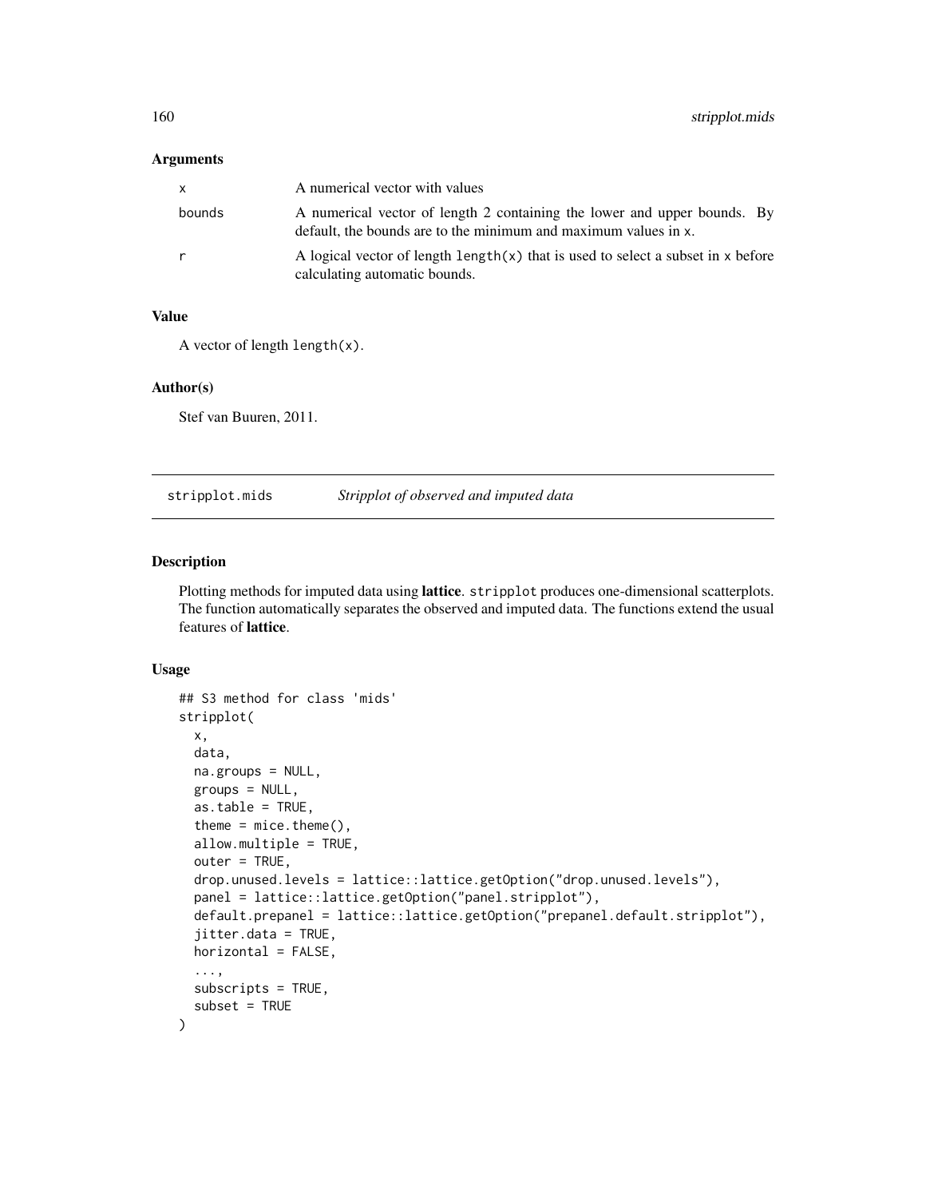### Arguments

| | |
|---|---|
| x | A numerical vector with values |
| bounds | A numerical vector of length 2 containing the lower and upper bounds. By default, the bounds are to the minimum and maximum values in x. |
| r | A logical vector of length length(x) that is used to select a subset in x before calculating automatic bounds. |

### Value

A vector of length length(x).

### Author(s)

Stef van Buuren, 2011.

---

## stripplot.mids *Stripplot of observed and imputed data*

### Description

Plotting methods for imputed data using **lattice**. stripplot produces one-dimensional scatterplots. The function automatically separates the observed and imputed data. The functions extend the usual features of **lattice**.

### Usage

```
## S3 method for class 'mids'
stripplot(
  x,
  data,
  na.groups = NULL,
  groups = NULL,
  as.table = TRUE,
  theme = mice.theme(),
  allow.multiple = TRUE,
  outer = TRUE,
  drop.unused.levels = lattice::lattice.getOption("drop.unused.levels"),
  panel = lattice::lattice.getOption("panel.stripplot"),
  default.prepanel = lattice::lattice.getOption("prepanel.default.stripplot"),
  jitter.data = TRUE,
  horizontal = FALSE,
  ...,
  subscripts = TRUE,
  subset = TRUE
)
```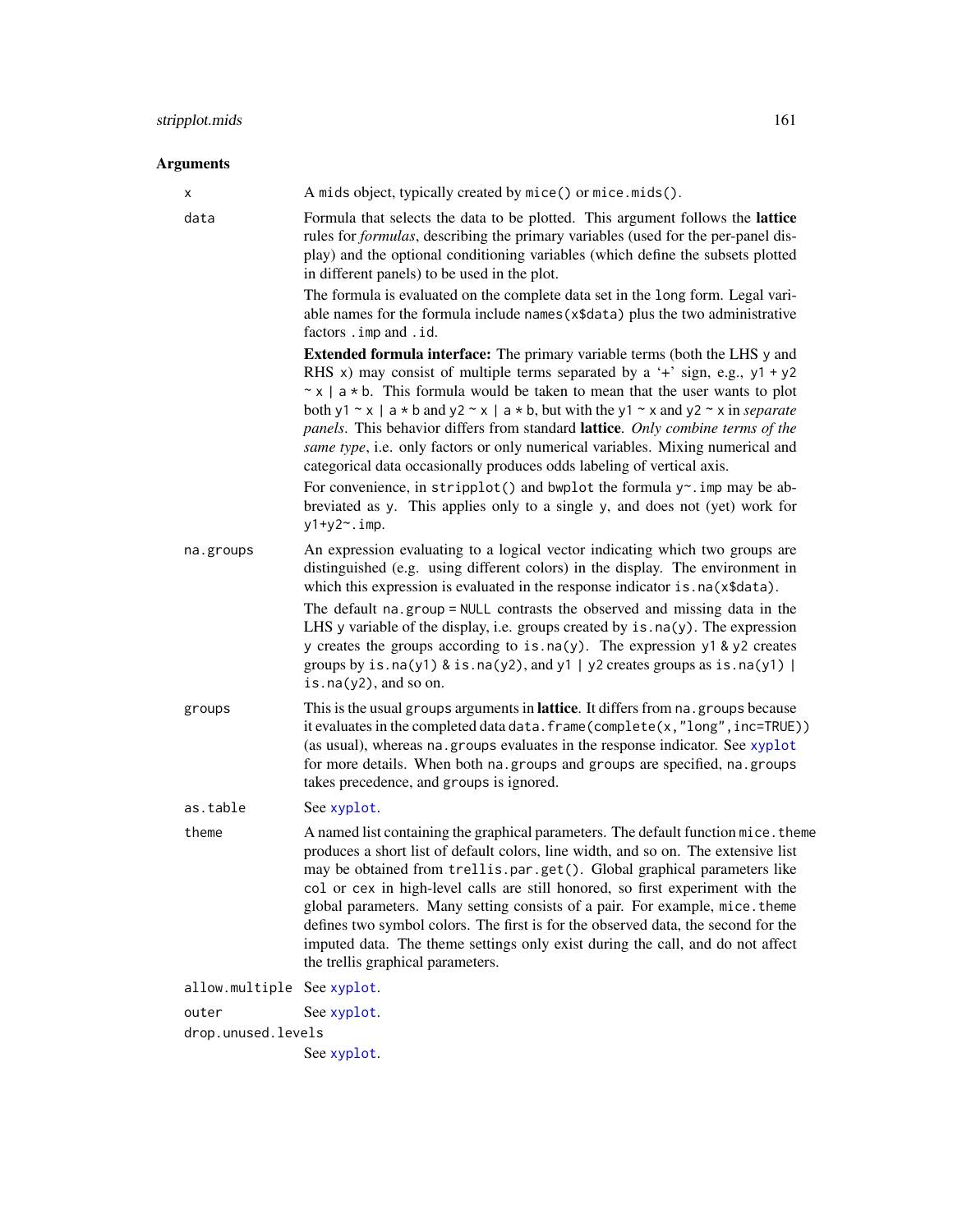## Arguments

`x`
: A `mids` object, typically created by `mice()` or `mice.mids()`.

`data`
: Formula that selects the data to be plotted. This argument follows the **lattice** rules for *formulas*, describing the primary variables (used for the per-panel display) and the optional conditioning variables (which define the subsets plotted in different panels) to be used in the plot.

  The formula is evaluated on the complete data set in the `long` form. Legal variable names for the formula include `names(x$data)` plus the two administrative factors `.imp` and `.id`.

  **Extended formula interface:** The primary variable terms (both the LHS `y` and RHS `x`) may consist of multiple terms separated by a '+' sign, e.g., `y1 + y2 ~ x | a * b`. This formula would be taken to mean that the user wants to plot both `y1 ~ x | a * b` and `y2 ~ x | a * b`, but with the `y1 ~ x` and `y2 ~ x` in *separate panels*. This behavior differs from standard **lattice**. *Only combine terms of the same type*, i.e. only factors or only numerical variables. Mixing numerical and categorical data occasionally produces odds labeling of vertical axis.

  For convenience, in `stripplot()` and `bwplot` the formula `y~.imp` may be abbreviated as `y`. This applies only to a single `y`, and does not (yet) work for `y1+y2~.imp`.

`na.groups`
: An expression evaluating to a logical vector indicating which two groups are distinguished (e.g. using different colors) in the display. The environment in which this expression is evaluated in the response indicator `is.na(x$data)`.

  The default `na.group = NULL` contrasts the observed and missing data in the LHS `y` variable of the display, i.e. groups created by `is.na(y)`. The expression `y` creates the groups according to `is.na(y)`. The expression `y1 & y2` creates groups by `is.na(y1) & is.na(y2)`, and `y1 | y2` creates groups as `is.na(y1) | is.na(y2)`, and so on.

`groups`
: This is the usual `groups` arguments in **lattice**. It differs from `na.groups` because it evaluates in the completed data `data.frame(complete(x,"long",inc=TRUE))` (as usual), whereas `na.groups` evaluates in the response indicator. See `xyplot` for more details. When both `na.groups` and `groups` are specified, `na.groups` takes precedence, and `groups` is ignored.

`as.table`
: See `xyplot`.

`theme`
: A named list containing the graphical parameters. The default function `mice.theme` produces a short list of default colors, line width, and so on. The extensive list may be obtained from `trellis.par.get()`. Global graphical parameters like `col` or `cex` in high-level calls are still honored, so first experiment with the global parameters. Many setting consists of a pair. For example, `mice.theme` defines two symbol colors. The first is for the observed data, the second for the imputed data. The theme settings only exist during the call, and do not affect the trellis graphical parameters.

`allow.multiple`
: See `xyplot`.

`outer`
: See `xyplot`.

`drop.unused.levels`
: See `xyplot`.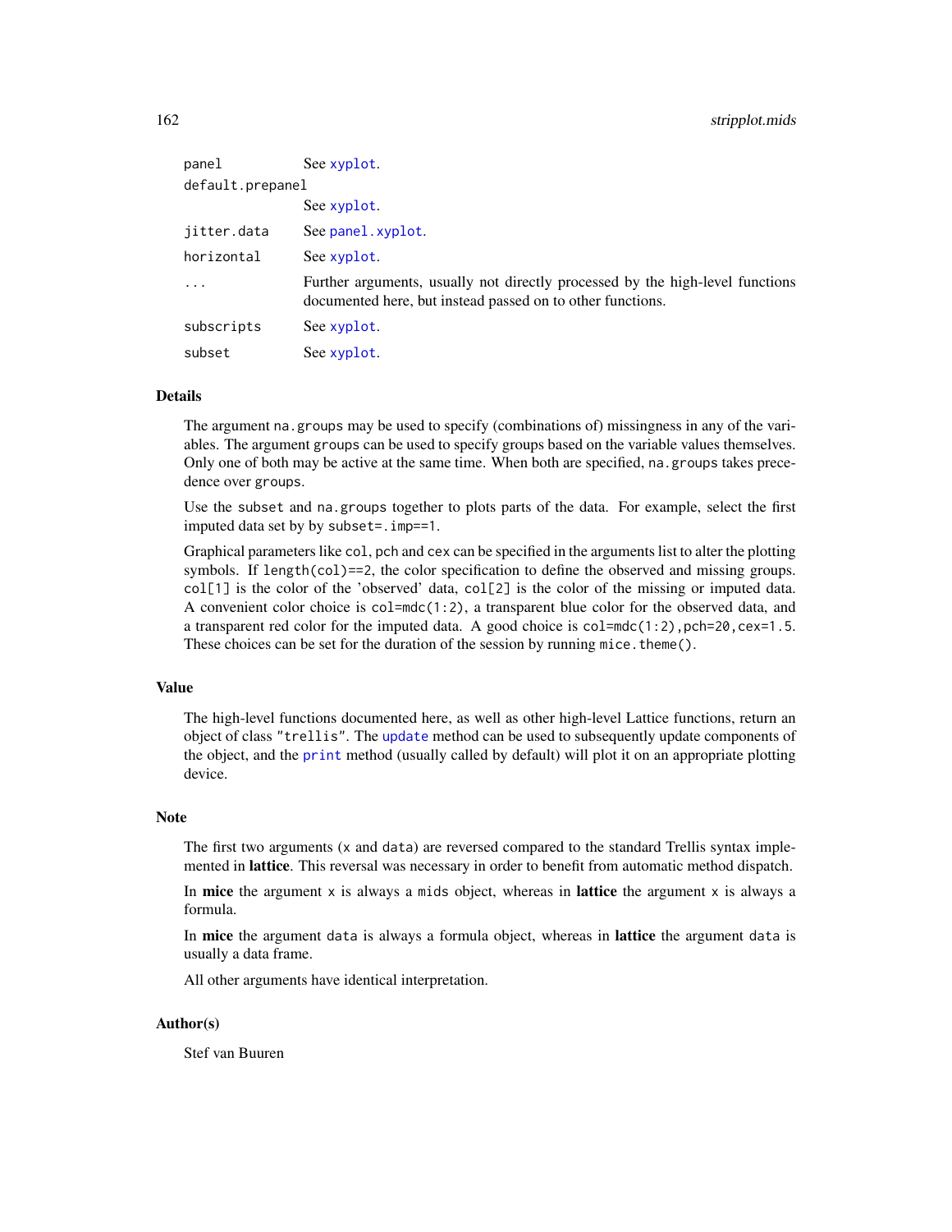| | |
|---|---|
| `panel` | See `xyplot`. |
| `default.prepanel` | See `xyplot`. |
| `jitter.data` | See `panel.xyplot`. |
| `horizontal` | See `xyplot`. |
| `...` | Further arguments, usually not directly processed by the high-level functions documented here, but instead passed on to other functions. |
| `subscripts` | See `xyplot`. |
| `subset` | See `xyplot`. |

## Details

The argument `na.groups` may be used to specify (combinations of) missingness in any of the variables. The argument `groups` can be used to specify groups based on the variable values themselves. Only one of both may be active at the same time. When both are specified, `na.groups` takes precedence over `groups`.

Use the `subset` and `na.groups` together to plots parts of the data. For example, select the first imputed data set by by `subset=.imp==1`.

Graphical parameters like `col`, `pch` and `cex` can be specified in the arguments list to alter the plotting symbols. If `length(col)==2`, the color specification to define the observed and missing groups. `col[1]` is the color of the 'observed' data, `col[2]` is the color of the missing or imputed data. A convenient color choice is `col=mdc(1:2)`, a transparent blue color for the observed data, and a transparent red color for the imputed data. A good choice is `col=mdc(1:2),pch=20,cex=1.5`. These choices can be set for the duration of the session by running `mice.theme()`.

## Value

The high-level functions documented here, as well as other high-level Lattice functions, return an object of class `"trellis"`. The `update` method can be used to subsequently update components of the object, and the `print` method (usually called by default) will plot it on an appropriate plotting device.

## Note

The first two arguments (`x` and `data`) are reversed compared to the standard Trellis syntax implemented in **lattice**. This reversal was necessary in order to benefit from automatic method dispatch.

In **mice** the argument `x` is always a `mids` object, whereas in **lattice** the argument `x` is always a formula.

In **mice** the argument `data` is always a formula object, whereas in **lattice** the argument `data` is usually a data frame.

All other arguments have identical interpretation.

## Author(s)

Stef van Buuren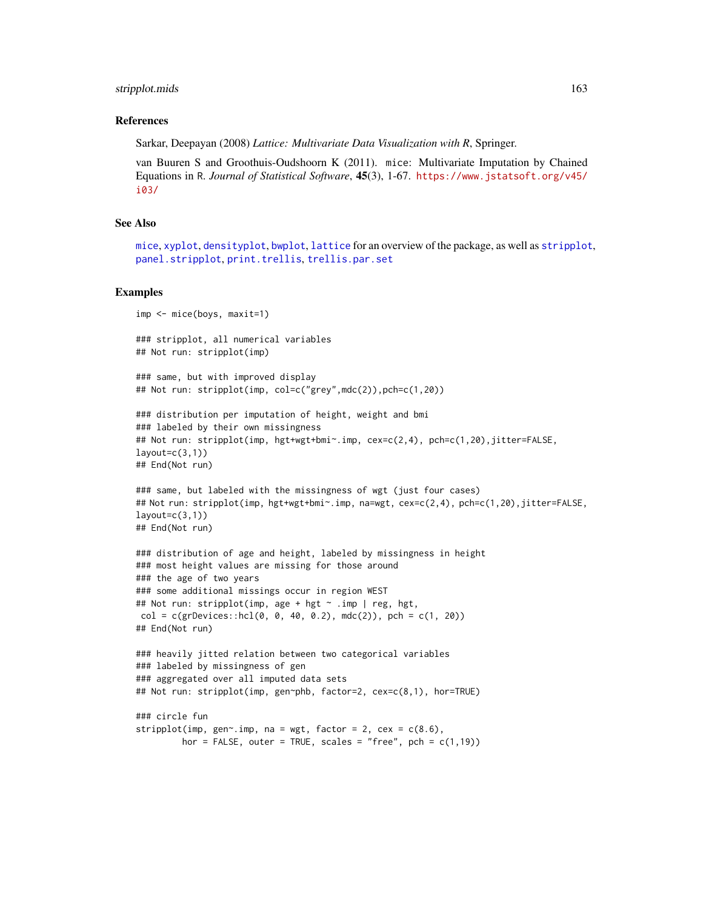## References

Sarkar, Deepayan (2008) *Lattice: Multivariate Data Visualization with R*, Springer.

van Buuren S and Groothuis-Oudshoorn K (2011). mice: Multivariate Imputation by Chained Equations in R. *Journal of Statistical Software*, **45**(3), 1-67. https://www.jstatsoft.org/v45/i03/

## See Also

mice, xyplot, densityplot, bwplot, lattice for an overview of the package, as well as stripplot, panel.stripplot, print.trellis, trellis.par.set

## Examples

```
imp <- mice(boys, maxit=1)

### stripplot, all numerical variables
## Not run: stripplot(imp)

### same, but with improved display
## Not run: stripplot(imp, col=c("grey",mdc(2)),pch=c(1,20))

### distribution per imputation of height, weight and bmi
### labeled by their own missingness
## Not run: stripplot(imp, hgt+wgt+bmi~.imp, cex=c(2,4), pch=c(1,20),jitter=FALSE,
layout=c(3,1))
## End(Not run)

### same, but labeled with the missingness of wgt (just four cases)
## Not run: stripplot(imp, hgt+wgt+bmi~.imp, na=wgt, cex=c(2,4), pch=c(1,20),jitter=FALSE,
layout=c(3,1))
## End(Not run)

### distribution of age and height, labeled by missingness in height
### most height values are missing for those around
### the age of two years
### some additional missings occur in region WEST
## Not run: stripplot(imp, age + hgt ~ .imp | reg, hgt,
 col = c(grDevices::hcl(0, 0, 40, 0.2), mdc(2)), pch = c(1, 20))
## End(Not run)

### heavily jitted relation between two categorical variables
### labeled by missingness of gen
### aggregated over all imputed data sets
## Not run: stripplot(imp, gen~phb, factor=2, cex=c(8,1), hor=TRUE)

### circle fun
stripplot(imp, gen~.imp, na = wgt, factor = 2, cex = c(8.6),
         hor = FALSE, outer = TRUE, scales = "free", pch = c(1,19))
```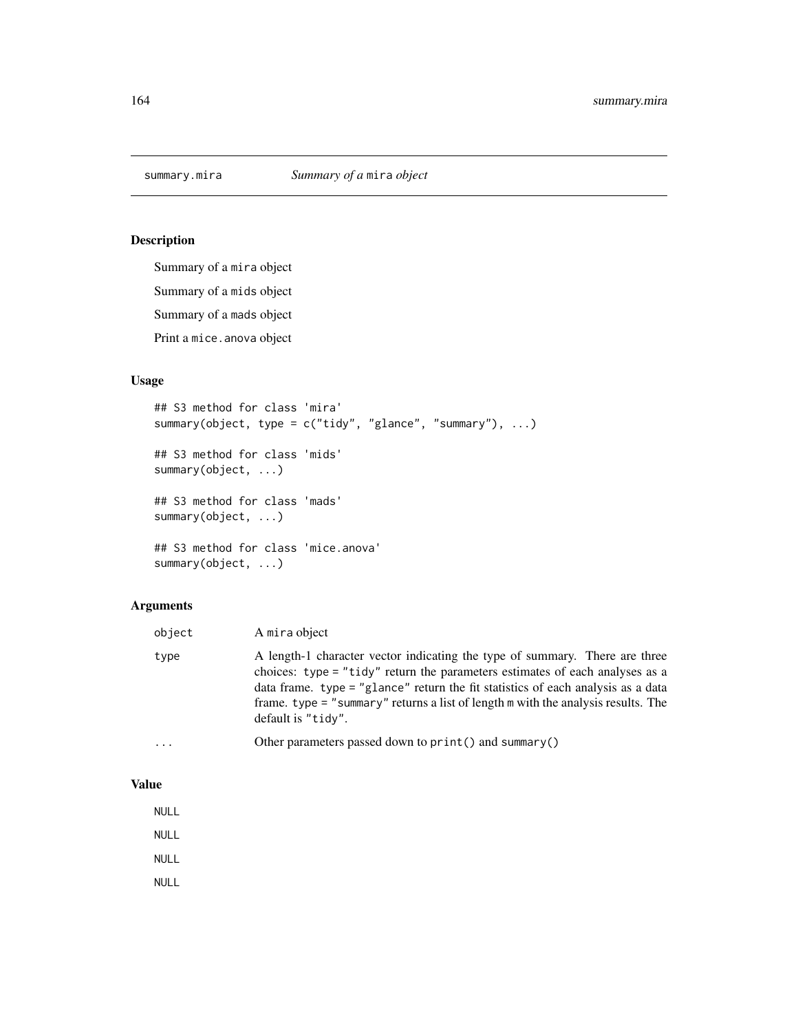## summary.mira — *Summary of a* mira *object*

### Description

Summary of a mira object

Summary of a mids object

Summary of a mads object

Print a mice.anova object

### Usage

```
## S3 method for class 'mira'
summary(object, type = c("tidy", "glance", "summary"), ...)

## S3 method for class 'mids'
summary(object, ...)

## S3 method for class 'mads'
summary(object, ...)

## S3 method for class 'mice.anova'
summary(object, ...)
```

### Arguments

| | |
|---|---|
| object | A mira object |
| type | A length-1 character vector indicating the type of summary. There are three choices: type = "tidy" return the parameters estimates of each analyses as a data frame. type = "glance" return the fit statistics of each analysis as a data frame. type = "summary" returns a list of length m with the analysis results. The default is "tidy". |
| ... | Other parameters passed down to print() and summary() |

### Value

NULL

NULL

NULL

NULL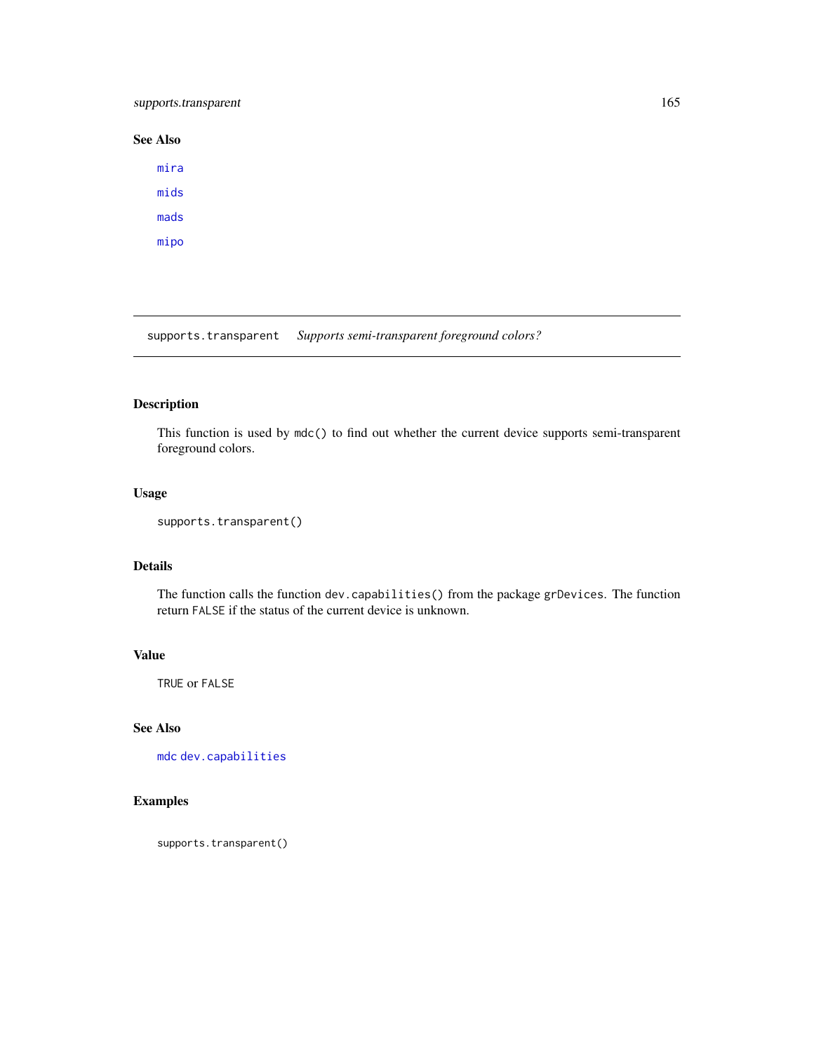## See Also

`mira`

`mids`

`mads`

`mipo`

---

# supports.transparent    *Supports semi-transparent foreground colors?*

---

## Description

This function is used by `mdc()` to find out whether the current device supports semi-transparent foreground colors.

## Usage

```
supports.transparent()
```

## Details

The function calls the function `dev.capabilities()` from the package `grDevices`. The function return `FALSE` if the status of the current device is unknown.

## Value

`TRUE` or `FALSE`

## See Also

`mdc` `dev.capabilities`

## Examples

```
supports.transparent()
```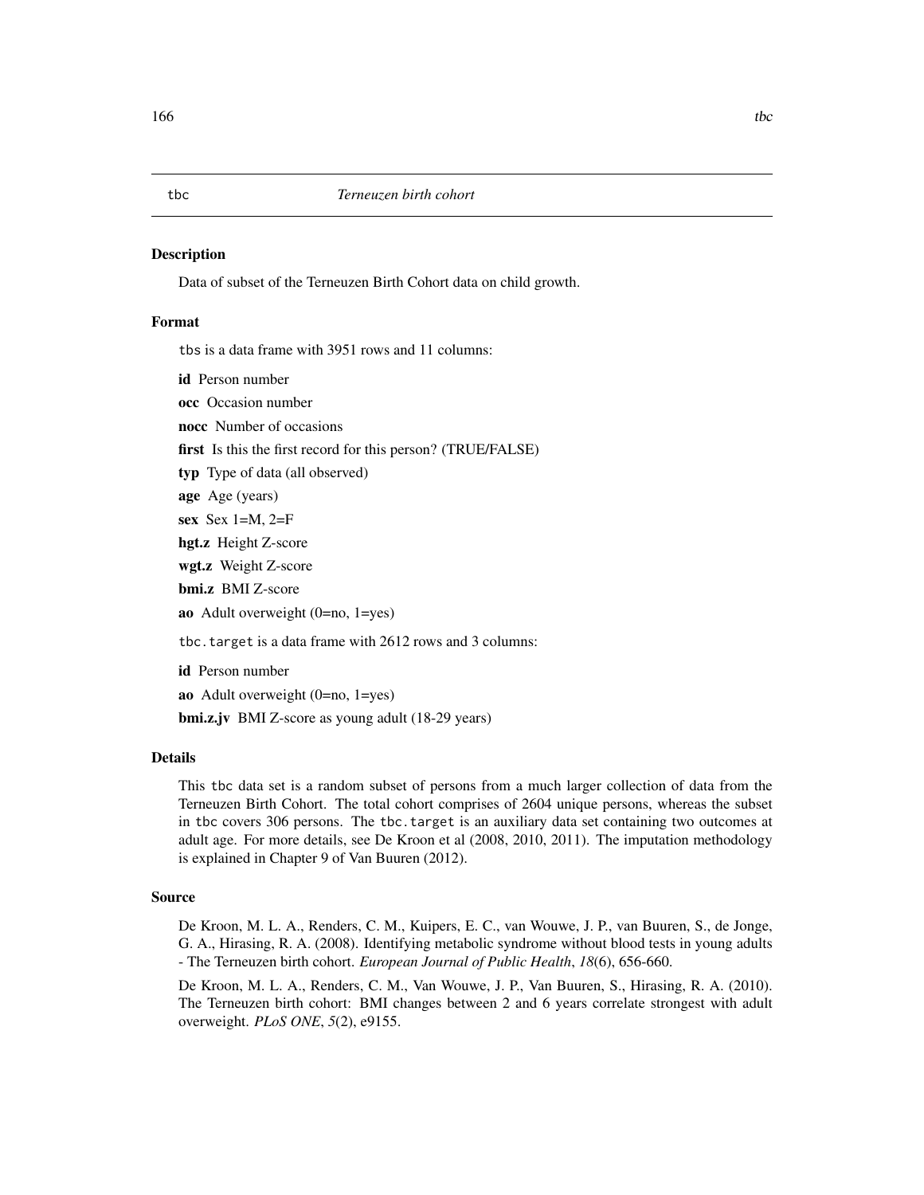## tbc — *Terneuzen birth cohort*

### Description

Data of subset of the Terneuzen Birth Cohort data on child growth.

### Format

tbs is a data frame with 3951 rows and 11 columns:

**id** Person number

**occ** Occasion number

**nocc** Number of occasions

**first** Is this the first record for this person? (TRUE/FALSE)

**typ** Type of data (all observed)

**age** Age (years)

**sex** Sex 1=M, 2=F

**hgt.z** Height Z-score

**wgt.z** Weight Z-score

**bmi.z** BMI Z-score

**ao** Adult overweight (0=no, 1=yes)

tbc.target is a data frame with 2612 rows and 3 columns:

**id** Person number

**ao** Adult overweight (0=no, 1=yes)

**bmi.z.jv** BMI Z-score as young adult (18-29 years)

### Details

This tbc data set is a random subset of persons from a much larger collection of data from the Terneuzen Birth Cohort. The total cohort comprises of 2604 unique persons, whereas the subset in tbc covers 306 persons. The tbc.target is an auxiliary data set containing two outcomes at adult age. For more details, see De Kroon et al (2008, 2010, 2011). The imputation methodology is explained in Chapter 9 of Van Buuren (2012).

### Source

De Kroon, M. L. A., Renders, C. M., Kuipers, E. C., van Wouwe, J. P., van Buuren, S., de Jonge, G. A., Hirasing, R. A. (2008). Identifying metabolic syndrome without blood tests in young adults - The Terneuzen birth cohort. *European Journal of Public Health*, *18*(6), 656-660.

De Kroon, M. L. A., Renders, C. M., Van Wouwe, J. P., Van Buuren, S., Hirasing, R. A. (2010). The Terneuzen birth cohort: BMI changes between 2 and 6 years correlate strongest with adult overweight. *PLoS ONE*, *5*(2), e9155.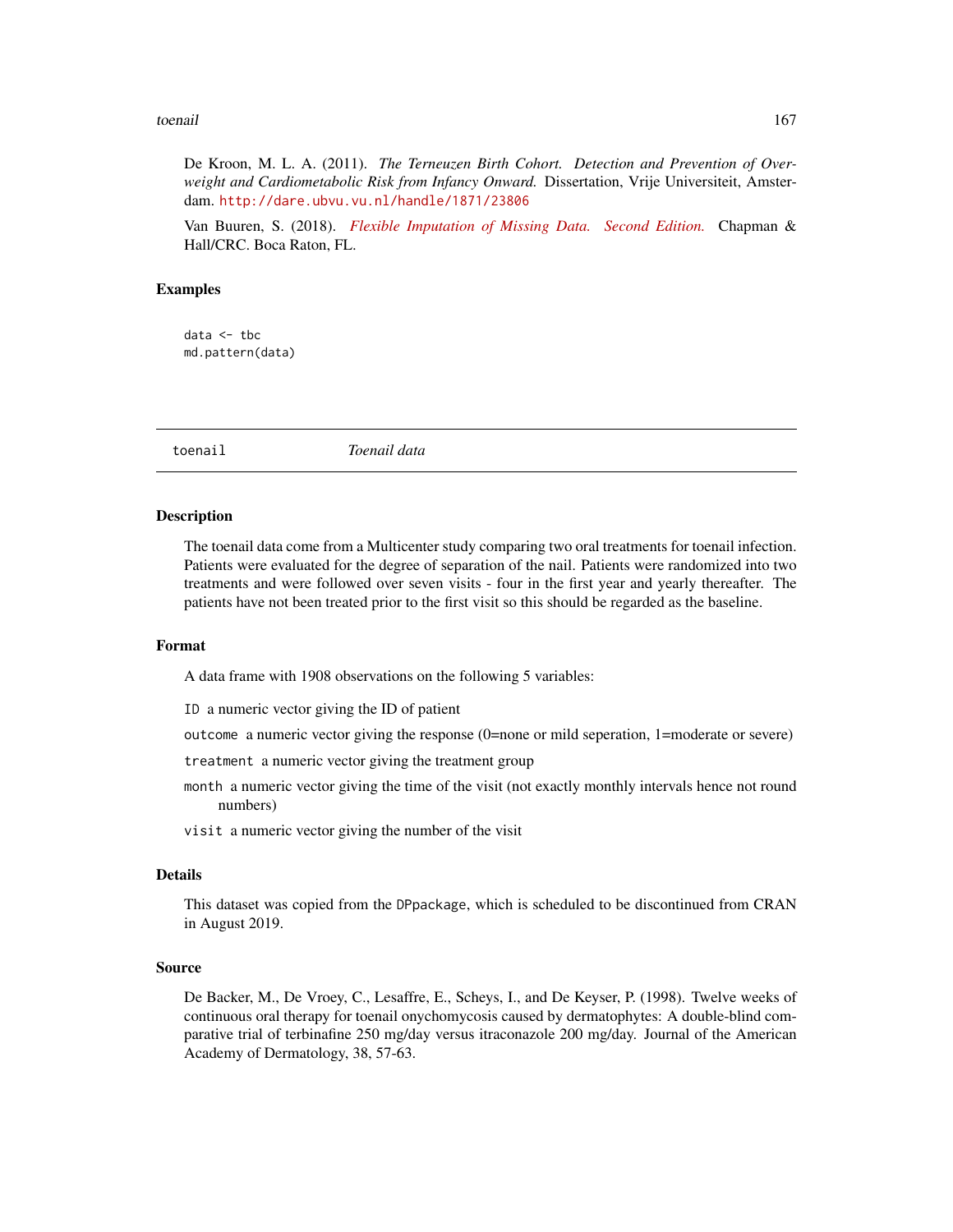De Kroon, M. L. A. (2011). *The Terneuzen Birth Cohort. Detection and Prevention of Overweight and Cardiometabolic Risk from Infancy Onward.* Dissertation, Vrije Universiteit, Amsterdam. http://dare.ubvu.vu.nl/handle/1871/23806

Van Buuren, S. (2018). *Flexible Imputation of Missing Data. Second Edition.* Chapman & Hall/CRC. Boca Raton, FL.

### Examples

```
data <- tbc
md.pattern(data)
```

---

## toenail — *Toenail data*

### Description

The toenail data come from a Multicenter study comparing two oral treatments for toenail infection. Patients were evaluated for the degree of separation of the nail. Patients were randomized into two treatments and were followed over seven visits - four in the first year and yearly thereafter. The patients have not been treated prior to the first visit so this should be regarded as the baseline.

### Format

A data frame with 1908 observations on the following 5 variables:

`ID` a numeric vector giving the ID of patient

`outcome` a numeric vector giving the response (0=none or mild seperation, 1=moderate or severe)

`treatment` a numeric vector giving the treatment group

`month` a numeric vector giving the time of the visit (not exactly monthly intervals hence not round numbers)

`visit` a numeric vector giving the number of the visit

### Details

This dataset was copied from the `DPpackage`, which is scheduled to be discontinued from CRAN in August 2019.

### Source

De Backer, M., De Vroey, C., Lesaffre, E., Scheys, I., and De Keyser, P. (1998). Twelve weeks of continuous oral therapy for toenail onychomycosis caused by dermatophytes: A double-blind comparative trial of terbinafine 250 mg/day versus itraconazole 200 mg/day. Journal of the American Academy of Dermatology, 38, 57-63.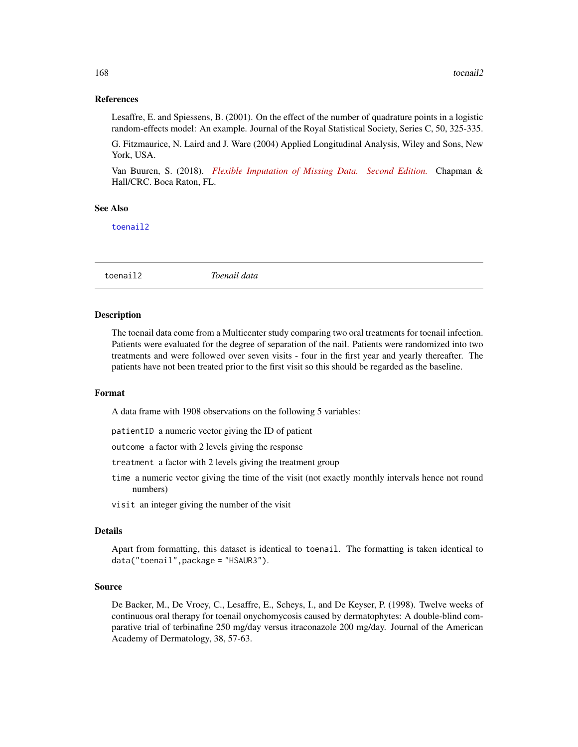### References

Lesaffre, E. and Spiessens, B. (2001). On the effect of the number of quadrature points in a logistic random-effects model: An example. Journal of the Royal Statistical Society, Series C, 50, 325-335.

G. Fitzmaurice, N. Laird and J. Ware (2004) Applied Longitudinal Analysis, Wiley and Sons, New York, USA.

Van Buuren, S. (2018). *Flexible Imputation of Missing Data. Second Edition.* Chapman & Hall/CRC. Boca Raton, FL.

### See Also

`toenail2`

---

## toenail2 &emsp; *Toenail data*

---

### Description

The toenail data come from a Multicenter study comparing two oral treatments for toenail infection. Patients were evaluated for the degree of separation of the nail. Patients were randomized into two treatments and were followed over seven visits - four in the first year and yearly thereafter. The patients have not been treated prior to the first visit so this should be regarded as the baseline.

### Format

A data frame with 1908 observations on the following 5 variables:

`patientID` a numeric vector giving the ID of patient

`outcome` a factor with 2 levels giving the response

`treatment` a factor with 2 levels giving the treatment group

`time` a numeric vector giving the time of the visit (not exactly monthly intervals hence not round numbers)

`visit` an integer giving the number of the visit

### Details

Apart from formatting, this dataset is identical to `toenail`. The formatting is taken identical to `data("toenail",package = "HSAUR3")`.

### Source

De Backer, M., De Vroey, C., Lesaffre, E., Scheys, I., and De Keyser, P. (1998). Twelve weeks of continuous oral therapy for toenail onychomycosis caused by dermatophytes: A double-blind comparative trial of terbinafine 250 mg/day versus itraconazole 200 mg/day. Journal of the American Academy of Dermatology, 38, 57-63.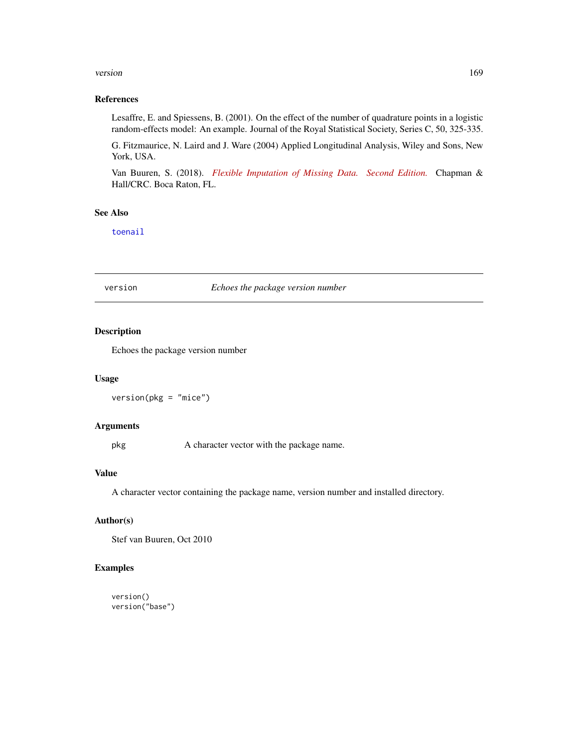### References

Lesaffre, E. and Spiessens, B. (2001). On the effect of the number of quadrature points in a logistic random-effects model: An example. Journal of the Royal Statistical Society, Series C, 50, 325-335.

G. Fitzmaurice, N. Laird and J. Ware (2004) Applied Longitudinal Analysis, Wiley and Sons, New York, USA.

Van Buuren, S. (2018). *Flexible Imputation of Missing Data. Second Edition.* Chapman & Hall/CRC. Boca Raton, FL.

### See Also

`toenail`

---

## version — *Echoes the package version number*

---

### Description

Echoes the package version number

### Usage

```
version(pkg = "mice")
```

### Arguments

| | |
|---|---|
| `pkg` | A character vector with the package name. |

### Value

A character vector containing the package name, version number and installed directory.

### Author(s)

Stef van Buuren, Oct 2010

### Examples

```
version()
version("base")
```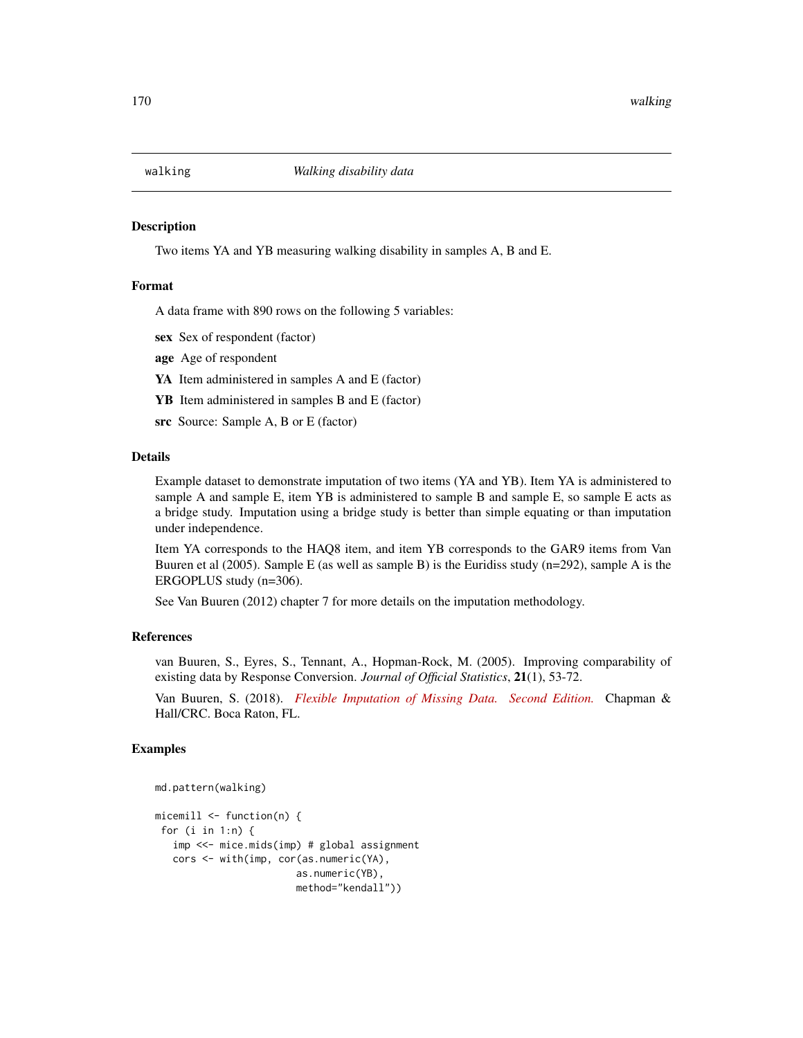walking *Walking disability data*

## Description

Two items YA and YB measuring walking disability in samples A, B and E.

## Format

A data frame with 890 rows on the following 5 variables:

**sex** Sex of respondent (factor)

**age** Age of respondent

**YA** Item administered in samples A and E (factor)

**YB** Item administered in samples B and E (factor)

**src** Source: Sample A, B or E (factor)

## Details

Example dataset to demonstrate imputation of two items (YA and YB). Item YA is administered to sample A and sample E, item YB is administered to sample B and sample E, so sample E acts as a bridge study. Imputation using a bridge study is better than simple equating or than imputation under independence.

Item YA corresponds to the HAQ8 item, and item YB corresponds to the GAR9 items from Van Buuren et al (2005). Sample E (as well as sample B) is the Euridiss study (n=292), sample A is the ERGOPLUS study (n=306).

See Van Buuren (2012) chapter 7 for more details on the imputation methodology.

## References

van Buuren, S., Eyres, S., Tennant, A., Hopman-Rock, M. (2005). Improving comparability of existing data by Response Conversion. *Journal of Official Statistics*, **21**(1), 53-72.

Van Buuren, S. (2018). *Flexible Imputation of Missing Data. Second Edition.* Chapman & Hall/CRC. Boca Raton, FL.

## Examples

```
md.pattern(walking)

micemill <- function(n) {
 for (i in 1:n) {
   imp <<- mice.mids(imp) # global assignment
   cors <- with(imp, cor(as.numeric(YA),
                       as.numeric(YB),
                       method="kendall"))
```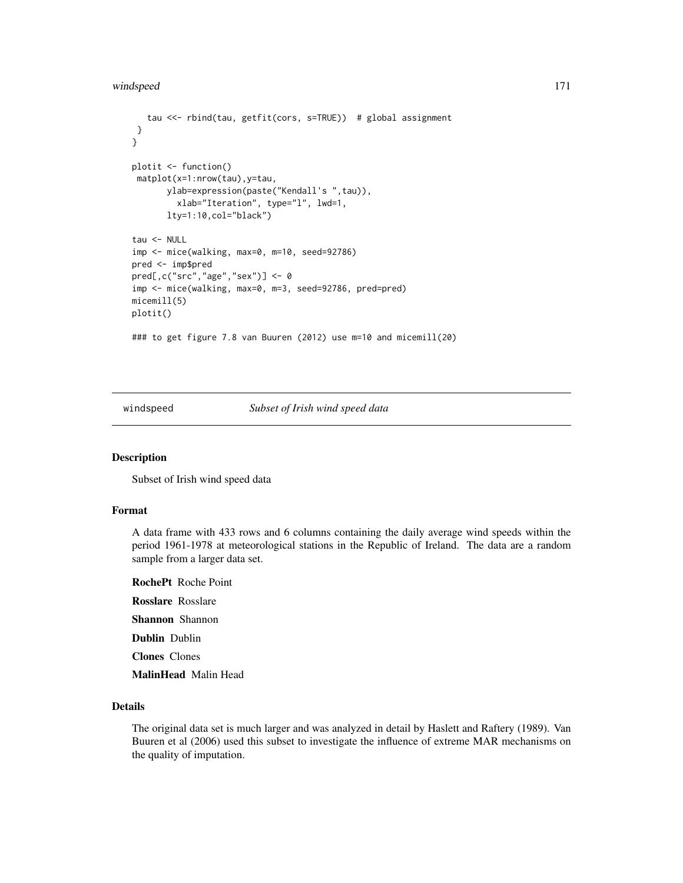```
    tau <<- rbind(tau, getfit(cors, s=TRUE))  # global assignment
  }
}

plotit <- function()
 matplot(x=1:nrow(tau),y=tau,
        ylab=expression(paste("Kendall's ",tau)),
          xlab="Iteration", type="l", lwd=1,
        lty=1:10,col="black")

tau <- NULL
imp <- mice(walking, max=0, m=10, seed=92786)
pred <- imp$pred
pred[,c("src","age","sex")] <- 0
imp <- mice(walking, max=0, m=3, seed=92786, pred=pred)
micemill(5)
plotit()

### to get figure 7.8 van Buuren (2012) use m=10 and micemill(20)
```

---

`windspeed` *Subset of Irish wind speed data*

---

## Description

Subset of Irish wind speed data

## Format

A data frame with 433 rows and 6 columns containing the daily average wind speeds within the period 1961-1978 at meteorological stations in the Republic of Ireland. The data are a random sample from a larger data set.

**RochePt** Roche Point

**Rosslare** Rosslare

**Shannon** Shannon

**Dublin** Dublin

**Clones** Clones

**MalinHead** Malin Head

## Details

The original data set is much larger and was analyzed in detail by Haslett and Raftery (1989). Van Buuren et al (2006) used this subset to investigate the influence of extreme MAR mechanisms on the quality of imputation.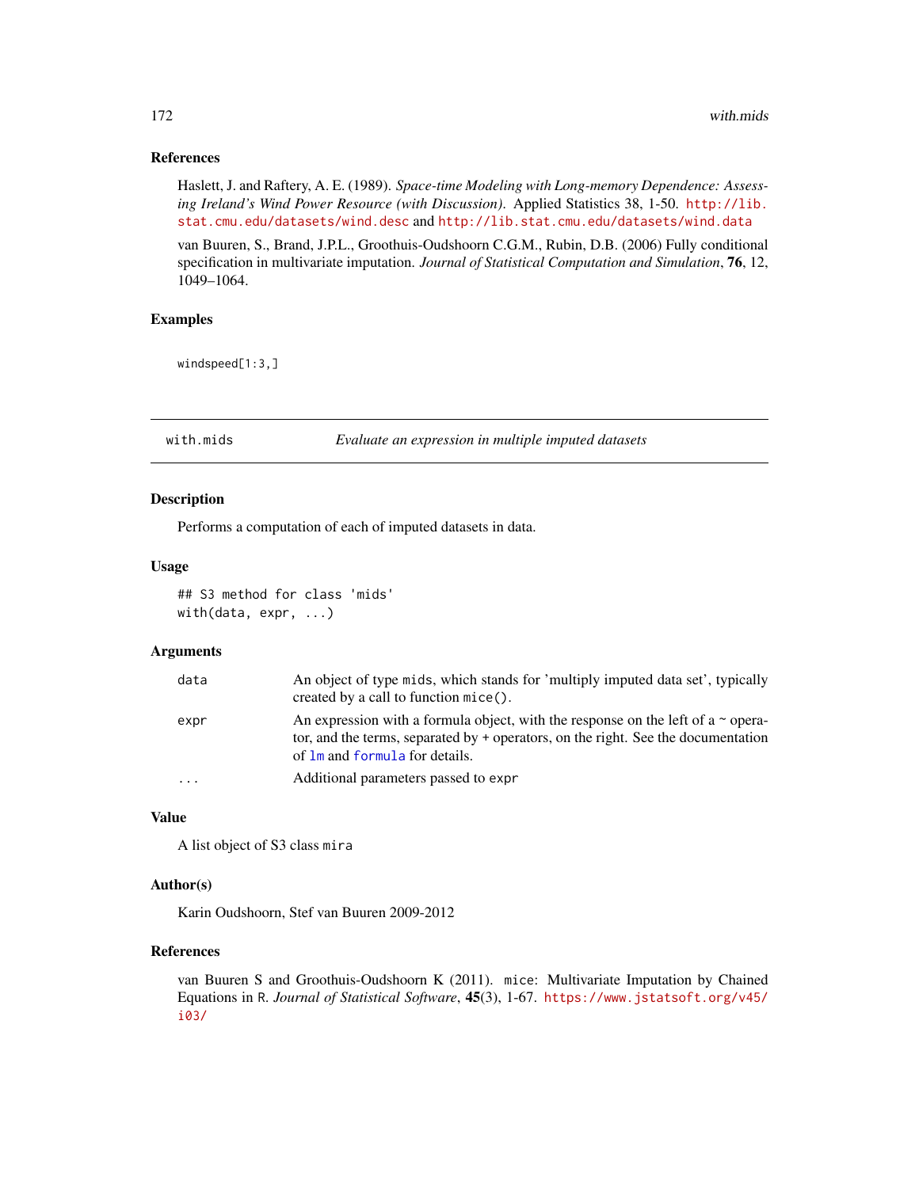### References

Haslett, J. and Raftery, A. E. (1989). *Space-time Modeling with Long-memory Dependence: Assessing Ireland's Wind Power Resource (with Discussion)*. Applied Statistics 38, 1-50. http://lib.stat.cmu.edu/datasets/wind.desc and http://lib.stat.cmu.edu/datasets/wind.data

van Buuren, S., Brand, J.P.L., Groothuis-Oudshoorn C.G.M., Rubin, D.B. (2006) Fully conditional specification in multivariate imputation. *Journal of Statistical Computation and Simulation*, **76**, 12, 1049–1064.

### Examples

```
windspeed[1:3,]
```

---

## with.mids — *Evaluate an expression in multiple imputed datasets*

---

### Description

Performs a computation of each of imputed datasets in data.

### Usage

```
## S3 method for class 'mids'
with(data, expr, ...)
```

### Arguments

| | |
|---|---|
| `data` | An object of type `mids`, which stands for 'multiply imputed data set', typically created by a call to function `mice()`. |
| `expr` | An expression with a formula object, with the response on the left of a ~ operator, and the terms, separated by + operators, on the right. See the documentation of `lm` and `formula` for details. |
| `...` | Additional parameters passed to `expr` |

### Value

A list object of S3 class `mira`

### Author(s)

Karin Oudshoorn, Stef van Buuren 2009-2012

### References

van Buuren S and Groothuis-Oudshoorn K (2011). `mice`: Multivariate Imputation by Chained Equations in R. *Journal of Statistical Software*, **45**(3), 1-67. https://www.jstatsoft.org/v45/i03/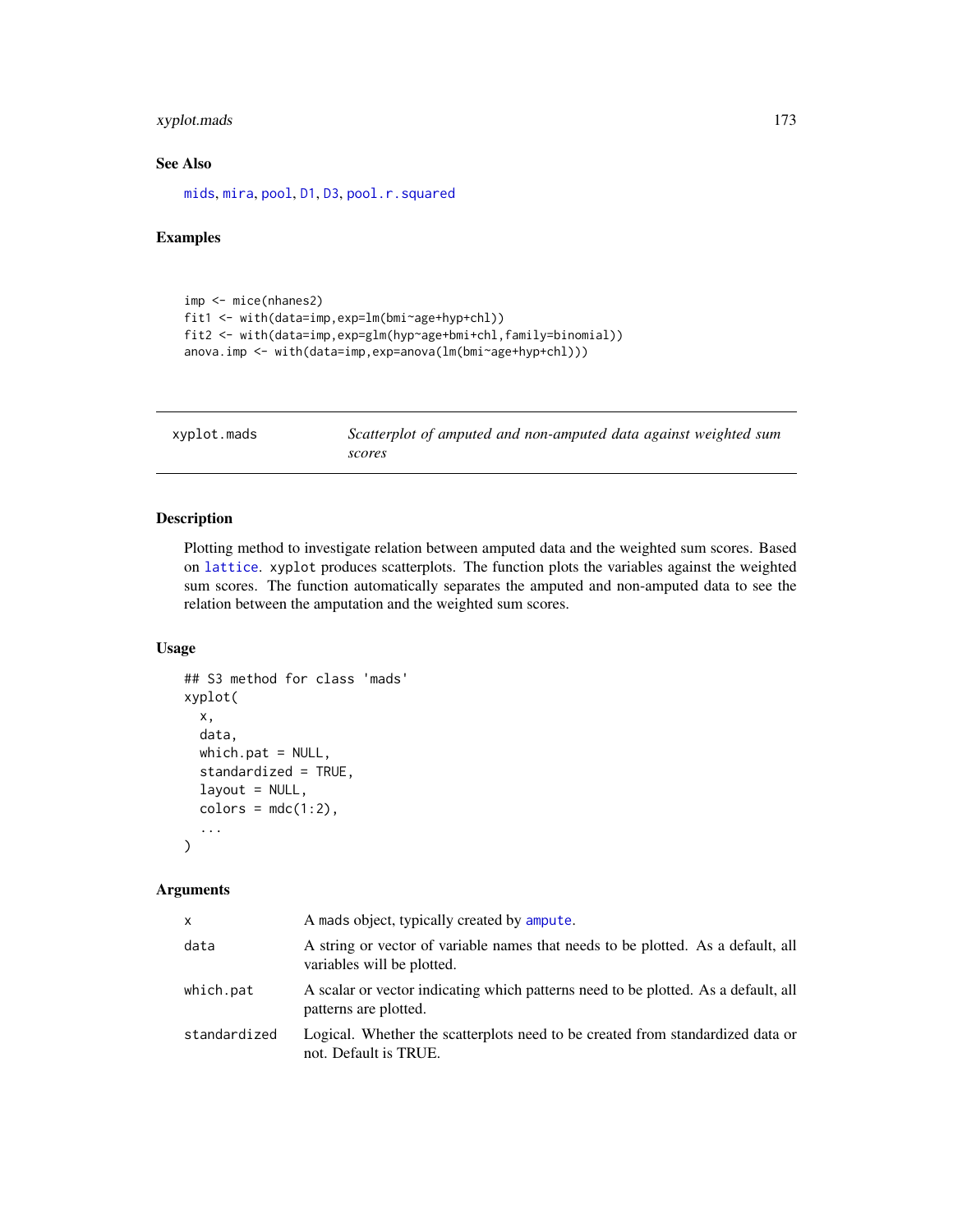## See Also

mids, mira, pool, D1, D3, pool.r.squared

## Examples

```
imp <- mice(nhanes2)
fit1 <- with(data=imp,exp=lm(bmi~age+hyp+chl))
fit2 <- with(data=imp,exp=glm(hyp~age+bmi+chl,family=binomial))
anova.imp <- with(data=imp,exp=anova(lm(bmi~age+hyp+chl)))
```

---

# xyplot.mads — *Scatterplot of amputed and non-amputed data against weighted sum scores*

---

## Description

Plotting method to investigate relation between amputed data and the weighted sum scores. Based on lattice. xyplot produces scatterplots. The function plots the variables against the weighted sum scores. The function automatically separates the amputed and non-amputed data to see the relation between the amputation and the weighted sum scores.

## Usage

```
## S3 method for class 'mads'
xyplot(
  x,
  data,
  which.pat = NULL,
  standardized = TRUE,
  layout = NULL,
  colors = mdc(1:2),
  ...
)
```

## Arguments

| | |
|---|---|
| x | A mads object, typically created by ampute. |
| data | A string or vector of variable names that needs to be plotted. As a default, all variables will be plotted. |
| which.pat | A scalar or vector indicating which patterns need to be plotted. As a default, all patterns are plotted. |
| standardized | Logical. Whether the scatterplots need to be created from standardized data or not. Default is TRUE. |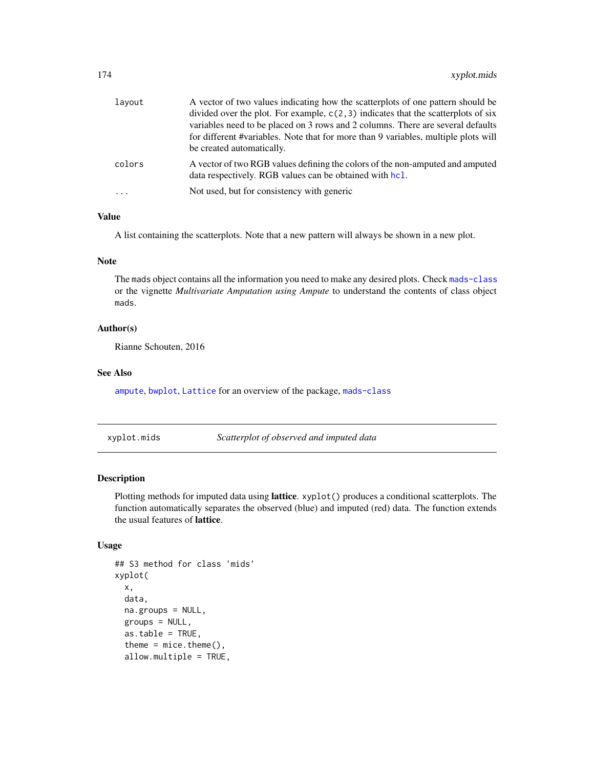| | |
|---|---|
| layout | A vector of two values indicating how the scatterplots of one pattern should be divided over the plot. For example, c(2,3) indicates that the scatterplots of six variables need to be placed on 3 rows and 2 columns. There are several defaults for different #variables. Note that for more than 9 variables, multiple plots will be created automatically. |
| colors | A vector of two RGB values defining the colors of the non-amputed and amputed data respectively. RGB values can be obtained with hcl. |
| ... | Not used, but for consistency with generic |

### Value

A list containing the scatterplots. Note that a new pattern will always be shown in a new plot.

### Note

The mads object contains all the information you need to make any desired plots. Check mads-class or the vignette *Multivariate Amputation using Ampute* to understand the contents of class object mads.

### Author(s)

Rianne Schouten, 2016

### See Also

ampute, bwplot, Lattice for an overview of the package, mads-class

---

## xyplot.mids — *Scatterplot of observed and imputed data*

---

### Description

Plotting methods for imputed data using **lattice**. xyplot() produces a conditional scatterplots. The function automatically separates the observed (blue) and imputed (red) data. The function extends the usual features of **lattice**.

### Usage

```
## S3 method for class 'mids'
xyplot(
  x,
  data,
  na.groups = NULL,
  groups = NULL,
  as.table = TRUE,
  theme = mice.theme(),
  allow.multiple = TRUE,
```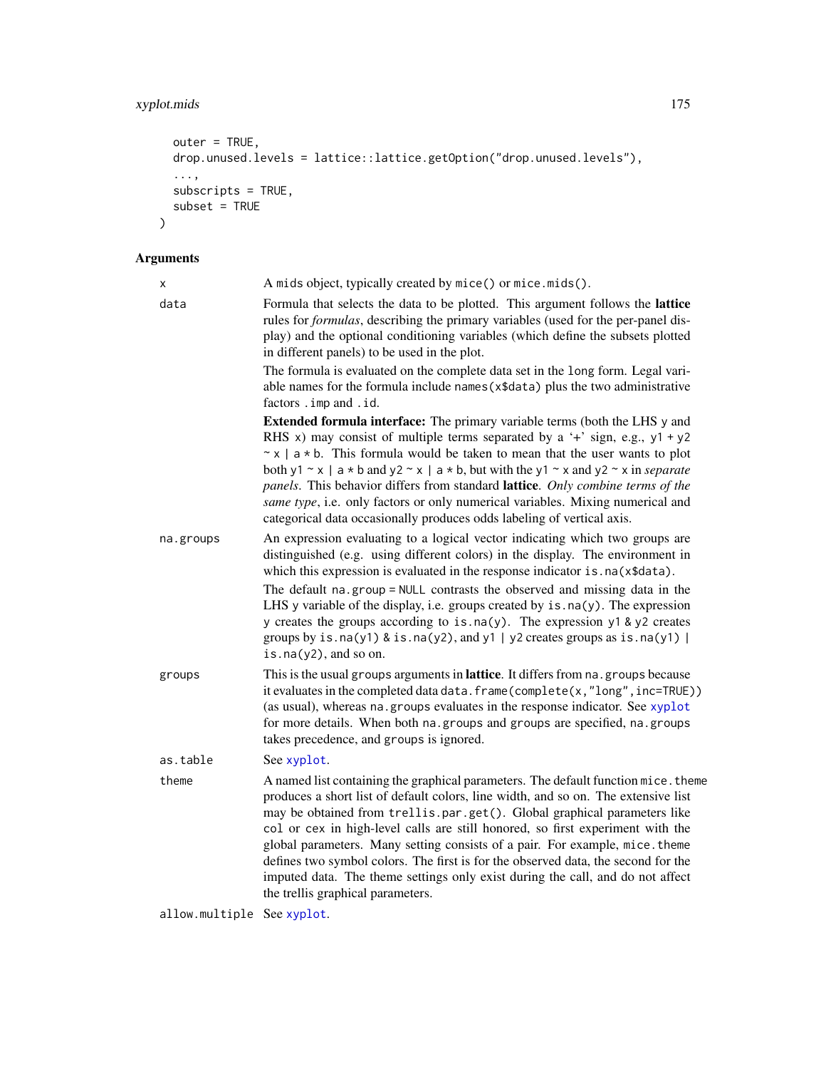```
  outer = TRUE,
  drop.unused.levels = lattice::lattice.getOption("drop.unused.levels"),
  ...,
  subscripts = TRUE,
  subset = TRUE
)
```

## Arguments

`x` A mids object, typically created by `mice()` or `mice.mids()`.

`data` Formula that selects the data to be plotted. This argument follows the **lattice** rules for *formulas*, describing the primary variables (used for the per-panel display) and the optional conditioning variables (which define the subsets plotted in different panels) to be used in the plot.

The formula is evaluated on the complete data set in the `long` form. Legal variable names for the formula include `names(x$data)` plus the two administrative factors `.imp` and `.id`.

**Extended formula interface:** The primary variable terms (both the LHS `y` and RHS `x`) may consist of multiple terms separated by a '+' sign, e.g., `y1 + y2 ~ x | a * b`. This formula would be taken to mean that the user wants to plot both `y1 ~ x | a * b` and `y2 ~ x | a * b`, but with the `y1 ~ x` and `y2 ~ x` in *separate panels*. This behavior differs from standard **lattice**. *Only combine terms of the same type*, i.e. only factors or only numerical variables. Mixing numerical and categorical data occasionally produces odds labeling of vertical axis.

`na.groups` An expression evaluating to a logical vector indicating which two groups are distinguished (e.g. using different colors) in the display. The environment in which this expression is evaluated in the response indicator `is.na(x$data)`.

The default `na.group = NULL` contrasts the observed and missing data in the LHS `y` variable of the display, i.e. groups created by `is.na(y)`. The expression `y` creates the groups according to `is.na(y)`. The expression `y1 & y2` creates groups by `is.na(y1) & is.na(y2)`, and `y1 | y2` creates groups as `is.na(y1) | is.na(y2)`, and so on.

`groups` This is the usual `groups` arguments in **lattice**. It differs from `na.groups` because it evaluates in the completed data `data.frame(complete(x,"long",inc=TRUE))` (as usual), whereas `na.groups` evaluates in the response indicator. See `xyplot` for more details. When both `na.groups` and `groups` are specified, `na.groups` takes precedence, and `groups` is ignored.

`as.table` See `xyplot`.

`theme` A named list containing the graphical parameters. The default function `mice.theme` produces a short list of default colors, line width, and so on. The extensive list may be obtained from `trellis.par.get()`. Global graphical parameters like `col` or `cex` in high-level calls are still honored, so first experiment with the global parameters. Many setting consists of a pair. For example, `mice.theme` defines two symbol colors. The first is for the observed data, the second for the imputed data. The theme settings only exist during the call, and do not affect the trellis graphical parameters.

`allow.multiple` See `xyplot`.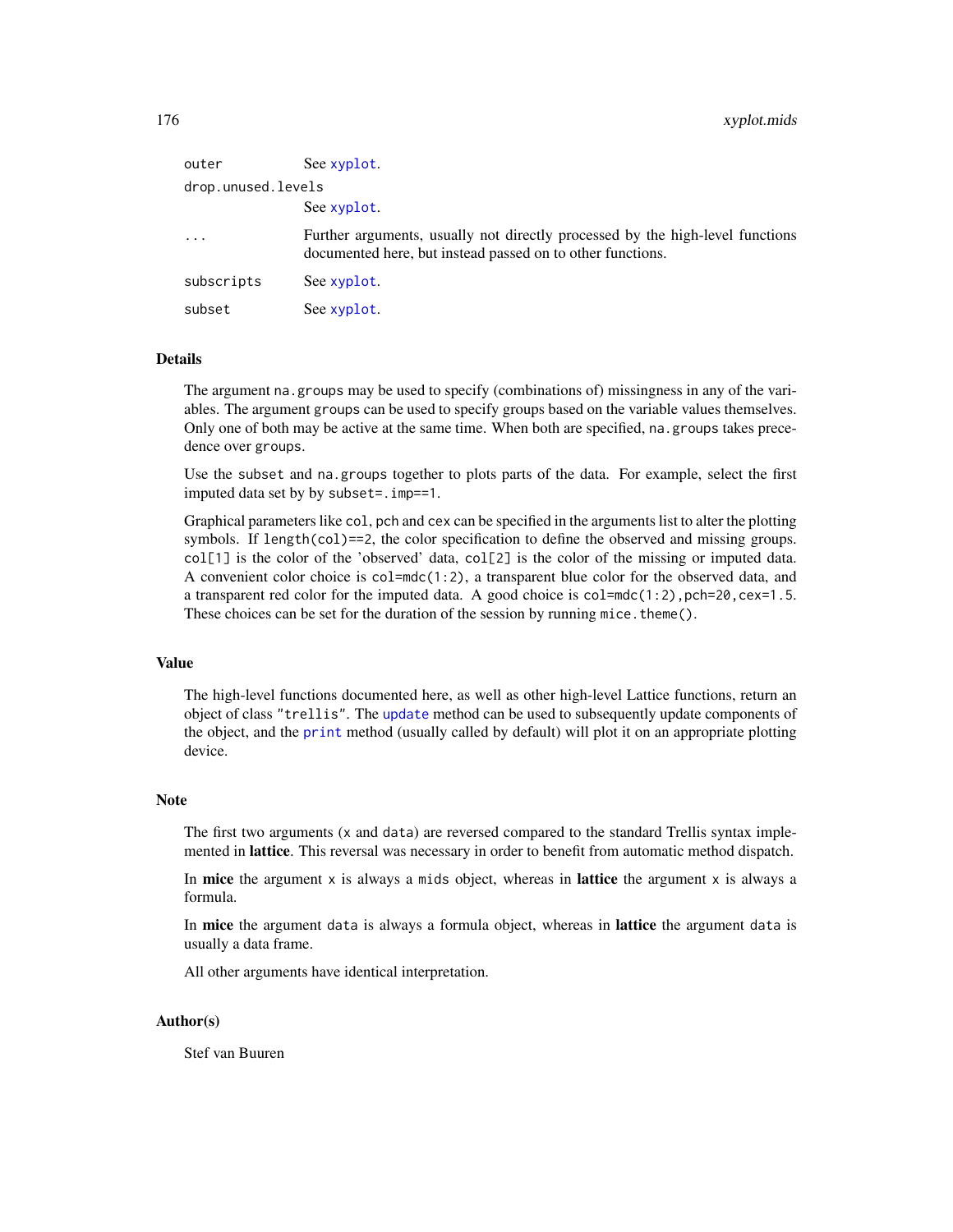| | |
|---|---|
| `outer` | See `xyplot`. |
| `drop.unused.levels` | See `xyplot`. |
| `...` | Further arguments, usually not directly processed by the high-level functions documented here, but instead passed on to other functions. |
| `subscripts` | See `xyplot`. |
| `subset` | See `xyplot`. |

## Details

The argument `na.groups` may be used to specify (combinations of) missingness in any of the variables. The argument `groups` can be used to specify groups based on the variable values themselves. Only one of both may be active at the same time. When both are specified, `na.groups` takes precedence over `groups`.

Use the `subset` and `na.groups` together to plots parts of the data. For example, select the first imputed data set by by `subset=.imp==1`.

Graphical parameters like `col`, `pch` and `cex` can be specified in the arguments list to alter the plotting symbols. If `length(col)==2`, the color specification to define the observed and missing groups. `col[1]` is the color of the 'observed' data, `col[2]` is the color of the missing or imputed data. A convenient color choice is `col=mdc(1:2)`, a transparent blue color for the observed data, and a transparent red color for the imputed data. A good choice is `col=mdc(1:2),pch=20,cex=1.5`. These choices can be set for the duration of the session by running `mice.theme()`.

## Value

The high-level functions documented here, as well as other high-level Lattice functions, return an object of class `"trellis"`. The `update` method can be used to subsequently update components of the object, and the `print` method (usually called by default) will plot it on an appropriate plotting device.

## Note

The first two arguments (`x` and `data`) are reversed compared to the standard Trellis syntax implemented in **lattice**. This reversal was necessary in order to benefit from automatic method dispatch.

In **mice** the argument `x` is always a `mids` object, whereas in **lattice** the argument `x` is always a formula.

In **mice** the argument `data` is always a formula object, whereas in **lattice** the argument `data` is usually a data frame.

All other arguments have identical interpretation.

## Author(s)

Stef van Buuren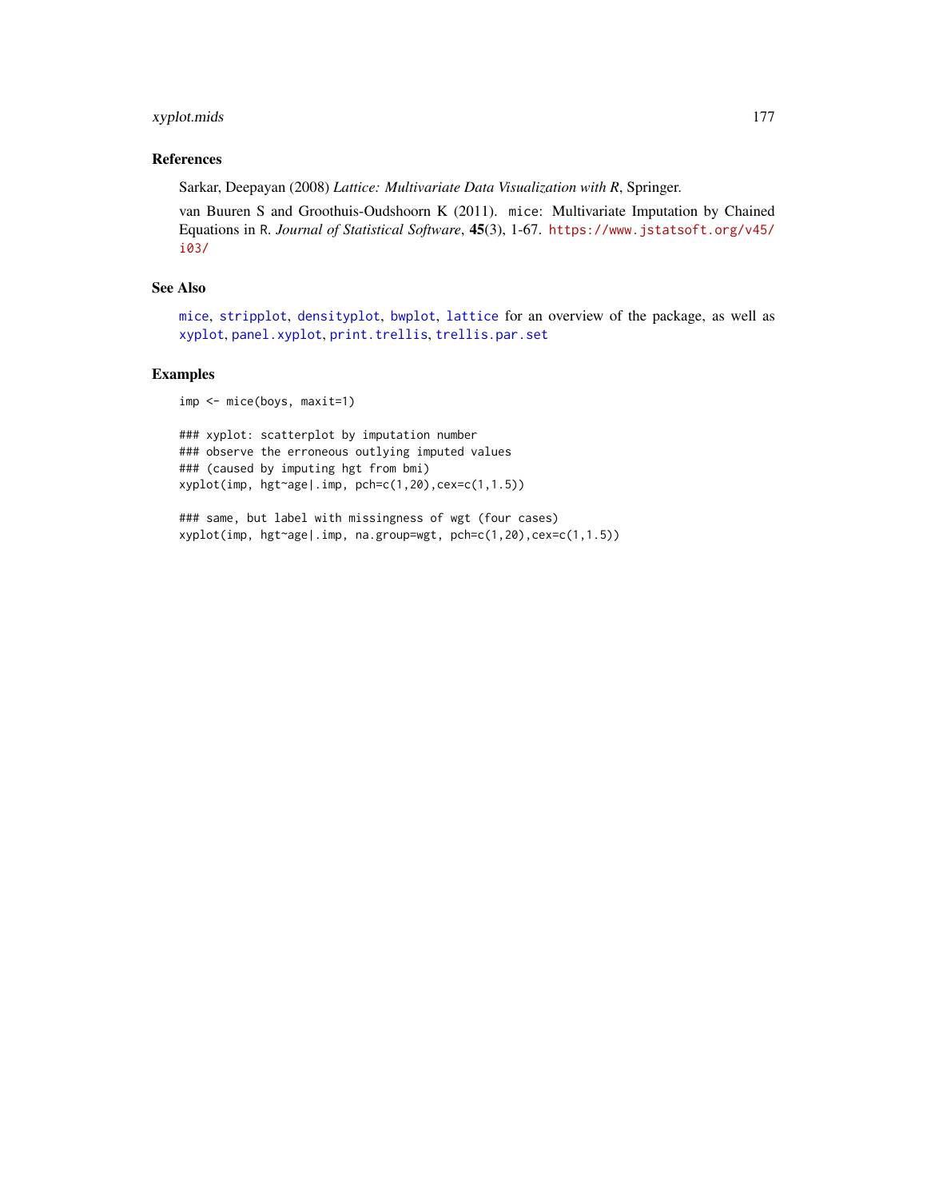## References

Sarkar, Deepayan (2008) *Lattice: Multivariate Data Visualization with R*, Springer.

van Buuren S and Groothuis-Oudshoorn K (2011). `mice`: Multivariate Imputation by Chained Equations in R. *Journal of Statistical Software*, **45**(3), 1-67. https://www.jstatsoft.org/v45/i03/

## See Also

`mice`, `stripplot`, `densityplot`, `bwplot`, `lattice` for an overview of the package, as well as `xyplot`, `panel.xyplot`, `print.trellis`, `trellis.par.set`

## Examples

```
imp <- mice(boys, maxit=1)

### xyplot: scatterplot by imputation number
### observe the erroneous outlying imputed values
### (caused by imputing hgt from bmi)
xyplot(imp, hgt~age|.imp, pch=c(1,20),cex=c(1,1.5))

### same, but label with missingness of wgt (four cases)
xyplot(imp, hgt~age|.imp, na.group=wgt, pch=c(1,20),cex=c(1,1.5))
```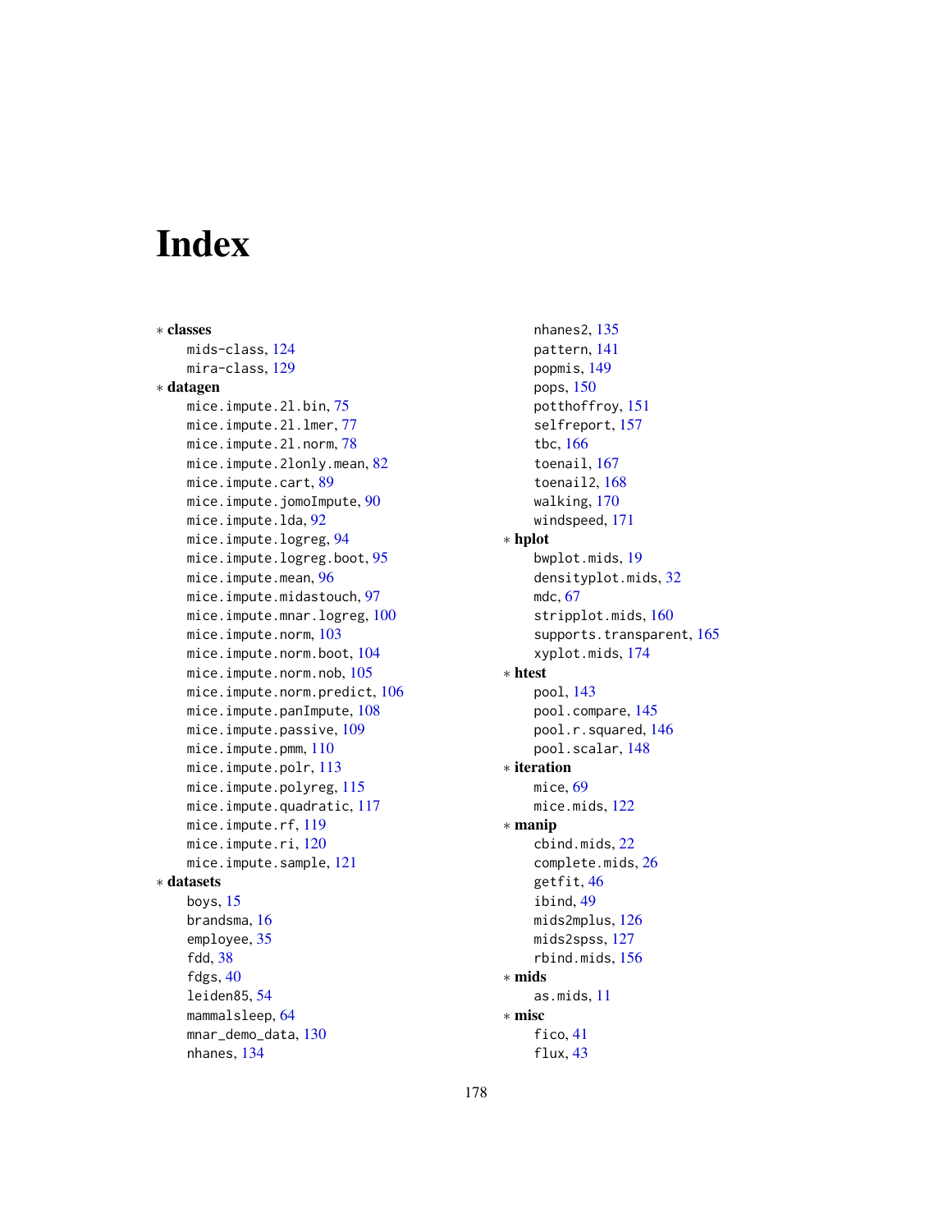# Index

∗ **classes**
- mids-class, 124
- mira-class, 129

∗ **datagen**
- mice.impute.2l.bin, 75
- mice.impute.2l.lmer, 77
- mice.impute.2l.norm, 78
- mice.impute.2lonly.mean, 82
- mice.impute.cart, 89
- mice.impute.jomoImpute, 90
- mice.impute.lda, 92
- mice.impute.logreg, 94
- mice.impute.logreg.boot, 95
- mice.impute.mean, 96
- mice.impute.midastouch, 97
- mice.impute.mnar.logreg, 100
- mice.impute.norm, 103
- mice.impute.norm.boot, 104
- mice.impute.norm.nob, 105
- mice.impute.norm.predict, 106
- mice.impute.panImpute, 108
- mice.impute.passive, 109
- mice.impute.pmm, 110
- mice.impute.polr, 113
- mice.impute.polyreg, 115
- mice.impute.quadratic, 117
- mice.impute.rf, 119
- mice.impute.ri, 120
- mice.impute.sample, 121

∗ **datasets**
- boys, 15
- brandsma, 16
- employee, 35
- fdd, 38
- fdgs, 40
- leiden85, 54
- mammalsleep, 64
- mnar_demo_data, 130
- nhanes, 134
- nhanes2, 135
- pattern, 141
- popmis, 149
- pops, 150
- potthoffroy, 151
- selfreport, 157
- tbc, 166
- toenail, 167
- toenail2, 168
- walking, 170
- windspeed, 171

∗ **hplot**
- bwplot.mids, 19
- densityplot.mids, 32
- mdc, 67
- stripplot.mids, 160
- supports.transparent, 165
- xyplot.mids, 174

∗ **htest**
- pool, 143
- pool.compare, 145
- pool.r.squared, 146
- pool.scalar, 148

∗ **iteration**
- mice, 69
- mice.mids, 122

∗ **manip**
- cbind.mids, 22
- complete.mids, 26
- getfit, 46
- ibind, 49
- mids2mplus, 126
- mids2spss, 127
- rbind.mids, 156

∗ **mids**
- as.mids, 11

∗ **misc**
- fico, 41
- flux, 43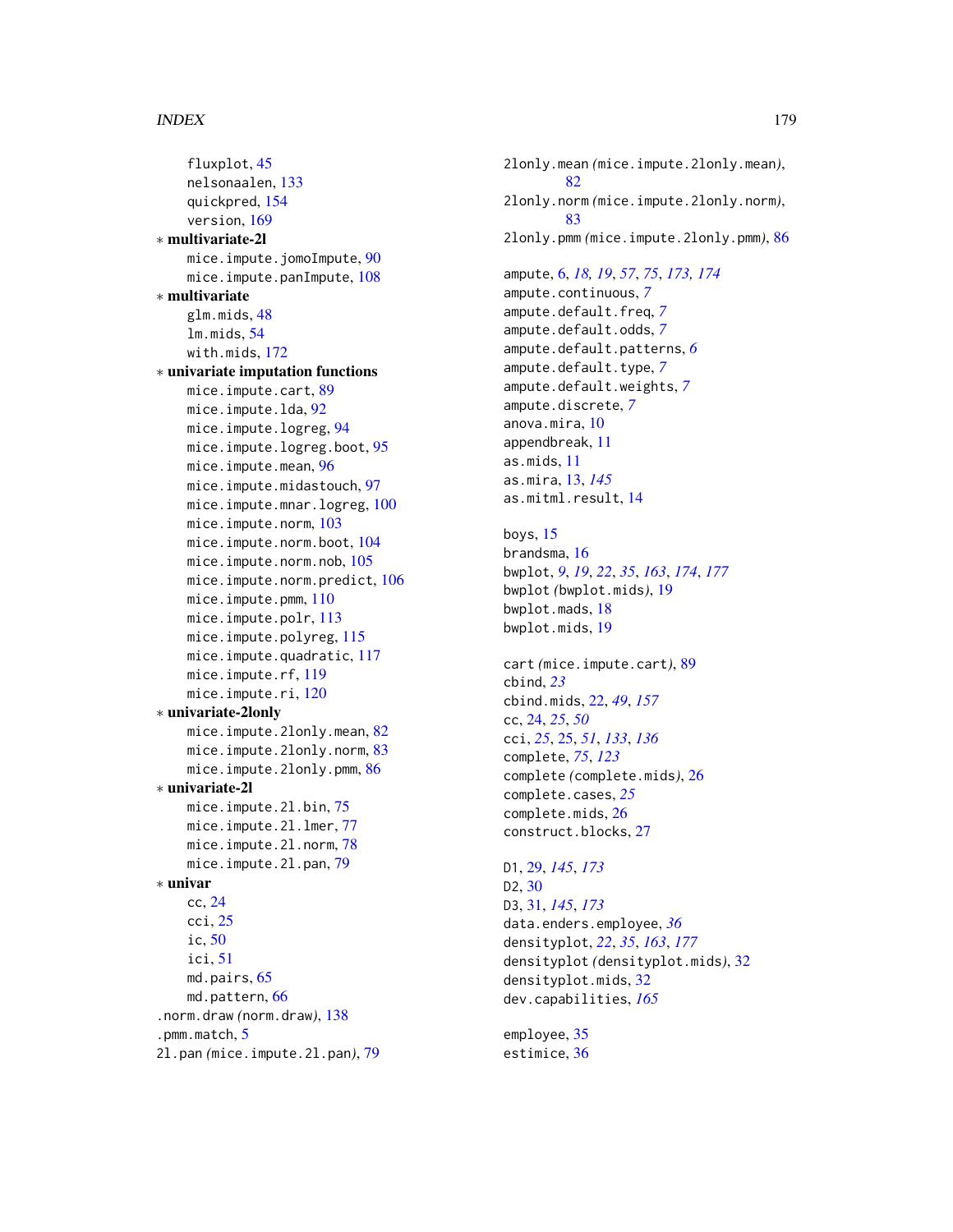fluxplot, 45
nelsonaalen, 133
quickpred, 154
version, 169

∗ **multivariate-2l**
mice.impute.jomoImpute, 90
mice.impute.panImpute, 108

∗ **multivariate**
glm.mids, 48
lm.mids, 54
with.mids, 172

∗ **univariate imputation functions**
mice.impute.cart, 89
mice.impute.lda, 92
mice.impute.logreg, 94
mice.impute.logreg.boot, 95
mice.impute.mean, 96
mice.impute.midastouch, 97
mice.impute.mnar.logreg, 100
mice.impute.norm, 103
mice.impute.norm.boot, 104
mice.impute.norm.nob, 105
mice.impute.norm.predict, 106
mice.impute.pmm, 110
mice.impute.polr, 113
mice.impute.polyreg, 115
mice.impute.quadratic, 117
mice.impute.rf, 119
mice.impute.ri, 120

∗ **univariate-2lonly**
mice.impute.2lonly.mean, 82
mice.impute.2lonly.norm, 83
mice.impute.2lonly.pmm, 86

∗ **univariate-2l**
mice.impute.2l.bin, 75
mice.impute.2l.lmer, 77
mice.impute.2l.norm, 78
mice.impute.2l.pan, 79

∗ **univar**
cc, 24
cci, 25
ic, 50
ici, 51
md.pairs, 65
md.pattern, 66

.norm.draw *(*norm.draw*)*, 138
.pmm.match, 5
2l.pan *(*mice.impute.2l.pan*)*, 79
2lonly.mean *(*mice.impute.2lonly.mean*)*, 82
2lonly.norm *(*mice.impute.2lonly.norm*)*, 83
2lonly.pmm *(*mice.impute.2lonly.pmm*)*, 86

ampute, 6, *18*, *19*, *57*, *75*, *173*, *174*
ampute.continuous, *7*
ampute.default.freq, *7*
ampute.default.odds, *7*
ampute.default.patterns, *6*
ampute.default.type, *7*
ampute.default.weights, *7*
ampute.discrete, *7*
anova.mira, 10
appendbreak, 11
as.mids, 11
as.mira, 13, *145*
as.mitml.result, 14

boys, 15
brandsma, 16
bwplot, *9*, *19*, *22*, *35*, *163*, *174*, *177*
bwplot *(*bwplot.mids*)*, 19
bwplot.mads, 18
bwplot.mids, 19

cart *(*mice.impute.cart*)*, 89
cbind, *23*
cbind.mids, 22, *49*, *157*
cc, 24, *25*, *50*
cci, *25*, 25, *51*, *133*, *136*
complete, *75*, *123*
complete *(*complete.mids*)*, 26
complete.cases, *25*
complete.mids, 26
construct.blocks, 27

D1, 29, *145*, *173*
D2, 30
D3, 31, *145*, *173*
data.enders.employee, *36*
densityplot, *22*, *35*, *163*, *177*
densityplot *(*densityplot.mids*)*, 32
densityplot.mids, 32
dev.capabilities, *165*

employee, 35
estimice, 36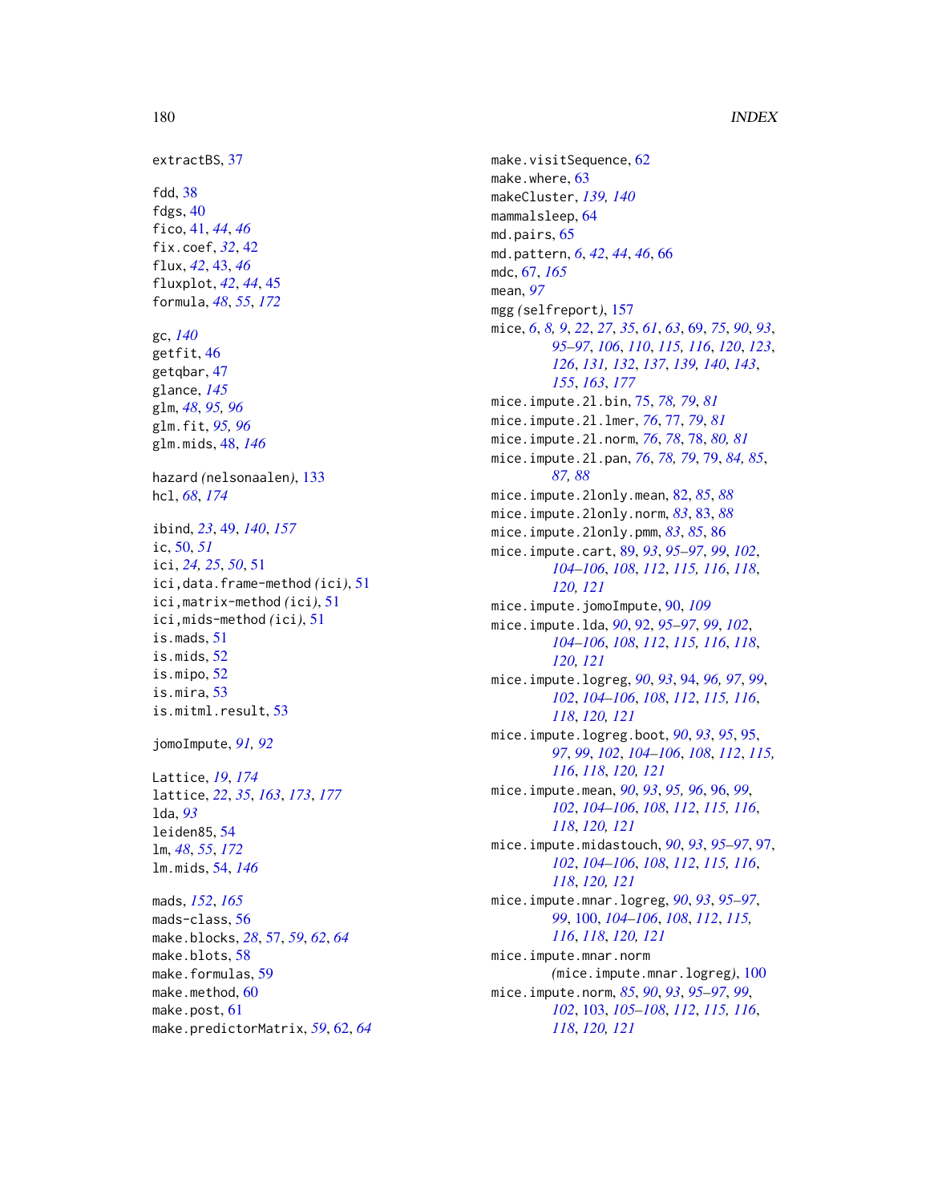extractBS, 37

fdd, 38
fdgs, 40
fico, 41, *44*, *46*
fix.coef, *32*, 42
flux, *42*, 43, *46*
fluxplot, *42*, *44*, 45
formula, *48*, *55*, *172*

gc, *140*
getfit, 46
getqbar, 47
glance, *145*
glm, *48*, *95, 96*
glm.fit, *95, 96*
glm.mids, 48, *146*

hazard *(*nelsonaalen*)*, 133
hcl, *68*, *174*

ibind, *23*, 49, *140*, *157*
ic, 50, *51*
ici, *24, 25*, *50*, 51
ici,data.frame-method *(*ici*)*, 51
ici,matrix-method *(*ici*)*, 51
ici,mids-method *(*ici*)*, 51
is.mads, 51
is.mids, 52
is.mipo, 52
is.mira, 53
is.mitml.result, 53

jomoImpute, *91, 92*

Lattice, *19*, *174*
lattice, *22*, *35*, *163*, *173*, *177*
lda, *93*
leiden85, 54
lm, *48*, *55*, *172*
lm.mids, 54, *146*

mads, *152*, *165*
mads-class, 56
make.blocks, *28*, 57, *59*, *62*, *64*
make.blots, 58
make.formulas, 59
make.method, 60
make.post, 61
make.predictorMatrix, *59*, 62, *64*
make.visitSequence, 62
make.where, 63
makeCluster, *139, 140*
mammalsleep, 64
md.pairs, 65
md.pattern, *6*, *42*, *44*, *46*, 66
mdc, 67, *165*
mean, *97*
mgg *(*selfreport*)*, 157
mice, *6*, *8, 9*, *22*, *27*, *35*, *61*, *63*, 69, *75*, *90*, *93*, *95–97*, *106*, *110*, *115, 116*, *120*, *123*, *126*, *131, 132*, *137*, *139, 140*, *143*, *155*, *163*, *177*
mice.impute.2l.bin, 75, *78, 79*, *81*
mice.impute.2l.lmer, *76*, 77, *79*, *81*
mice.impute.2l.norm, *76*, *78*, 78, *80, 81*
mice.impute.2l.pan, *76*, *78, 79*, 79, *84, 85*, *87, 88*
mice.impute.2lonly.mean, 82, *85*, *88*
mice.impute.2lonly.norm, *83*, 83, *88*
mice.impute.2lonly.pmm, *83*, *85*, 86
mice.impute.cart, 89, *93*, *95–97*, *99*, *102*, *104–106*, *108*, *112*, *115, 116*, *118*, *120, 121*
mice.impute.jomoImpute, 90, *109*
mice.impute.lda, *90*, 92, *95–97*, *99*, *102*, *104–106*, *108*, *112*, *115, 116*, *118*, *120, 121*
mice.impute.logreg, *90*, *93*, 94, *96, 97*, *99*, *102*, *104–106*, *108*, *112*, *115, 116*, *118*, *120, 121*
mice.impute.logreg.boot, *90*, *93*, *95*, 95, *97*, *99*, *102*, *104–106*, *108*, *112*, *115, 116*, *118*, *120, 121*
mice.impute.mean, *90*, *93*, *95, 96*, 96, *99*, *102*, *104–106*, *108*, *112*, *115, 116*, *118*, *120, 121*
mice.impute.midastouch, *90*, *93*, *95–97*, 97, *102*, *104–106*, *108*, *112*, *115, 116*, *118*, *120, 121*
mice.impute.mnar.logreg, *90*, *93*, *95–97*, *99*, 100, *104–106*, *108*, *112*, *115, 116*, *118*, *120, 121*
mice.impute.mnar.norm *(*mice.impute.mnar.logreg*)*, 100
mice.impute.norm, *85*, *90*, *93*, *95–97*, *99*, *102*, 103, *105–108*, *112*, *115, 116*, *118*, *120, 121*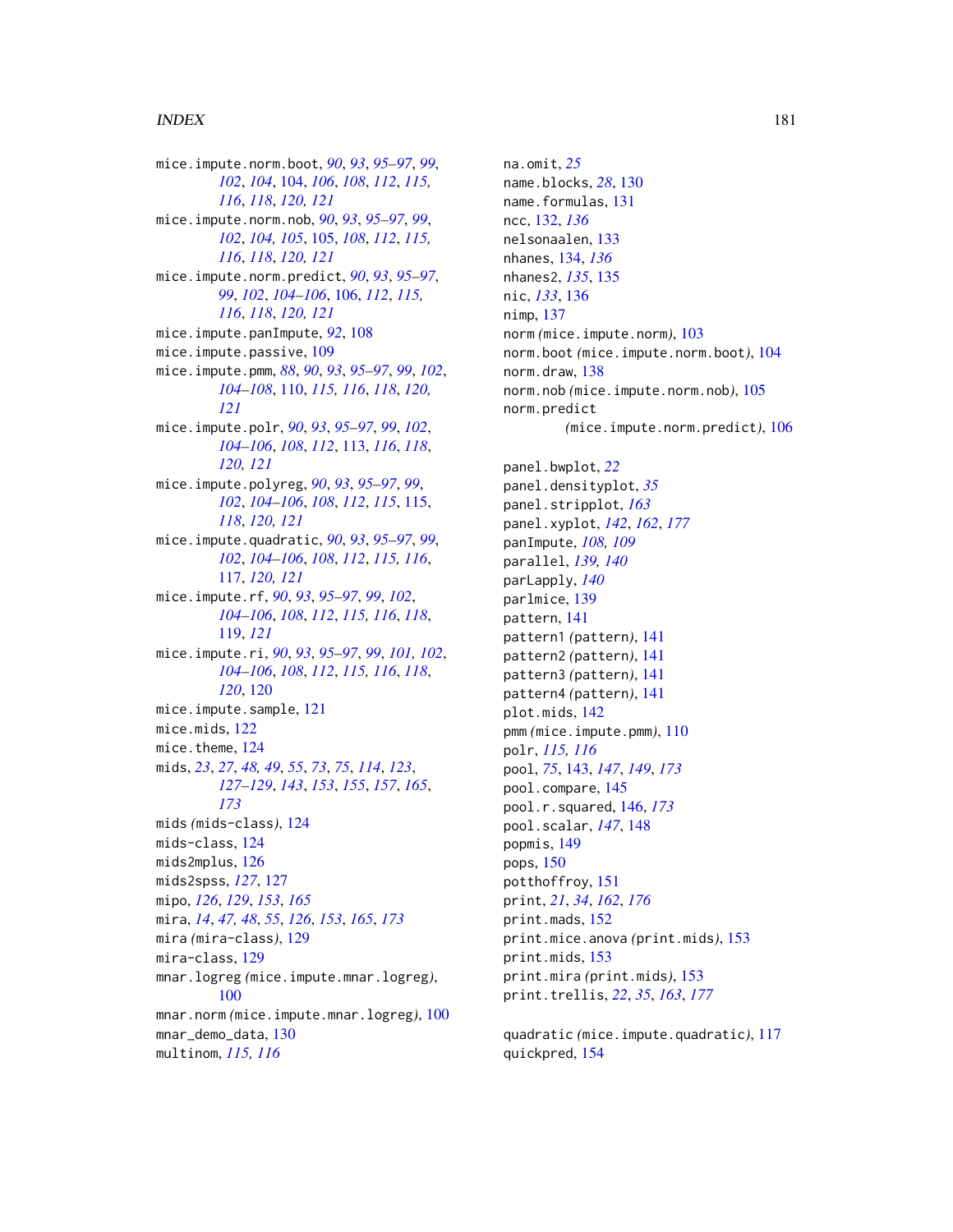mice.impute.norm.boot, *90*, *93*, *95–97*, *99*, *102*, *104*, 104, *106*, *108*, *112*, *115*, *116*, *118*, *120*, *121*
mice.impute.norm.nob, *90*, *93*, *95–97*, *99*, *102*, *104*, *105*, 105, *108*, *112*, *115*, *116*, *118*, *120*, *121*
mice.impute.norm.predict, *90*, *93*, *95–97*, *99*, *102*, *104–106*, 106, *112*, *115*, *116*, *118*, *120*, *121*
mice.impute.panImpute, *92*, 108
mice.impute.passive, 109
mice.impute.pmm, *88*, *90*, *93*, *95–97*, *99*, *102*, *104–108*, 110, *115*, *116*, *118*, *120*, *121*
mice.impute.polr, *90*, *93*, *95–97*, *99*, *102*, *104–106*, *108*, *112*, 113, *116*, *118*, *120*, *121*
mice.impute.polyreg, *90*, *93*, *95–97*, *99*, *102*, *104–106*, *108*, *112*, *115*, 115, *118*, *120*, *121*
mice.impute.quadratic, *90*, *93*, *95–97*, *99*, *102*, *104–106*, *108*, *112*, *115*, *116*, 117, *120*, *121*
mice.impute.rf, *90*, *93*, *95–97*, *99*, *102*, *104–106*, *108*, *112*, *115*, *116*, *118*, 119, *121*
mice.impute.ri, *90*, *93*, *95–97*, *99*, *101*, *102*, *104–106*, *108*, *112*, *115*, *116*, *118*, *120*, 120
mice.impute.sample, 121
mice.mids, 122
mice.theme, 124
mids, *23*, *27*, *48*, *49*, *55*, *73*, *75*, *114*, *123*, *127–129*, *143*, *153*, *155*, *157*, *165*, *173*
mids *(*mids-class*)*, 124
mids-class, 124
mids2mplus, 126
mids2spss, *127*, 127
mipo, *126*, *129*, *153*, *165*
mira, *14*, *47*, *48*, *55*, *126*, *153*, *165*, *173*
mira *(*mira-class*)*, 129
mira-class, 129
mnar.logreg *(*mice.impute.mnar.logreg*)*, 100
mnar.norm *(*mice.impute.mnar.logreg*)*, 100
mnar_demo_data, 130
multinom, *115*, *116*

na.omit, *25*
name.blocks, *28*, 130
name.formulas, 131
ncc, 132, *136*
nelsonaalen, 133
nhanes, 134, *136*
nhanes2, *135*, 135
nic, *133*, 136
nimp, 137
norm *(*mice.impute.norm*)*, 103
norm.boot *(*mice.impute.norm.boot*)*, 104
norm.draw, 138
norm.nob *(*mice.impute.norm.nob*)*, 105
norm.predict *(*mice.impute.norm.predict*)*, 106

panel.bwplot, *22*
panel.densityplot, *35*
panel.stripplot, *163*
panel.xyplot, *142*, *162*, *177*
panImpute, *108*, *109*
parallel, *139*, *140*
parLapply, *140*
parlmice, 139
pattern, 141
pattern1 *(*pattern*)*, 141
pattern2 *(*pattern*)*, 141
pattern3 *(*pattern*)*, 141
pattern4 *(*pattern*)*, 141
plot.mids, 142
pmm *(*mice.impute.pmm*)*, 110
polr, *115*, *116*
pool, *75*, 143, *147*, *149*, *173*
pool.compare, 145
pool.r.squared, 146, *173*
pool.scalar, *147*, 148
popmis, 149
pops, 150
potthoffroy, 151
print, *21*, *34*, *162*, *176*
print.mads, 152
print.mice.anova *(*print.mids*)*, 153
print.mids, 153
print.mira *(*print.mids*)*, 153
print.trellis, *22*, *35*, *163*, *177*

quadratic *(*mice.impute.quadratic*)*, 117
quickpred, 154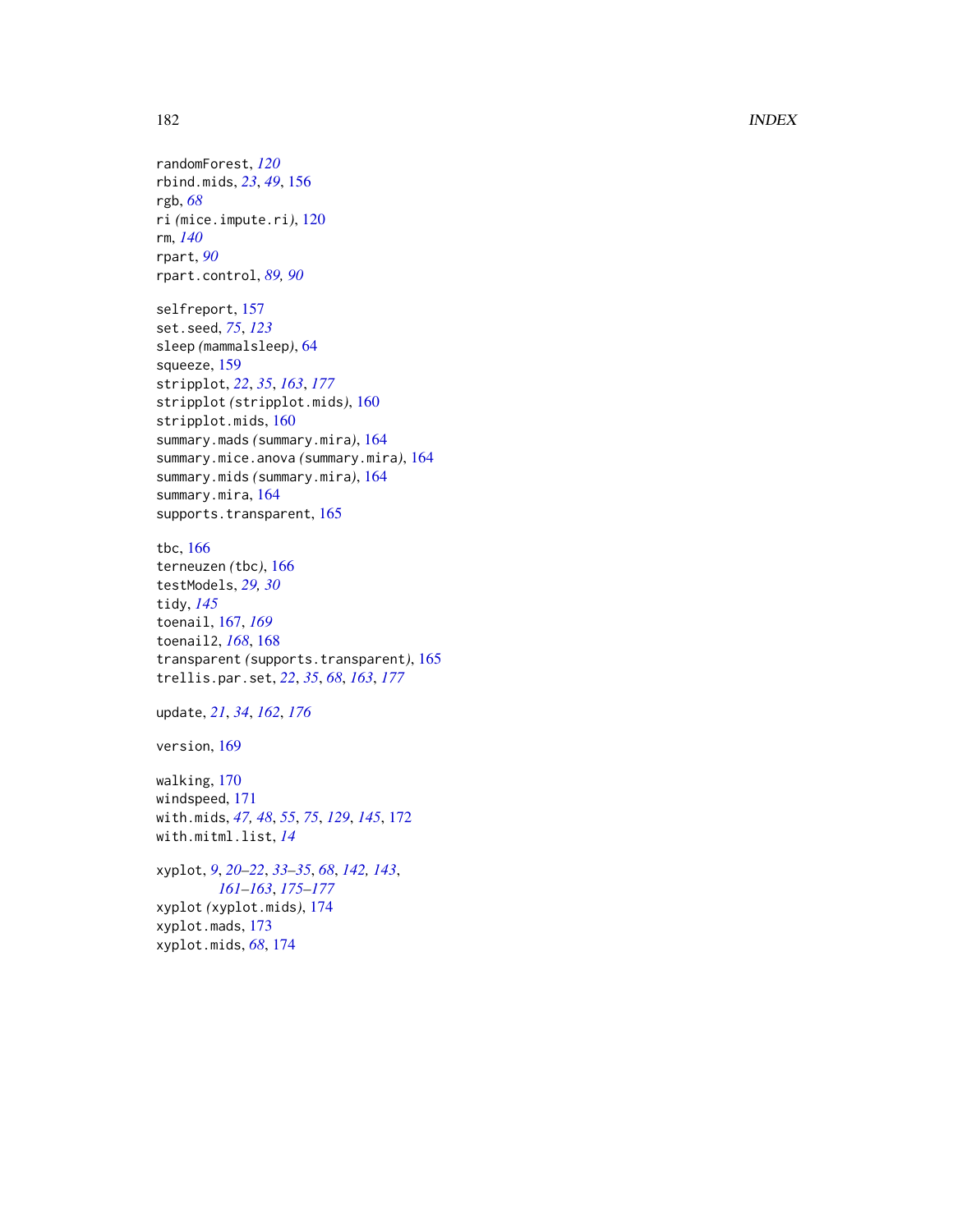randomForest, *120*
rbind.mids, *23*, *49*, 156
rgb, *68*
ri *(*mice.impute.ri*)*, 120
rm, *140*
rpart, *90*
rpart.control, *89, 90*

selfreport, 157
set.seed, *75*, *123*
sleep *(*mammalsleep*)*, 64
squeeze, 159
stripplot, *22*, *35*, *163*, *177*
stripplot *(*stripplot.mids*)*, 160
stripplot.mids, 160
summary.mads *(*summary.mira*)*, 164
summary.mice.anova *(*summary.mira*)*, 164
summary.mids *(*summary.mira*)*, 164
summary.mira, 164
supports.transparent, 165

tbc, 166
terneuzen *(*tbc*)*, 166
testModels, *29, 30*
tidy, *145*
toenail, 167, *169*
toenail2, *168*, 168
transparent *(*supports.transparent*)*, 165
trellis.par.set, *22*, *35*, *68*, *163*, *177*

update, *21*, *34*, *162*, *176*

version, 169

walking, 170
windspeed, 171
with.mids, *47, 48*, *55*, *75*, *129*, *145*, 172
with.mitml.list, *14*

xyplot, *9*, *20–22*, *33–35*, *68*, *142, 143*, *161–163*, *175–177*
xyplot *(*xyplot.mids*)*, 174
xyplot.mads, 173
xyplot.mids, *68*, 174